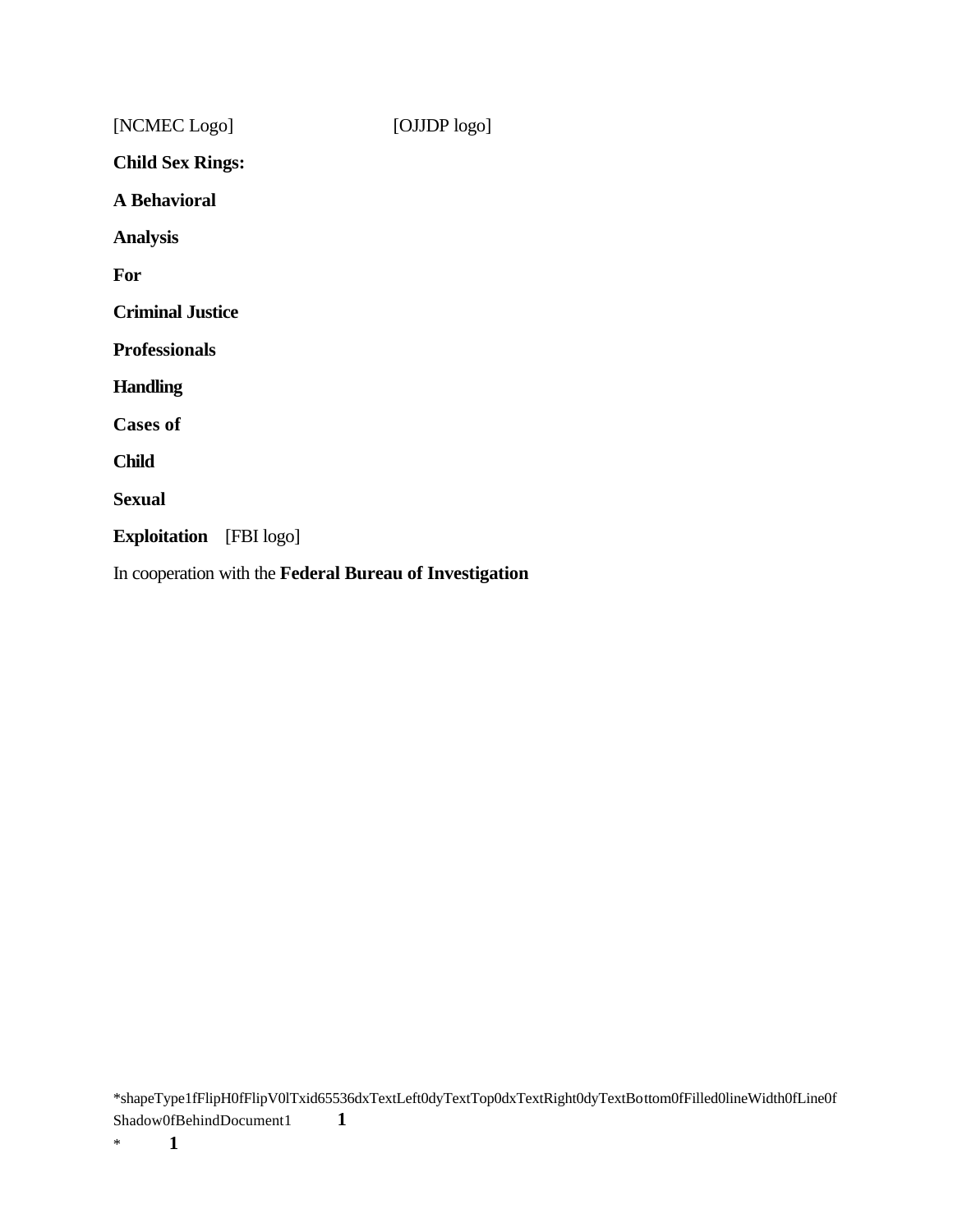[NCMEC Logo] [OJJDP logo]

# Child Sex Rings: A Behavioral Analysis For Criminal Justice Professionals Handling Cases of Child Sexual Exploitation

[FBI logo]

In cooperation with the **Federal Bureau of Investigation**

*shapeType1fFlipH0fFlipV0lTxid65536dxTextLeft0dyTextTop0dxTextRight0dyTextBottom0fFilled0lineWidth0fLine0fShadow0fBehindDocument1 **1**

* **1**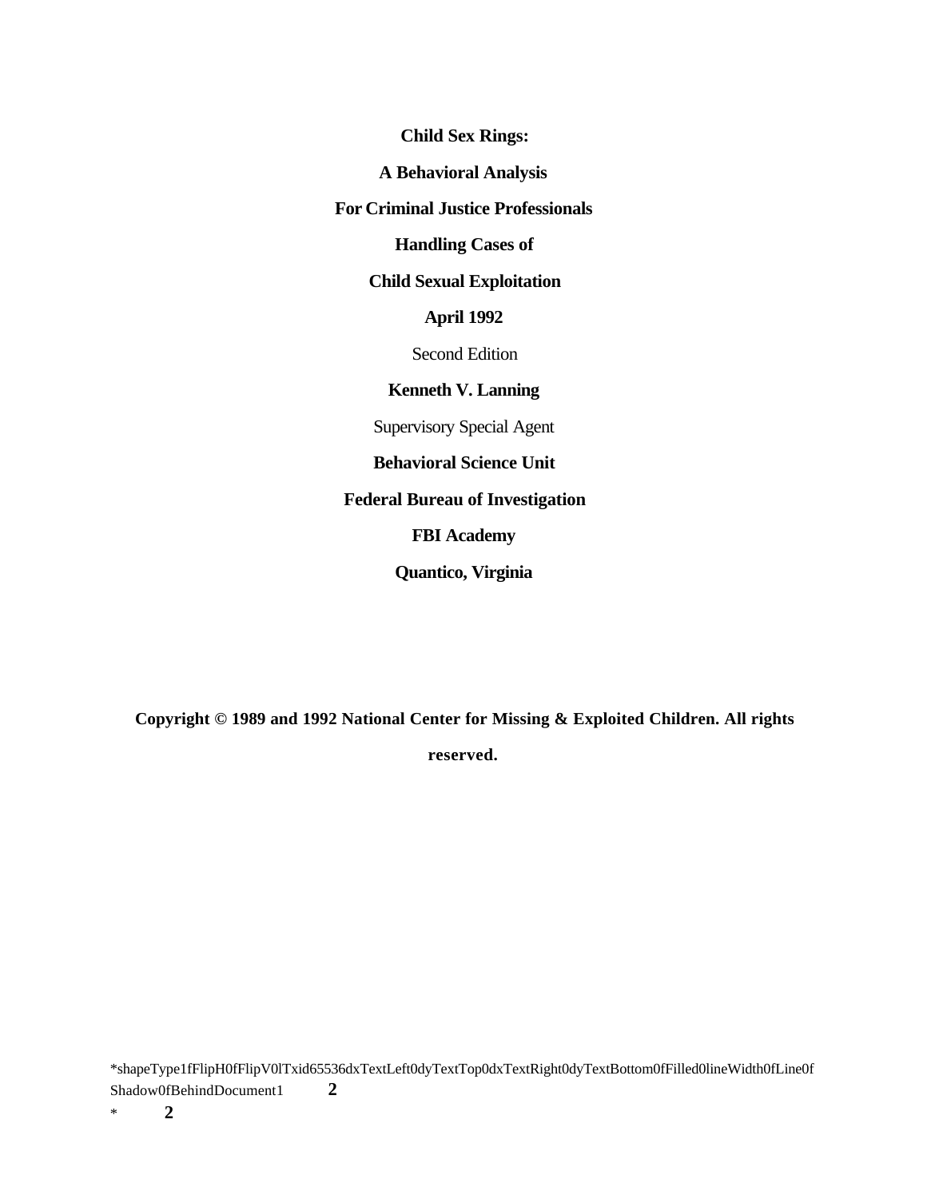**Child Sex Rings:**

**A Behavioral Analysis**

**For Criminal Justice Professionals**

**Handling Cases of**

**Child Sexual Exploitation**

**April 1992**

Second Edition

**Kenneth V. Lanning**

Supervisory Special Agent

**Behavioral Science Unit**

**Federal Bureau of Investigation**

**FBI Academy**

**Quantico, Virginia**

**Copyright © 1989 and 1992 National Center for Missing & Exploited Children. All rights reserved.**

*shapeType1fFlipH0fFlipV0lTxid65536dxTextLeft0dyTextTop0dxTextRight0dyTextBottom0fFilled0lineWidth0fLine0fShadow0fBehindDocument1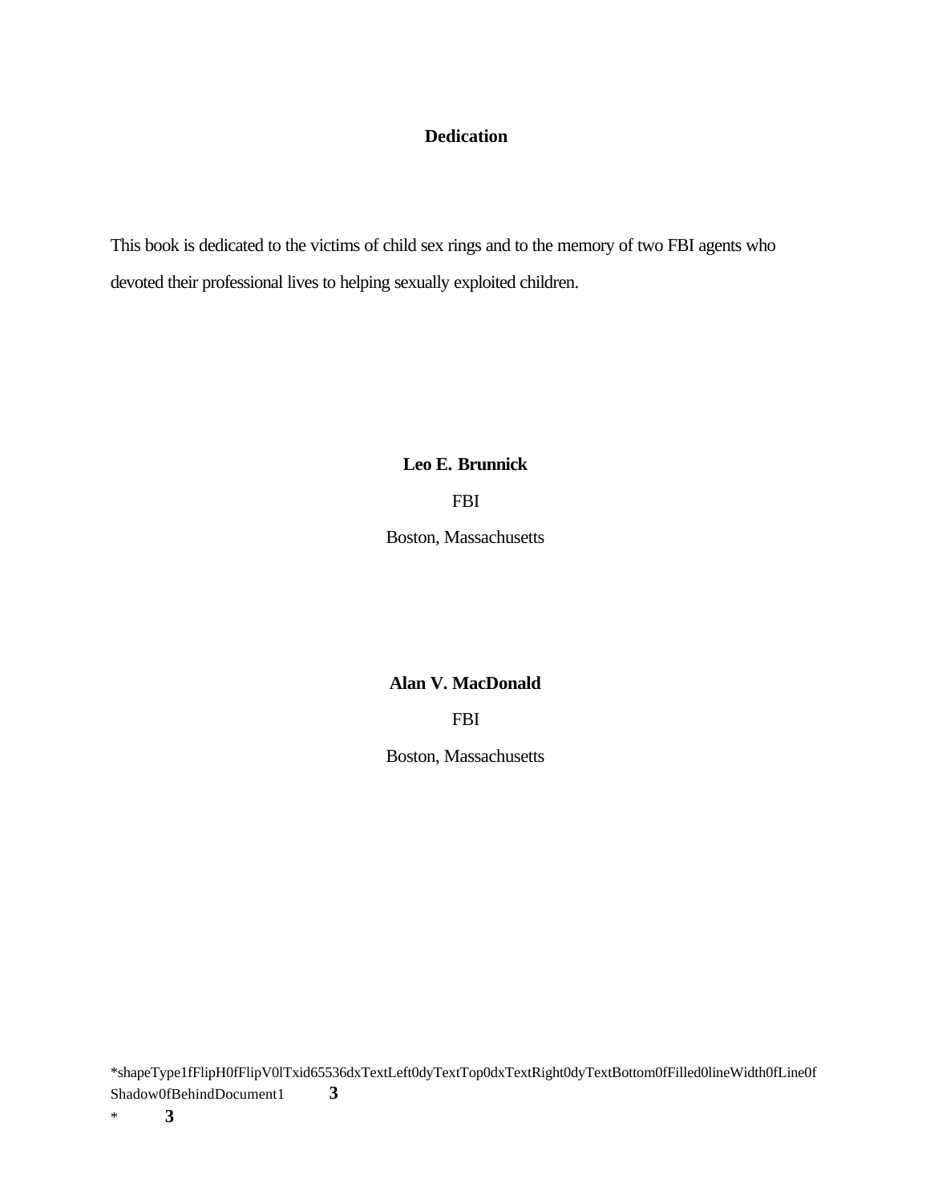# Dedication

This book is dedicated to the victims of child sex rings and to the memory of two FBI agents who devoted their professional lives to helping sexually exploited children.

**Leo E. Brunnick**

FBI

Boston, Massachusetts

**Alan V. MacDonald**

FBI

Boston, Massachusetts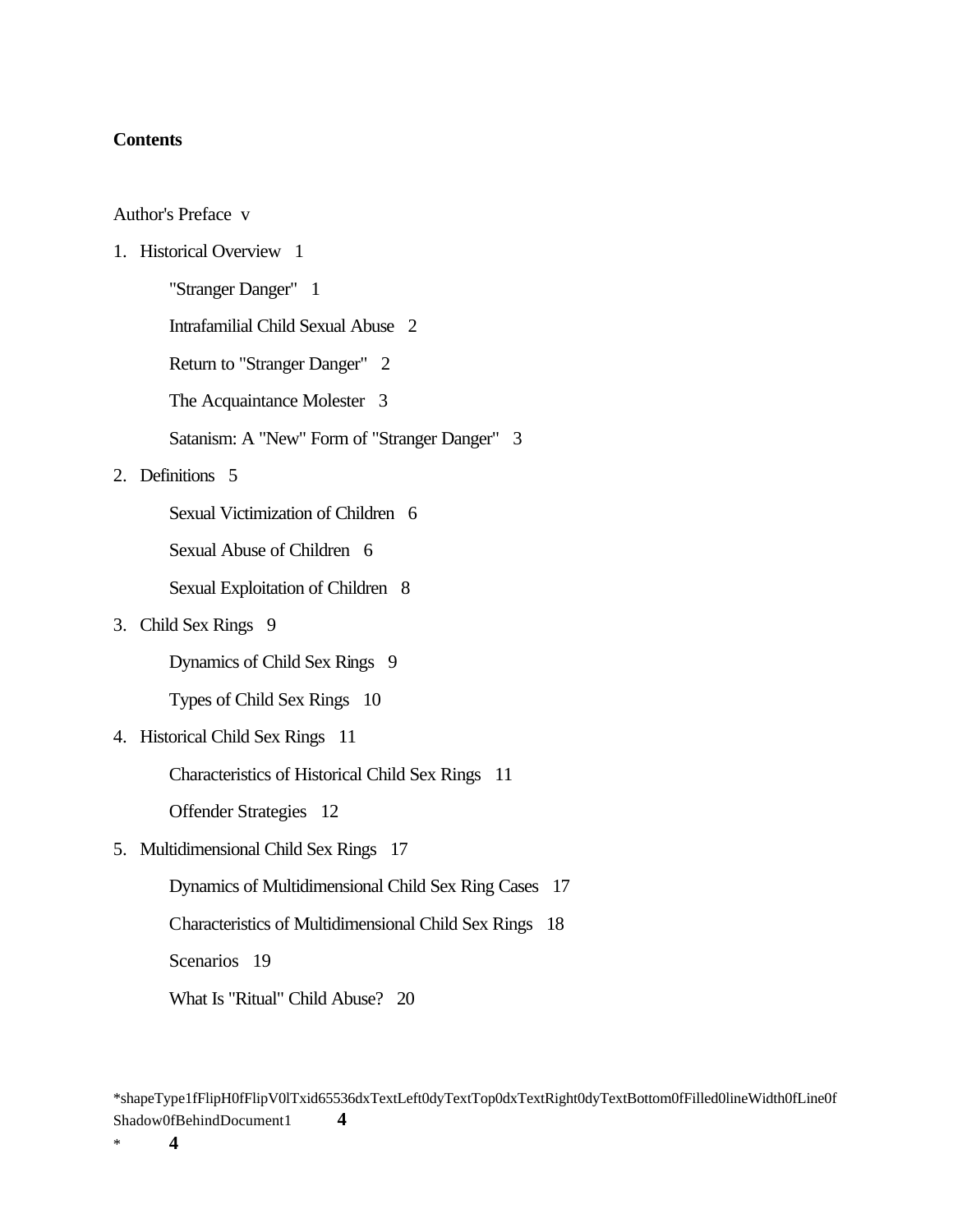**Contents**

Author's Preface v

1. Historical Overview 1
    - "Stranger Danger" 1
    - Intrafamilial Child Sexual Abuse 2
    - Return to "Stranger Danger" 2
    - The Acquaintance Molester 3
    - Satanism: A "New" Form of "Stranger Danger" 3
2. Definitions 5
    - Sexual Victimization of Children 6
    - Sexual Abuse of Children 6
    - Sexual Exploitation of Children 8
3. Child Sex Rings 9
    - Dynamics of Child Sex Rings 9
    - Types of Child Sex Rings 10
4. Historical Child Sex Rings 11
    - Characteristics of Historical Child Sex Rings 11
    - Offender Strategies 12
5. Multidimensional Child Sex Rings 17
    - Dynamics of Multidimensional Child Sex Ring Cases 17
    - Characteristics of Multidimensional Child Sex Rings 18
    - Scenarios 19
    - What Is "Ritual" Child Abuse? 20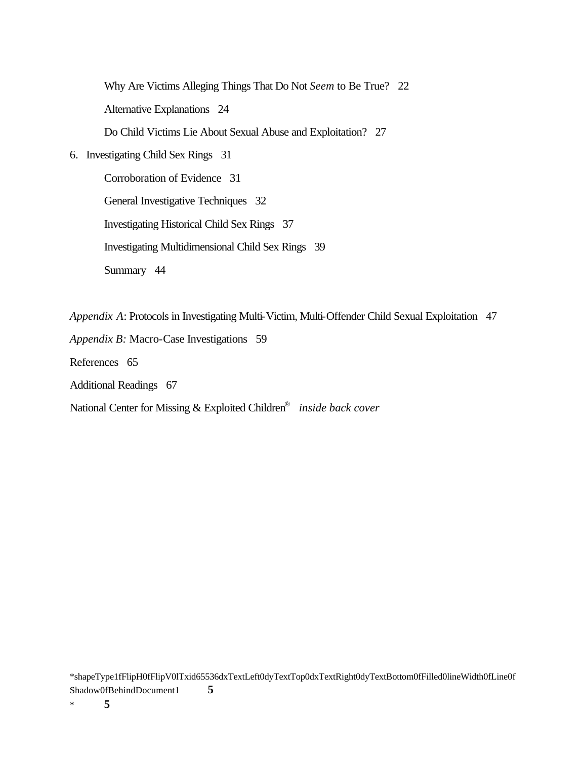Why Are Victims Alleging Things That Do Not *Seem* to Be True? 22

Alternative Explanations 24

Do Child Victims Lie About Sexual Abuse and Exploitation? 27

6. Investigating Child Sex Rings 31

Corroboration of Evidence 31

General Investigative Techniques 32

Investigating Historical Child Sex Rings 37

Investigating Multidimensional Child Sex Rings 39

Summary 44

*Appendix A*: Protocols in Investigating Multi-Victim, Multi-Offender Child Sexual Exploitation 47

*Appendix B:* Macro-Case Investigations 59

References 65

Additional Readings 67

National Center for Missing & Exploited Children® *inside back cover*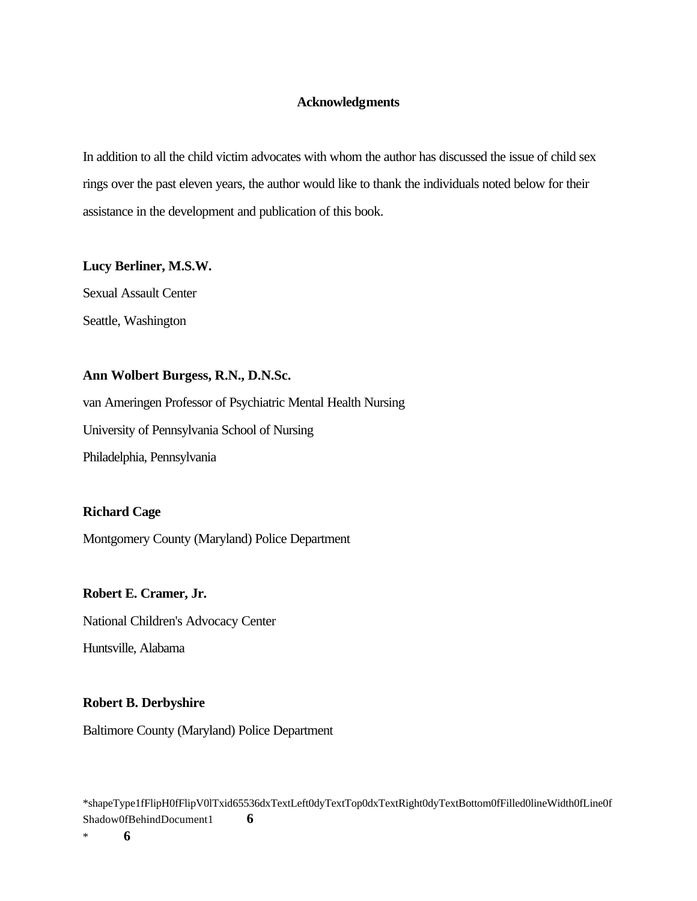## Acknowledgments

In addition to all the child victim advocates with whom the author has discussed the issue of child sex rings over the past eleven years, the author would like to thank the individuals noted below for their assistance in the development and publication of this book.

**Lucy Berliner, M.S.W.**

Sexual Assault Center

Seattle, Washington

**Ann Wolbert Burgess, R.N., D.N.Sc.**

van Ameringen Professor of Psychiatric Mental Health Nursing

University of Pennsylvania School of Nursing

Philadelphia, Pennsylvania

**Richard Cage**

Montgomery County (Maryland) Police Department

**Robert E. Cramer, Jr.**

National Children's Advocacy Center

Huntsville, Alabama

**Robert B. Derbyshire**

Baltimore County (Maryland) Police Department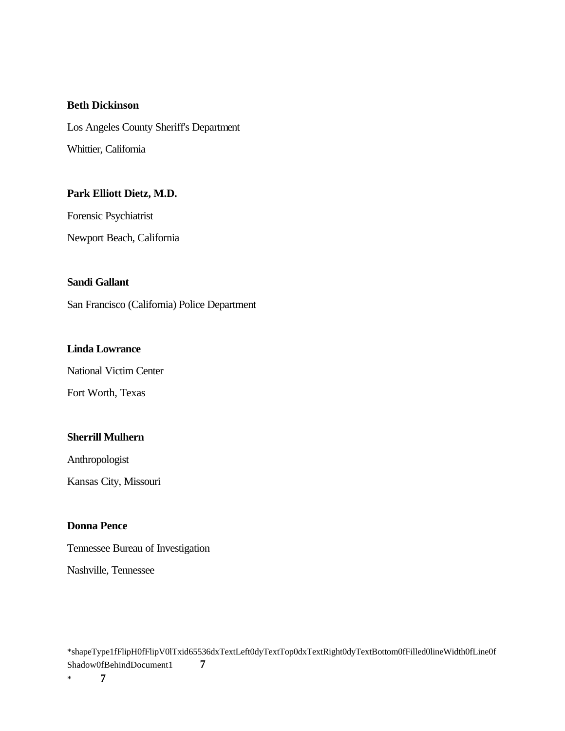**Beth Dickinson**

Los Angeles County Sheriff's Department

Whittier, California

**Park Elliott Dietz, M.D.**

Forensic Psychiatrist

Newport Beach, California

**Sandi Gallant**

San Francisco (California) Police Department

**Linda Lowrance**

National Victim Center

Fort Worth, Texas

**Sherrill Mulhern**

Anthropologist

Kansas City, Missouri

**Donna Pence**

Tennessee Bureau of Investigation

Nashville, Tennessee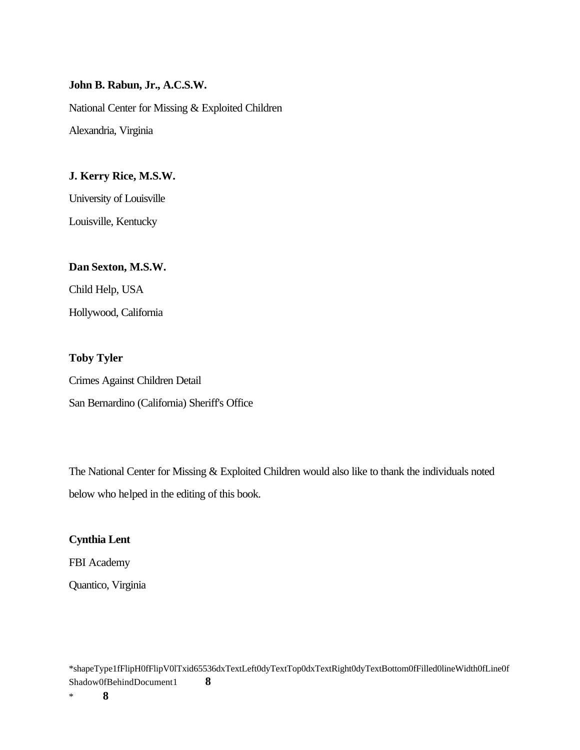**John B. Rabun, Jr., A.C.S.W.**

National Center for Missing & Exploited Children

Alexandria, Virginia

**J. Kerry Rice, M.S.W.**

University of Louisville

Louisville, Kentucky

**Dan Sexton, M.S.W.**

Child Help, USA

Hollywood, California

**Toby Tyler**

Crimes Against Children Detail

San Bernardino (California) Sheriff's Office

The National Center for Missing & Exploited Children would also like to thank the individuals noted below who helped in the editing of this book.

**Cynthia Lent**

FBI Academy

Quantico, Virginia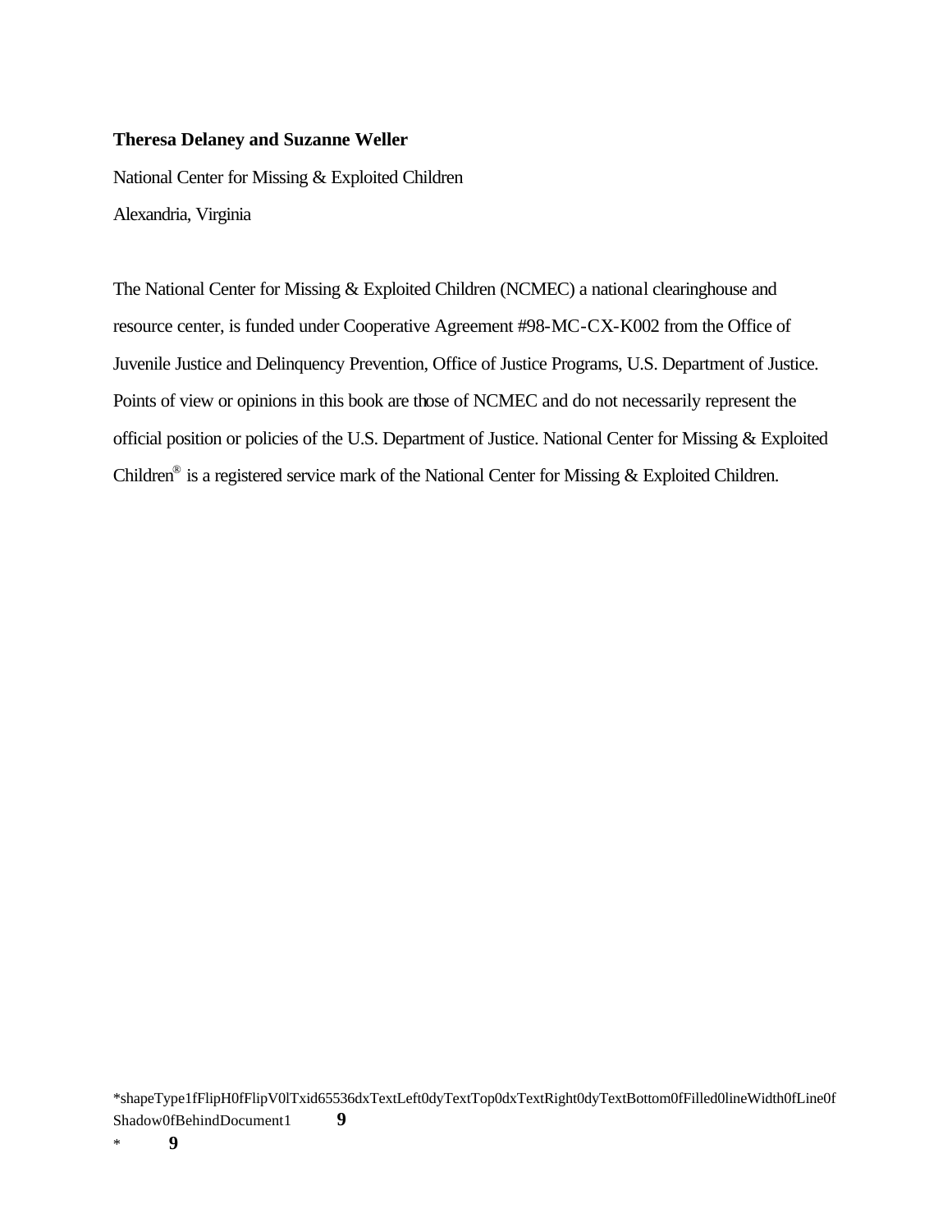**Theresa Delaney and Suzanne Weller**

National Center for Missing & Exploited Children

Alexandria, Virginia

The National Center for Missing & Exploited Children (NCMEC) a national clearinghouse and resource center, is funded under Cooperative Agreement #98-MC-CX-K002 from the Office of Juvenile Justice and Delinquency Prevention, Office of Justice Programs, U.S. Department of Justice. Points of view or opinions in this book are those of NCMEC and do not necessarily represent the official position or policies of the U.S. Department of Justice. National Center for Missing & Exploited Children® is a registered service mark of the National Center for Missing & Exploited Children.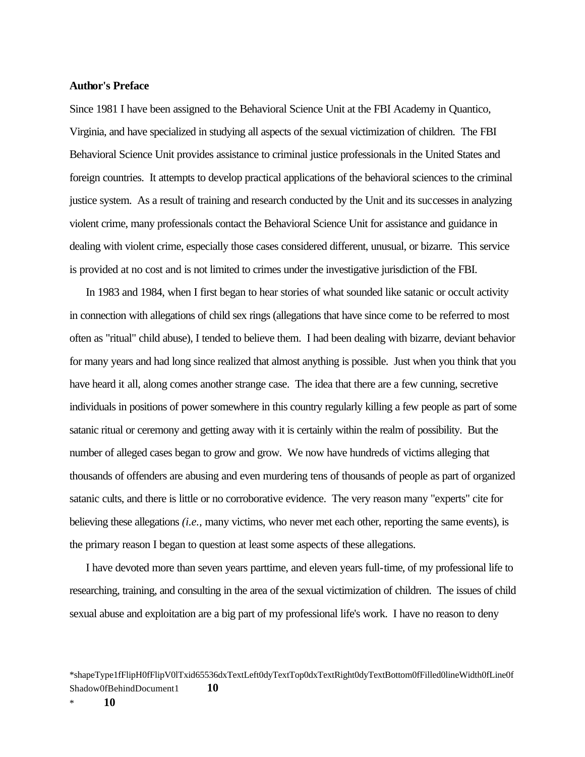**Author's Preface**

Since 1981 I have been assigned to the Behavioral Science Unit at the FBI Academy in Quantico, Virginia, and have specialized in studying all aspects of the sexual victimization of children. The FBI Behavioral Science Unit provides assistance to criminal justice professionals in the United States and foreign countries. It attempts to develop practical applications of the behavioral sciences to the criminal justice system. As a result of training and research conducted by the Unit and its successes in analyzing violent crime, many professionals contact the Behavioral Science Unit for assistance and guidance in dealing with violent crime, especially those cases considered different, unusual, or bizarre. This service is provided at no cost and is not limited to crimes under the investigative jurisdiction of the FBI.

In 1983 and 1984, when I first began to hear stories of what sounded like satanic or occult activity in connection with allegations of child sex rings (allegations that have since come to be referred to most often as "ritual" child abuse), I tended to believe them. I had been dealing with bizarre, deviant behavior for many years and had long since realized that almost anything is possible. Just when you think that you have heard it all, along comes another strange case. The idea that there are a few cunning, secretive individuals in positions of power somewhere in this country regularly killing a few people as part of some satanic ritual or ceremony and getting away with it is certainly within the realm of possibility. But the number of alleged cases began to grow and grow. We now have hundreds of victims alleging that thousands of offenders are abusing and even murdering tens of thousands of people as part of organized satanic cults, and there is little or no corroborative evidence. The very reason many "experts" cite for believing these allegations *(i.e.,* many victims, who never met each other, reporting the same events), is the primary reason I began to question at least some aspects of these allegations.

I have devoted more than seven years parttime, and eleven years full-time, of my professional life to researching, training, and consulting in the area of the sexual victimization of children. The issues of child sexual abuse and exploitation are a big part of my professional life's work. I have no reason to deny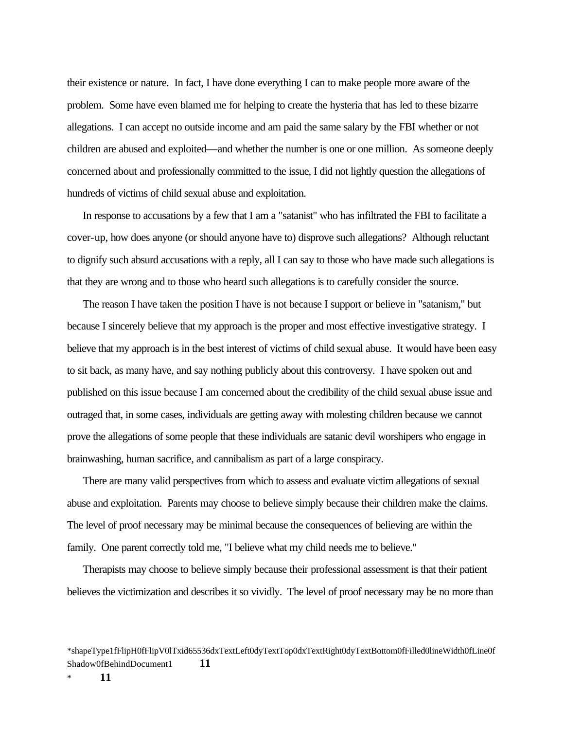their existence or nature. In fact, I have done everything I can to make people more aware of the problem. Some have even blamed me for helping to create the hysteria that has led to these bizarre allegations. I can accept no outside income and am paid the same salary by the FBI whether or not children are abused and exploited—and whether the number is one or one million. As someone deeply concerned about and professionally committed to the issue, I did not lightly question the allegations of hundreds of victims of child sexual abuse and exploitation.

In response to accusations by a few that I am a "satanist" who has infiltrated the FBI to facilitate a cover-up, how does anyone (or should anyone have to) disprove such allegations? Although reluctant to dignify such absurd accusations with a reply, all I can say to those who have made such allegations is that they are wrong and to those who heard such allegations is to carefully consider the source.

The reason I have taken the position I have is not because I support or believe in "satanism," but because I sincerely believe that my approach is the proper and most effective investigative strategy. I believe that my approach is in the best interest of victims of child sexual abuse. It would have been easy to sit back, as many have, and say nothing publicly about this controversy. I have spoken out and published on this issue because I am concerned about the credibility of the child sexual abuse issue and outraged that, in some cases, individuals are getting away with molesting children because we cannot prove the allegations of some people that these individuals are satanic devil worshipers who engage in brainwashing, human sacrifice, and cannibalism as part of a large conspiracy.

There are many valid perspectives from which to assess and evaluate victim allegations of sexual abuse and exploitation. Parents may choose to believe simply because their children make the claims. The level of proof necessary may be minimal because the consequences of believing are within the family. One parent correctly told me, "I believe what my child needs me to believe."

Therapists may choose to believe simply because their professional assessment is that their patient believes the victimization and describes it so vividly. The level of proof necessary may be no more than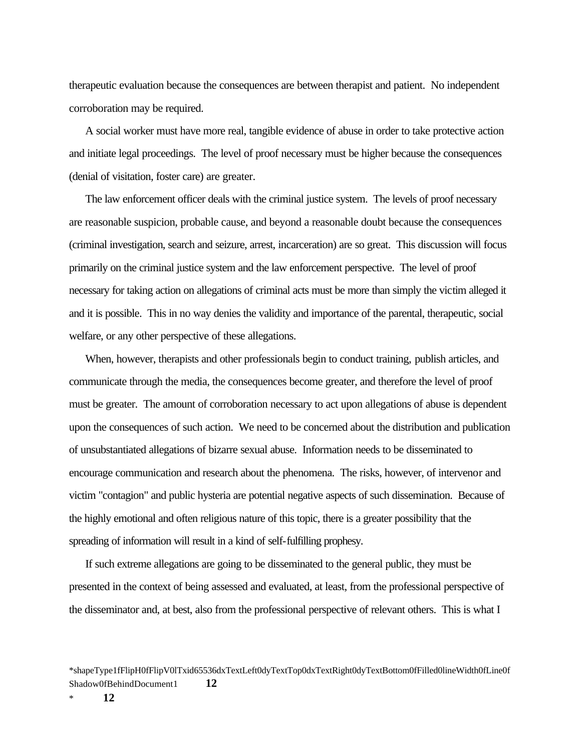therapeutic evaluation because the consequences are between therapist and patient. No independent corroboration may be required.

A social worker must have more real, tangible evidence of abuse in order to take protective action and initiate legal proceedings. The level of proof necessary must be higher because the consequences (denial of visitation, foster care) are greater.

The law enforcement officer deals with the criminal justice system. The levels of proof necessary are reasonable suspicion, probable cause, and beyond a reasonable doubt because the consequences (criminal investigation, search and seizure, arrest, incarceration) are so great. This discussion will focus primarily on the criminal justice system and the law enforcement perspective. The level of proof necessary for taking action on allegations of criminal acts must be more than simply the victim alleged it and it is possible. This in no way denies the validity and importance of the parental, therapeutic, social welfare, or any other perspective of these allegations.

When, however, therapists and other professionals begin to conduct training, publish articles, and communicate through the media, the consequences become greater, and therefore the level of proof must be greater. The amount of corroboration necessary to act upon allegations of abuse is dependent upon the consequences of such action. We need to be concerned about the distribution and publication of unsubstantiated allegations of bizarre sexual abuse. Information needs to be disseminated to encourage communication and research about the phenomena. The risks, however, of intervenor and victim "contagion" and public hysteria are potential negative aspects of such dissemination. Because of the highly emotional and often religious nature of this topic, there is a greater possibility that the spreading of information will result in a kind of self-fulfilling prophesy.

If such extreme allegations are going to be disseminated to the general public, they must be presented in the context of being assessed and evaluated, at least, from the professional perspective of the disseminator and, at best, also from the professional perspective of relevant others. This is what I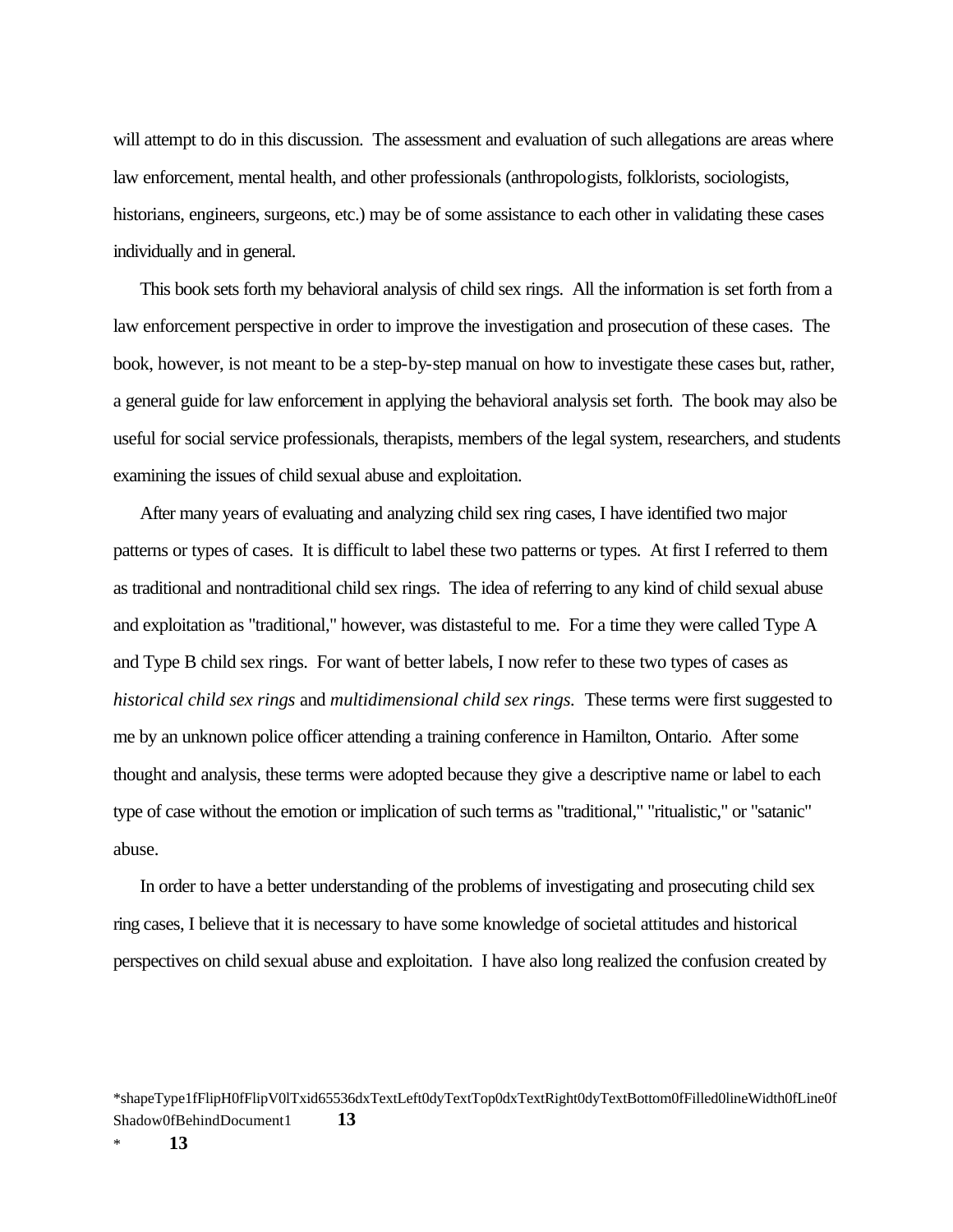will attempt to do in this discussion. The assessment and evaluation of such allegations are areas where law enforcement, mental health, and other professionals (anthropologists, folklorists, sociologists, historians, engineers, surgeons, etc.) may be of some assistance to each other in validating these cases individually and in general.

This book sets forth my behavioral analysis of child sex rings. All the information is set forth from a law enforcement perspective in order to improve the investigation and prosecution of these cases. The book, however, is not meant to be a step-by-step manual on how to investigate these cases but, rather, a general guide for law enforcement in applying the behavioral analysis set forth. The book may also be useful for social service professionals, therapists, members of the legal system, researchers, and students examining the issues of child sexual abuse and exploitation.

After many years of evaluating and analyzing child sex ring cases, I have identified two major patterns or types of cases. It is difficult to label these two patterns or types. At first I referred to them as traditional and nontraditional child sex rings. The idea of referring to any kind of child sexual abuse and exploitation as "traditional," however, was distasteful to me. For a time they were called Type A and Type B child sex rings. For want of better labels, I now refer to these two types of cases as *historical child sex rings* and *multidimensional child sex rings.* These terms were first suggested to me by an unknown police officer attending a training conference in Hamilton, Ontario. After some thought and analysis, these terms were adopted because they give a descriptive name or label to each type of case without the emotion or implication of such terms as "traditional," "ritualistic," or "satanic" abuse.

In order to have a better understanding of the problems of investigating and prosecuting child sex ring cases, I believe that it is necessary to have some knowledge of societal attitudes and historical perspectives on child sexual abuse and exploitation. I have also long realized the confusion created by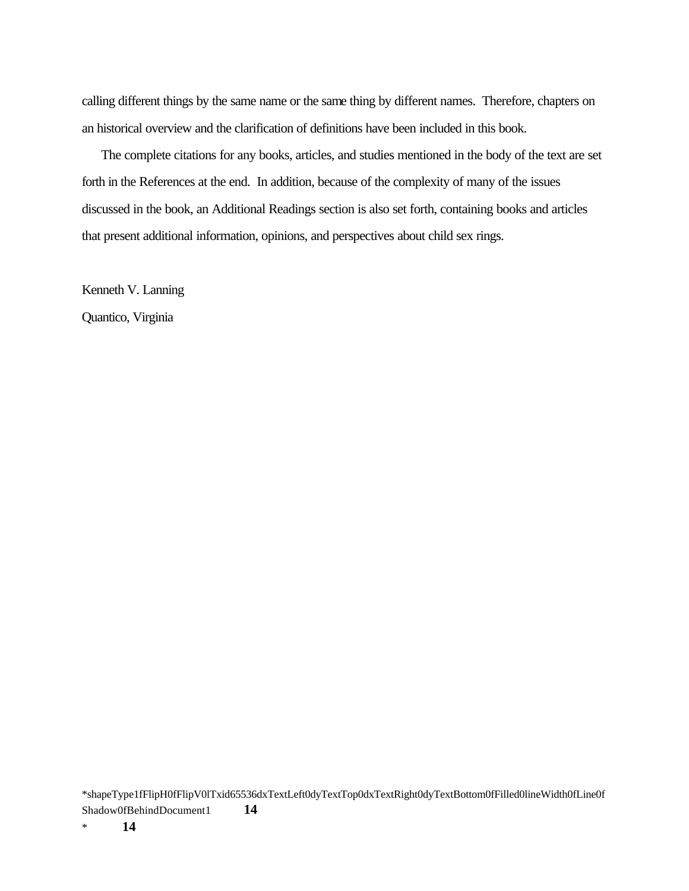calling different things by the same name or the same thing by different names. Therefore, chapters on an historical overview and the clarification of definitions have been included in this book.

The complete citations for any books, articles, and studies mentioned in the body of the text are set forth in the References at the end. In addition, because of the complexity of many of the issues discussed in the book, an Additional Readings section is also set forth, containing books and articles that present additional information, opinions, and perspectives about child sex rings.

Kenneth V. Lanning

Quantico, Virginia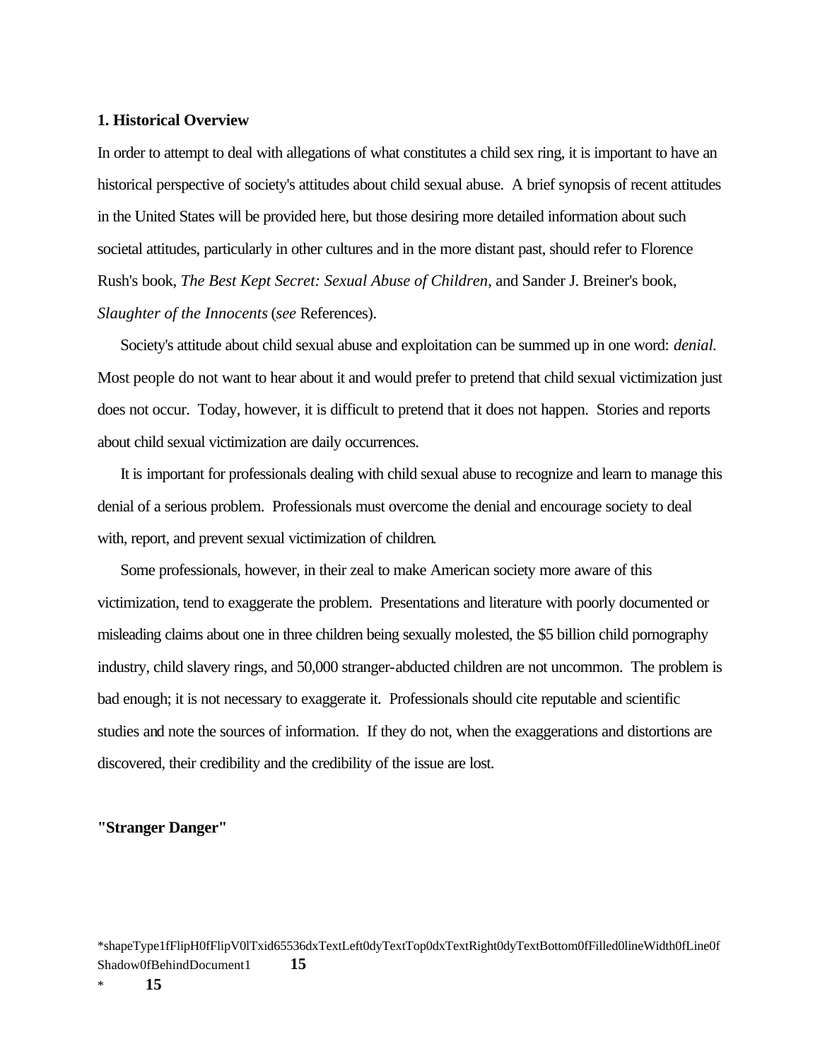## 1. Historical Overview

In order to attempt to deal with allegations of what constitutes a child sex ring, it is important to have an historical perspective of society's attitudes about child sexual abuse. A brief synopsis of recent attitudes in the United States will be provided here, but those desiring more detailed information about such societal attitudes, particularly in other cultures and in the more distant past, should refer to Florence Rush's book, *The Best Kept Secret: Sexual Abuse of Children*, and Sander J. Breiner's book, *Slaughter of the Innocents* (*see* References).

Society's attitude about child sexual abuse and exploitation can be summed up in one word: *denial*. Most people do not want to hear about it and would prefer to pretend that child sexual victimization just does not occur. Today, however, it is difficult to pretend that it does not happen. Stories and reports about child sexual victimization are daily occurrences.

It is important for professionals dealing with child sexual abuse to recognize and learn to manage this denial of a serious problem. Professionals must overcome the denial and encourage society to deal with, report, and prevent sexual victimization of children.

Some professionals, however, in their zeal to make American society more aware of this victimization, tend to exaggerate the problem. Presentations and literature with poorly documented or misleading claims about one in three children being sexually molested, the $5 billion child pornography industry, child slavery rings, and 50,000 stranger-abducted children are not uncommon. The problem is bad enough; it is not necessary to exaggerate it. Professionals should cite reputable and scientific studies and note the sources of information. If they do not, when the exaggerations and distortions are discovered, their credibility and the credibility of the issue are lost.

### "Stranger Danger"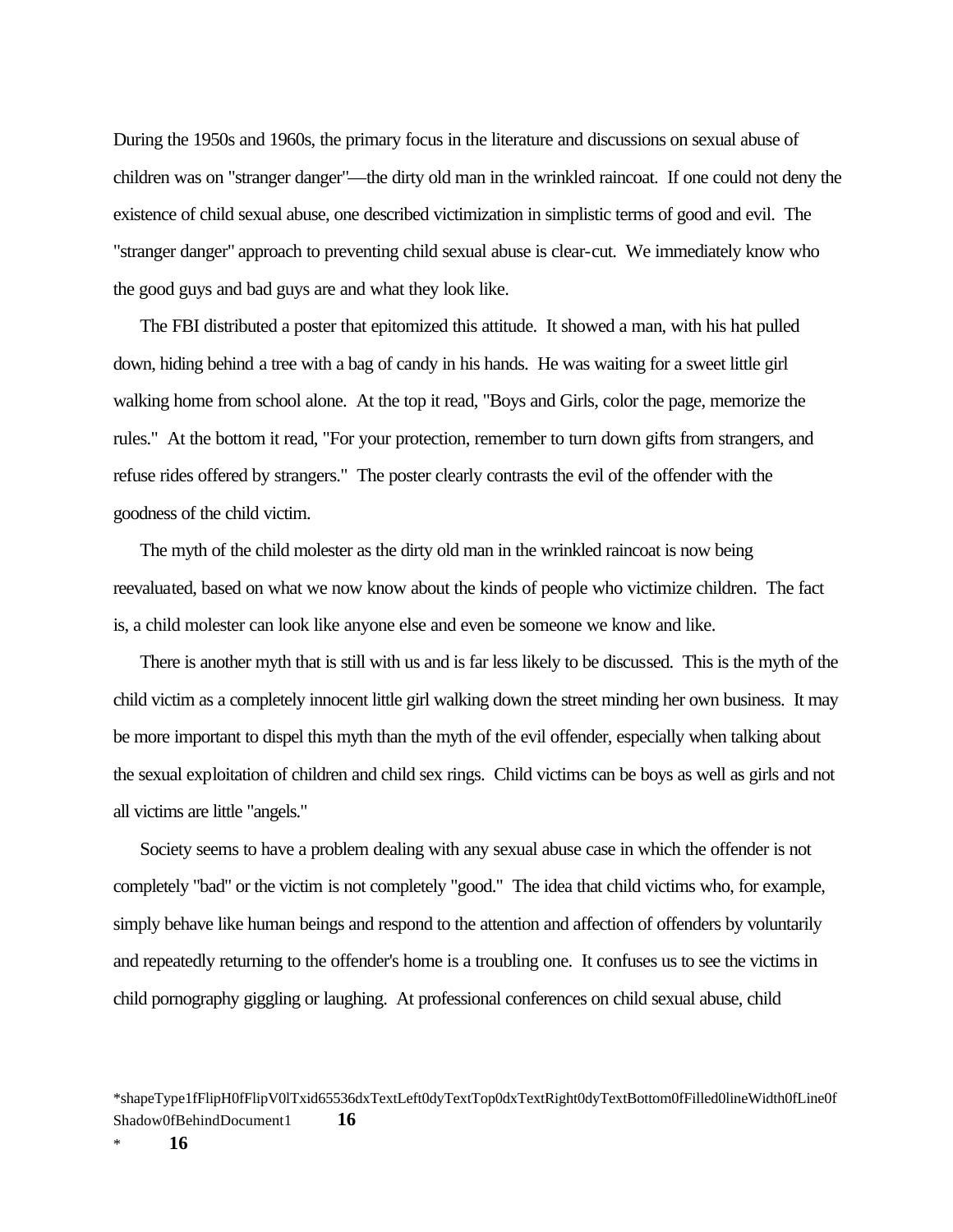During the 1950s and 1960s, the primary focus in the literature and discussions on sexual abuse of children was on "stranger danger"—the dirty old man in the wrinkled raincoat. If one could not deny the existence of child sexual abuse, one described victimization in simplistic terms of good and evil. The "stranger danger" approach to preventing child sexual abuse is clear-cut. We immediately know who the good guys and bad guys are and what they look like.

The FBI distributed a poster that epitomized this attitude. It showed a man, with his hat pulled down, hiding behind a tree with a bag of candy in his hands. He was waiting for a sweet little girl walking home from school alone. At the top it read, "Boys and Girls, color the page, memorize the rules." At the bottom it read, "For your protection, remember to turn down gifts from strangers, and refuse rides offered by strangers." The poster clearly contrasts the evil of the offender with the goodness of the child victim.

The myth of the child molester as the dirty old man in the wrinkled raincoat is now being reevaluated, based on what we now know about the kinds of people who victimize children. The fact is, a child molester can look like anyone else and even be someone we know and like.

There is another myth that is still with us and is far less likely to be discussed. This is the myth of the child victim as a completely innocent little girl walking down the street minding her own business. It may be more important to dispel this myth than the myth of the evil offender, especially when talking about the sexual exploitation of children and child sex rings. Child victims can be boys as well as girls and not all victims are little "angels."

Society seems to have a problem dealing with any sexual abuse case in which the offender is not completely "bad" or the victim is not completely "good." The idea that child victims who, for example, simply behave like human beings and respond to the attention and affection of offenders by voluntarily and repeatedly returning to the offender's home is a troubling one. It confuses us to see the victims in child pornography giggling or laughing. At professional conferences on child sexual abuse, child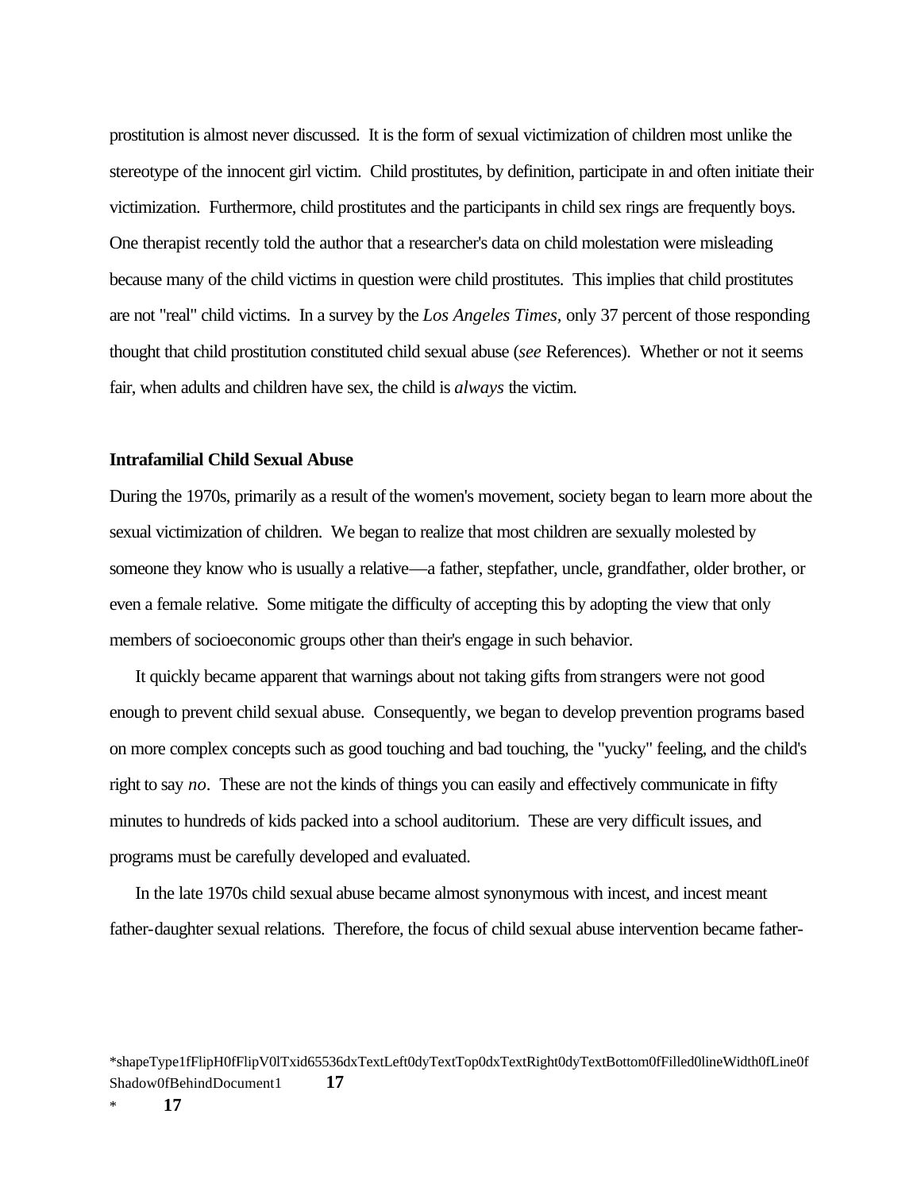prostitution is almost never discussed. It is the form of sexual victimization of children most unlike the stereotype of the innocent girl victim. Child prostitutes, by definition, participate in and often initiate their victimization. Furthermore, child prostitutes and the participants in child sex rings are frequently boys. One therapist recently told the author that a researcher's data on child molestation were misleading because many of the child victims in question were child prostitutes. This implies that child prostitutes are not "real" child victims. In a survey by the *Los Angeles Times*, only 37 percent of those responding thought that child prostitution constituted child sexual abuse (*see* References). Whether or not it seems fair, when adults and children have sex, the child is *always* the victim.

**Intrafamilial Child Sexual Abuse**

During the 1970s, primarily as a result of the women's movement, society began to learn more about the sexual victimization of children. We began to realize that most children are sexually molested by someone they know who is usually a relative—a father, stepfather, uncle, grandfather, older brother, or even a female relative. Some mitigate the difficulty of accepting this by adopting the view that only members of socioeconomic groups other than their's engage in such behavior.

It quickly became apparent that warnings about not taking gifts from strangers were not good enough to prevent child sexual abuse. Consequently, we began to develop prevention programs based on more complex concepts such as good touching and bad touching, the "yucky" feeling, and the child's right to say *no*. These are not the kinds of things you can easily and effectively communicate in fifty minutes to hundreds of kids packed into a school auditorium. These are very difficult issues, and programs must be carefully developed and evaluated.

In the late 1970s child sexual abuse became almost synonymous with incest, and incest meant father-daughter sexual relations. Therefore, the focus of child sexual abuse intervention became father-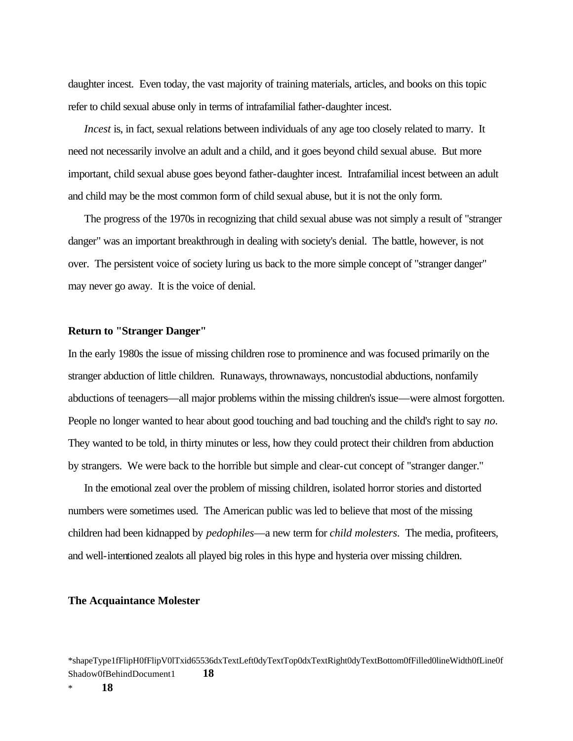daughter incest. Even today, the vast majority of training materials, articles, and books on this topic refer to child sexual abuse only in terms of intrafamilial father-daughter incest.

*Incest* is, in fact, sexual relations between individuals of any age too closely related to marry. It need not necessarily involve an adult and a child, and it goes beyond child sexual abuse. But more important, child sexual abuse goes beyond father-daughter incest. Intrafamilial incest between an adult and child may be the most common form of child sexual abuse, but it is not the only form.

The progress of the 1970s in recognizing that child sexual abuse was not simply a result of "stranger danger" was an important breakthrough in dealing with society's denial. The battle, however, is not over. The persistent voice of society luring us back to the more simple concept of "stranger danger" may never go away. It is the voice of denial.

### Return to "Stranger Danger"

In the early 1980s the issue of missing children rose to prominence and was focused primarily on the stranger abduction of little children. Runaways, thrownaways, noncustodial abductions, nonfamily abductions of teenagers—all major problems within the missing children's issue—were almost forgotten. People no longer wanted to hear about good touching and bad touching and the child's right to say *no*. They wanted to be told, in thirty minutes or less, how they could protect their children from abduction by strangers. We were back to the horrible but simple and clear-cut concept of "stranger danger."

In the emotional zeal over the problem of missing children, isolated horror stories and distorted numbers were sometimes used. The American public was led to believe that most of the missing children had been kidnapped by *pedophiles*—a new term for *child molesters*. The media, profiteers, and well-intentioned zealots all played big roles in this hype and hysteria over missing children.

### The Acquaintance Molester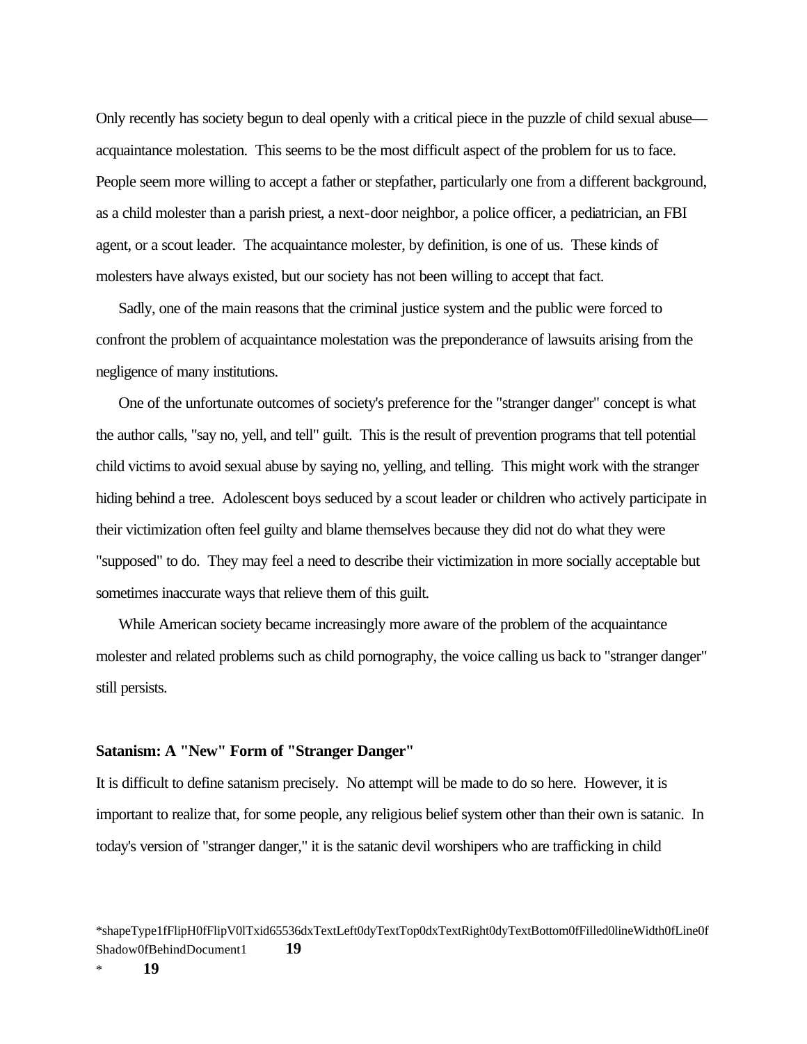Only recently has society begun to deal openly with a critical piece in the puzzle of child sexual abuse—acquaintance molestation. This seems to be the most difficult aspect of the problem for us to face. People seem more willing to accept a father or stepfather, particularly one from a different background, as a child molester than a parish priest, a next-door neighbor, a police officer, a pediatrician, an FBI agent, or a scout leader. The acquaintance molester, by definition, is one of us. These kinds of molesters have always existed, but our society has not been willing to accept that fact.

Sadly, one of the main reasons that the criminal justice system and the public were forced to confront the problem of acquaintance molestation was the preponderance of lawsuits arising from the negligence of many institutions.

One of the unfortunate outcomes of society's preference for the "stranger danger" concept is what the author calls, "say no, yell, and tell" guilt. This is the result of prevention programs that tell potential child victims to avoid sexual abuse by saying no, yelling, and telling. This might work with the stranger hiding behind a tree. Adolescent boys seduced by a scout leader or children who actively participate in their victimization often feel guilty and blame themselves because they did not do what they were "supposed" to do. They may feel a need to describe their victimization in more socially acceptable but sometimes inaccurate ways that relieve them of this guilt.

While American society became increasingly more aware of the problem of the acquaintance molester and related problems such as child pornography, the voice calling us back to "stranger danger" still persists.

### Satanism: A "New" Form of "Stranger Danger"

It is difficult to define satanism precisely. No attempt will be made to do so here. However, it is important to realize that, for some people, any religious belief system other than their own is satanic. In today's version of "stranger danger," it is the satanic devil worshipers who are trafficking in child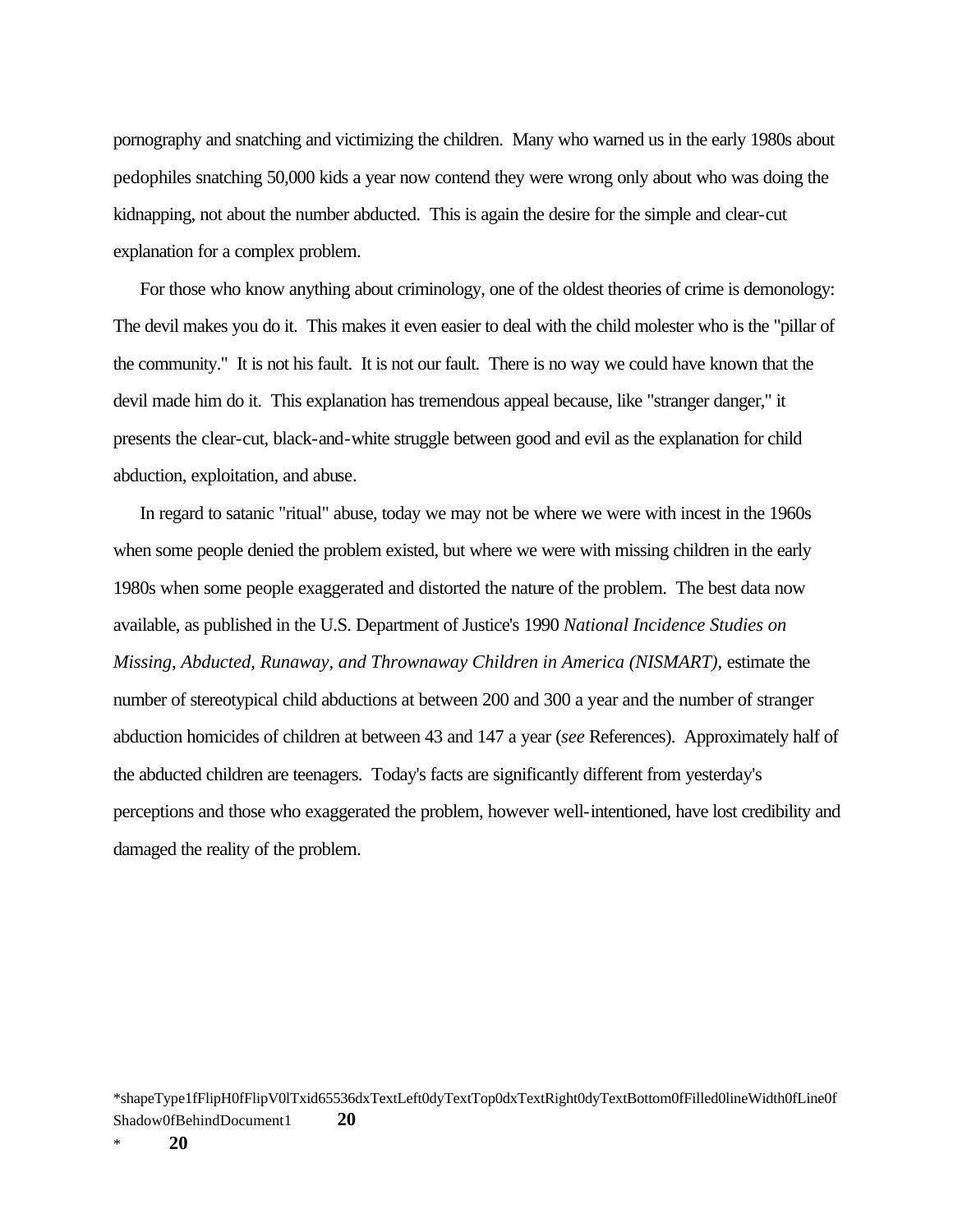pornography and snatching and victimizing the children. Many who warned us in the early 1980s about pedophiles snatching 50,000 kids a year now contend they were wrong only about who was doing the kidnapping, not about the number abducted. This is again the desire for the simple and clear-cut explanation for a complex problem.

For those who know anything about criminology, one of the oldest theories of crime is demonology: The devil makes you do it. This makes it even easier to deal with the child molester who is the "pillar of the community." It is not his fault. It is not our fault. There is no way we could have known that the devil made him do it. This explanation has tremendous appeal because, like "stranger danger," it presents the clear-cut, black-and-white struggle between good and evil as the explanation for child abduction, exploitation, and abuse.

In regard to satanic "ritual" abuse, today we may not be where we were with incest in the 1960s when some people denied the problem existed, but where we were with missing children in the early 1980s when some people exaggerated and distorted the nature of the problem. The best data now available, as published in the U.S. Department of Justice's 1990 *National Incidence Studies on Missing, Abducted, Runaway, and Thrownaway Children in America (NISMART),* estimate the number of stereotypical child abductions at between 200 and 300 a year and the number of stranger abduction homicides of children at between 43 and 147 a year (*see* References). Approximately half of the abducted children are teenagers. Today's facts are significantly different from yesterday's perceptions and those who exaggerated the problem, however well-intentioned, have lost credibility and damaged the reality of the problem.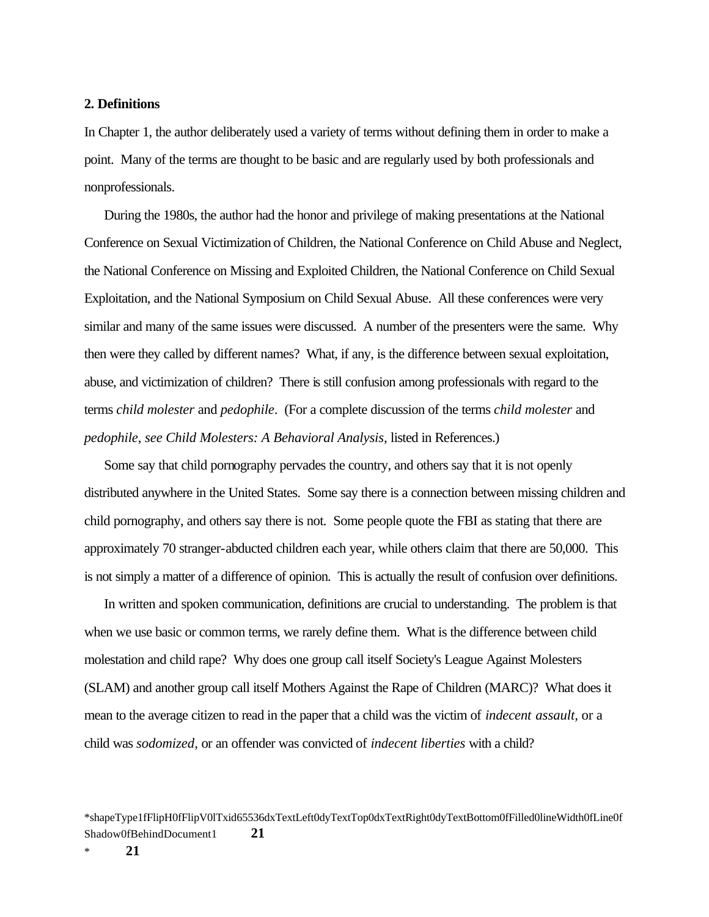**2. Definitions**

In Chapter 1, the author deliberately used a variety of terms without defining them in order to make a point. Many of the terms are thought to be basic and are regularly used by both professionals and nonprofessionals.

During the 1980s, the author had the honor and privilege of making presentations at the National Conference on Sexual Victimization of Children, the National Conference on Child Abuse and Neglect, the National Conference on Missing and Exploited Children, the National Conference on Child Sexual Exploitation, and the National Symposium on Child Sexual Abuse. All these conferences were very similar and many of the same issues were discussed. A number of the presenters were the same. Why then were they called by different names? What, if any, is the difference between sexual exploitation, abuse, and victimization of children? There is still confusion among professionals with regard to the terms *child molester* and *pedophile*. (For a complete discussion of the terms *child molester* and *pedophile*, *see Child Molesters: A Behavioral Analysis*, listed in References.)

Some say that child pornography pervades the country, and others say that it is not openly distributed anywhere in the United States. Some say there is a connection between missing children and child pornography, and others say there is not. Some people quote the FBI as stating that there are approximately 70 stranger-abducted children each year, while others claim that there are 50,000. This is not simply a matter of a difference of opinion. This is actually the result of confusion over definitions.

In written and spoken communication, definitions are crucial to understanding. The problem is that when we use basic or common terms, we rarely define them. What is the difference between child molestation and child rape? Why does one group call itself Society's League Against Molesters (SLAM) and another group call itself Mothers Against the Rape of Children (MARC)? What does it mean to the average citizen to read in the paper that a child was the victim of *indecent assault,* or a child was *sodomized*, or an offender was convicted of *indecent liberties* with a child?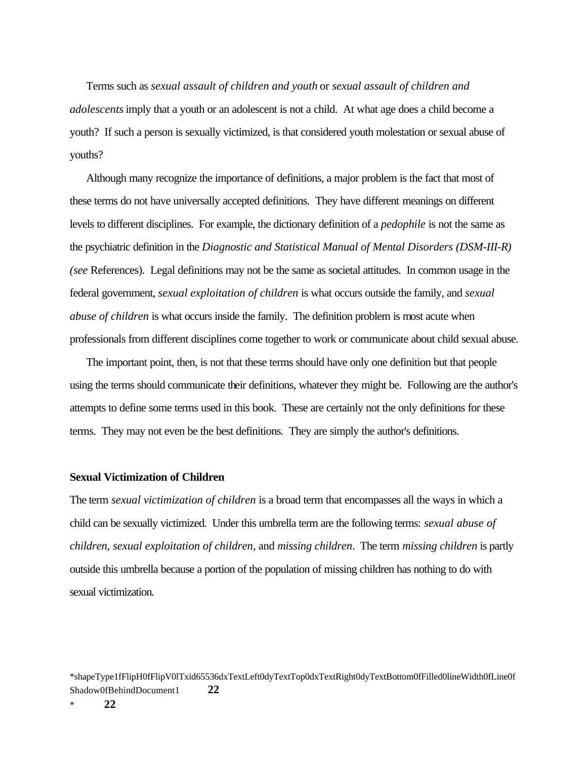Terms such as *sexual assault of children and youth* or *sexual assault of children and adolescents* imply that a youth or an adolescent is not a child. At what age does a child become a youth? If such a person is sexually victimized, is that considered youth molestation or sexual abuse of youths?

Although many recognize the importance of definitions, a major problem is the fact that most of these terms do not have universally accepted definitions. They have different meanings on different levels to different disciplines. For example, the dictionary definition of a *pedophile* is not the same as the psychiatric definition in the *Diagnostic and Statistical Manual of Mental Disorders (DSM-III-R) (see* References). Legal definitions may not be the same as societal attitudes. In common usage in the federal government, *sexual exploitation of children* is what occurs outside the family, and *sexual abuse of children* is what occurs inside the family. The definition problem is most acute when professionals from different disciplines come together to work or communicate about child sexual abuse.

The important point, then, is not that these terms should have only one definition but that people using the terms should communicate their definitions, whatever they might be. Following are the author's attempts to define some terms used in this book. These are certainly not the only definitions for these terms. They may not even be the best definitions. They are simply the author's definitions.

**Sexual Victimization of Children**

The term *sexual victimization of children* is a broad term that encompasses all the ways in which a child can be sexually victimized. Under this umbrella term are the following terms: *sexual abuse of children*, *sexual exploitation of children*, and *missing children*. The term *missing children* is partly outside this umbrella because a portion of the population of missing children has nothing to do with sexual victimization.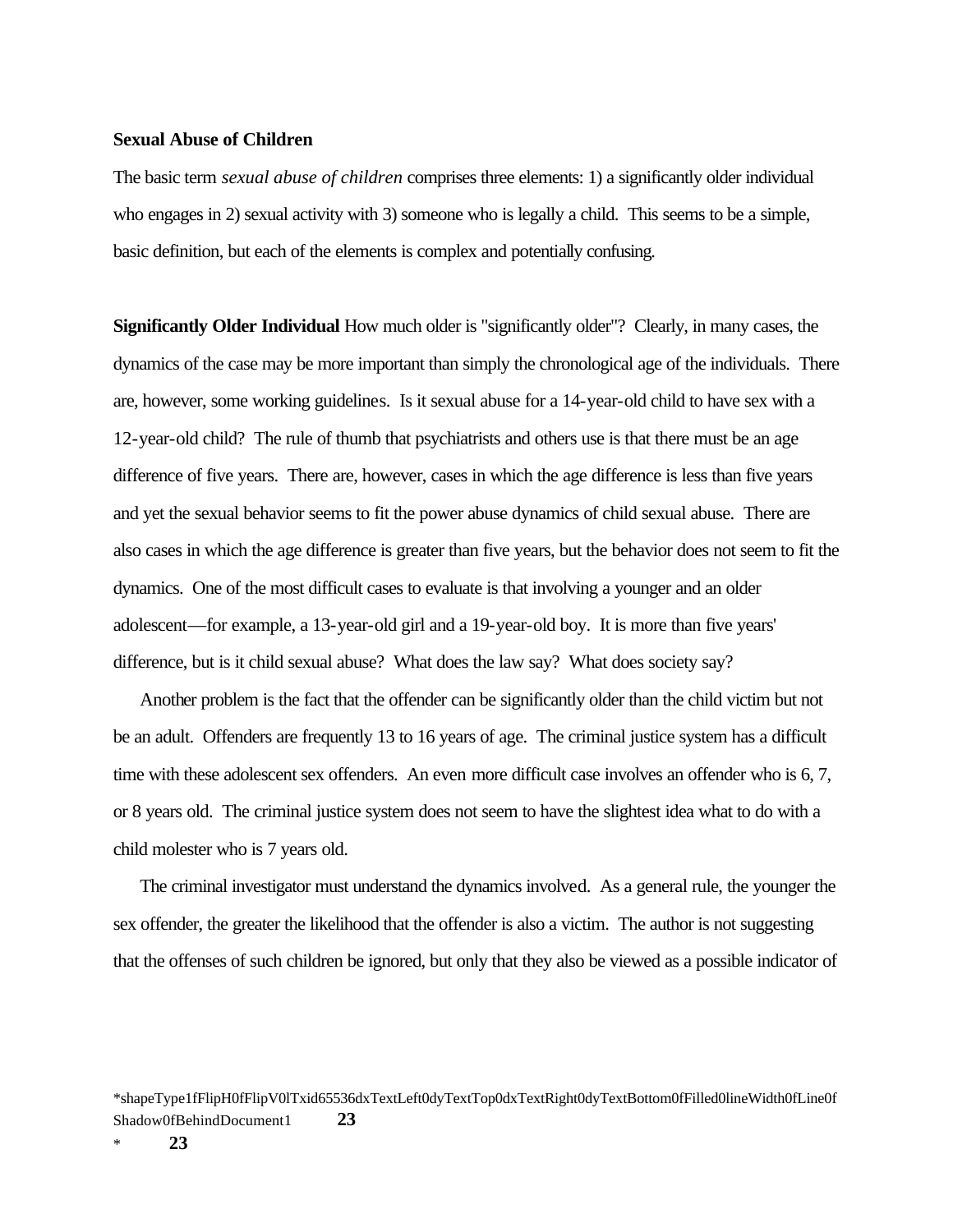**Sexual Abuse of Children**

The basic term *sexual abuse of children* comprises three elements: 1) a significantly older individual who engages in 2) sexual activity with 3) someone who is legally a child. This seems to be a simple, basic definition, but each of the elements is complex and potentially confusing.

**Significantly Older Individual** How much older is "significantly older"? Clearly, in many cases, the dynamics of the case may be more important than simply the chronological age of the individuals. There are, however, some working guidelines. Is it sexual abuse for a 14-year-old child to have sex with a 12-year-old child? The rule of thumb that psychiatrists and others use is that there must be an age difference of five years. There are, however, cases in which the age difference is less than five years and yet the sexual behavior seems to fit the power abuse dynamics of child sexual abuse. There are also cases in which the age difference is greater than five years, but the behavior does not seem to fit the dynamics. One of the most difficult cases to evaluate is that involving a younger and an older adolescent—for example, a 13-year-old girl and a 19-year-old boy. It is more than five years' difference, but is it child sexual abuse? What does the law say? What does society say?

Another problem is the fact that the offender can be significantly older than the child victim but not be an adult. Offenders are frequently 13 to 16 years of age. The criminal justice system has a difficult time with these adolescent sex offenders. An even more difficult case involves an offender who is 6, 7, or 8 years old. The criminal justice system does not seem to have the slightest idea what to do with a child molester who is 7 years old.

The criminal investigator must understand the dynamics involved. As a general rule, the younger the sex offender, the greater the likelihood that the offender is also a victim. The author is not suggesting that the offenses of such children be ignored, but only that they also be viewed as a possible indicator of

*shapeType1fFlipH0fFlipV0lTxid65536dxTextLeft0dyTextTop0dxTextRight0dyTextBottom0fFilled0lineWidth0fLine0fShadow0fBehindDocument1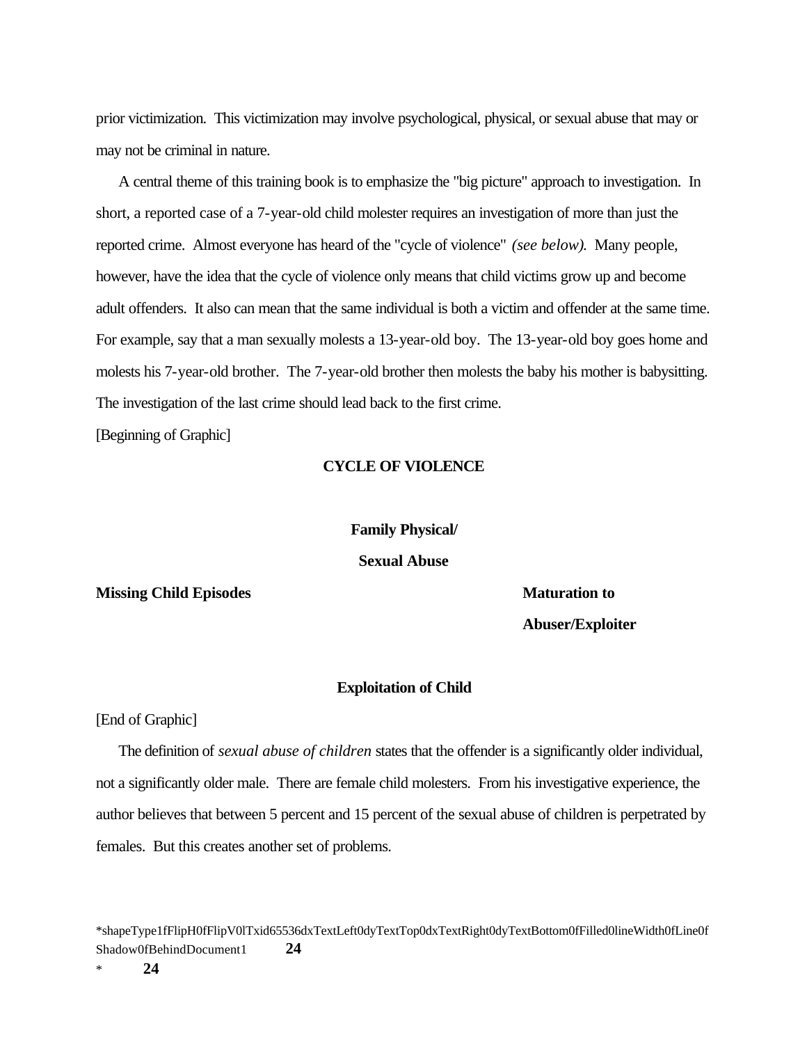prior victimization. This victimization may involve psychological, physical, or sexual abuse that may or may not be criminal in nature.

A central theme of this training book is to emphasize the "big picture" approach to investigation. In short, a reported case of a 7-year-old child molester requires an investigation of more than just the reported crime. Almost everyone has heard of the "cycle of violence" *(see below).* Many people, however, have the idea that the cycle of violence only means that child victims grow up and become adult offenders. It also can mean that the same individual is both a victim and offender at the same time. For example, say that a man sexually molests a 13-year-old boy. The 13-year-old boy goes home and molests his 7-year-old brother. The 7-year-old brother then molests the baby his mother is babysitting. The investigation of the last crime should lead back to the first crime.

[Beginning of Graphic]

**CYCLE OF VIOLENCE**

**Family Physical/ Sexual Abuse**

**Missing Child Episodes**

**Maturation to Abuser/Exploiter**

**Exploitation of Child**

[End of Graphic]

The definition of *sexual abuse of children* states that the offender is a significantly older individual, not a significantly older male. There are female child molesters. From his investigative experience, the author believes that between 5 percent and 15 percent of the sexual abuse of children is perpetrated by females. But this creates another set of problems.

*shapeType1fFlipH0fFlipV0lTxid65536dxTextLeft0dyTextTop0dxTextRight0dyTextBottom0fFilled0lineWidth0fLine0fShadow0fBehindDocument1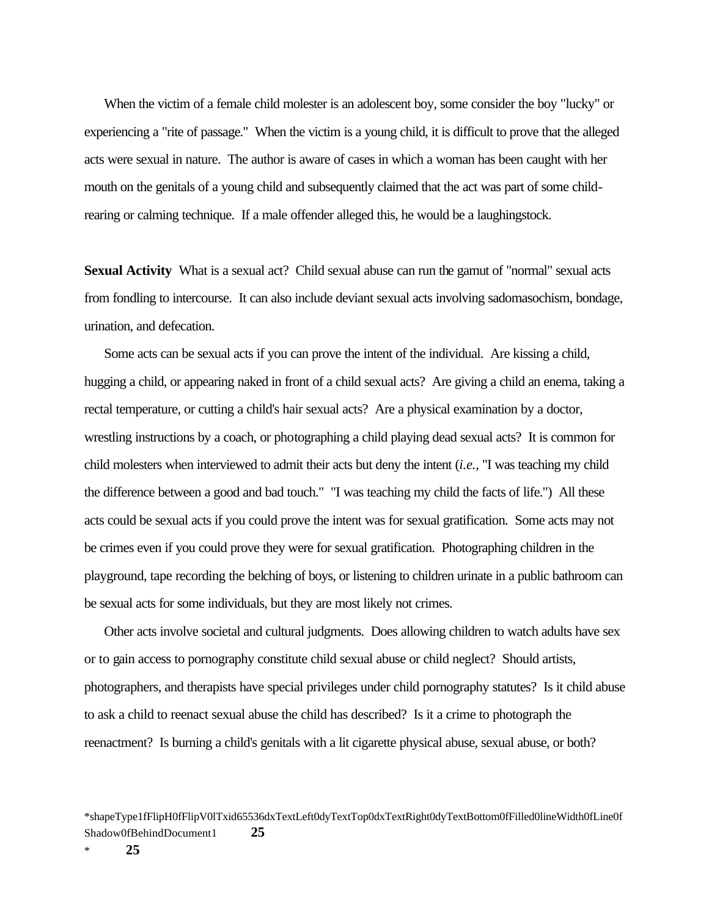When the victim of a female child molester is an adolescent boy, some consider the boy "lucky" or experiencing a "rite of passage." When the victim is a young child, it is difficult to prove that the alleged acts were sexual in nature. The author is aware of cases in which a woman has been caught with her mouth on the genitals of a young child and subsequently claimed that the act was part of some child-rearing or calming technique. If a male offender alleged this, he would be a laughingstock.

**Sexual Activity** What is a sexual act? Child sexual abuse can run the gamut of "normal" sexual acts from fondling to intercourse. It can also include deviant sexual acts involving sadomasochism, bondage, urination, and defecation.

Some acts can be sexual acts if you can prove the intent of the individual. Are kissing a child, hugging a child, or appearing naked in front of a child sexual acts? Are giving a child an enema, taking a rectal temperature, or cutting a child's hair sexual acts? Are a physical examination by a doctor, wrestling instructions by a coach, or photographing a child playing dead sexual acts? It is common for child molesters when interviewed to admit their acts but deny the intent (*i.e.*, "I was teaching my child the difference between a good and bad touch." "I was teaching my child the facts of life.") All these acts could be sexual acts if you could prove the intent was for sexual gratification. Some acts may not be crimes even if you could prove they were for sexual gratification. Photographing children in the playground, tape recording the belching of boys, or listening to children urinate in a public bathroom can be sexual acts for some individuals, but they are most likely not crimes.

Other acts involve societal and cultural judgments. Does allowing children to watch adults have sex or to gain access to pornography constitute child sexual abuse or child neglect? Should artists, photographers, and therapists have special privileges under child pornography statutes? Is it child abuse to ask a child to reenact sexual abuse the child has described? Is it a crime to photograph the reenactment? Is burning a child's genitals with a lit cigarette physical abuse, sexual abuse, or both?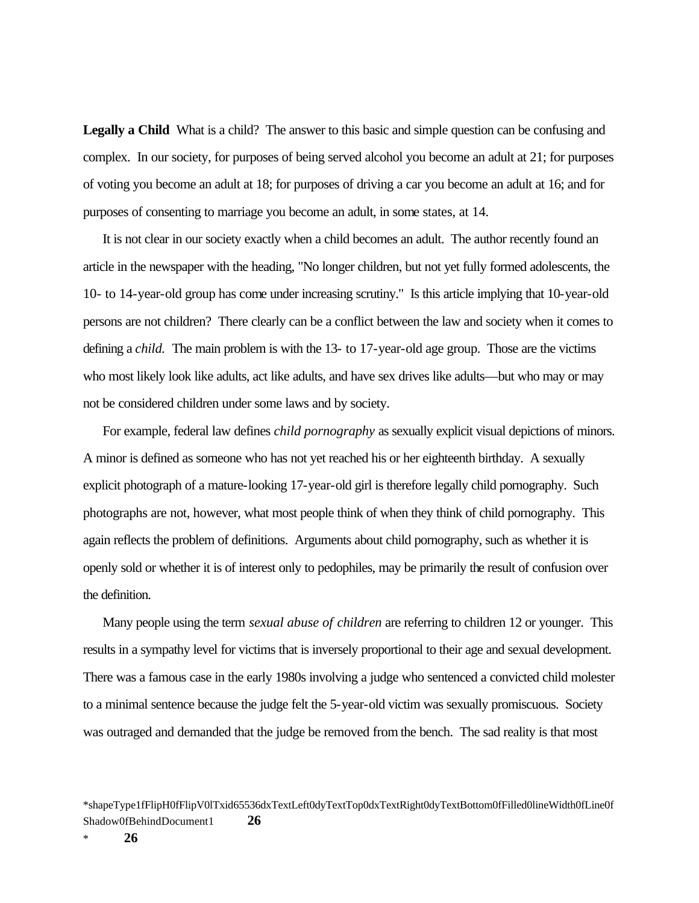**Legally a Child** What is a child? The answer to this basic and simple question can be confusing and complex. In our society, for purposes of being served alcohol you become an adult at 21; for purposes of voting you become an adult at 18; for purposes of driving a car you become an adult at 16; and for purposes of consenting to marriage you become an adult, in some states, at 14.

It is not clear in our society exactly when a child becomes an adult. The author recently found an article in the newspaper with the heading, "No longer children, but not yet fully formed adolescents, the 10- to 14-year-old group has come under increasing scrutiny." Is this article implying that 10-year-old persons are not children? There clearly can be a conflict between the law and society when it comes to defining a *child.* The main problem is with the 13- to 17-year-old age group. Those are the victims who most likely look like adults, act like adults, and have sex drives like adults—but who may or may not be considered children under some laws and by society.

For example, federal law defines *child pornography* as sexually explicit visual depictions of minors. A minor is defined as someone who has not yet reached his or her eighteenth birthday. A sexually explicit photograph of a mature-looking 17-year-old girl is therefore legally child pornography. Such photographs are not, however, what most people think of when they think of child pornography. This again reflects the problem of definitions. Arguments about child pornography, such as whether it is openly sold or whether it is of interest only to pedophiles, may be primarily the result of confusion over the definition.

Many people using the term *sexual abuse of children* are referring to children 12 or younger. This results in a sympathy level for victims that is inversely proportional to their age and sexual development. There was a famous case in the early 1980s involving a judge who sentenced a convicted child molester to a minimal sentence because the judge felt the 5-year-old victim was sexually promiscuous. Society was outraged and demanded that the judge be removed from the bench. The sad reality is that most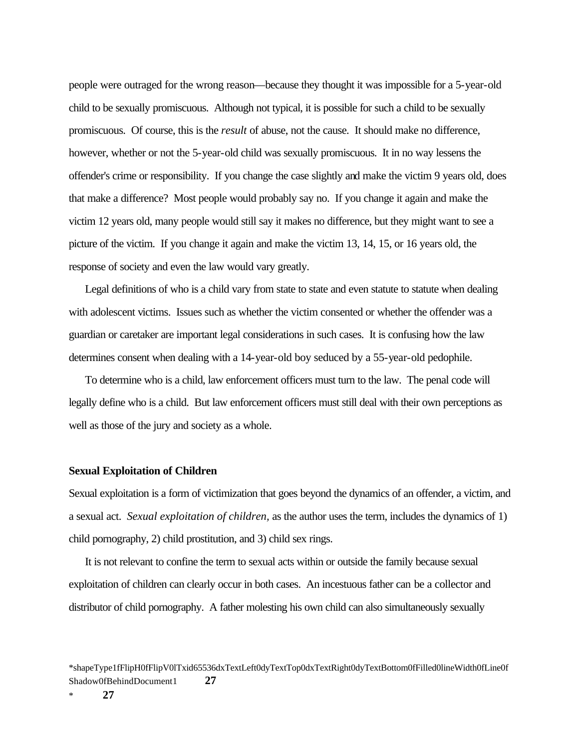people were outraged for the wrong reason—because they thought it was impossible for a 5-year-old child to be sexually promiscuous. Although not typical, it is possible for such a child to be sexually promiscuous. Of course, this is the *result* of abuse, not the cause. It should make no difference, however, whether or not the 5-year-old child was sexually promiscuous. It in no way lessens the offender's crime or responsibility. If you change the case slightly and make the victim 9 years old, does that make a difference? Most people would probably say no. If you change it again and make the victim 12 years old, many people would still say it makes no difference, but they might want to see a picture of the victim. If you change it again and make the victim 13, 14, 15, or 16 years old, the response of society and even the law would vary greatly.

Legal definitions of who is a child vary from state to state and even statute to statute when dealing with adolescent victims. Issues such as whether the victim consented or whether the offender was a guardian or caretaker are important legal considerations in such cases. It is confusing how the law determines consent when dealing with a 14-year-old boy seduced by a 55-year-old pedophile.

To determine who is a child, law enforcement officers must turn to the law. The penal code will legally define who is a child. But law enforcement officers must still deal with their own perceptions as well as those of the jury and society as a whole.

**Sexual Exploitation of Children**

Sexual exploitation is a form of victimization that goes beyond the dynamics of an offender, a victim, and a sexual act. *Sexual exploitation of children,* as the author uses the term, includes the dynamics of 1) child pornography, 2) child prostitution, and 3) child sex rings.

It is not relevant to confine the term to sexual acts within or outside the family because sexual exploitation of children can clearly occur in both cases. An incestuous father can be a collector and distributor of child pornography. A father molesting his own child can also simultaneously sexually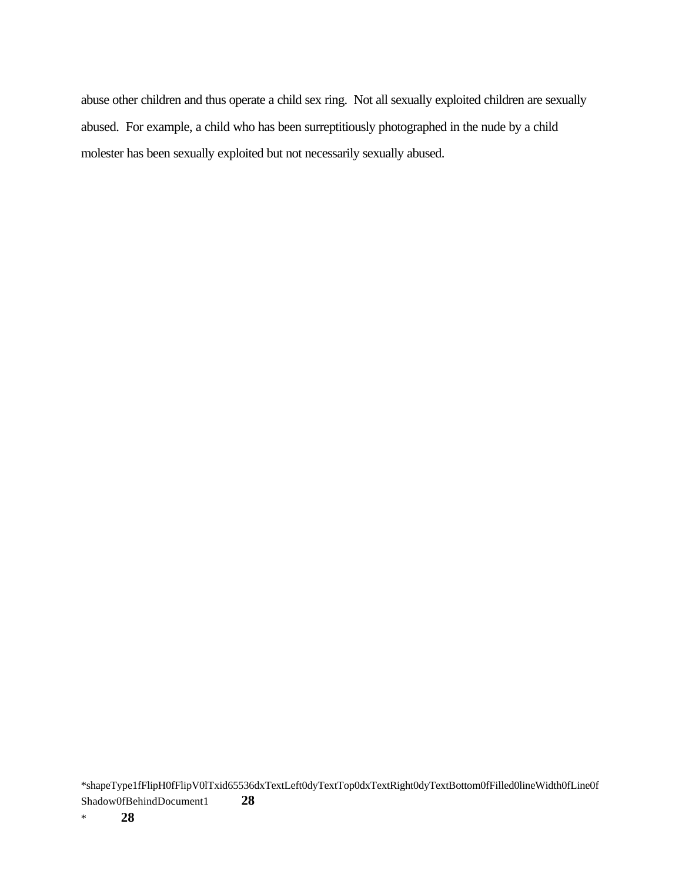abuse other children and thus operate a child sex ring.  Not all sexually exploited children are sexually abused.  For example, a child who has been surreptitiously photographed in the nude by a child molester has been sexually exploited but not necessarily sexually abused.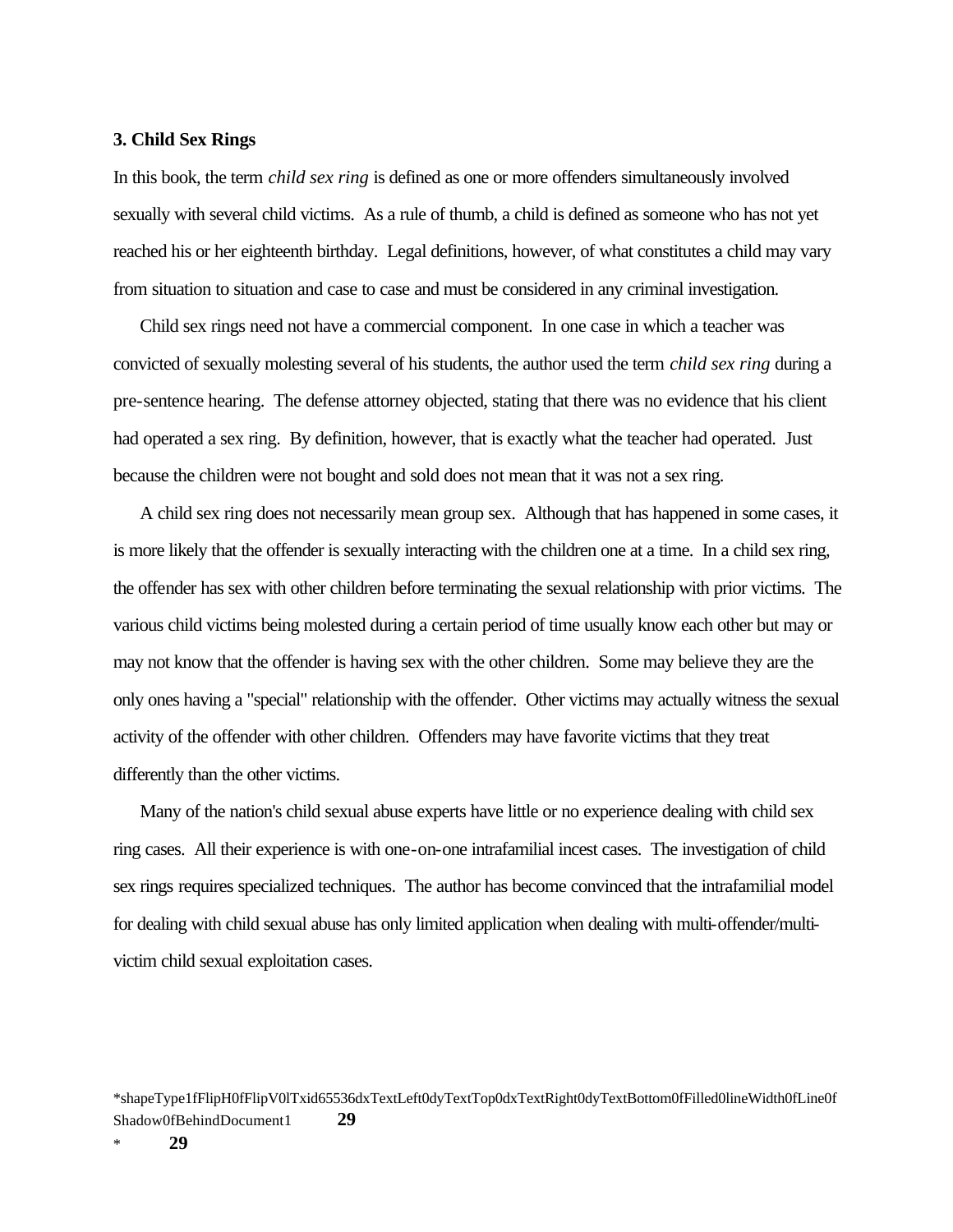### 3. Child Sex Rings

In this book, the term *child sex ring* is defined as one or more offenders simultaneously involved sexually with several child victims. As a rule of thumb, a child is defined as someone who has not yet reached his or her eighteenth birthday. Legal definitions, however, of what constitutes a child may vary from situation to situation and case to case and must be considered in any criminal investigation.

Child sex rings need not have a commercial component. In one case in which a teacher was convicted of sexually molesting several of his students, the author used the term *child sex ring* during a pre-sentence hearing. The defense attorney objected, stating that there was no evidence that his client had operated a sex ring. By definition, however, that is exactly what the teacher had operated. Just because the children were not bought and sold does not mean that it was not a sex ring.

A child sex ring does not necessarily mean group sex. Although that has happened in some cases, it is more likely that the offender is sexually interacting with the children one at a time. In a child sex ring, the offender has sex with other children before terminating the sexual relationship with prior victims. The various child victims being molested during a certain period of time usually know each other but may or may not know that the offender is having sex with the other children. Some may believe they are the only ones having a "special" relationship with the offender. Other victims may actually witness the sexual activity of the offender with other children. Offenders may have favorite victims that they treat differently than the other victims.

Many of the nation's child sexual abuse experts have little or no experience dealing with child sex ring cases. All their experience is with one-on-one intrafamilial incest cases. The investigation of child sex rings requires specialized techniques. The author has become convinced that the intrafamilial model for dealing with child sexual abuse has only limited application when dealing with multi-offender/multi-victim child sexual exploitation cases.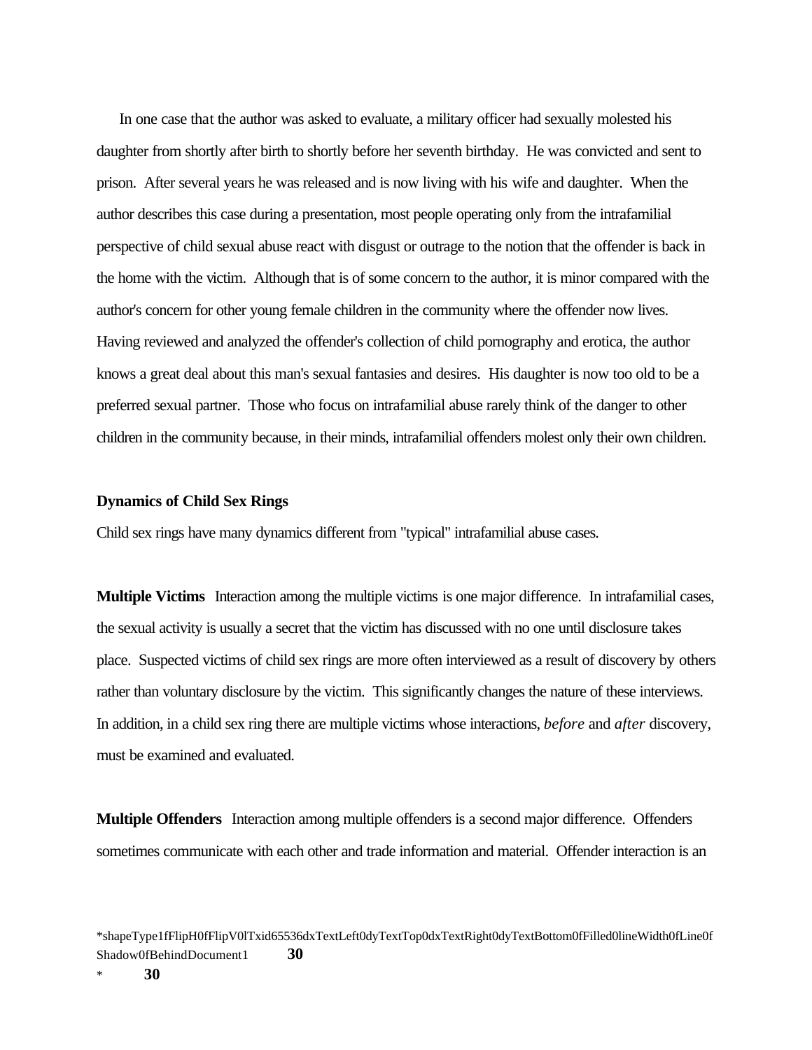In one case that the author was asked to evaluate, a military officer had sexually molested his daughter from shortly after birth to shortly before her seventh birthday. He was convicted and sent to prison. After several years he was released and is now living with his wife and daughter. When the author describes this case during a presentation, most people operating only from the intrafamilial perspective of child sexual abuse react with disgust or outrage to the notion that the offender is back in the home with the victim. Although that is of some concern to the author, it is minor compared with the author's concern for other young female children in the community where the offender now lives. Having reviewed and analyzed the offender's collection of child pornography and erotica, the author knows a great deal about this man's sexual fantasies and desires. His daughter is now too old to be a preferred sexual partner. Those who focus on intrafamilial abuse rarely think of the danger to other children in the community because, in their minds, intrafamilial offenders molest only their own children.

### Dynamics of Child Sex Rings

Child sex rings have many dynamics different from "typical" intrafamilial abuse cases.

**Multiple Victims** Interaction among the multiple victims is one major difference. In intrafamilial cases, the sexual activity is usually a secret that the victim has discussed with no one until disclosure takes place. Suspected victims of child sex rings are more often interviewed as a result of discovery by others rather than voluntary disclosure by the victim. This significantly changes the nature of these interviews. In addition, in a child sex ring there are multiple victims whose interactions, *before* and *after* discovery, must be examined and evaluated.

**Multiple Offenders** Interaction among multiple offenders is a second major difference. Offenders sometimes communicate with each other and trade information and material. Offender interaction is an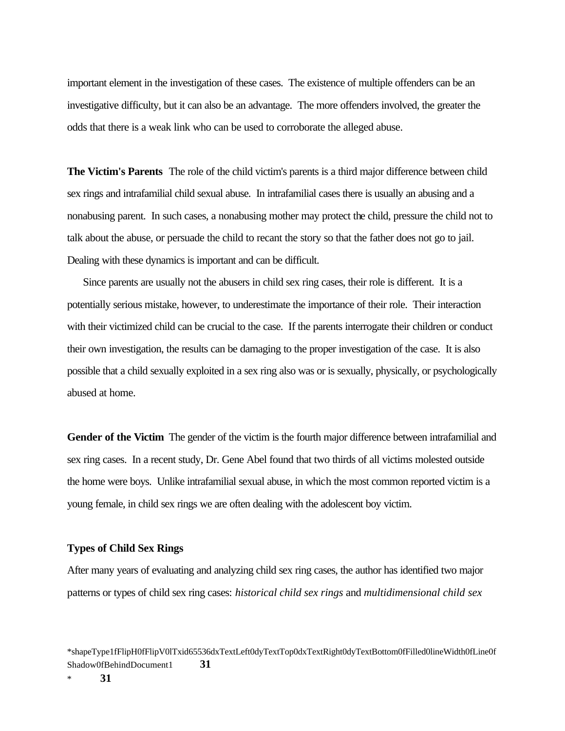important element in the investigation of these cases. The existence of multiple offenders can be an investigative difficulty, but it can also be an advantage. The more offenders involved, the greater the odds that there is a weak link who can be used to corroborate the alleged abuse.

**The Victim's Parents** The role of the child victim's parents is a third major difference between child sex rings and intrafamilial child sexual abuse. In intrafamilial cases there is usually an abusing and a nonabusing parent. In such cases, a nonabusing mother may protect the child, pressure the child not to talk about the abuse, or persuade the child to recant the story so that the father does not go to jail. Dealing with these dynamics is important and can be difficult.

Since parents are usually not the abusers in child sex ring cases, their role is different. It is a potentially serious mistake, however, to underestimate the importance of their role. Their interaction with their victimized child can be crucial to the case. If the parents interrogate their children or conduct their own investigation, the results can be damaging to the proper investigation of the case. It is also possible that a child sexually exploited in a sex ring also was or is sexually, physically, or psychologically abused at home.

**Gender of the Victim** The gender of the victim is the fourth major difference between intrafamilial and sex ring cases. In a recent study, Dr. Gene Abel found that two thirds of all victims molested outside the home were boys. Unlike intrafamilial sexual abuse, in which the most common reported victim is a young female, in child sex rings we are often dealing with the adolescent boy victim.

### Types of Child Sex Rings

After many years of evaluating and analyzing child sex ring cases, the author has identified two major patterns or types of child sex ring cases: *historical child sex rings* and *multidimensional child sex*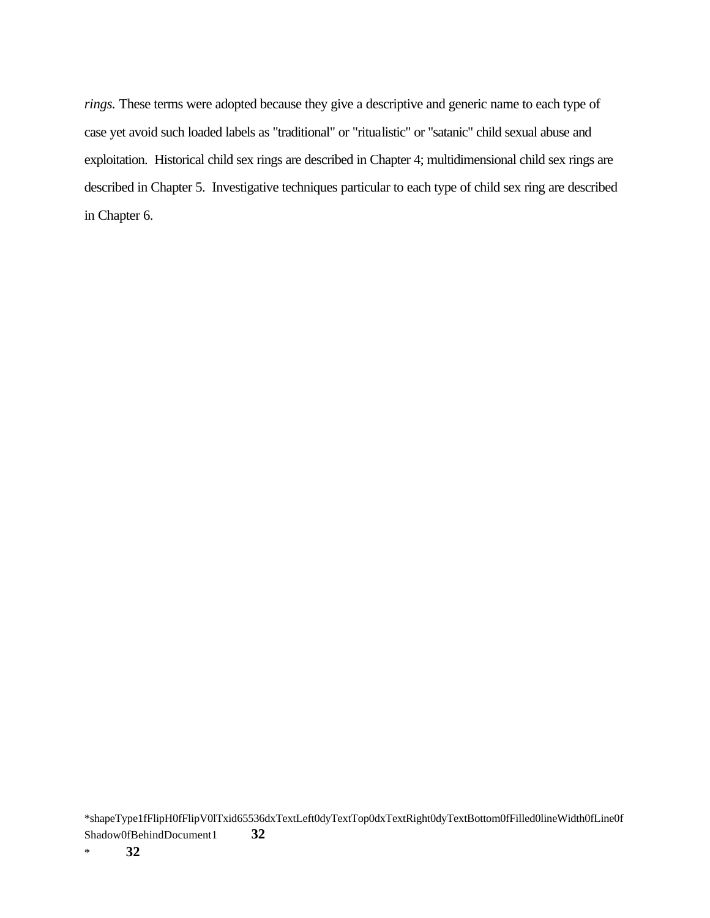*rings.* These terms were adopted because they give a descriptive and generic name to each type of case yet avoid such loaded labels as "traditional" or "ritualistic" or "satanic" child sexual abuse and exploitation. Historical child sex rings are described in Chapter 4; multidimensional child sex rings are described in Chapter 5. Investigative techniques particular to each type of child sex ring are described in Chapter 6.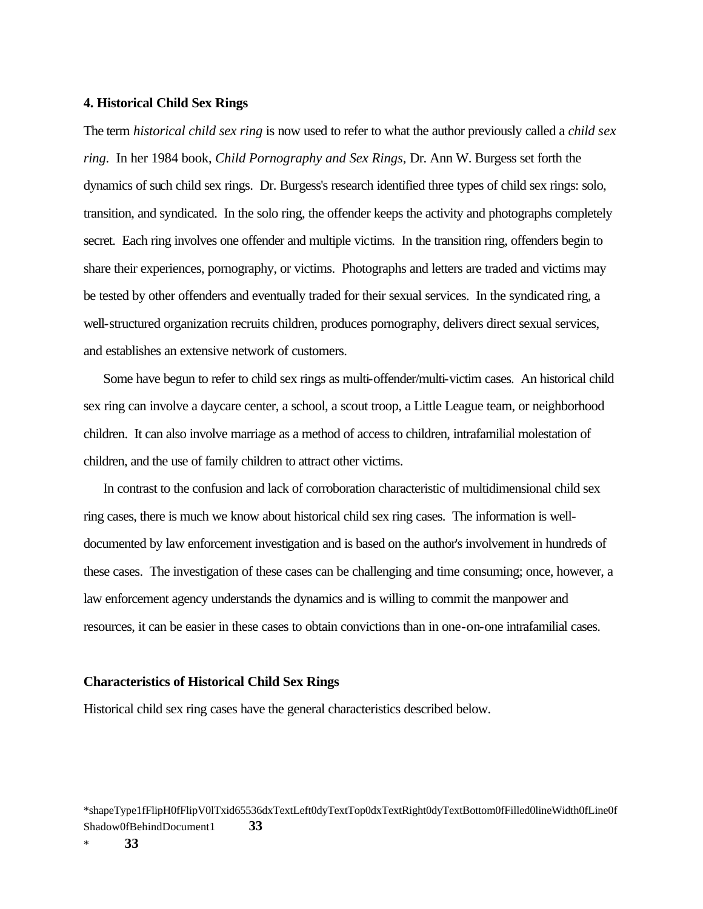### 4. Historical Child Sex Rings

The term *historical child sex ring* is now used to refer to what the author previously called a *child sex ring*. In her 1984 book, *Child Pornography and Sex Rings,* Dr. Ann W. Burgess set forth the dynamics of such child sex rings. Dr. Burgess's research identified three types of child sex rings: solo, transition, and syndicated. In the solo ring, the offender keeps the activity and photographs completely secret. Each ring involves one offender and multiple victims. In the transition ring, offenders begin to share their experiences, pornography, or victims. Photographs and letters are traded and victims may be tested by other offenders and eventually traded for their sexual services. In the syndicated ring, a well-structured organization recruits children, produces pornography, delivers direct sexual services, and establishes an extensive network of customers.

Some have begun to refer to child sex rings as multi-offender/multi-victim cases. An historical child sex ring can involve a daycare center, a school, a scout troop, a Little League team, or neighborhood children. It can also involve marriage as a method of access to children, intrafamilial molestation of children, and the use of family children to attract other victims.

In contrast to the confusion and lack of corroboration characteristic of multidimensional child sex ring cases, there is much we know about historical child sex ring cases. The information is well-documented by law enforcement investigation and is based on the author's involvement in hundreds of these cases. The investigation of these cases can be challenging and time consuming; once, however, a law enforcement agency understands the dynamics and is willing to commit the manpower and resources, it can be easier in these cases to obtain convictions than in one-on-one intrafamilial cases.

#### Characteristics of Historical Child Sex Rings

Historical child sex ring cases have the general characteristics described below.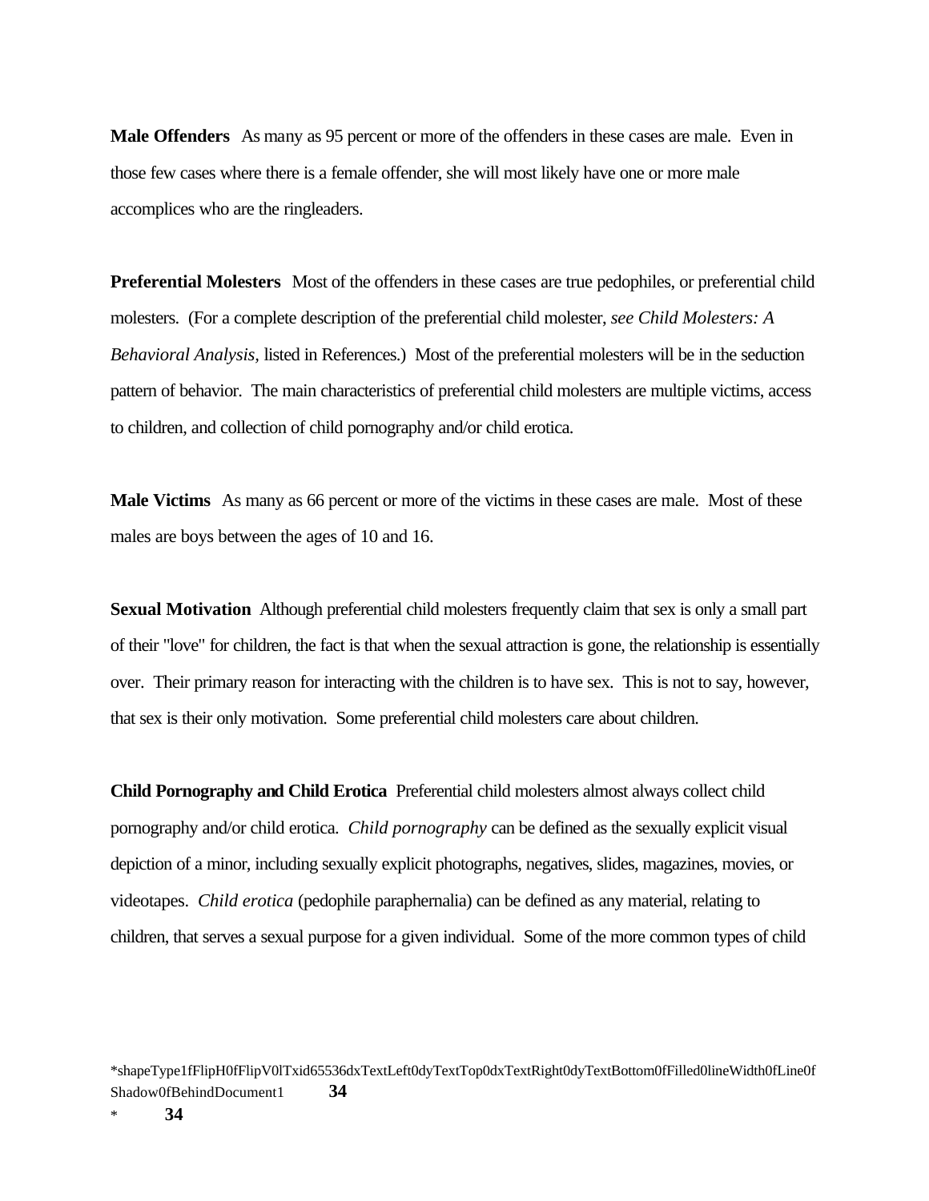**Male Offenders** As many as 95 percent or more of the offenders in these cases are male. Even in those few cases where there is a female offender, she will most likely have one or more male accomplices who are the ringleaders.

**Preferential Molesters** Most of the offenders in these cases are true pedophiles, or preferential child molesters. (For a complete description of the preferential child molester, *see Child Molesters: A Behavioral Analysis,* listed in References.) Most of the preferential molesters will be in the seduction pattern of behavior. The main characteristics of preferential child molesters are multiple victims, access to children, and collection of child pornography and/or child erotica.

**Male Victims** As many as 66 percent or more of the victims in these cases are male. Most of these males are boys between the ages of 10 and 16.

**Sexual Motivation** Although preferential child molesters frequently claim that sex is only a small part of their "love" for children, the fact is that when the sexual attraction is gone, the relationship is essentially over. Their primary reason for interacting with the children is to have sex. This is not to say, however, that sex is their only motivation. Some preferential child molesters care about children.

**Child Pornography and Child Erotica** Preferential child molesters almost always collect child pornography and/or child erotica. *Child pornography* can be defined as the sexually explicit visual depiction of a minor, including sexually explicit photographs, negatives, slides, magazines, movies, or videotapes. *Child erotica* (pedophile paraphernalia) can be defined as any material, relating to children, that serves a sexual purpose for a given individual. Some of the more common types of child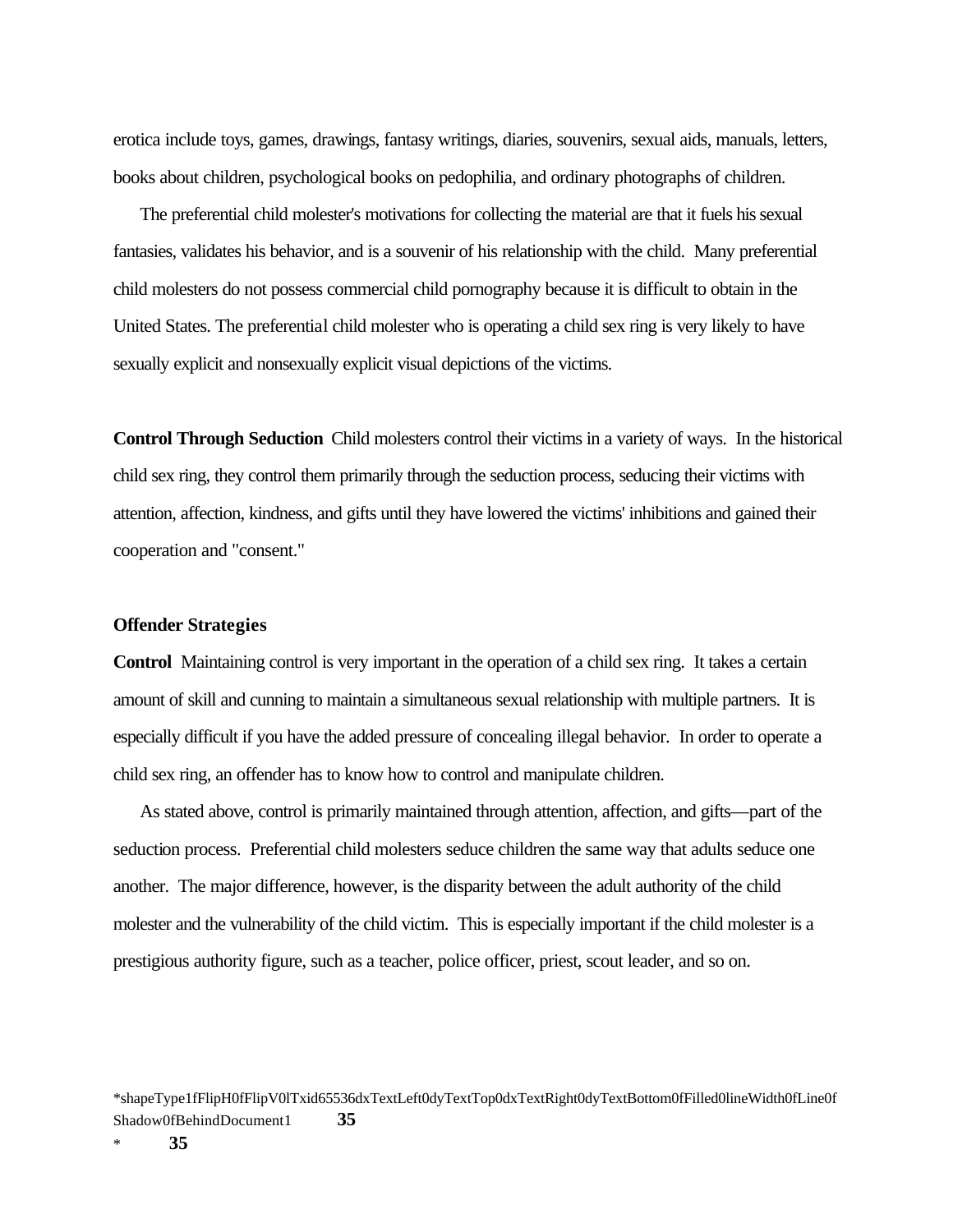erotica include toys, games, drawings, fantasy writings, diaries, souvenirs, sexual aids, manuals, letters, books about children, psychological books on pedophilia, and ordinary photographs of children.

The preferential child molester's motivations for collecting the material are that it fuels his sexual fantasies, validates his behavior, and is a souvenir of his relationship with the child. Many preferential child molesters do not possess commercial child pornography because it is difficult to obtain in the United States. The preferential child molester who is operating a child sex ring is very likely to have sexually explicit and nonsexually explicit visual depictions of the victims.

**Control Through Seduction** Child molesters control their victims in a variety of ways. In the historical child sex ring, they control them primarily through the seduction process, seducing their victims with attention, affection, kindness, and gifts until they have lowered the victims' inhibitions and gained their cooperation and "consent."

### Offender Strategies

**Control** Maintaining control is very important in the operation of a child sex ring. It takes a certain amount of skill and cunning to maintain a simultaneous sexual relationship with multiple partners. It is especially difficult if you have the added pressure of concealing illegal behavior. In order to operate a child sex ring, an offender has to know how to control and manipulate children.

As stated above, control is primarily maintained through attention, affection, and gifts—part of the seduction process. Preferential child molesters seduce children the same way that adults seduce one another. The major difference, however, is the disparity between the adult authority of the child molester and the vulnerability of the child victim. This is especially important if the child molester is a prestigious authority figure, such as a teacher, police officer, priest, scout leader, and so on.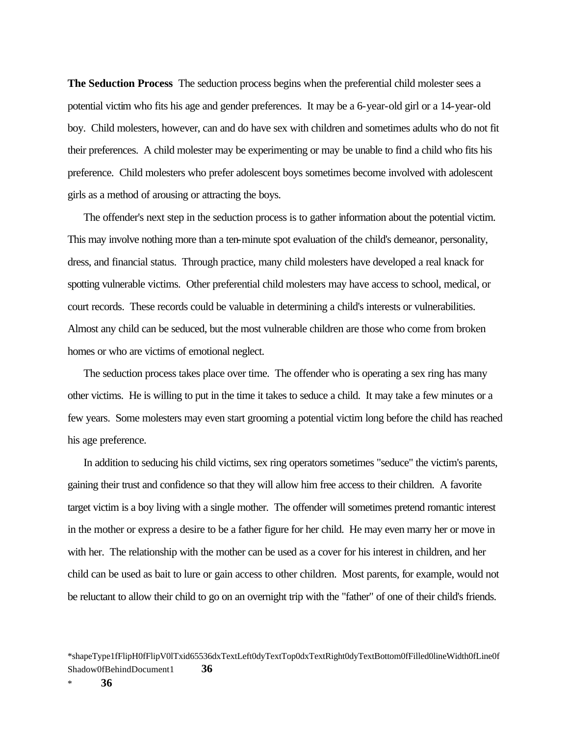**The Seduction Process** The seduction process begins when the preferential child molester sees a potential victim who fits his age and gender preferences. It may be a 6-year-old girl or a 14-year-old boy. Child molesters, however, can and do have sex with children and sometimes adults who do not fit their preferences. A child molester may be experimenting or may be unable to find a child who fits his preference. Child molesters who prefer adolescent boys sometimes become involved with adolescent girls as a method of arousing or attracting the boys.

The offender's next step in the seduction process is to gather information about the potential victim. This may involve nothing more than a ten-minute spot evaluation of the child's demeanor, personality, dress, and financial status. Through practice, many child molesters have developed a real knack for spotting vulnerable victims. Other preferential child molesters may have access to school, medical, or court records. These records could be valuable in determining a child's interests or vulnerabilities. Almost any child can be seduced, but the most vulnerable children are those who come from broken homes or who are victims of emotional neglect.

The seduction process takes place over time. The offender who is operating a sex ring has many other victims. He is willing to put in the time it takes to seduce a child. It may take a few minutes or a few years. Some molesters may even start grooming a potential victim long before the child has reached his age preference.

In addition to seducing his child victims, sex ring operators sometimes "seduce" the victim's parents, gaining their trust and confidence so that they will allow him free access to their children. A favorite target victim is a boy living with a single mother. The offender will sometimes pretend romantic interest in the mother or express a desire to be a father figure for her child. He may even marry her or move in with her. The relationship with the mother can be used as a cover for his interest in children, and her child can be used as bait to lure or gain access to other children. Most parents, for example, would not be reluctant to allow their child to go on an overnight trip with the "father" of one of their child's friends.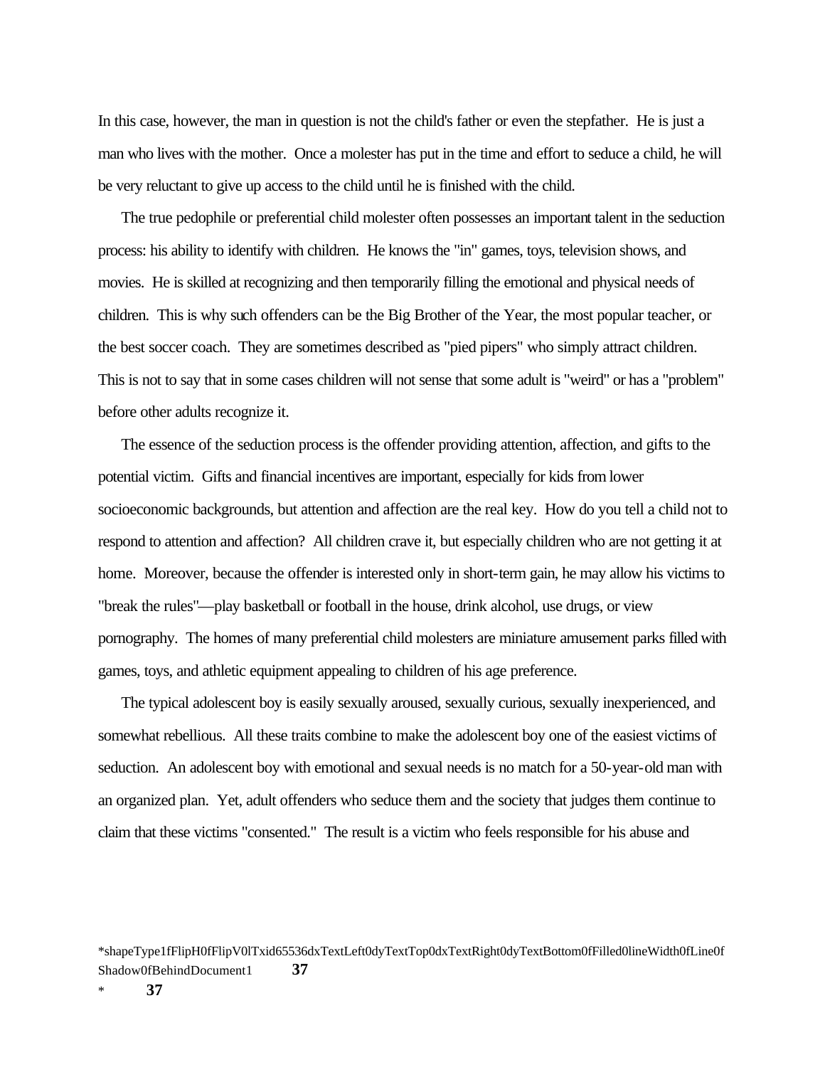In this case, however, the man in question is not the child's father or even the stepfather. He is just a man who lives with the mother. Once a molester has put in the time and effort to seduce a child, he will be very reluctant to give up access to the child until he is finished with the child.

The true pedophile or preferential child molester often possesses an important talent in the seduction process: his ability to identify with children. He knows the "in" games, toys, television shows, and movies. He is skilled at recognizing and then temporarily filling the emotional and physical needs of children. This is why such offenders can be the Big Brother of the Year, the most popular teacher, or the best soccer coach. They are sometimes described as "pied pipers" who simply attract children. This is not to say that in some cases children will not sense that some adult is "weird" or has a "problem" before other adults recognize it.

The essence of the seduction process is the offender providing attention, affection, and gifts to the potential victim. Gifts and financial incentives are important, especially for kids from lower socioeconomic backgrounds, but attention and affection are the real key. How do you tell a child not to respond to attention and affection? All children crave it, but especially children who are not getting it at home. Moreover, because the offender is interested only in short-term gain, he may allow his victims to "break the rules"—play basketball or football in the house, drink alcohol, use drugs, or view pornography. The homes of many preferential child molesters are miniature amusement parks filled with games, toys, and athletic equipment appealing to children of his age preference.

The typical adolescent boy is easily sexually aroused, sexually curious, sexually inexperienced, and somewhat rebellious. All these traits combine to make the adolescent boy one of the easiest victims of seduction. An adolescent boy with emotional and sexual needs is no match for a 50-year-old man with an organized plan. Yet, adult offenders who seduce them and the society that judges them continue to claim that these victims "consented." The result is a victim who feels responsible for his abuse and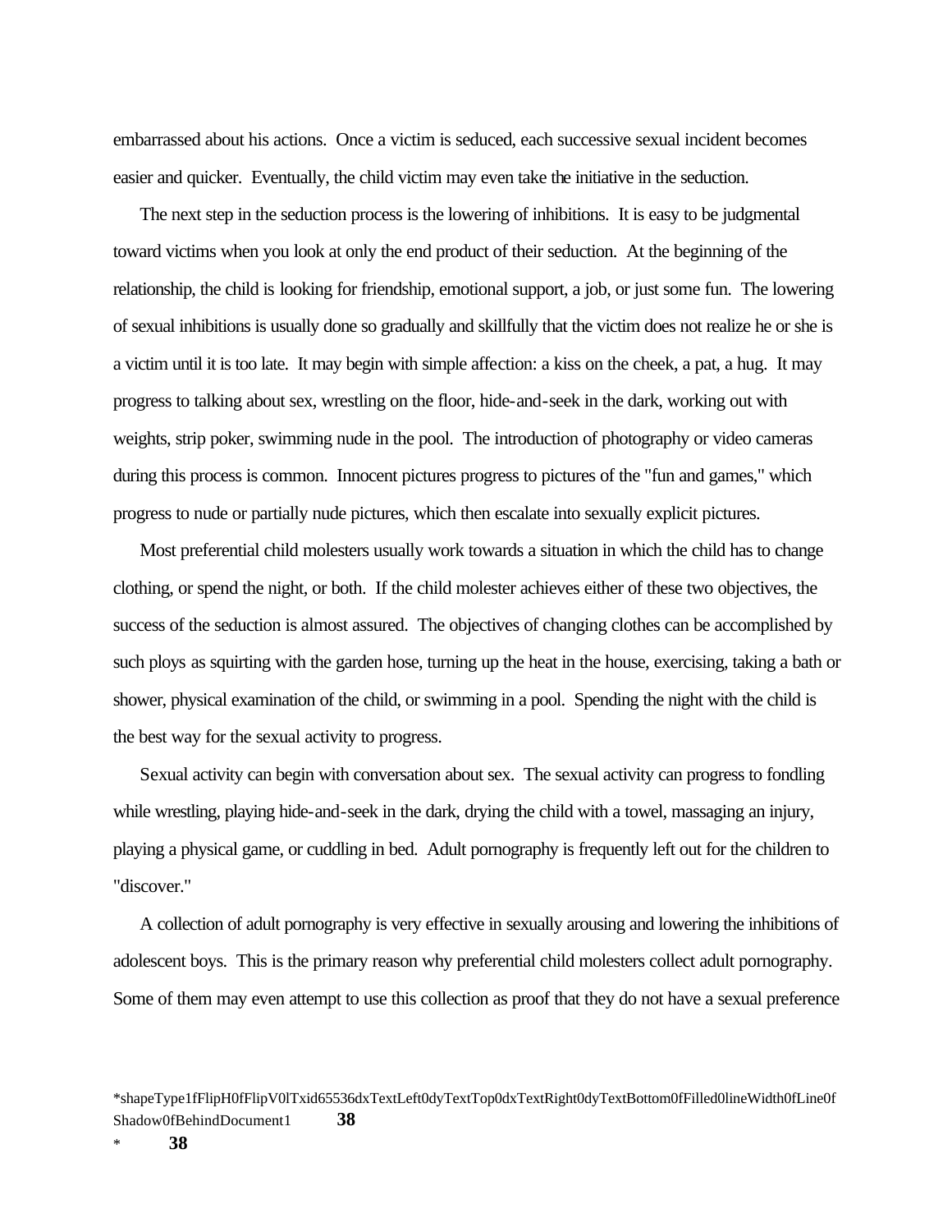embarrassed about his actions. Once a victim is seduced, each successive sexual incident becomes easier and quicker. Eventually, the child victim may even take the initiative in the seduction.

The next step in the seduction process is the lowering of inhibitions. It is easy to be judgmental toward victims when you look at only the end product of their seduction. At the beginning of the relationship, the child is looking for friendship, emotional support, a job, or just some fun. The lowering of sexual inhibitions is usually done so gradually and skillfully that the victim does not realize he or she is a victim until it is too late. It may begin with simple affection: a kiss on the cheek, a pat, a hug. It may progress to talking about sex, wrestling on the floor, hide-and-seek in the dark, working out with weights, strip poker, swimming nude in the pool. The introduction of photography or video cameras during this process is common. Innocent pictures progress to pictures of the "fun and games," which progress to nude or partially nude pictures, which then escalate into sexually explicit pictures.

Most preferential child molesters usually work towards a situation in which the child has to change clothing, or spend the night, or both. If the child molester achieves either of these two objectives, the success of the seduction is almost assured. The objectives of changing clothes can be accomplished by such ploys as squirting with the garden hose, turning up the heat in the house, exercising, taking a bath or shower, physical examination of the child, or swimming in a pool. Spending the night with the child is the best way for the sexual activity to progress.

Sexual activity can begin with conversation about sex. The sexual activity can progress to fondling while wrestling, playing hide-and-seek in the dark, drying the child with a towel, massaging an injury, playing a physical game, or cuddling in bed. Adult pornography is frequently left out for the children to "discover."

A collection of adult pornography is very effective in sexually arousing and lowering the inhibitions of adolescent boys. This is the primary reason why preferential child molesters collect adult pornography. Some of them may even attempt to use this collection as proof that they do not have a sexual preference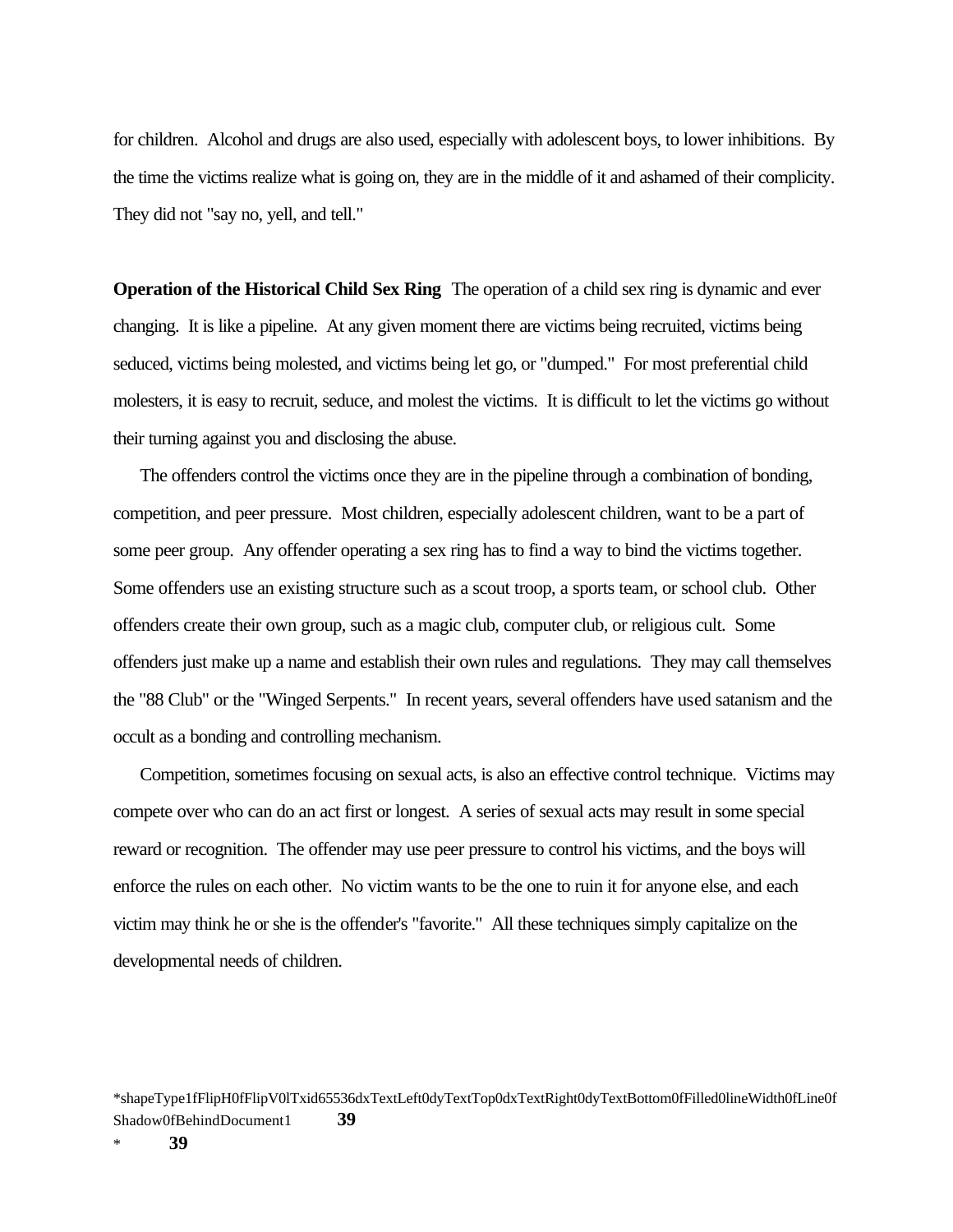for children. Alcohol and drugs are also used, especially with adolescent boys, to lower inhibitions. By the time the victims realize what is going on, they are in the middle of it and ashamed of their complicity. They did not "say no, yell, and tell."

**Operation of the Historical Child Sex Ring** The operation of a child sex ring is dynamic and ever changing. It is like a pipeline. At any given moment there are victims being recruited, victims being seduced, victims being molested, and victims being let go, or "dumped." For most preferential child molesters, it is easy to recruit, seduce, and molest the victims. It is difficult to let the victims go without their turning against you and disclosing the abuse.

The offenders control the victims once they are in the pipeline through a combination of bonding, competition, and peer pressure. Most children, especially adolescent children, want to be a part of some peer group. Any offender operating a sex ring has to find a way to bind the victims together. Some offenders use an existing structure such as a scout troop, a sports team, or school club. Other offenders create their own group, such as a magic club, computer club, or religious cult. Some offenders just make up a name and establish their own rules and regulations. They may call themselves the "88 Club" or the "Winged Serpents." In recent years, several offenders have used satanism and the occult as a bonding and controlling mechanism.

Competition, sometimes focusing on sexual acts, is also an effective control technique. Victims may compete over who can do an act first or longest. A series of sexual acts may result in some special reward or recognition. The offender may use peer pressure to control his victims, and the boys will enforce the rules on each other. No victim wants to be the one to ruin it for anyone else, and each victim may think he or she is the offender's "favorite." All these techniques simply capitalize on the developmental needs of children.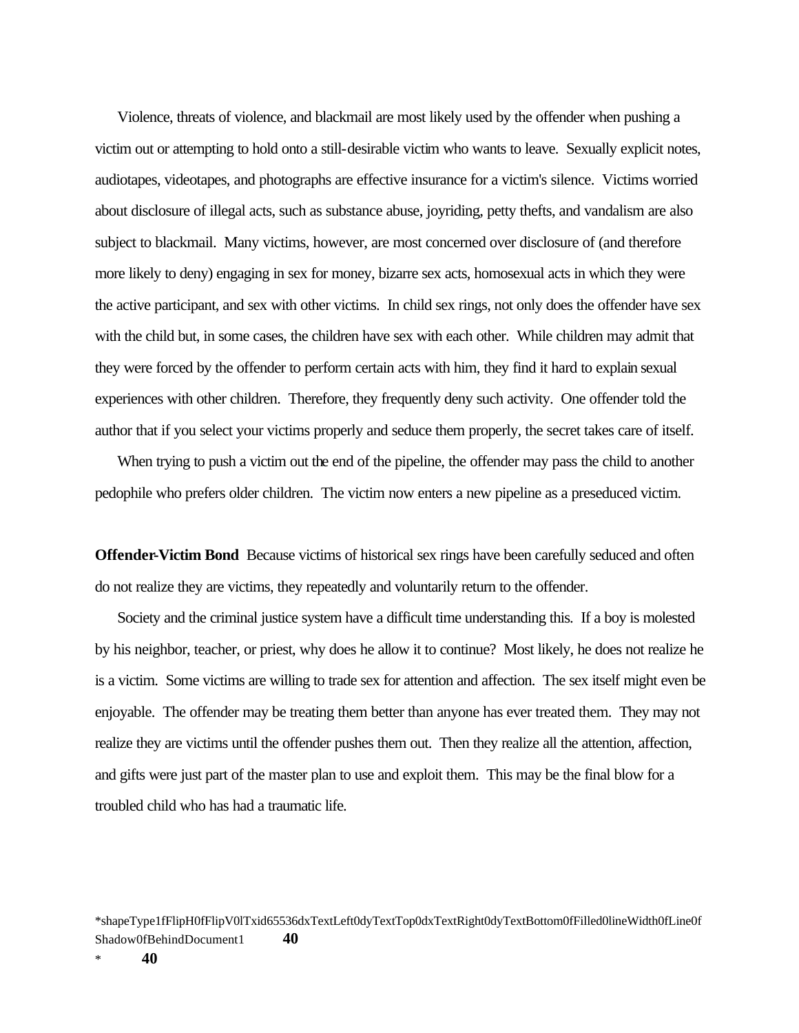Violence, threats of violence, and blackmail are most likely used by the offender when pushing a victim out or attempting to hold onto a still-desirable victim who wants to leave. Sexually explicit notes, audiotapes, videotapes, and photographs are effective insurance for a victim's silence. Victims worried about disclosure of illegal acts, such as substance abuse, joyriding, petty thefts, and vandalism are also subject to blackmail. Many victims, however, are most concerned over disclosure of (and therefore more likely to deny) engaging in sex for money, bizarre sex acts, homosexual acts in which they were the active participant, and sex with other victims. In child sex rings, not only does the offender have sex with the child but, in some cases, the children have sex with each other. While children may admit that they were forced by the offender to perform certain acts with him, they find it hard to explain sexual experiences with other children. Therefore, they frequently deny such activity. One offender told the author that if you select your victims properly and seduce them properly, the secret takes care of itself.

When trying to push a victim out the end of the pipeline, the offender may pass the child to another pedophile who prefers older children. The victim now enters a new pipeline as a preseduced victim.

**Offender-Victim Bond** Because victims of historical sex rings have been carefully seduced and often do not realize they are victims, they repeatedly and voluntarily return to the offender.

Society and the criminal justice system have a difficult time understanding this. If a boy is molested by his neighbor, teacher, or priest, why does he allow it to continue? Most likely, he does not realize he is a victim. Some victims are willing to trade sex for attention and affection. The sex itself might even be enjoyable. The offender may be treating them better than anyone has ever treated them. They may not realize they are victims until the offender pushes them out. Then they realize all the attention, affection, and gifts were just part of the master plan to use and exploit them. This may be the final blow for a troubled child who has had a traumatic life.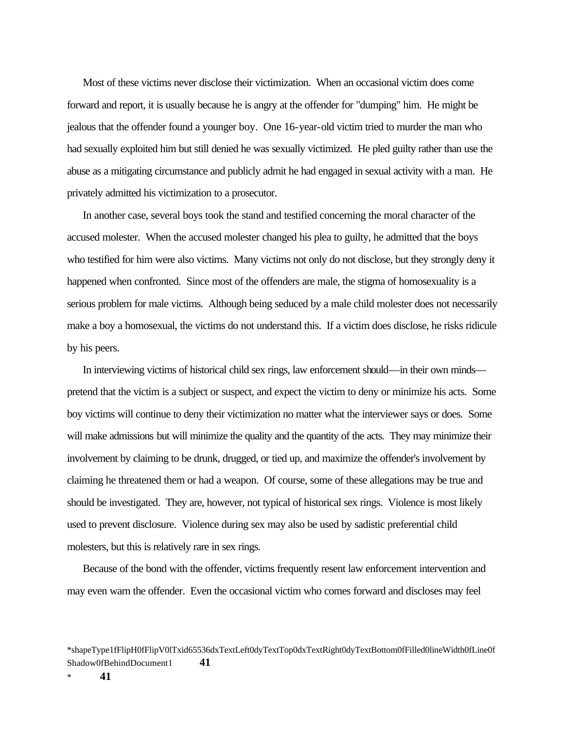Most of these victims never disclose their victimization. When an occasional victim does come forward and report, it is usually because he is angry at the offender for "dumping" him. He might be jealous that the offender found a younger boy. One 16-year-old victim tried to murder the man who had sexually exploited him but still denied he was sexually victimized. He pled guilty rather than use the abuse as a mitigating circumstance and publicly admit he had engaged in sexual activity with a man. He privately admitted his victimization to a prosecutor.

In another case, several boys took the stand and testified concerning the moral character of the accused molester. When the accused molester changed his plea to guilty, he admitted that the boys who testified for him were also victims. Many victims not only do not disclose, but they strongly deny it happened when confronted. Since most of the offenders are male, the stigma of homosexuality is a serious problem for male victims. Although being seduced by a male child molester does not necessarily make a boy a homosexual, the victims do not understand this. If a victim does disclose, he risks ridicule by his peers.

In interviewing victims of historical child sex rings, law enforcement should—in their own minds—pretend that the victim is a subject or suspect, and expect the victim to deny or minimize his acts. Some boy victims will continue to deny their victimization no matter what the interviewer says or does. Some will make admissions but will minimize the quality and the quantity of the acts. They may minimize their involvement by claiming to be drunk, drugged, or tied up, and maximize the offender's involvement by claiming he threatened them or had a weapon. Of course, some of these allegations may be true and should be investigated. They are, however, not typical of historical sex rings. Violence is most likely used to prevent disclosure. Violence during sex may also be used by sadistic preferential child molesters, but this is relatively rare in sex rings.

Because of the bond with the offender, victims frequently resent law enforcement intervention and may even warn the offender. Even the occasional victim who comes forward and discloses may feel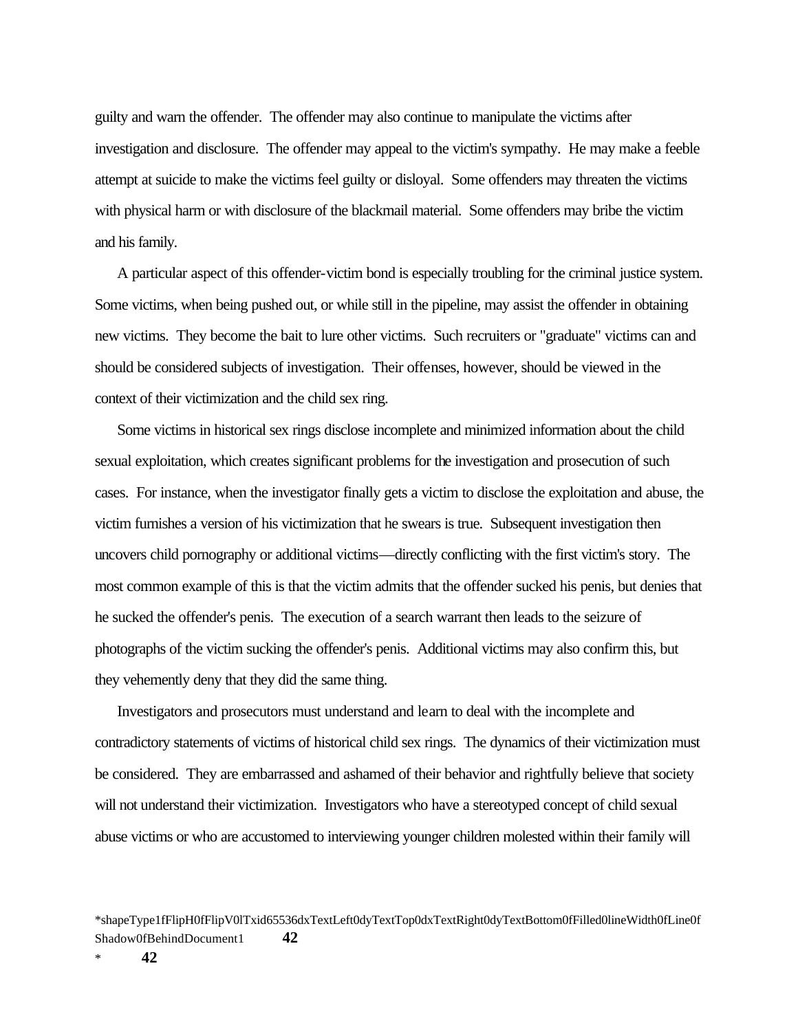guilty and warn the offender. The offender may also continue to manipulate the victims after investigation and disclosure. The offender may appeal to the victim's sympathy. He may make a feeble attempt at suicide to make the victims feel guilty or disloyal. Some offenders may threaten the victims with physical harm or with disclosure of the blackmail material. Some offenders may bribe the victim and his family.

A particular aspect of this offender-victim bond is especially troubling for the criminal justice system. Some victims, when being pushed out, or while still in the pipeline, may assist the offender in obtaining new victims. They become the bait to lure other victims. Such recruiters or "graduate" victims can and should be considered subjects of investigation. Their offenses, however, should be viewed in the context of their victimization and the child sex ring.

Some victims in historical sex rings disclose incomplete and minimized information about the child sexual exploitation, which creates significant problems for the investigation and prosecution of such cases. For instance, when the investigator finally gets a victim to disclose the exploitation and abuse, the victim furnishes a version of his victimization that he swears is true. Subsequent investigation then uncovers child pornography or additional victims—directly conflicting with the first victim's story. The most common example of this is that the victim admits that the offender sucked his penis, but denies that he sucked the offender's penis. The execution of a search warrant then leads to the seizure of photographs of the victim sucking the offender's penis. Additional victims may also confirm this, but they vehemently deny that they did the same thing.

Investigators and prosecutors must understand and learn to deal with the incomplete and contradictory statements of victims of historical child sex rings. The dynamics of their victimization must be considered. They are embarrassed and ashamed of their behavior and rightfully believe that society will not understand their victimization. Investigators who have a stereotyped concept of child sexual abuse victims or who are accustomed to interviewing younger children molested within their family will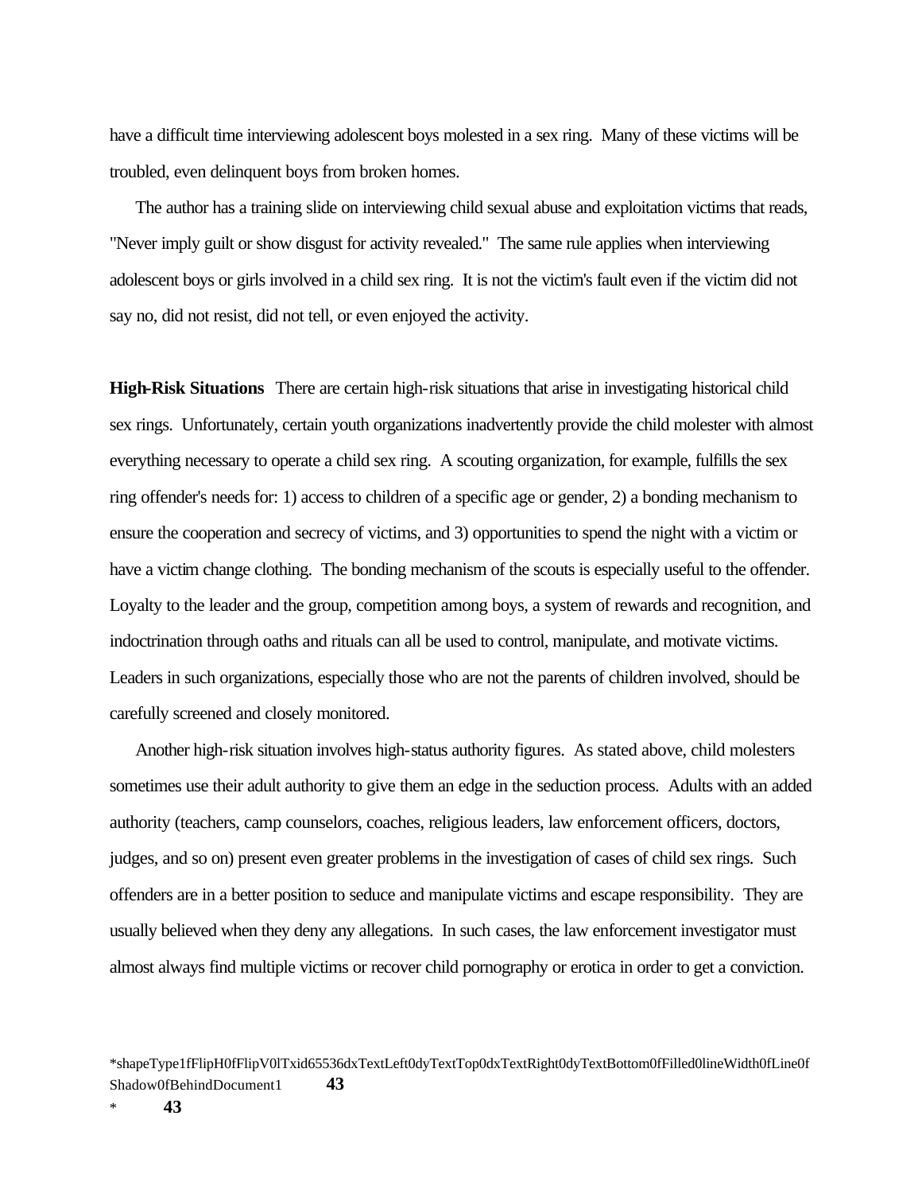have a difficult time interviewing adolescent boys molested in a sex ring. Many of these victims will be troubled, even delinquent boys from broken homes.

The author has a training slide on interviewing child sexual abuse and exploitation victims that reads, "Never imply guilt or show disgust for activity revealed." The same rule applies when interviewing adolescent boys or girls involved in a child sex ring. It is not the victim's fault even if the victim did not say no, did not resist, did not tell, or even enjoyed the activity.

**High-Risk Situations** There are certain high-risk situations that arise in investigating historical child sex rings. Unfortunately, certain youth organizations inadvertently provide the child molester with almost everything necessary to operate a child sex ring. A scouting organization, for example, fulfills the sex ring offender's needs for: 1) access to children of a specific age or gender, 2) a bonding mechanism to ensure the cooperation and secrecy of victims, and 3) opportunities to spend the night with a victim or have a victim change clothing. The bonding mechanism of the scouts is especially useful to the offender. Loyalty to the leader and the group, competition among boys, a system of rewards and recognition, and indoctrination through oaths and rituals can all be used to control, manipulate, and motivate victims. Leaders in such organizations, especially those who are not the parents of children involved, should be carefully screened and closely monitored.

Another high-risk situation involves high-status authority figures. As stated above, child molesters sometimes use their adult authority to give them an edge in the seduction process. Adults with an added authority (teachers, camp counselors, coaches, religious leaders, law enforcement officers, doctors, judges, and so on) present even greater problems in the investigation of cases of child sex rings. Such offenders are in a better position to seduce and manipulate victims and escape responsibility. They are usually believed when they deny any allegations. In such cases, the law enforcement investigator must almost always find multiple victims or recover child pornography or erotica in order to get a conviction.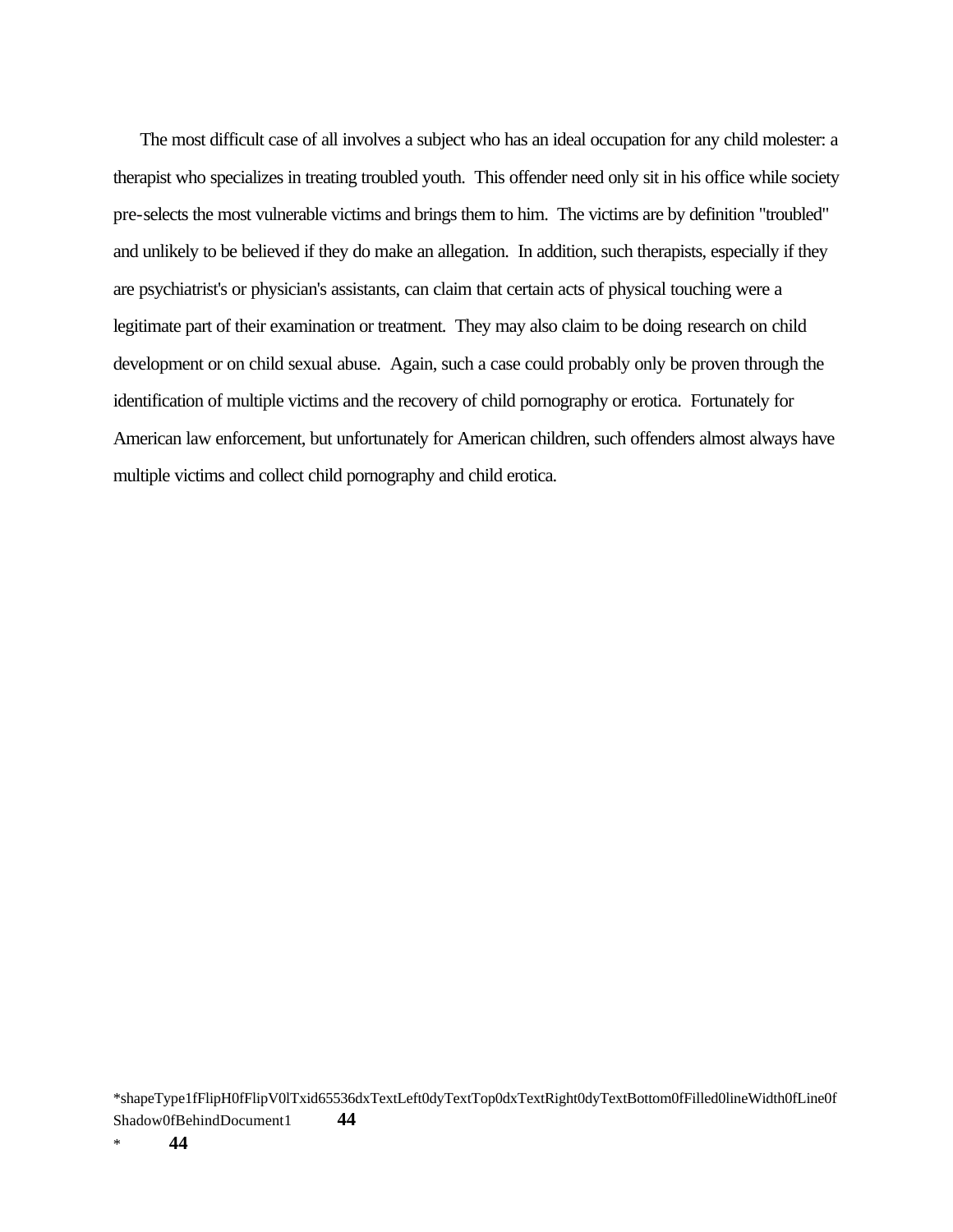The most difficult case of all involves a subject who has an ideal occupation for any child molester: a therapist who specializes in treating troubled youth. This offender need only sit in his office while society pre-selects the most vulnerable victims and brings them to him. The victims are by definition "troubled" and unlikely to be believed if they do make an allegation. In addition, such therapists, especially if they are psychiatrist's or physician's assistants, can claim that certain acts of physical touching were a legitimate part of their examination or treatment. They may also claim to be doing research on child development or on child sexual abuse. Again, such a case could probably only be proven through the identification of multiple victims and the recovery of child pornography or erotica. Fortunately for American law enforcement, but unfortunately for American children, such offenders almost always have multiple victims and collect child pornography and child erotica.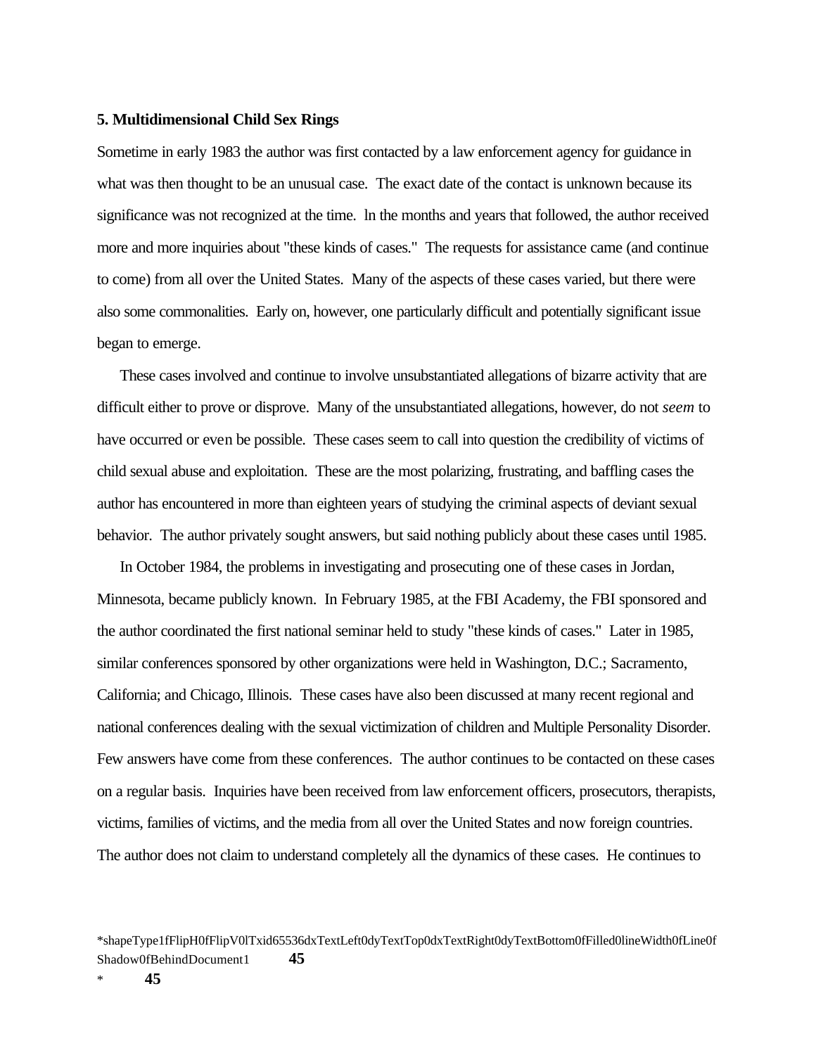### 5. Multidimensional Child Sex Rings

Sometime in early 1983 the author was first contacted by a law enforcement agency for guidance in what was then thought to be an unusual case. The exact date of the contact is unknown because its significance was not recognized at the time. In the months and years that followed, the author received more and more inquiries about "these kinds of cases." The requests for assistance came (and continue to come) from all over the United States. Many of the aspects of these cases varied, but there were also some commonalities. Early on, however, one particularly difficult and potentially significant issue began to emerge.

These cases involved and continue to involve unsubstantiated allegations of bizarre activity that are difficult either to prove or disprove. Many of the unsubstantiated allegations, however, do not *seem* to have occurred or even be possible. These cases seem to call into question the credibility of victims of child sexual abuse and exploitation. These are the most polarizing, frustrating, and baffling cases the author has encountered in more than eighteen years of studying the criminal aspects of deviant sexual behavior. The author privately sought answers, but said nothing publicly about these cases until 1985.

In October 1984, the problems in investigating and prosecuting one of these cases in Jordan, Minnesota, became publicly known. In February 1985, at the FBI Academy, the FBI sponsored and the author coordinated the first national seminar held to study "these kinds of cases." Later in 1985, similar conferences sponsored by other organizations were held in Washington, D.C.; Sacramento, California; and Chicago, Illinois. These cases have also been discussed at many recent regional and national conferences dealing with the sexual victimization of children and Multiple Personality Disorder. Few answers have come from these conferences. The author continues to be contacted on these cases on a regular basis. Inquiries have been received from law enforcement officers, prosecutors, therapists, victims, families of victims, and the media from all over the United States and now foreign countries. The author does not claim to understand completely all the dynamics of these cases. He continues to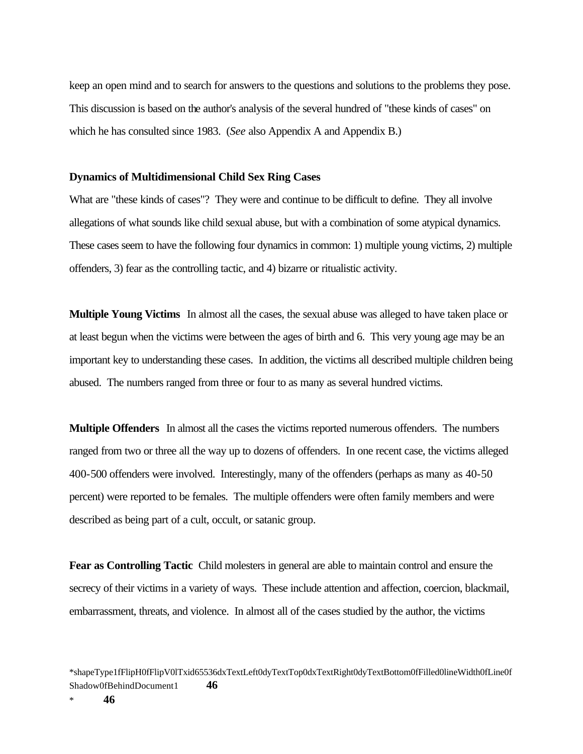keep an open mind and to search for answers to the questions and solutions to the problems they pose. This discussion is based on the author's analysis of the several hundred of "these kinds of cases" on which he has consulted since 1983. (*See* also Appendix A and Appendix B.)

**Dynamics of Multidimensional Child Sex Ring Cases**

What are "these kinds of cases"? They were and continue to be difficult to define. They all involve allegations of what sounds like child sexual abuse, but with a combination of some atypical dynamics. These cases seem to have the following four dynamics in common: 1) multiple young victims, 2) multiple offenders, 3) fear as the controlling tactic, and 4) bizarre or ritualistic activity.

**Multiple Young Victims** In almost all the cases, the sexual abuse was alleged to have taken place or at least begun when the victims were between the ages of birth and 6. This very young age may be an important key to understanding these cases. In addition, the victims all described multiple children being abused. The numbers ranged from three or four to as many as several hundred victims.

**Multiple Offenders** In almost all the cases the victims reported numerous offenders. The numbers ranged from two or three all the way up to dozens of offenders. In one recent case, the victims alleged 400-500 offenders were involved. Interestingly, many of the offenders (perhaps as many as 40-50 percent) were reported to be females. The multiple offenders were often family members and were described as being part of a cult, occult, or satanic group.

**Fear as Controlling Tactic** Child molesters in general are able to maintain control and ensure the secrecy of their victims in a variety of ways. These include attention and affection, coercion, blackmail, embarrassment, threats, and violence. In almost all of the cases studied by the author, the victims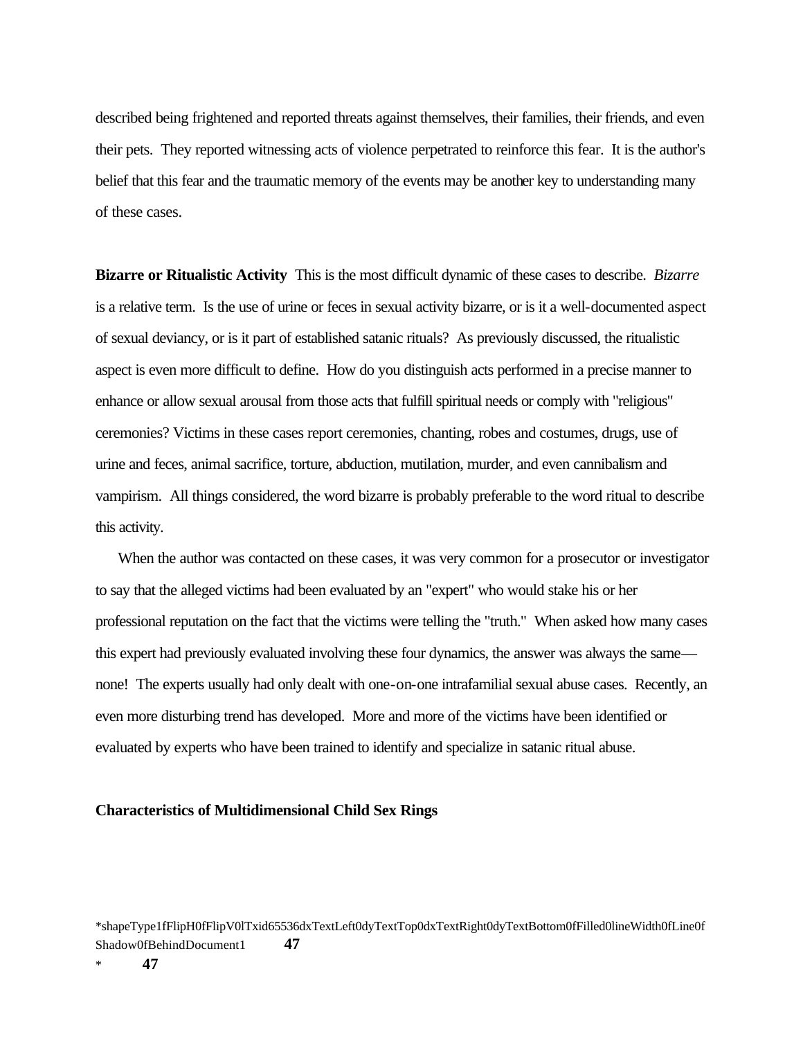described being frightened and reported threats against themselves, their families, their friends, and even their pets. They reported witnessing acts of violence perpetrated to reinforce this fear. It is the author's belief that this fear and the traumatic memory of the events may be another key to understanding many of these cases.

**Bizarre or Ritualistic Activity** This is the most difficult dynamic of these cases to describe. *Bizarre* is a relative term. Is the use of urine or feces in sexual activity bizarre, or is it a well-documented aspect of sexual deviancy, or is it part of established satanic rituals? As previously discussed, the ritualistic aspect is even more difficult to define. How do you distinguish acts performed in a precise manner to enhance or allow sexual arousal from those acts that fulfill spiritual needs or comply with "religious" ceremonies? Victims in these cases report ceremonies, chanting, robes and costumes, drugs, use of urine and feces, animal sacrifice, torture, abduction, mutilation, murder, and even cannibalism and vampirism. All things considered, the word bizarre is probably preferable to the word ritual to describe this activity.

When the author was contacted on these cases, it was very common for a prosecutor or investigator to say that the alleged victims had been evaluated by an "expert" who would stake his or her professional reputation on the fact that the victims were telling the "truth." When asked how many cases this expert had previously evaluated involving these four dynamics, the answer was always the same—none! The experts usually had only dealt with one-on-one intrafamilial sexual abuse cases. Recently, an even more disturbing trend has developed. More and more of the victims have been identified or evaluated by experts who have been trained to identify and specialize in satanic ritual abuse.

**Characteristics of Multidimensional Child Sex Rings**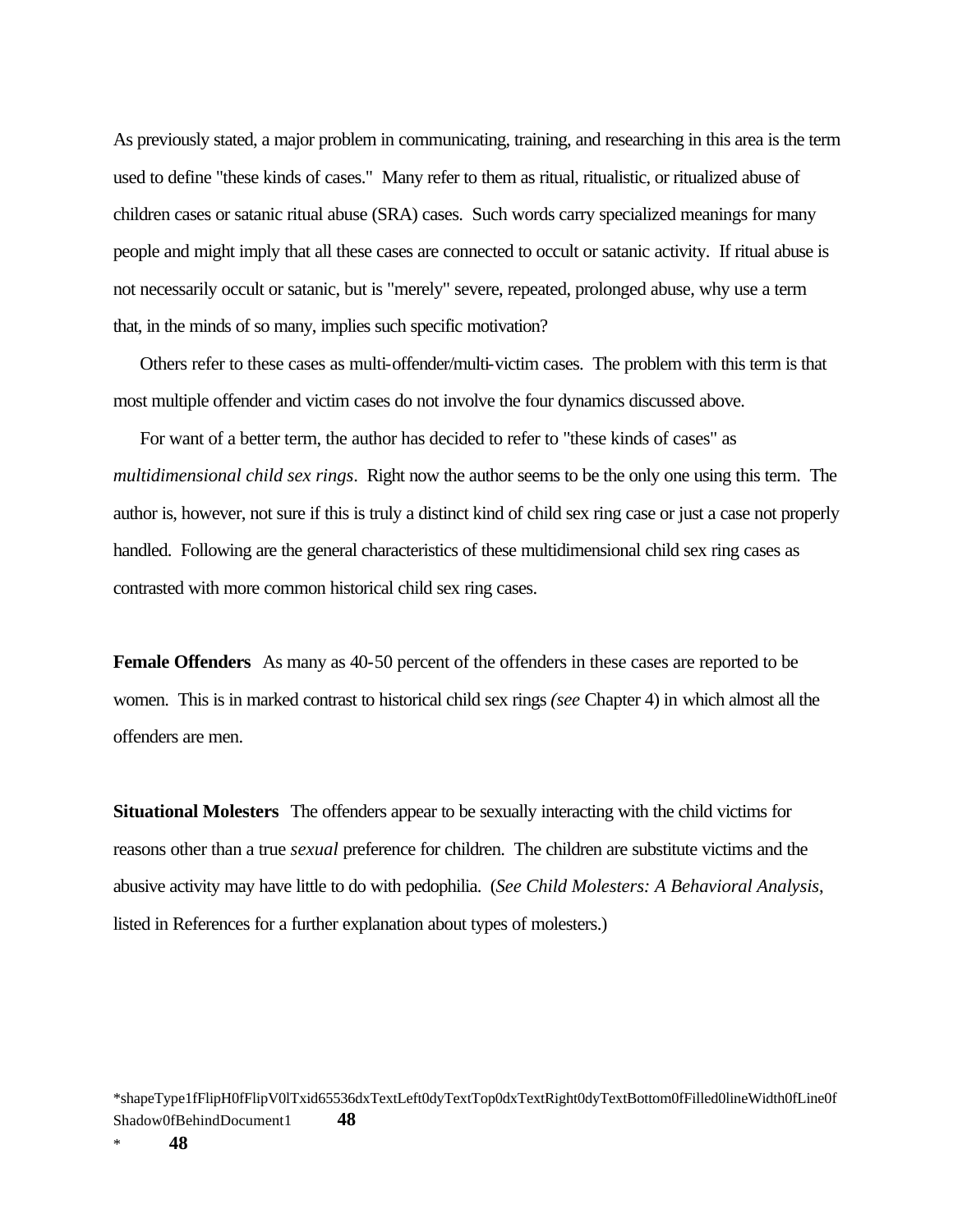As previously stated, a major problem in communicating, training, and researching in this area is the term used to define "these kinds of cases." Many refer to them as ritual, ritualistic, or ritualized abuse of children cases or satanic ritual abuse (SRA) cases. Such words carry specialized meanings for many people and might imply that all these cases are connected to occult or satanic activity. If ritual abuse is not necessarily occult or satanic, but is "merely" severe, repeated, prolonged abuse, why use a term that, in the minds of so many, implies such specific motivation?

Others refer to these cases as multi-offender/multi-victim cases. The problem with this term is that most multiple offender and victim cases do not involve the four dynamics discussed above.

For want of a better term, the author has decided to refer to "these kinds of cases" as *multidimensional child sex rings*. Right now the author seems to be the only one using this term. The author is, however, not sure if this is truly a distinct kind of child sex ring case or just a case not properly handled. Following are the general characteristics of these multidimensional child sex ring cases as contrasted with more common historical child sex ring cases.

**Female Offenders** As many as 40-50 percent of the offenders in these cases are reported to be women. This is in marked contrast to historical child sex rings *(see* Chapter 4) in which almost all the offenders are men.

**Situational Molesters** The offenders appear to be sexually interacting with the child victims for reasons other than a true *sexual* preference for children. The children are substitute victims and the abusive activity may have little to do with pedophilia. (*See Child Molesters: A Behavioral Analysis*, listed in References for a further explanation about types of molesters.)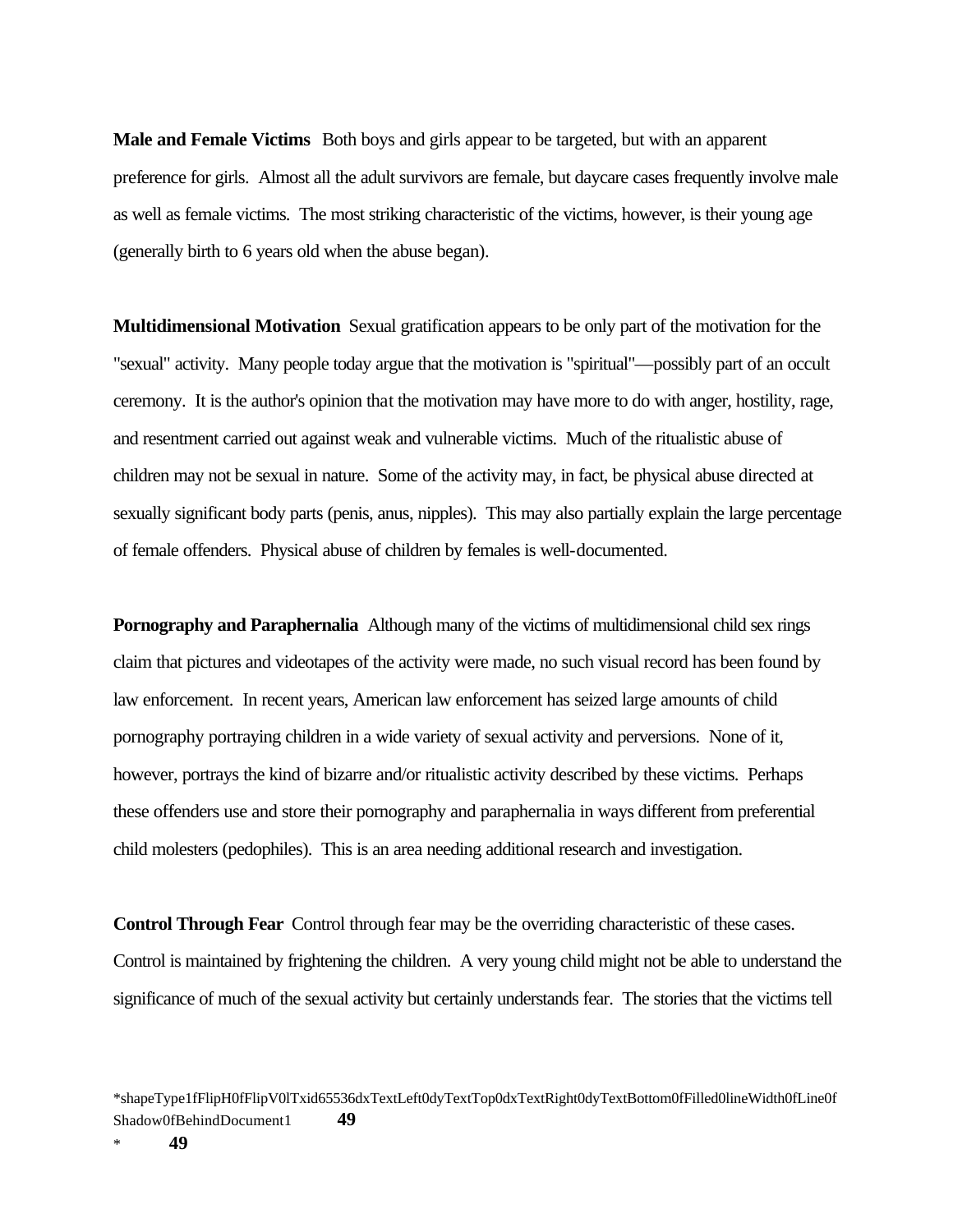**Male and Female Victims** Both boys and girls appear to be targeted, but with an apparent preference for girls. Almost all the adult survivors are female, but daycare cases frequently involve male as well as female victims. The most striking characteristic of the victims, however, is their young age (generally birth to 6 years old when the abuse began).

**Multidimensional Motivation** Sexual gratification appears to be only part of the motivation for the "sexual" activity. Many people today argue that the motivation is "spiritual"—possibly part of an occult ceremony. It is the author's opinion that the motivation may have more to do with anger, hostility, rage, and resentment carried out against weak and vulnerable victims. Much of the ritualistic abuse of children may not be sexual in nature. Some of the activity may, in fact, be physical abuse directed at sexually significant body parts (penis, anus, nipples). This may also partially explain the large percentage of female offenders. Physical abuse of children by females is well-documented.

**Pornography and Paraphernalia** Although many of the victims of multidimensional child sex rings claim that pictures and videotapes of the activity were made, no such visual record has been found by law enforcement. In recent years, American law enforcement has seized large amounts of child pornography portraying children in a wide variety of sexual activity and perversions. None of it, however, portrays the kind of bizarre and/or ritualistic activity described by these victims. Perhaps these offenders use and store their pornography and paraphernalia in ways different from preferential child molesters (pedophiles). This is an area needing additional research and investigation.

**Control Through Fear** Control through fear may be the overriding characteristic of these cases. Control is maintained by frightening the children. A very young child might not be able to understand the significance of much of the sexual activity but certainly understands fear. The stories that the victims tell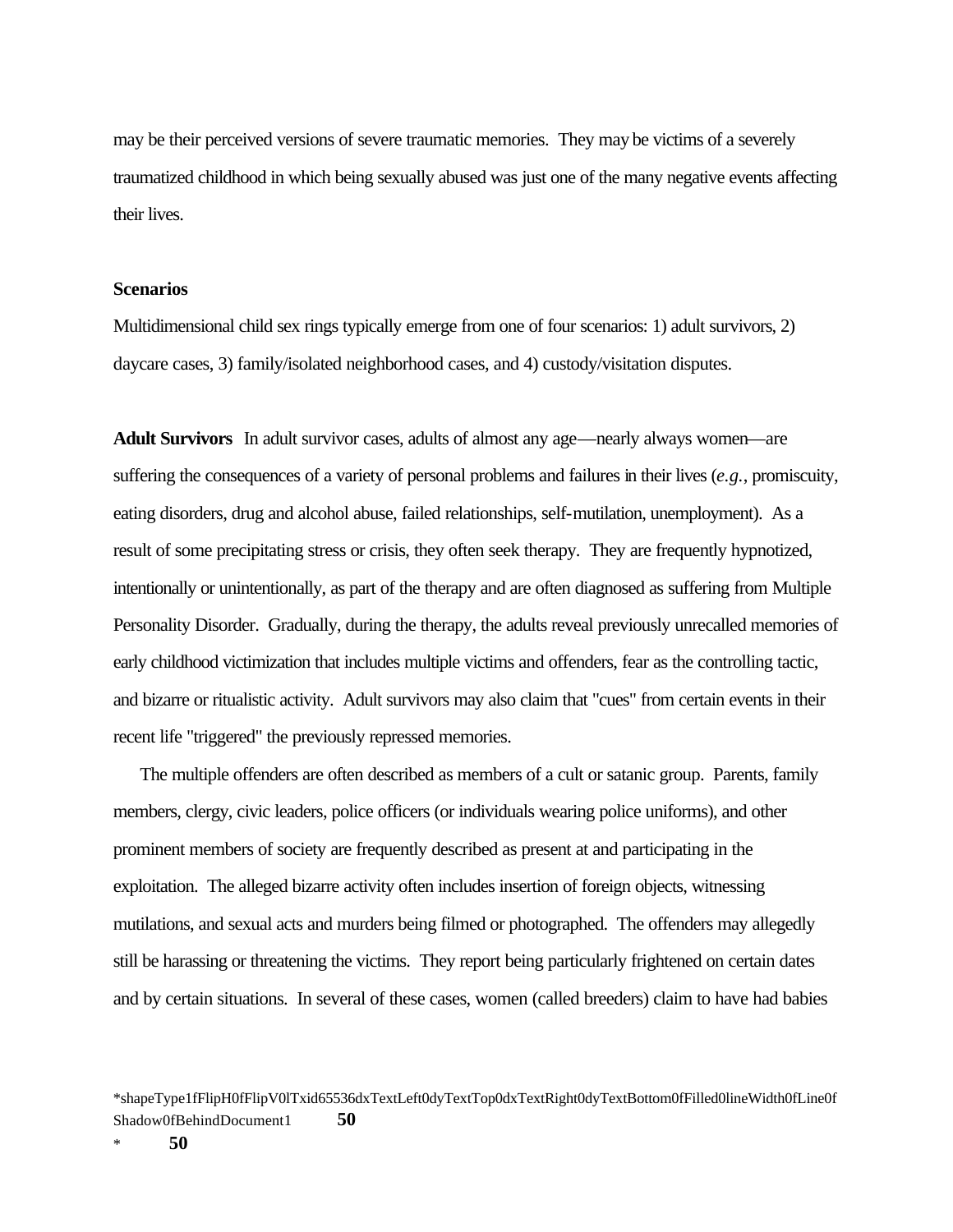may be their perceived versions of severe traumatic memories. They may be victims of a severely traumatized childhood in which being sexually abused was just one of the many negative events affecting their lives.

**Scenarios**

Multidimensional child sex rings typically emerge from one of four scenarios: 1) adult survivors, 2) daycare cases, 3) family/isolated neighborhood cases, and 4) custody/visitation disputes.

**Adult Survivors** In adult survivor cases, adults of almost any age—nearly always women—are suffering the consequences of a variety of personal problems and failures in their lives (*e.g.*, promiscuity, eating disorders, drug and alcohol abuse, failed relationships, self-mutilation, unemployment). As a result of some precipitating stress or crisis, they often seek therapy. They are frequently hypnotized, intentionally or unintentionally, as part of the therapy and are often diagnosed as suffering from Multiple Personality Disorder. Gradually, during the therapy, the adults reveal previously unrecalled memories of early childhood victimization that includes multiple victims and offenders, fear as the controlling tactic, and bizarre or ritualistic activity. Adult survivors may also claim that "cues" from certain events in their recent life "triggered" the previously repressed memories.

The multiple offenders are often described as members of a cult or satanic group. Parents, family members, clergy, civic leaders, police officers (or individuals wearing police uniforms), and other prominent members of society are frequently described as present at and participating in the exploitation. The alleged bizarre activity often includes insertion of foreign objects, witnessing mutilations, and sexual acts and murders being filmed or photographed. The offenders may allegedly still be harassing or threatening the victims. They report being particularly frightened on certain dates and by certain situations. In several of these cases, women (called breeders) claim to have had babies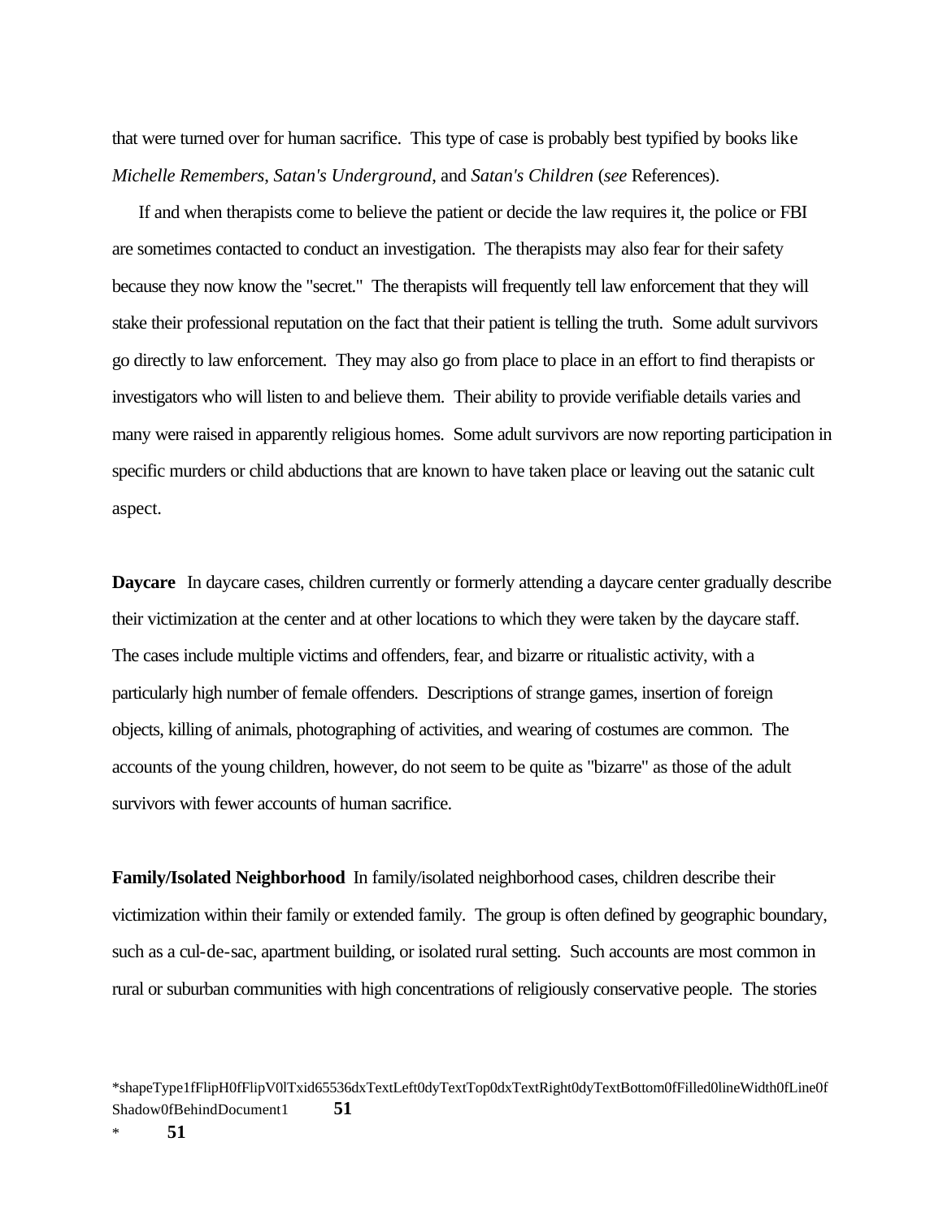that were turned over for human sacrifice. This type of case is probably best typified by books like *Michelle Remembers*, *Satan's Underground*, and *Satan's Children* (*see* References).

If and when therapists come to believe the patient or decide the law requires it, the police or FBI are sometimes contacted to conduct an investigation. The therapists may also fear for their safety because they now know the "secret." The therapists will frequently tell law enforcement that they will stake their professional reputation on the fact that their patient is telling the truth. Some adult survivors go directly to law enforcement. They may also go from place to place in an effort to find therapists or investigators who will listen to and believe them. Their ability to provide verifiable details varies and many were raised in apparently religious homes. Some adult survivors are now reporting participation in specific murders or child abductions that are known to have taken place or leaving out the satanic cult aspect.

**Daycare** In daycare cases, children currently or formerly attending a daycare center gradually describe their victimization at the center and at other locations to which they were taken by the daycare staff. The cases include multiple victims and offenders, fear, and bizarre or ritualistic activity, with a particularly high number of female offenders. Descriptions of strange games, insertion of foreign objects, killing of animals, photographing of activities, and wearing of costumes are common. The accounts of the young children, however, do not seem to be quite as "bizarre" as those of the adult survivors with fewer accounts of human sacrifice.

**Family/Isolated Neighborhood** In family/isolated neighborhood cases, children describe their victimization within their family or extended family. The group is often defined by geographic boundary, such as a cul-de-sac, apartment building, or isolated rural setting. Such accounts are most common in rural or suburban communities with high concentrations of religiously conservative people. The stories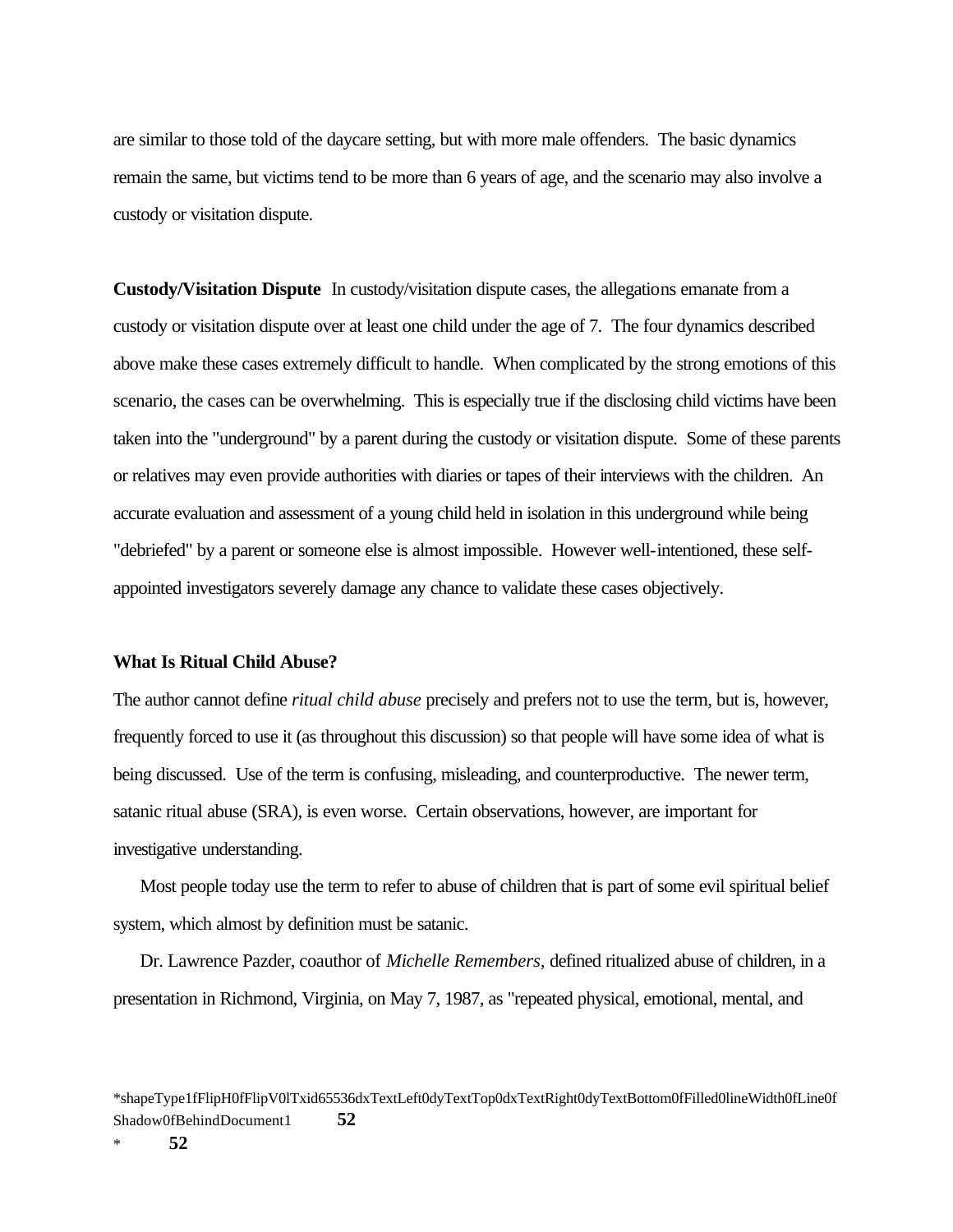are similar to those told of the daycare setting, but with more male offenders. The basic dynamics remain the same, but victims tend to be more than 6 years of age, and the scenario may also involve a custody or visitation dispute.

**Custody/Visitation Dispute** In custody/visitation dispute cases, the allegations emanate from a custody or visitation dispute over at least one child under the age of 7. The four dynamics described above make these cases extremely difficult to handle. When complicated by the strong emotions of this scenario, the cases can be overwhelming. This is especially true if the disclosing child victims have been taken into the "underground" by a parent during the custody or visitation dispute. Some of these parents or relatives may even provide authorities with diaries or tapes of their interviews with the children. An accurate evaluation and assessment of a young child held in isolation in this underground while being "debriefed" by a parent or someone else is almost impossible. However well-intentioned, these self-appointed investigators severely damage any chance to validate these cases objectively.

### What Is Ritual Child Abuse?

The author cannot define *ritual child abuse* precisely and prefers not to use the term, but is, however, frequently forced to use it (as throughout this discussion) so that people will have some idea of what is being discussed. Use of the term is confusing, misleading, and counterproductive. The newer term, satanic ritual abuse (SRA), is even worse. Certain observations, however, are important for investigative understanding.

Most people today use the term to refer to abuse of children that is part of some evil spiritual belief system, which almost by definition must be satanic.

Dr. Lawrence Pazder, coauthor of *Michelle Remembers*, defined ritualized abuse of children, in a presentation in Richmond, Virginia, on May 7, 1987, as "repeated physical, emotional, mental, and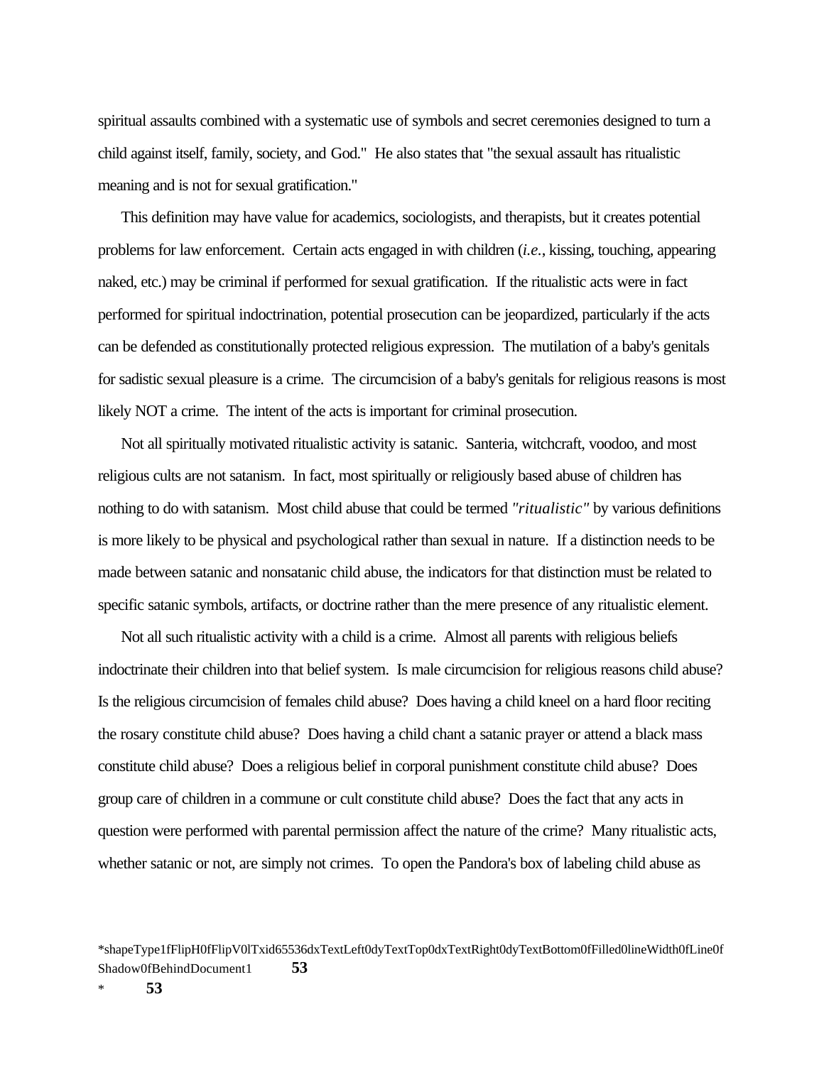spiritual assaults combined with a systematic use of symbols and secret ceremonies designed to turn a child against itself, family, society, and God." He also states that "the sexual assault has ritualistic meaning and is not for sexual gratification."

This definition may have value for academics, sociologists, and therapists, but it creates potential problems for law enforcement. Certain acts engaged in with children (*i.e.*, kissing, touching, appearing naked, etc.) may be criminal if performed for sexual gratification. If the ritualistic acts were in fact performed for spiritual indoctrination, potential prosecution can be jeopardized, particularly if the acts can be defended as constitutionally protected religious expression. The mutilation of a baby's genitals for sadistic sexual pleasure is a crime. The circumcision of a baby's genitals for religious reasons is most likely NOT a crime. The intent of the acts is important for criminal prosecution.

Not all spiritually motivated ritualistic activity is satanic. Santeria, witchcraft, voodoo, and most religious cults are not satanism. In fact, most spiritually or religiously based abuse of children has nothing to do with satanism. Most child abuse that could be termed *"ritualistic"* by various definitions is more likely to be physical and psychological rather than sexual in nature. If a distinction needs to be made between satanic and nonsatanic child abuse, the indicators for that distinction must be related to specific satanic symbols, artifacts, or doctrine rather than the mere presence of any ritualistic element.

Not all such ritualistic activity with a child is a crime. Almost all parents with religious beliefs indoctrinate their children into that belief system. Is male circumcision for religious reasons child abuse? Is the religious circumcision of females child abuse? Does having a child kneel on a hard floor reciting the rosary constitute child abuse? Does having a child chant a satanic prayer or attend a black mass constitute child abuse? Does a religious belief in corporal punishment constitute child abuse? Does group care of children in a commune or cult constitute child abuse? Does the fact that any acts in question were performed with parental permission affect the nature of the crime? Many ritualistic acts, whether satanic or not, are simply not crimes. To open the Pandora's box of labeling child abuse as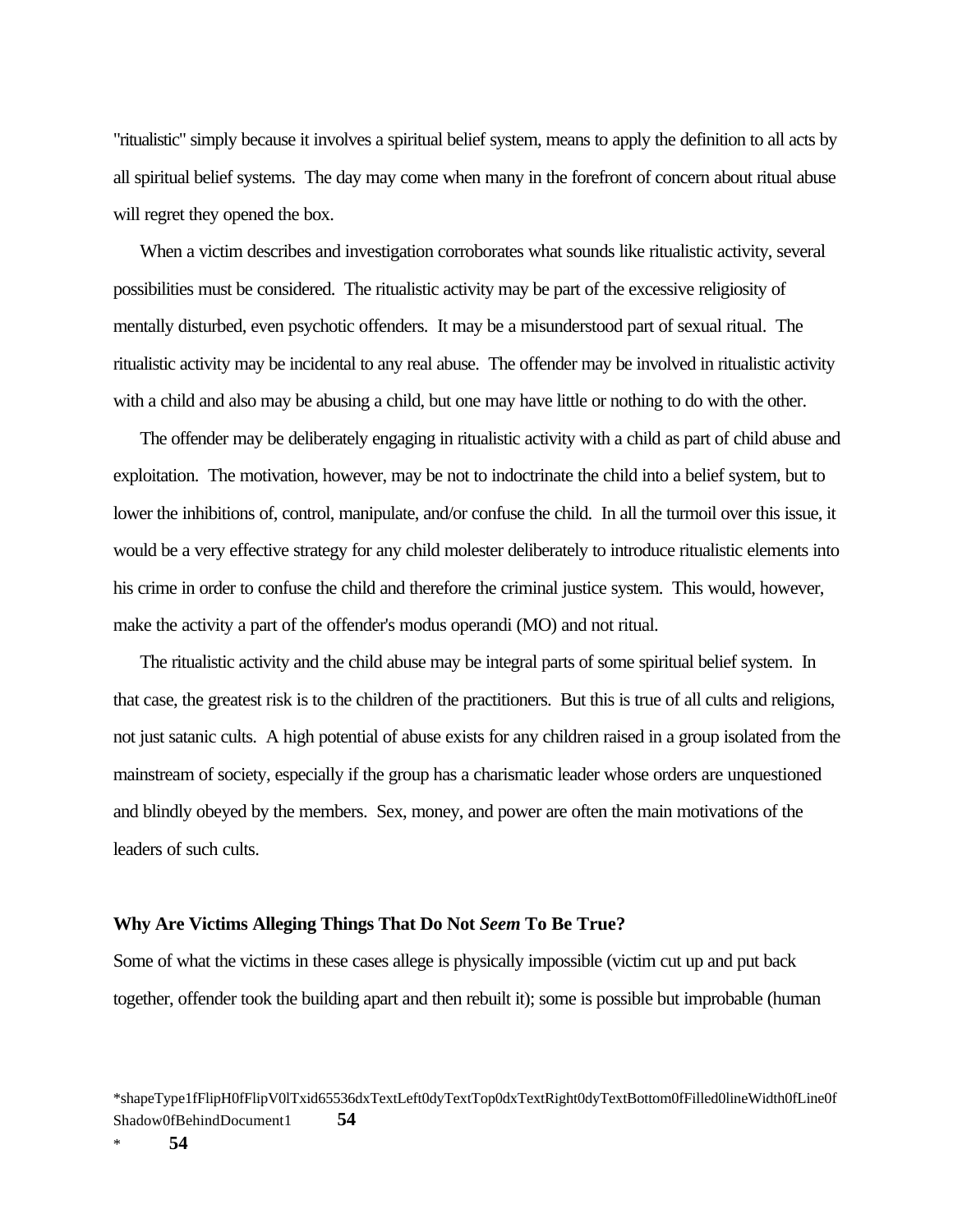"ritualistic" simply because it involves a spiritual belief system, means to apply the definition to all acts by all spiritual belief systems. The day may come when many in the forefront of concern about ritual abuse will regret they opened the box.

When a victim describes and investigation corroborates what sounds like ritualistic activity, several possibilities must be considered. The ritualistic activity may be part of the excessive religiosity of mentally disturbed, even psychotic offenders. It may be a misunderstood part of sexual ritual. The ritualistic activity may be incidental to any real abuse. The offender may be involved in ritualistic activity with a child and also may be abusing a child, but one may have little or nothing to do with the other.

The offender may be deliberately engaging in ritualistic activity with a child as part of child abuse and exploitation. The motivation, however, may be not to indoctrinate the child into a belief system, but to lower the inhibitions of, control, manipulate, and/or confuse the child. In all the turmoil over this issue, it would be a very effective strategy for any child molester deliberately to introduce ritualistic elements into his crime in order to confuse the child and therefore the criminal justice system. This would, however, make the activity a part of the offender's modus operandi (MO) and not ritual.

The ritualistic activity and the child abuse may be integral parts of some spiritual belief system. In that case, the greatest risk is to the children of the practitioners. But this is true of all cults and religions, not just satanic cults. A high potential of abuse exists for any children raised in a group isolated from the mainstream of society, especially if the group has a charismatic leader whose orders are unquestioned and blindly obeyed by the members. Sex, money, and power are often the main motivations of the leaders of such cults.

**Why Are Victims Alleging Things That Do Not *Seem* To Be True?**

Some of what the victims in these cases allege is physically impossible (victim cut up and put back together, offender took the building apart and then rebuilt it); some is possible but improbable (human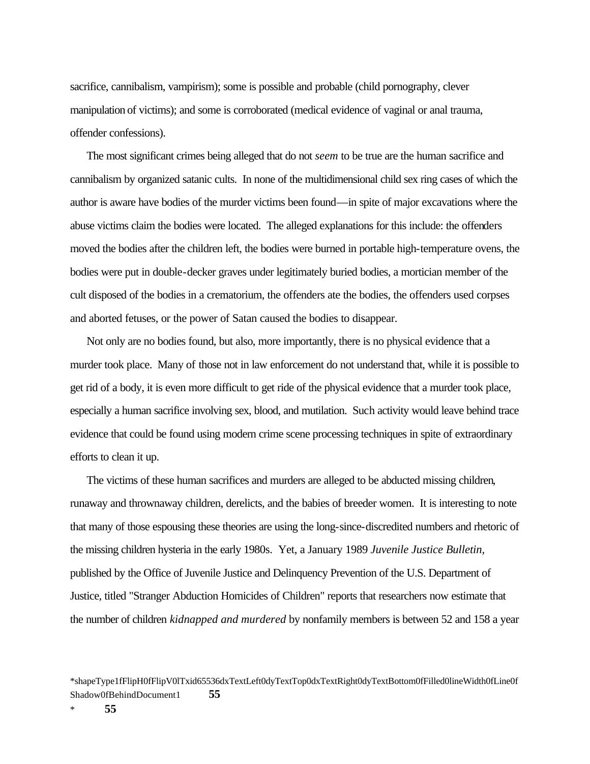sacrifice, cannibalism, vampirism); some is possible and probable (child pornography, clever manipulation of victims); and some is corroborated (medical evidence of vaginal or anal trauma, offender confessions).

The most significant crimes being alleged that do not *seem* to be true are the human sacrifice and cannibalism by organized satanic cults. In none of the multidimensional child sex ring cases of which the author is aware have bodies of the murder victims been found—in spite of major excavations where the abuse victims claim the bodies were located. The alleged explanations for this include: the offenders moved the bodies after the children left, the bodies were burned in portable high-temperature ovens, the bodies were put in double-decker graves under legitimately buried bodies, a mortician member of the cult disposed of the bodies in a crematorium, the offenders ate the bodies, the offenders used corpses and aborted fetuses, or the power of Satan caused the bodies to disappear.

Not only are no bodies found, but also, more importantly, there is no physical evidence that a murder took place. Many of those not in law enforcement do not understand that, while it is possible to get rid of a body, it is even more difficult to get ride of the physical evidence that a murder took place, especially a human sacrifice involving sex, blood, and mutilation. Such activity would leave behind trace evidence that could be found using modern crime scene processing techniques in spite of extraordinary efforts to clean it up.

The victims of these human sacrifices and murders are alleged to be abducted missing children, runaway and thrownaway children, derelicts, and the babies of breeder women. It is interesting to note that many of those espousing these theories are using the long-since-discredited numbers and rhetoric of the missing children hysteria in the early 1980s. Yet, a January 1989 *Juvenile Justice Bulletin,* published by the Office of Juvenile Justice and Delinquency Prevention of the U.S. Department of Justice, titled "Stranger Abduction Homicides of Children" reports that researchers now estimate that the number of children *kidnapped and murdered* by nonfamily members is between 52 and 158 a year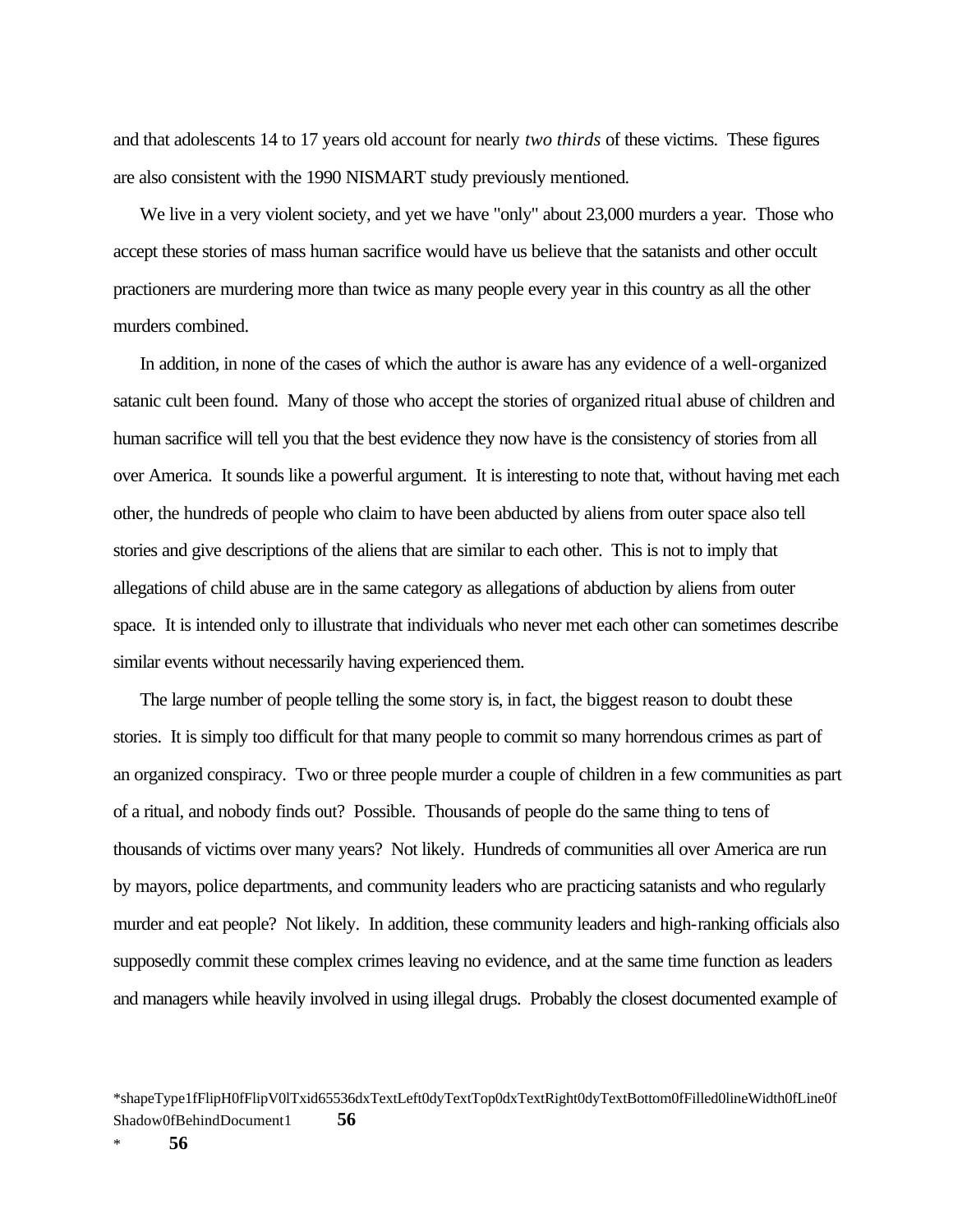and that adolescents 14 to 17 years old account for nearly *two thirds* of these victims. These figures are also consistent with the 1990 NISMART study previously mentioned.

We live in a very violent society, and yet we have "only" about 23,000 murders a year. Those who accept these stories of mass human sacrifice would have us believe that the satanists and other occult practioners are murdering more than twice as many people every year in this country as all the other murders combined.

In addition, in none of the cases of which the author is aware has any evidence of a well-organized satanic cult been found. Many of those who accept the stories of organized ritual abuse of children and human sacrifice will tell you that the best evidence they now have is the consistency of stories from all over America. It sounds like a powerful argument. It is interesting to note that, without having met each other, the hundreds of people who claim to have been abducted by aliens from outer space also tell stories and give descriptions of the aliens that are similar to each other. This is not to imply that allegations of child abuse are in the same category as allegations of abduction by aliens from outer space. It is intended only to illustrate that individuals who never met each other can sometimes describe similar events without necessarily having experienced them.

The large number of people telling the some story is, in fact, the biggest reason to doubt these stories. It is simply too difficult for that many people to commit so many horrendous crimes as part of an organized conspiracy. Two or three people murder a couple of children in a few communities as part of a ritual, and nobody finds out? Possible. Thousands of people do the same thing to tens of thousands of victims over many years? Not likely. Hundreds of communities all over America are run by mayors, police departments, and community leaders who are practicing satanists and who regularly murder and eat people? Not likely. In addition, these community leaders and high-ranking officials also supposedly commit these complex crimes leaving no evidence, and at the same time function as leaders and managers while heavily involved in using illegal drugs. Probably the closest documented example of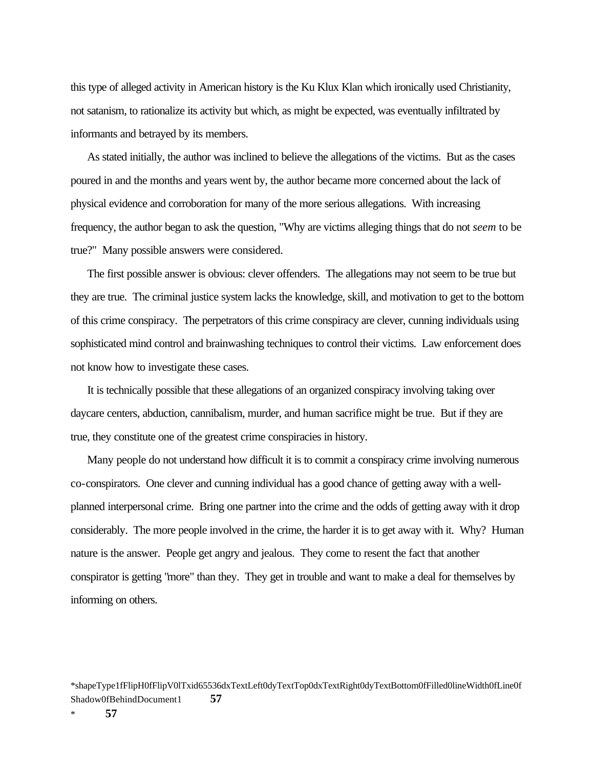this type of alleged activity in American history is the Ku Klux Klan which ironically used Christianity, not satanism, to rationalize its activity but which, as might be expected, was eventually infiltrated by informants and betrayed by its members.

As stated initially, the author was inclined to believe the allegations of the victims. But as the cases poured in and the months and years went by, the author became more concerned about the lack of physical evidence and corroboration for many of the more serious allegations. With increasing frequency, the author began to ask the question, "Why are victims alleging things that do not *seem* to be true?" Many possible answers were considered.

The first possible answer is obvious: clever offenders. The allegations may not seem to be true but they are true. The criminal justice system lacks the knowledge, skill, and motivation to get to the bottom of this crime conspiracy. The perpetrators of this crime conspiracy are clever, cunning individuals using sophisticated mind control and brainwashing techniques to control their victims. Law enforcement does not know how to investigate these cases.

It is technically possible that these allegations of an organized conspiracy involving taking over daycare centers, abduction, cannibalism, murder, and human sacrifice might be true. But if they are true, they constitute one of the greatest crime conspiracies in history.

Many people do not understand how difficult it is to commit a conspiracy crime involving numerous co-conspirators. One clever and cunning individual has a good chance of getting away with a well-planned interpersonal crime. Bring one partner into the crime and the odds of getting away with it drop considerably. The more people involved in the crime, the harder it is to get away with it. Why? Human nature is the answer. People get angry and jealous. They come to resent the fact that another conspirator is getting "more" than they. They get in trouble and want to make a deal for themselves by informing on others.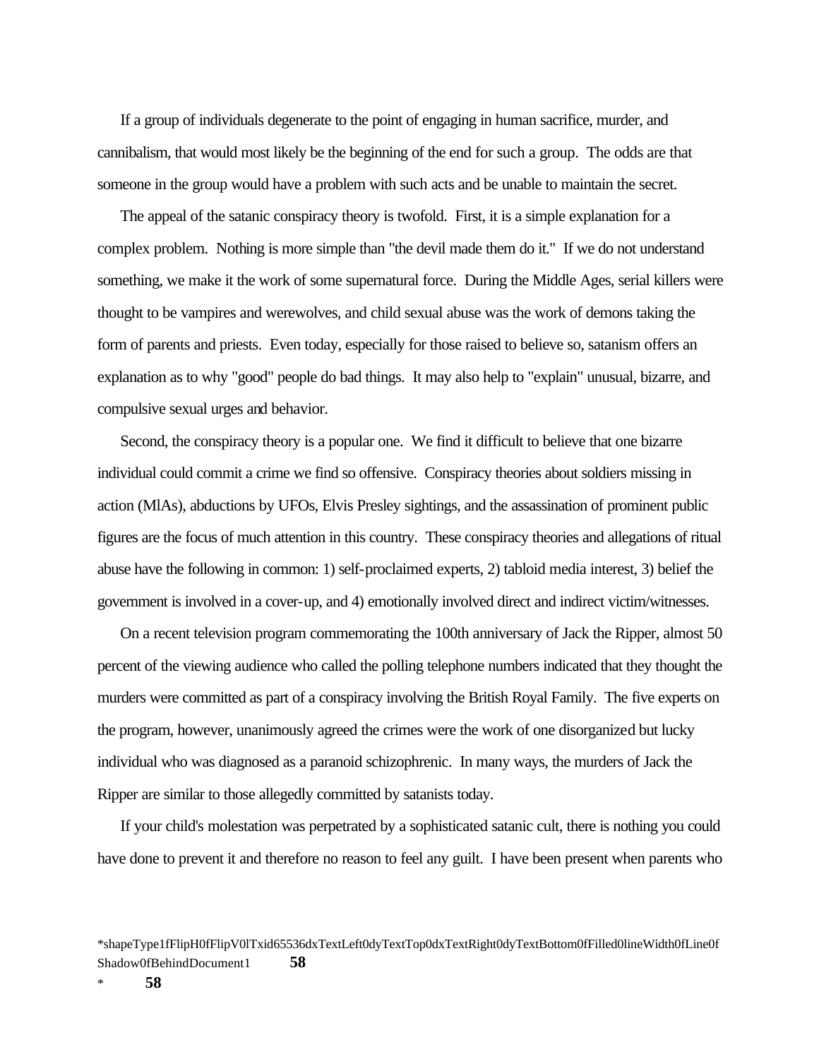If a group of individuals degenerate to the point of engaging in human sacrifice, murder, and cannibalism, that would most likely be the beginning of the end for such a group. The odds are that someone in the group would have a problem with such acts and be unable to maintain the secret.

The appeal of the satanic conspiracy theory is twofold. First, it is a simple explanation for a complex problem. Nothing is more simple than "the devil made them do it." If we do not understand something, we make it the work of some supernatural force. During the Middle Ages, serial killers were thought to be vampires and werewolves, and child sexual abuse was the work of demons taking the form of parents and priests. Even today, especially for those raised to believe so, satanism offers an explanation as to why "good" people do bad things. It may also help to "explain" unusual, bizarre, and compulsive sexual urges and behavior.

Second, the conspiracy theory is a popular one. We find it difficult to believe that one bizarre individual could commit a crime we find so offensive. Conspiracy theories about soldiers missing in action (MlAs), abductions by UFOs, Elvis Presley sightings, and the assassination of prominent public figures are the focus of much attention in this country. These conspiracy theories and allegations of ritual abuse have the following in common: 1) self-proclaimed experts, 2) tabloid media interest, 3) belief the government is involved in a cover-up, and 4) emotionally involved direct and indirect victim/witnesses.

On a recent television program commemorating the 100th anniversary of Jack the Ripper, almost 50 percent of the viewing audience who called the polling telephone numbers indicated that they thought the murders were committed as part of a conspiracy involving the British Royal Family. The five experts on the program, however, unanimously agreed the crimes were the work of one disorganized but lucky individual who was diagnosed as a paranoid schizophrenic. In many ways, the murders of Jack the Ripper are similar to those allegedly committed by satanists today.

If your child's molestation was perpetrated by a sophisticated satanic cult, there is nothing you could have done to prevent it and therefore no reason to feel any guilt. I have been present when parents who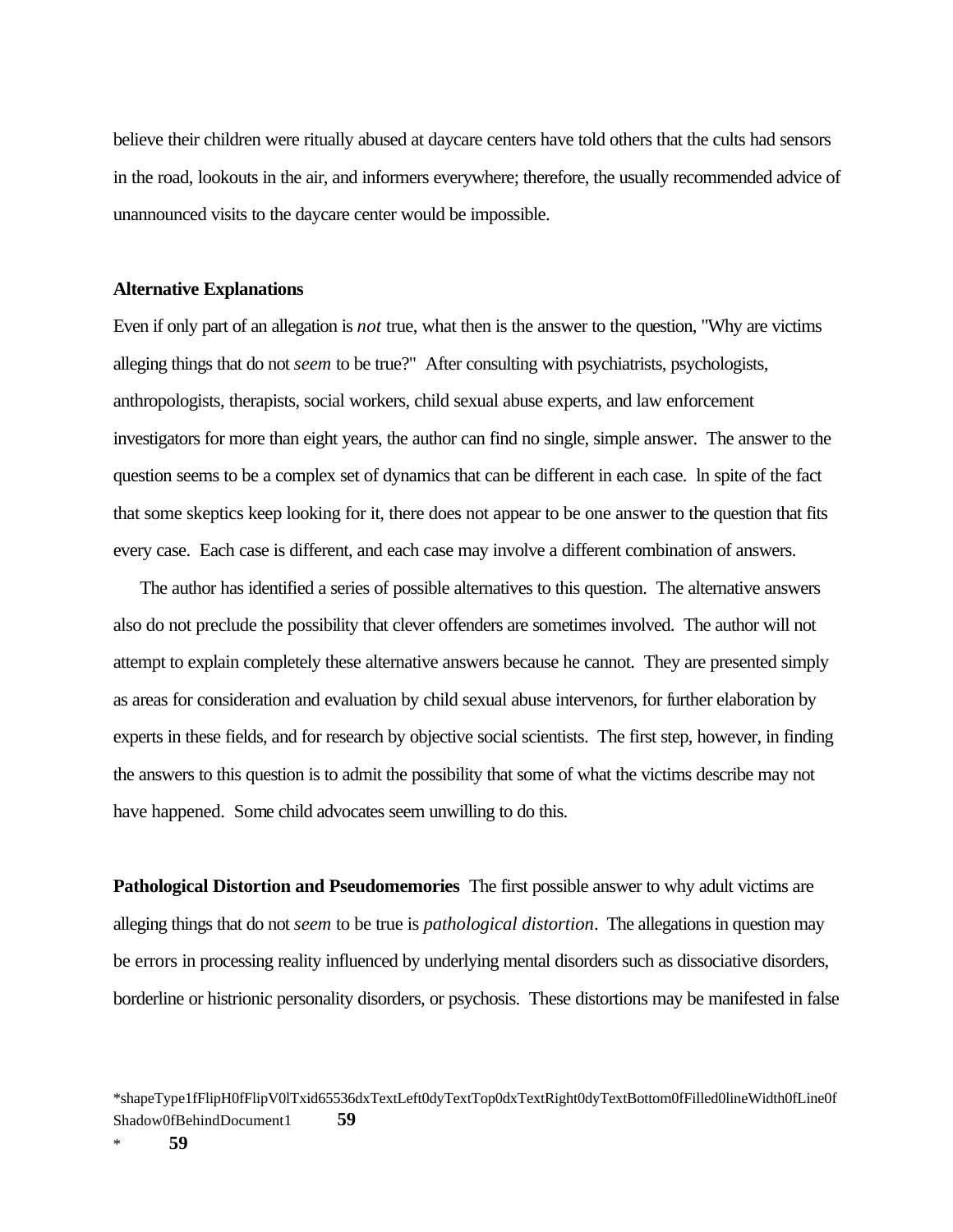believe their children were ritually abused at daycare centers have told others that the cults had sensors in the road, lookouts in the air, and informers everywhere; therefore, the usually recommended advice of unannounced visits to the daycare center would be impossible.

**Alternative Explanations**

Even if only part of an allegation is *not* true, what then is the answer to the question, "Why are victims alleging things that do not *seem* to be true?" After consulting with psychiatrists, psychologists, anthropologists, therapists, social workers, child sexual abuse experts, and law enforcement investigators for more than eight years, the author can find no single, simple answer. The answer to the question seems to be a complex set of dynamics that can be different in each case. ln spite of the fact that some skeptics keep looking for it, there does not appear to be one answer to the question that fits every case. Each case is different, and each case may involve a different combination of answers.

The author has identified a series of possible alternatives to this question. The alternative answers also do not preclude the possibility that clever offenders are sometimes involved. The author will not attempt to explain completely these alternative answers because he cannot. They are presented simply as areas for consideration and evaluation by child sexual abuse intervenors, for further elaboration by experts in these fields, and for research by objective social scientists. The first step, however, in finding the answers to this question is to admit the possibility that some of what the victims describe may not have happened. Some child advocates seem unwilling to do this.

**Pathological Distortion and Pseudomemories** The first possible answer to why adult victims are alleging things that do not *seem* to be true is *pathological distortion*. The allegations in question may be errors in processing reality influenced by underlying mental disorders such as dissociative disorders, borderline or histrionic personality disorders, or psychosis. These distortions may be manifested in false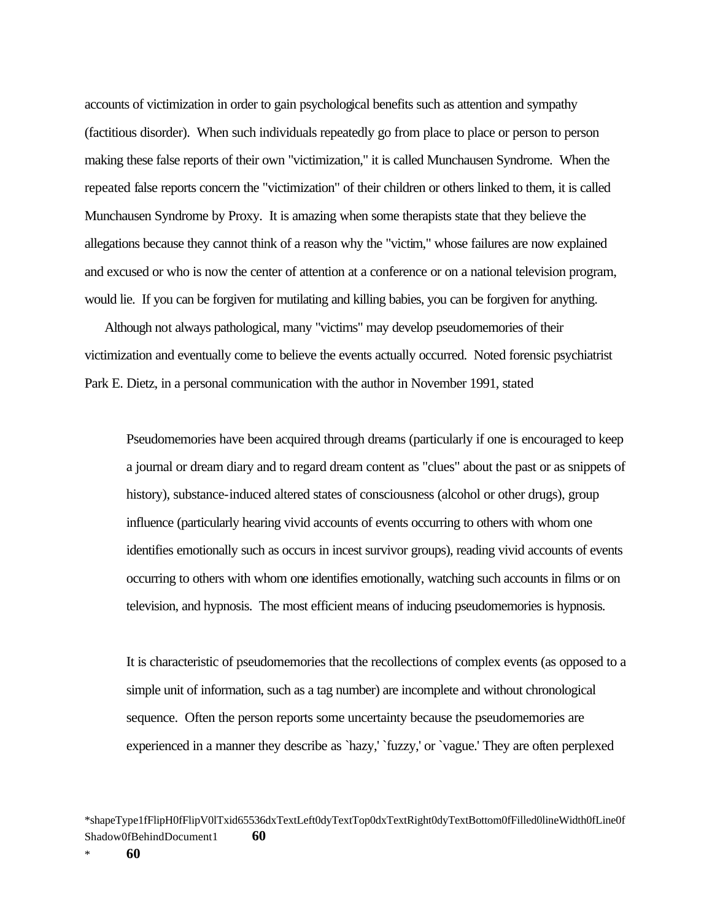accounts of victimization in order to gain psychological benefits such as attention and sympathy (factitious disorder). When such individuals repeatedly go from place to place or person to person making these false reports of their own "victimization," it is called Munchausen Syndrome. When the repeated false reports concern the "victimization" of their children or others linked to them, it is called Munchausen Syndrome by Proxy. It is amazing when some therapists state that they believe the allegations because they cannot think of a reason why the "victim," whose failures are now explained and excused or who is now the center of attention at a conference or on a national television program, would lie. If you can be forgiven for mutilating and killing babies, you can be forgiven for anything.

Although not always pathological, many "victims" may develop pseudomemories of their victimization and eventually come to believe the events actually occurred. Noted forensic psychiatrist Park E. Dietz, in a personal communication with the author in November 1991, stated

> Pseudomemories have been acquired through dreams (particularly if one is encouraged to keep a journal or dream diary and to regard dream content as "clues" about the past or as snippets of history), substance-induced altered states of consciousness (alcohol or other drugs), group influence (particularly hearing vivid accounts of events occurring to others with whom one identifies emotionally such as occurs in incest survivor groups), reading vivid accounts of events occurring to others with whom one identifies emotionally, watching such accounts in films or on television, and hypnosis. The most efficient means of inducing pseudomemories is hypnosis.
>
> It is characteristic of pseudomemories that the recollections of complex events (as opposed to a simple unit of information, such as a tag number) are incomplete and without chronological sequence. Often the person reports some uncertainty because the pseudomemories are experienced in a manner they describe as `hazy,' `fuzzy,' or `vague.' They are often perplexed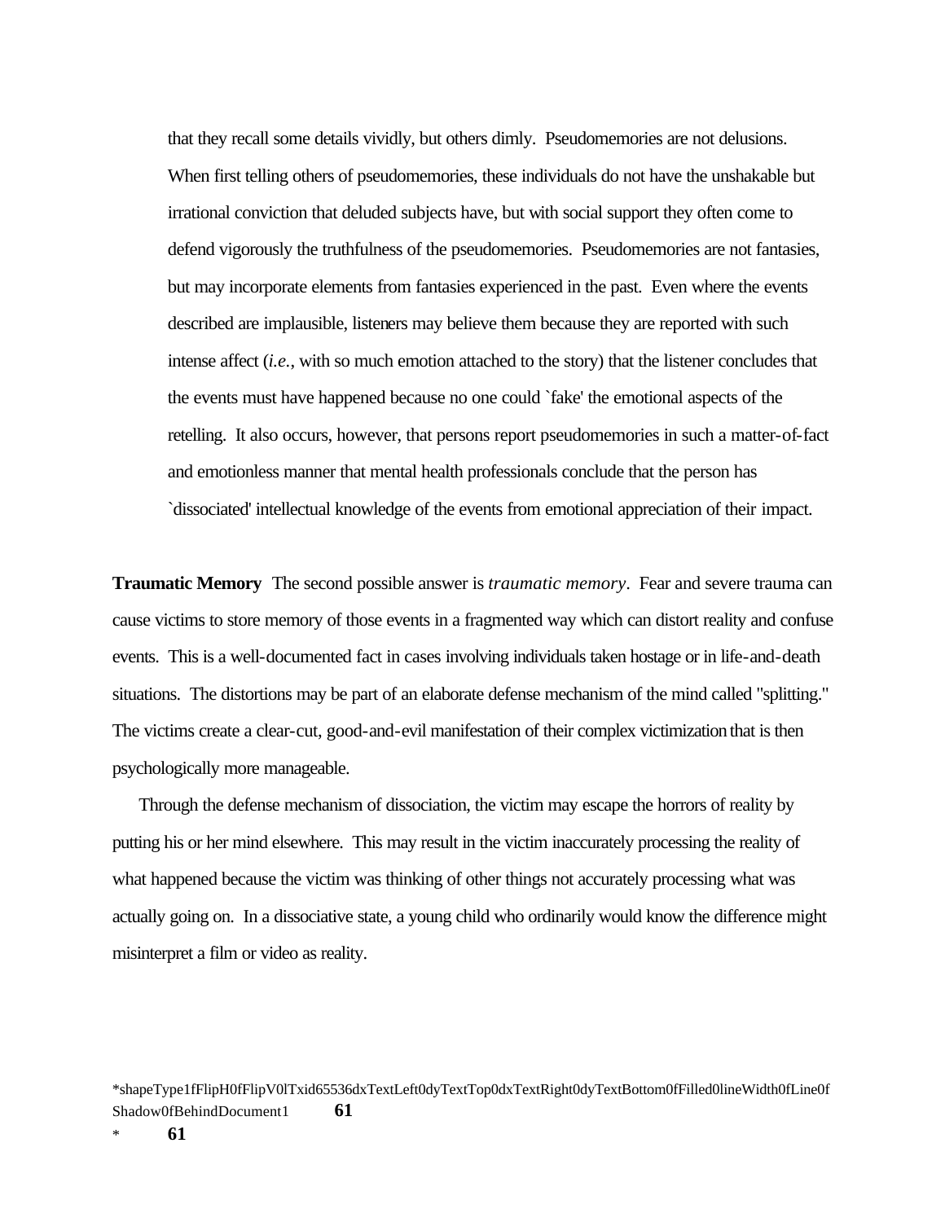that they recall some details vividly, but others dimly. Pseudomemories are not delusions. When first telling others of pseudomemories, these individuals do not have the unshakable but irrational conviction that deluded subjects have, but with social support they often come to defend vigorously the truthfulness of the pseudomemories. Pseudomemories are not fantasies, but may incorporate elements from fantasies experienced in the past. Even where the events described are implausible, listeners may believe them because they are reported with such intense affect (*i.e.*, with so much emotion attached to the story) that the listener concludes that the events must have happened because no one could `fake' the emotional aspects of the retelling. It also occurs, however, that persons report pseudomemories in such a matter-of-fact and emotionless manner that mental health professionals conclude that the person has `dissociated' intellectual knowledge of the events from emotional appreciation of their impact.

**Traumatic Memory** The second possible answer is *traumatic memory*. Fear and severe trauma can cause victims to store memory of those events in a fragmented way which can distort reality and confuse events. This is a well-documented fact in cases involving individuals taken hostage or in life-and-death situations. The distortions may be part of an elaborate defense mechanism of the mind called "splitting." The victims create a clear-cut, good-and-evil manifestation of their complex victimization that is then psychologically more manageable.

Through the defense mechanism of dissociation, the victim may escape the horrors of reality by putting his or her mind elsewhere. This may result in the victim inaccurately processing the reality of what happened because the victim was thinking of other things not accurately processing what was actually going on. In a dissociative state, a young child who ordinarily would know the difference might misinterpret a film or video as reality.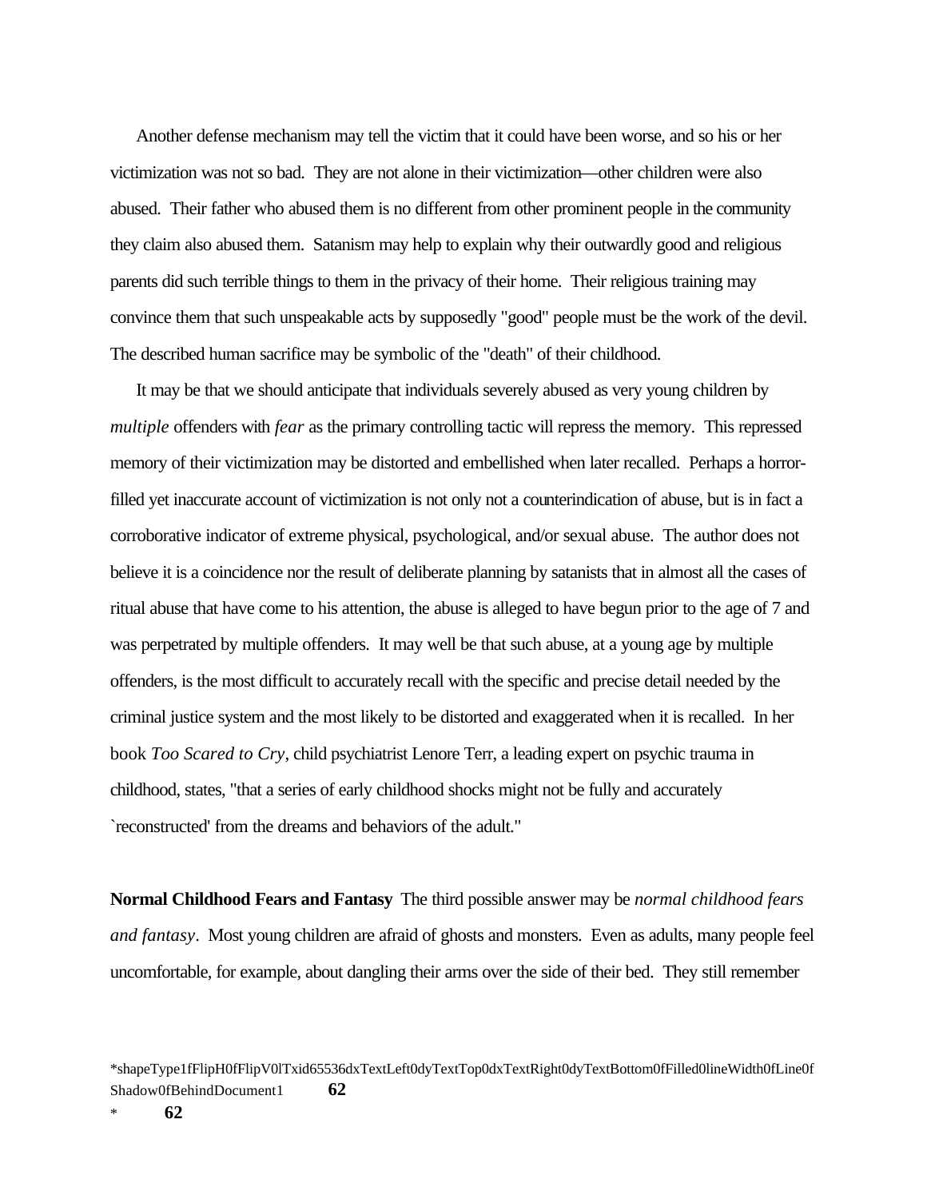Another defense mechanism may tell the victim that it could have been worse, and so his or her victimization was not so bad. They are not alone in their victimization—other children were also abused. Their father who abused them is no different from other prominent people in the community they claim also abused them. Satanism may help to explain why their outwardly good and religious parents did such terrible things to them in the privacy of their home. Their religious training may convince them that such unspeakable acts by supposedly "good" people must be the work of the devil. The described human sacrifice may be symbolic of the "death" of their childhood.

It may be that we should anticipate that individuals severely abused as very young children by *multiple* offenders with *fear* as the primary controlling tactic will repress the memory. This repressed memory of their victimization may be distorted and embellished when later recalled. Perhaps a horror-filled yet inaccurate account of victimization is not only not a counterindication of abuse, but is in fact a corroborative indicator of extreme physical, psychological, and/or sexual abuse. The author does not believe it is a coincidence nor the result of deliberate planning by satanists that in almost all the cases of ritual abuse that have come to his attention, the abuse is alleged to have begun prior to the age of 7 and was perpetrated by multiple offenders. It may well be that such abuse, at a young age by multiple offenders, is the most difficult to accurately recall with the specific and precise detail needed by the criminal justice system and the most likely to be distorted and exaggerated when it is recalled. In her book *Too Scared to Cry*, child psychiatrist Lenore Terr, a leading expert on psychic trauma in childhood, states, "that a series of early childhood shocks might not be fully and accurately `reconstructed' from the dreams and behaviors of the adult."

**Normal Childhood Fears and Fantasy** The third possible answer may be *normal childhood fears and fantasy*. Most young children are afraid of ghosts and monsters. Even as adults, many people feel uncomfortable, for example, about dangling their arms over the side of their bed. They still remember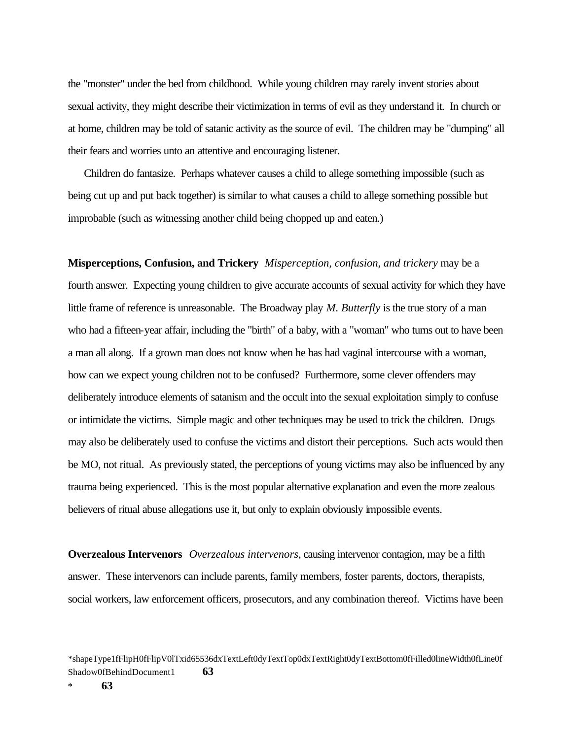the "monster" under the bed from childhood. While young children may rarely invent stories about sexual activity, they might describe their victimization in terms of evil as they understand it. In church or at home, children may be told of satanic activity as the source of evil. The children may be "dumping" all their fears and worries unto an attentive and encouraging listener.

Children do fantasize. Perhaps whatever causes a child to allege something impossible (such as being cut up and put back together) is similar to what causes a child to allege something possible but improbable (such as witnessing another child being chopped up and eaten.)

**Misperceptions, Confusion, and Trickery** *Misperception, confusion, and trickery* may be a fourth answer. Expecting young children to give accurate accounts of sexual activity for which they have little frame of reference is unreasonable. The Broadway play *M. Butterfly* is the true story of a man who had a fifteen-year affair, including the "birth" of a baby, with a "woman" who turns out to have been a man all along. If a grown man does not know when he has had vaginal intercourse with a woman, how can we expect young children not to be confused? Furthermore, some clever offenders may deliberately introduce elements of satanism and the occult into the sexual exploitation simply to confuse or intimidate the victims. Simple magic and other techniques may be used to trick the children. Drugs may also be deliberately used to confuse the victims and distort their perceptions. Such acts would then be MO, not ritual. As previously stated, the perceptions of young victims may also be influenced by any trauma being experienced. This is the most popular alternative explanation and even the more zealous believers of ritual abuse allegations use it, but only to explain obviously impossible events.

**Overzealous Intervenors** *Overzealous intervenors*, causing intervenor contagion, may be a fifth answer. These intervenors can include parents, family members, foster parents, doctors, therapists, social workers, law enforcement officers, prosecutors, and any combination thereof. Victims have been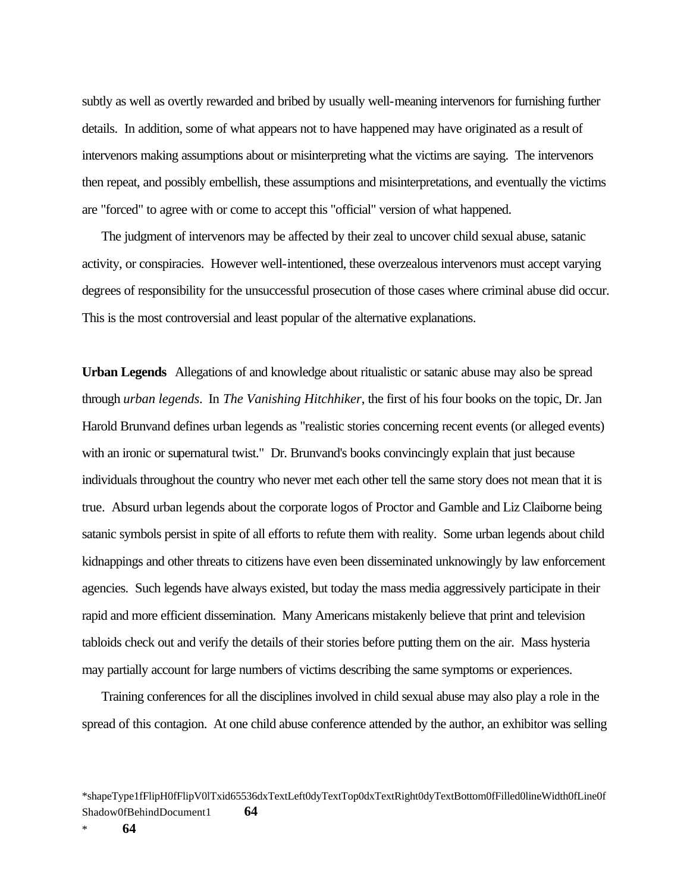subtly as well as overtly rewarded and bribed by usually well-meaning intervenors for furnishing further details. In addition, some of what appears not to have happened may have originated as a result of intervenors making assumptions about or misinterpreting what the victims are saying. The intervenors then repeat, and possibly embellish, these assumptions and misinterpretations, and eventually the victims are "forced" to agree with or come to accept this "official" version of what happened.

The judgment of intervenors may be affected by their zeal to uncover child sexual abuse, satanic activity, or conspiracies. However well-intentioned, these overzealous intervenors must accept varying degrees of responsibility for the unsuccessful prosecution of those cases where criminal abuse did occur. This is the most controversial and least popular of the alternative explanations.

**Urban Legends** Allegations of and knowledge about ritualistic or satanic abuse may also be spread through *urban legends*. In *The Vanishing Hitchhiker*, the first of his four books on the topic, Dr. Jan Harold Brunvand defines urban legends as "realistic stories concerning recent events (or alleged events) with an ironic or supernatural twist." Dr. Brunvand's books convincingly explain that just because individuals throughout the country who never met each other tell the same story does not mean that it is true. Absurd urban legends about the corporate logos of Proctor and Gamble and Liz Claiborne being satanic symbols persist in spite of all efforts to refute them with reality. Some urban legends about child kidnappings and other threats to citizens have even been disseminated unknowingly by law enforcement agencies. Such legends have always existed, but today the mass media aggressively participate in their rapid and more efficient dissemination. Many Americans mistakenly believe that print and television tabloids check out and verify the details of their stories before putting them on the air. Mass hysteria may partially account for large numbers of victims describing the same symptoms or experiences.

Training conferences for all the disciplines involved in child sexual abuse may also play a role in the spread of this contagion. At one child abuse conference attended by the author, an exhibitor was selling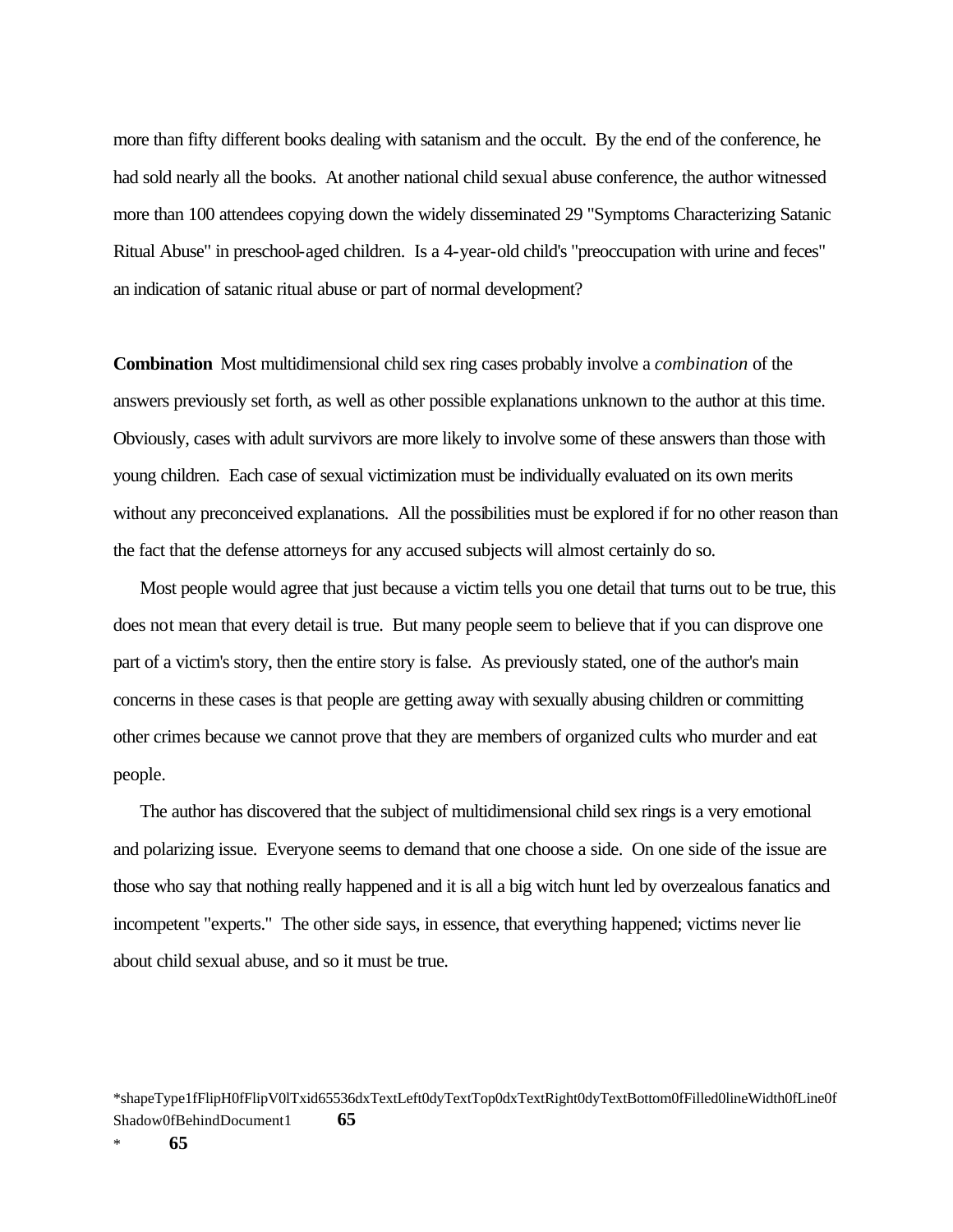more than fifty different books dealing with satanism and the occult. By the end of the conference, he had sold nearly all the books. At another national child sexual abuse conference, the author witnessed more than 100 attendees copying down the widely disseminated 29 "Symptoms Characterizing Satanic Ritual Abuse" in preschool-aged children. Is a 4-year-old child's "preoccupation with urine and feces" an indication of satanic ritual abuse or part of normal development?

**Combination** Most multidimensional child sex ring cases probably involve a *combination* of the answers previously set forth, as well as other possible explanations unknown to the author at this time. Obviously, cases with adult survivors are more likely to involve some of these answers than those with young children. Each case of sexual victimization must be individually evaluated on its own merits without any preconceived explanations. All the possibilities must be explored if for no other reason than the fact that the defense attorneys for any accused subjects will almost certainly do so.

Most people would agree that just because a victim tells you one detail that turns out to be true, this does not mean that every detail is true. But many people seem to believe that if you can disprove one part of a victim's story, then the entire story is false. As previously stated, one of the author's main concerns in these cases is that people are getting away with sexually abusing children or committing other crimes because we cannot prove that they are members of organized cults who murder and eat people.

The author has discovered that the subject of multidimensional child sex rings is a very emotional and polarizing issue. Everyone seems to demand that one choose a side. On one side of the issue are those who say that nothing really happened and it is all a big witch hunt led by overzealous fanatics and incompetent "experts." The other side says, in essence, that everything happened; victims never lie about child sexual abuse, and so it must be true.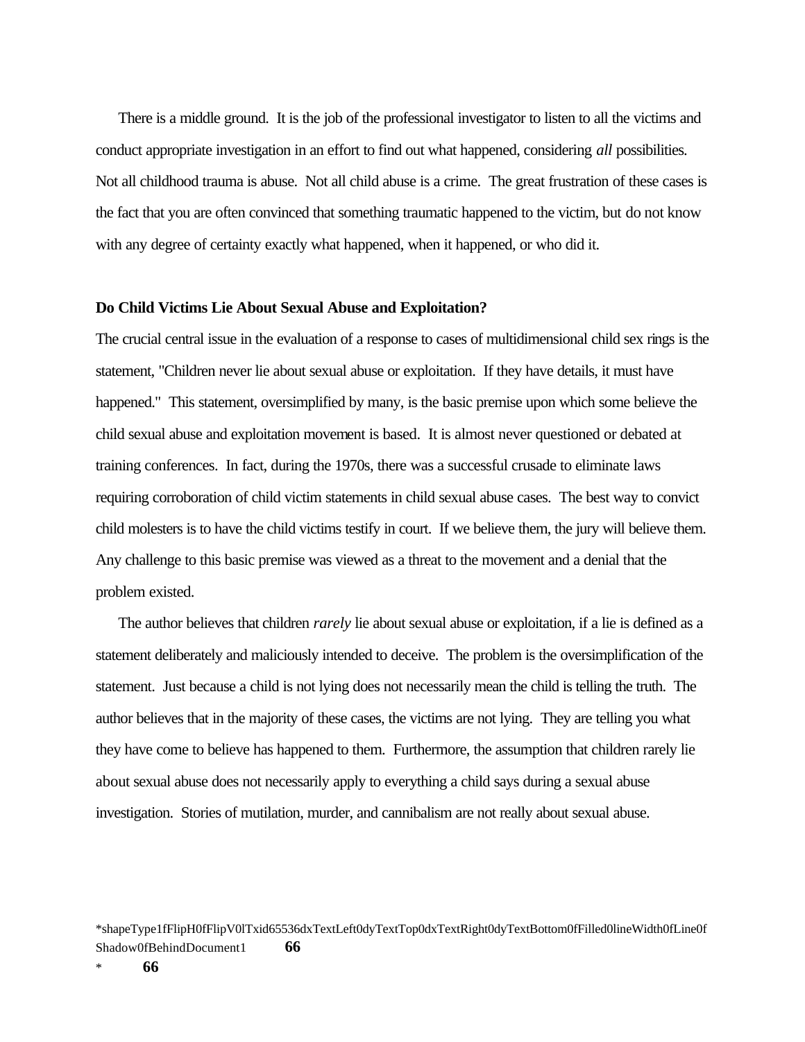There is a middle ground. It is the job of the professional investigator to listen to all the victims and conduct appropriate investigation in an effort to find out what happened, considering *all* possibilities. Not all childhood trauma is abuse. Not all child abuse is a crime. The great frustration of these cases is the fact that you are often convinced that something traumatic happened to the victim, but do not know with any degree of certainty exactly what happened, when it happened, or who did it.

**Do Child Victims Lie About Sexual Abuse and Exploitation?**

The crucial central issue in the evaluation of a response to cases of multidimensional child sex rings is the statement, "Children never lie about sexual abuse or exploitation. If they have details, it must have happened." This statement, oversimplified by many, is the basic premise upon which some believe the child sexual abuse and exploitation movement is based. It is almost never questioned or debated at training conferences. In fact, during the 1970s, there was a successful crusade to eliminate laws requiring corroboration of child victim statements in child sexual abuse cases. The best way to convict child molesters is to have the child victims testify in court. If we believe them, the jury will believe them. Any challenge to this basic premise was viewed as a threat to the movement and a denial that the problem existed.

The author believes that children *rarely* lie about sexual abuse or exploitation, if a lie is defined as a statement deliberately and maliciously intended to deceive. The problem is the oversimplification of the statement. Just because a child is not lying does not necessarily mean the child is telling the truth. The author believes that in the majority of these cases, the victims are not lying. They are telling you what they have come to believe has happened to them. Furthermore, the assumption that children rarely lie about sexual abuse does not necessarily apply to everything a child says during a sexual abuse investigation. Stories of mutilation, murder, and cannibalism are not really about sexual abuse.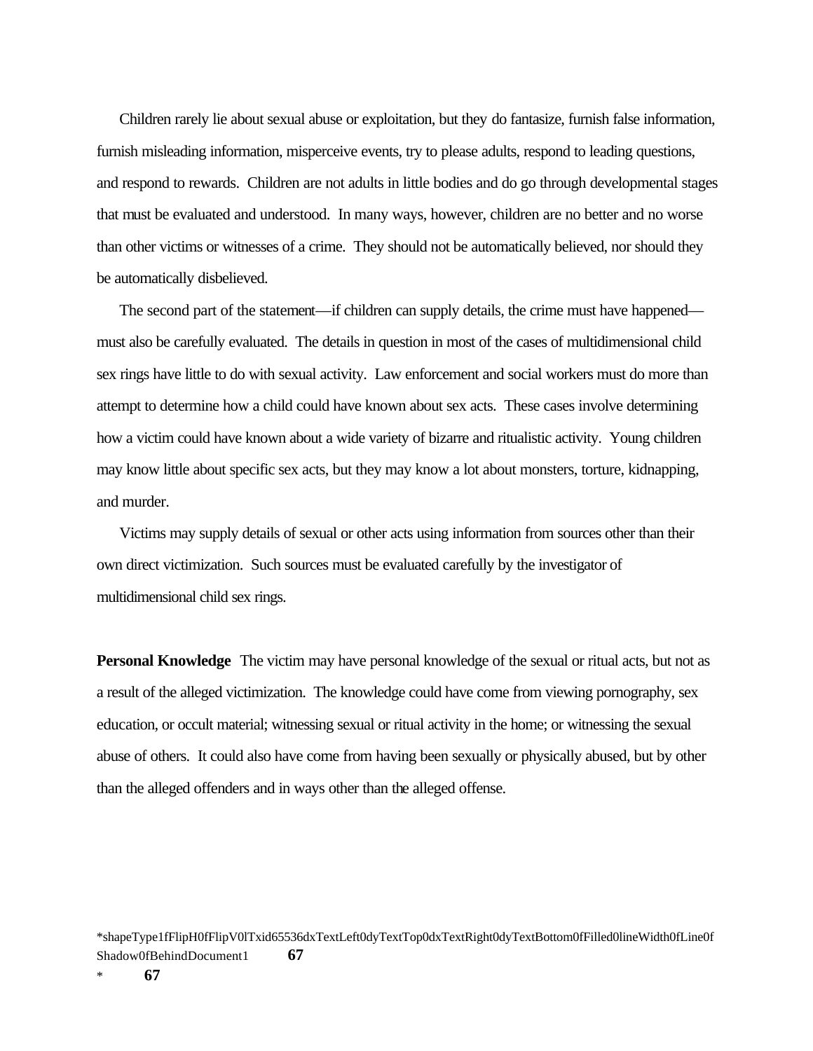Children rarely lie about sexual abuse or exploitation, but they do fantasize, furnish false information, furnish misleading information, misperceive events, try to please adults, respond to leading questions, and respond to rewards. Children are not adults in little bodies and do go through developmental stages that must be evaluated and understood. In many ways, however, children are no better and no worse than other victims or witnesses of a crime. They should not be automatically believed, nor should they be automatically disbelieved.

The second part of the statement—if children can supply details, the crime must have happened—must also be carefully evaluated. The details in question in most of the cases of multidimensional child sex rings have little to do with sexual activity. Law enforcement and social workers must do more than attempt to determine how a child could have known about sex acts. These cases involve determining how a victim could have known about a wide variety of bizarre and ritualistic activity. Young children may know little about specific sex acts, but they may know a lot about monsters, torture, kidnapping, and murder.

Victims may supply details of sexual or other acts using information from sources other than their own direct victimization. Such sources must be evaluated carefully by the investigator of multidimensional child sex rings.

**Personal Knowledge** The victim may have personal knowledge of the sexual or ritual acts, but not as a result of the alleged victimization. The knowledge could have come from viewing pornography, sex education, or occult material; witnessing sexual or ritual activity in the home; or witnessing the sexual abuse of others. It could also have come from having been sexually or physically abused, but by other than the alleged offenders and in ways other than the alleged offense.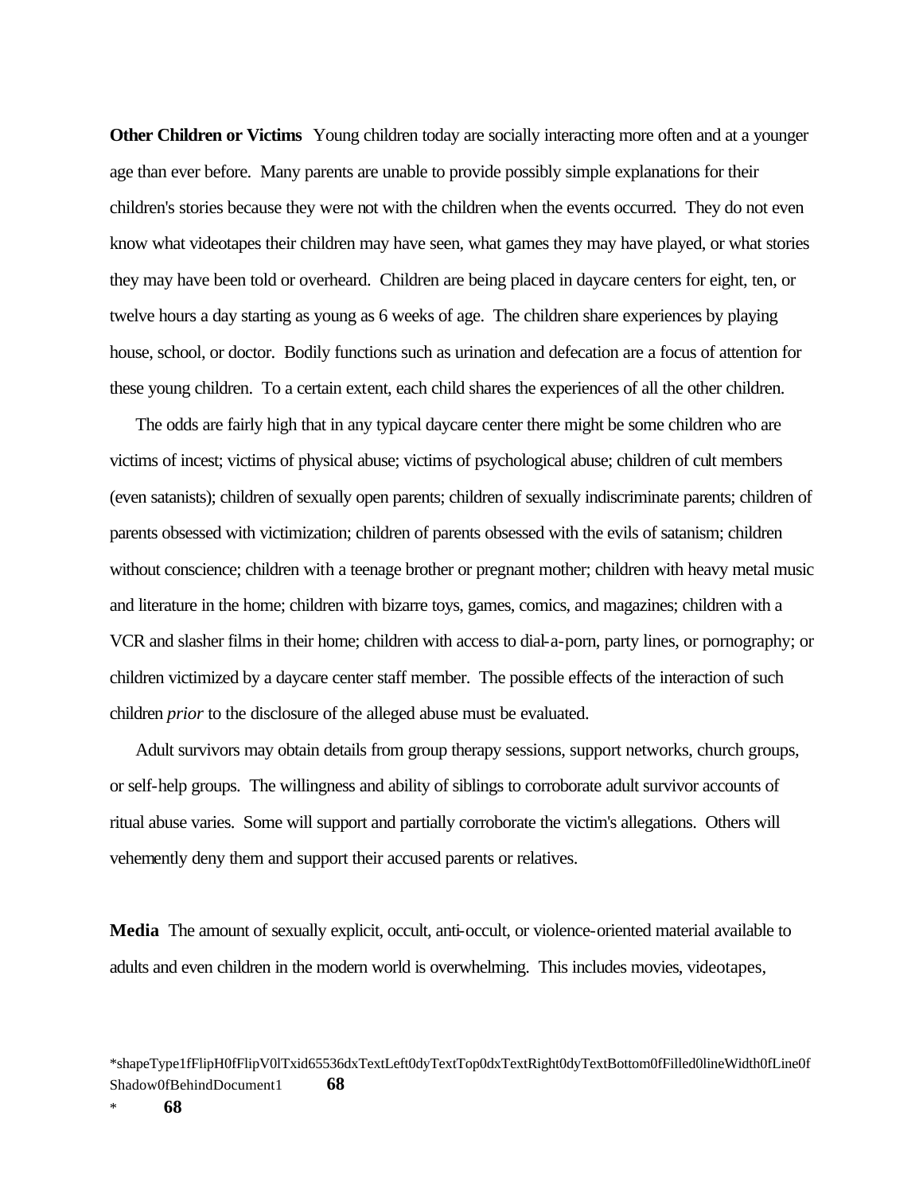**Other Children or Victims** Young children today are socially interacting more often and at a younger age than ever before. Many parents are unable to provide possibly simple explanations for their children's stories because they were not with the children when the events occurred. They do not even know what videotapes their children may have seen, what games they may have played, or what stories they may have been told or overheard. Children are being placed in daycare centers for eight, ten, or twelve hours a day starting as young as 6 weeks of age. The children share experiences by playing house, school, or doctor. Bodily functions such as urination and defecation are a focus of attention for these young children. To a certain extent, each child shares the experiences of all the other children.

The odds are fairly high that in any typical daycare center there might be some children who are victims of incest; victims of physical abuse; victims of psychological abuse; children of cult members (even satanists); children of sexually open parents; children of sexually indiscriminate parents; children of parents obsessed with victimization; children of parents obsessed with the evils of satanism; children without conscience; children with a teenage brother or pregnant mother; children with heavy metal music and literature in the home; children with bizarre toys, games, comics, and magazines; children with a VCR and slasher films in their home; children with access to dial-a-porn, party lines, or pornography; or children victimized by a daycare center staff member. The possible effects of the interaction of such children *prior* to the disclosure of the alleged abuse must be evaluated.

Adult survivors may obtain details from group therapy sessions, support networks, church groups, or self-help groups. The willingness and ability of siblings to corroborate adult survivor accounts of ritual abuse varies. Some will support and partially corroborate the victim's allegations. Others will vehemently deny them and support their accused parents or relatives.

**Media** The amount of sexually explicit, occult, anti-occult, or violence-oriented material available to adults and even children in the modern world is overwhelming. This includes movies, videotapes,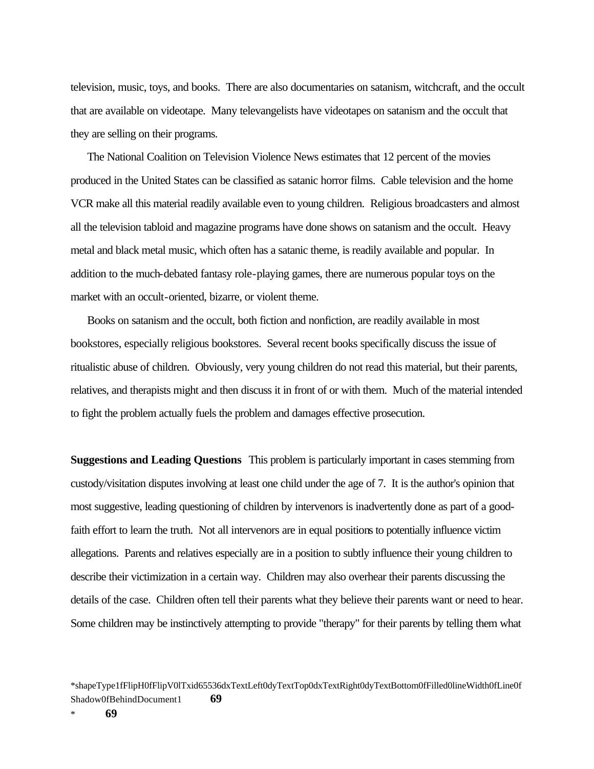television, music, toys, and books. There are also documentaries on satanism, witchcraft, and the occult that are available on videotape. Many televangelists have videotapes on satanism and the occult that they are selling on their programs.

The National Coalition on Television Violence News estimates that 12 percent of the movies produced in the United States can be classified as satanic horror films. Cable television and the home VCR make all this material readily available even to young children. Religious broadcasters and almost all the television tabloid and magazine programs have done shows on satanism and the occult. Heavy metal and black metal music, which often has a satanic theme, is readily available and popular. In addition to the much-debated fantasy role-playing games, there are numerous popular toys on the market with an occult-oriented, bizarre, or violent theme.

Books on satanism and the occult, both fiction and nonfiction, are readily available in most bookstores, especially religious bookstores. Several recent books specifically discuss the issue of ritualistic abuse of children. Obviously, very young children do not read this material, but their parents, relatives, and therapists might and then discuss it in front of or with them. Much of the material intended to fight the problem actually fuels the problem and damages effective prosecution.

**Suggestions and Leading Questions** This problem is particularly important in cases stemming from custody/visitation disputes involving at least one child under the age of 7. It is the author's opinion that most suggestive, leading questioning of children by intervenors is inadvertently done as part of a good-faith effort to learn the truth. Not all intervenors are in equal positions to potentially influence victim allegations. Parents and relatives especially are in a position to subtly influence their young children to describe their victimization in a certain way. Children may also overhear their parents discussing the details of the case. Children often tell their parents what they believe their parents want or need to hear. Some children may be instinctively attempting to provide "therapy" for their parents by telling them what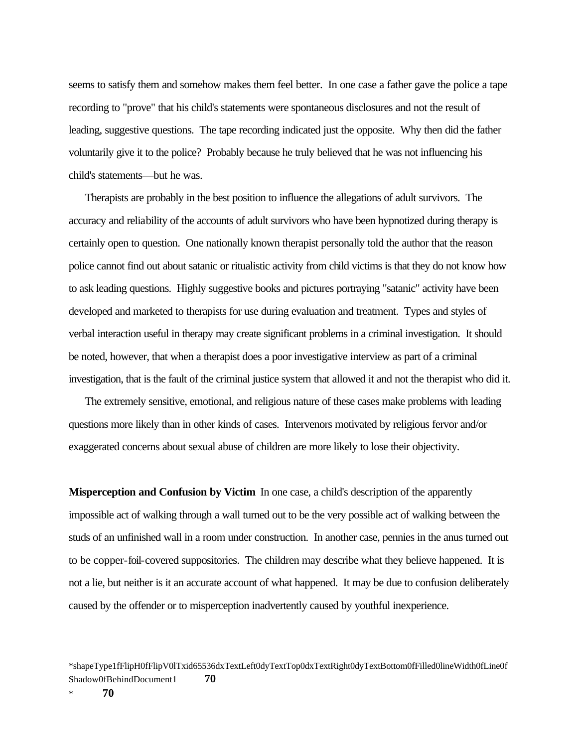seems to satisfy them and somehow makes them feel better. In one case a father gave the police a tape recording to "prove" that his child's statements were spontaneous disclosures and not the result of leading, suggestive questions. The tape recording indicated just the opposite. Why then did the father voluntarily give it to the police? Probably because he truly believed that he was not influencing his child's statements—but he was.

Therapists are probably in the best position to influence the allegations of adult survivors. The accuracy and reliability of the accounts of adult survivors who have been hypnotized during therapy is certainly open to question. One nationally known therapist personally told the author that the reason police cannot find out about satanic or ritualistic activity from child victims is that they do not know how to ask leading questions. Highly suggestive books and pictures portraying "satanic" activity have been developed and marketed to therapists for use during evaluation and treatment. Types and styles of verbal interaction useful in therapy may create significant problems in a criminal investigation. It should be noted, however, that when a therapist does a poor investigative interview as part of a criminal investigation, that is the fault of the criminal justice system that allowed it and not the therapist who did it.

The extremely sensitive, emotional, and religious nature of these cases make problems with leading questions more likely than in other kinds of cases. Intervenors motivated by religious fervor and/or exaggerated concerns about sexual abuse of children are more likely to lose their objectivity.

**Misperception and Confusion by Victim** In one case, a child's description of the apparently impossible act of walking through a wall turned out to be the very possible act of walking between the studs of an unfinished wall in a room under construction. In another case, pennies in the anus turned out to be copper-foil-covered suppositories. The children may describe what they believe happened. It is not a lie, but neither is it an accurate account of what happened. It may be due to confusion deliberately caused by the offender or to misperception inadvertently caused by youthful inexperience.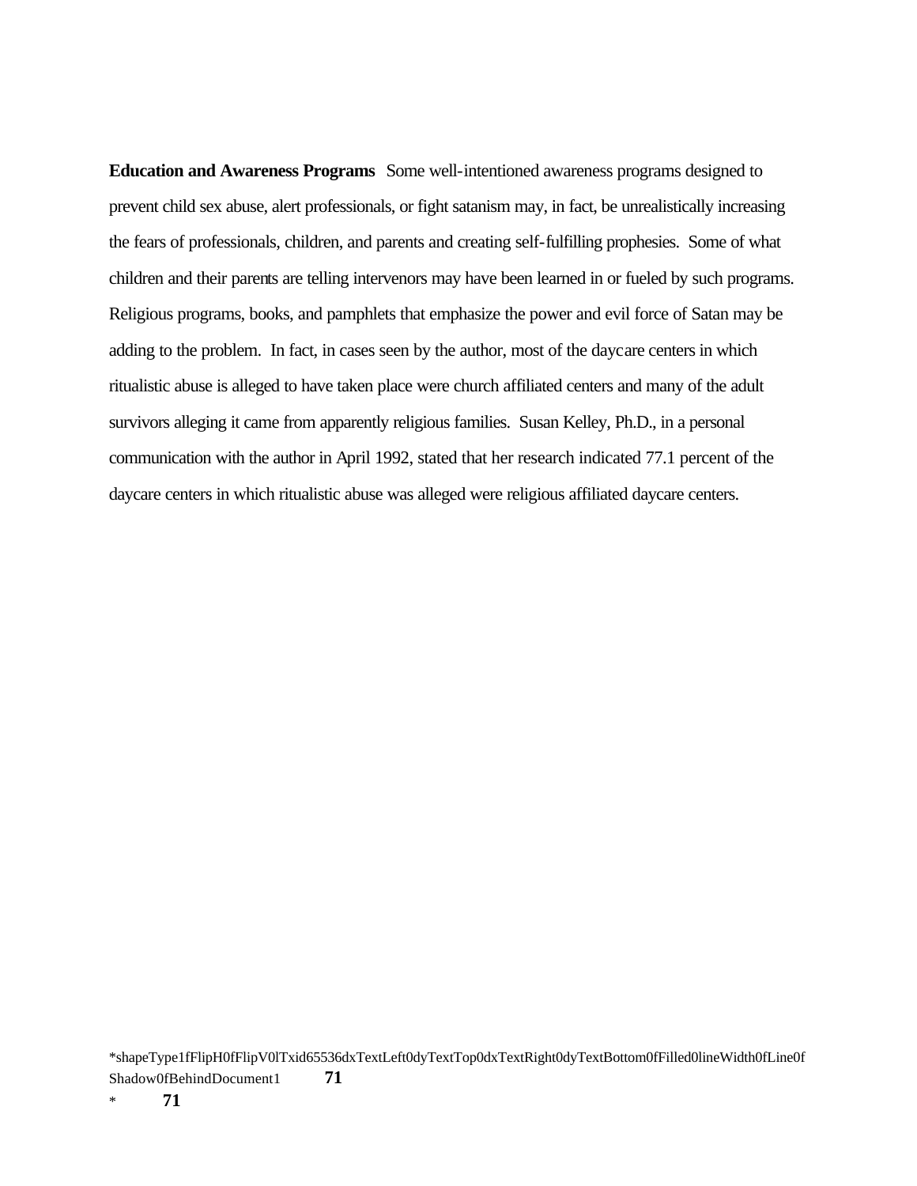**Education and Awareness Programs** Some well-intentioned awareness programs designed to prevent child sex abuse, alert professionals, or fight satanism may, in fact, be unrealistically increasing the fears of professionals, children, and parents and creating self-fulfilling prophesies. Some of what children and their parents are telling intervenors may have been learned in or fueled by such programs. Religious programs, books, and pamphlets that emphasize the power and evil force of Satan may be adding to the problem. In fact, in cases seen by the author, most of the daycare centers in which ritualistic abuse is alleged to have taken place were church affiliated centers and many of the adult survivors alleging it came from apparently religious families. Susan Kelley, Ph.D., in a personal communication with the author in April 1992, stated that her research indicated 77.1 percent of the daycare centers in which ritualistic abuse was alleged were religious affiliated daycare centers.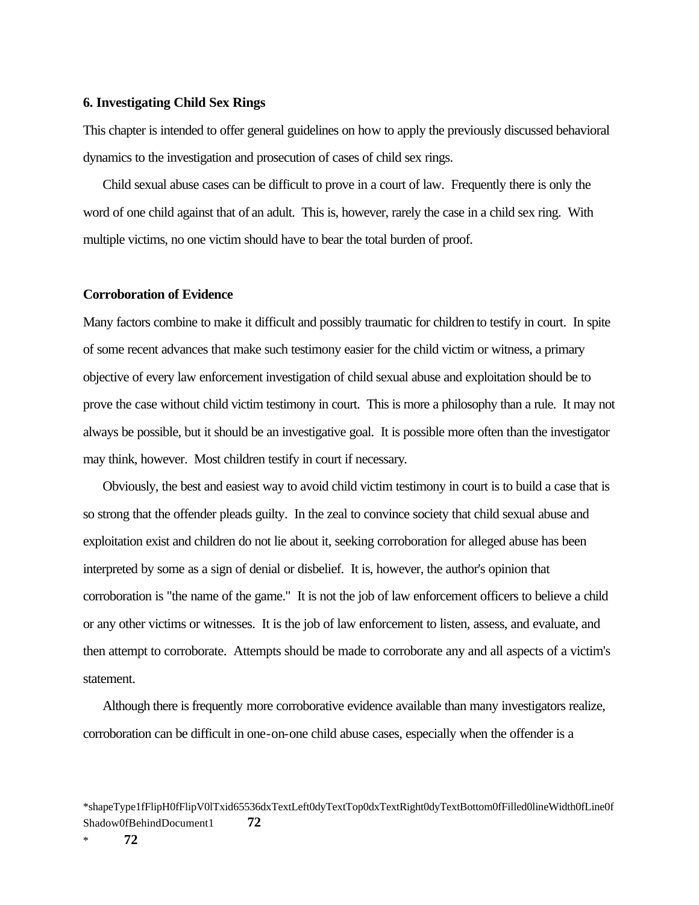## 6. Investigating Child Sex Rings

This chapter is intended to offer general guidelines on how to apply the previously discussed behavioral dynamics to the investigation and prosecution of cases of child sex rings.

Child sexual abuse cases can be difficult to prove in a court of law. Frequently there is only the word of one child against that of an adult. This is, however, rarely the case in a child sex ring. With multiple victims, no one victim should have to bear the total burden of proof.

### Corroboration of Evidence

Many factors combine to make it difficult and possibly traumatic for children to testify in court. In spite of some recent advances that make such testimony easier for the child victim or witness, a primary objective of every law enforcement investigation of child sexual abuse and exploitation should be to prove the case without child victim testimony in court. This is more a philosophy than a rule. It may not always be possible, but it should be an investigative goal. It is possible more often than the investigator may think, however. Most children testify in court if necessary.

Obviously, the best and easiest way to avoid child victim testimony in court is to build a case that is so strong that the offender pleads guilty. In the zeal to convince society that child sexual abuse and exploitation exist and children do not lie about it, seeking corroboration for alleged abuse has been interpreted by some as a sign of denial or disbelief. It is, however, the author's opinion that corroboration is "the name of the game." It is not the job of law enforcement officers to believe a child or any other victims or witnesses. It is the job of law enforcement to listen, assess, and evaluate, and then attempt to corroborate. Attempts should be made to corroborate any and all aspects of a victim's statement.

Although there is frequently more corroborative evidence available than many investigators realize, corroboration can be difficult in one-on-one child abuse cases, especially when the offender is a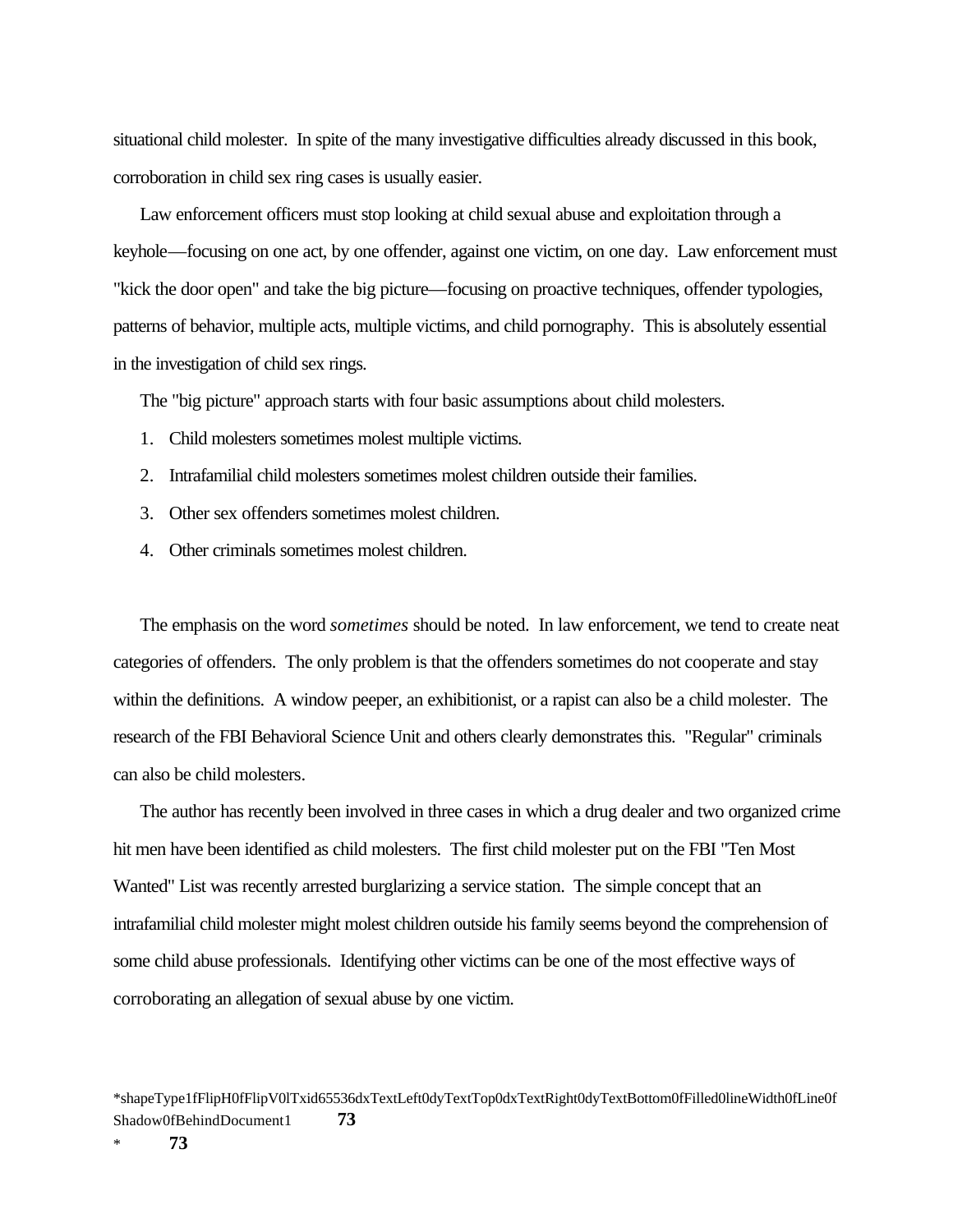situational child molester. In spite of the many investigative difficulties already discussed in this book, corroboration in child sex ring cases is usually easier.

Law enforcement officers must stop looking at child sexual abuse and exploitation through a keyhole—focusing on one act, by one offender, against one victim, on one day. Law enforcement must "kick the door open" and take the big picture—focusing on proactive techniques, offender typologies, patterns of behavior, multiple acts, multiple victims, and child pornography. This is absolutely essential in the investigation of child sex rings.

The "big picture" approach starts with four basic assumptions about child molesters.

1. Child molesters sometimes molest multiple victims.
2. Intrafamilial child molesters sometimes molest children outside their families.
3. Other sex offenders sometimes molest children.
4. Other criminals sometimes molest children.

The emphasis on the word *sometimes* should be noted. In law enforcement, we tend to create neat categories of offenders. The only problem is that the offenders sometimes do not cooperate and stay within the definitions. A window peeper, an exhibitionist, or a rapist can also be a child molester. The research of the FBI Behavioral Science Unit and others clearly demonstrates this. "Regular" criminals can also be child molesters.

The author has recently been involved in three cases in which a drug dealer and two organized crime hit men have been identified as child molesters. The first child molester put on the FBI "Ten Most Wanted" List was recently arrested burglarizing a service station. The simple concept that an intrafamilial child molester might molest children outside his family seems beyond the comprehension of some child abuse professionals. Identifying other victims can be one of the most effective ways of corroborating an allegation of sexual abuse by one victim.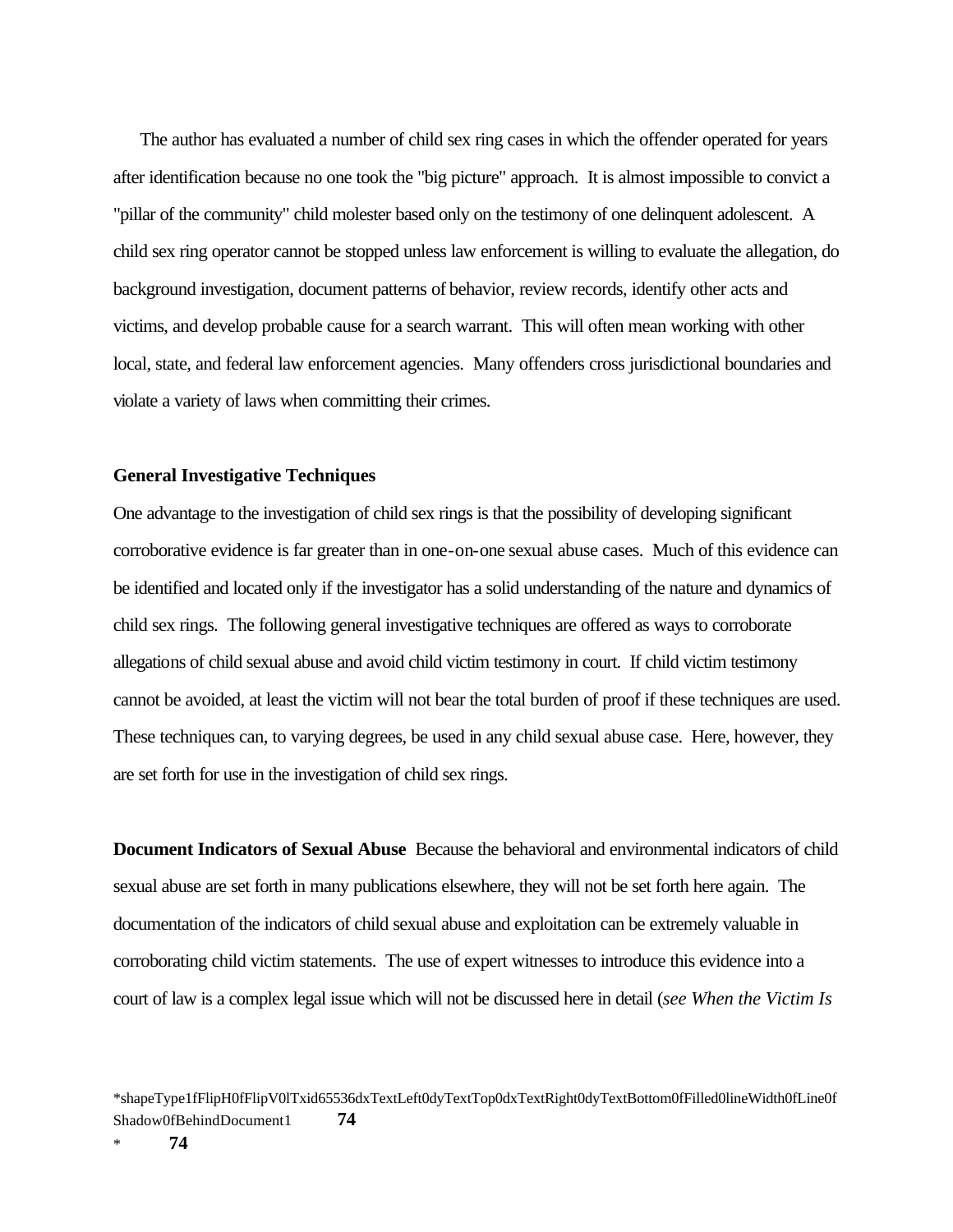The author has evaluated a number of child sex ring cases in which the offender operated for years after identification because no one took the "big picture" approach. It is almost impossible to convict a "pillar of the community" child molester based only on the testimony of one delinquent adolescent. A child sex ring operator cannot be stopped unless law enforcement is willing to evaluate the allegation, do background investigation, document patterns of behavior, review records, identify other acts and victims, and develop probable cause for a search warrant. This will often mean working with other local, state, and federal law enforcement agencies. Many offenders cross jurisdictional boundaries and violate a variety of laws when committing their crimes.

### General Investigative Techniques

One advantage to the investigation of child sex rings is that the possibility of developing significant corroborative evidence is far greater than in one-on-one sexual abuse cases. Much of this evidence can be identified and located only if the investigator has a solid understanding of the nature and dynamics of child sex rings. The following general investigative techniques are offered as ways to corroborate allegations of child sexual abuse and avoid child victim testimony in court. If child victim testimony cannot be avoided, at least the victim will not bear the total burden of proof if these techniques are used. These techniques can, to varying degrees, be used in any child sexual abuse case. Here, however, they are set forth for use in the investigation of child sex rings.

**Document Indicators of Sexual Abuse** Because the behavioral and environmental indicators of child sexual abuse are set forth in many publications elsewhere, they will not be set forth here again. The documentation of the indicators of child sexual abuse and exploitation can be extremely valuable in corroborating child victim statements. The use of expert witnesses to introduce this evidence into a court of law is a complex legal issue which will not be discussed here in detail (*see When the Victim Is*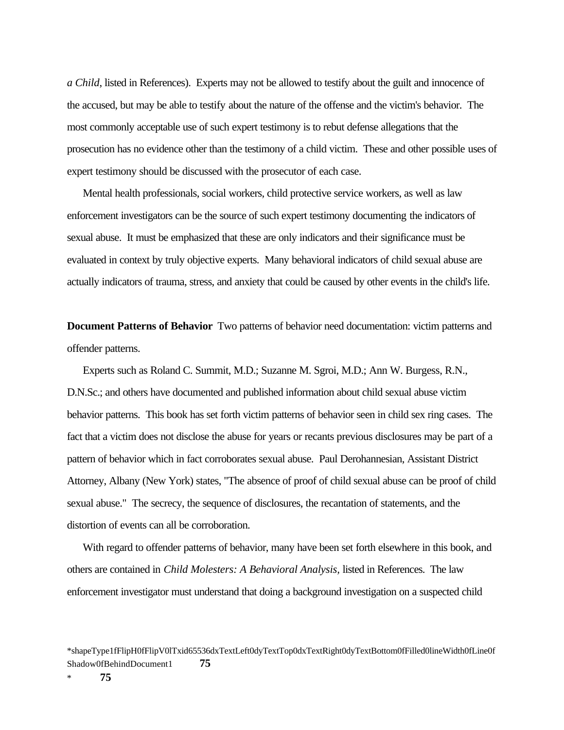*a Child*, listed in References). Experts may not be allowed to testify about the guilt and innocence of the accused, but may be able to testify about the nature of the offense and the victim's behavior. The most commonly acceptable use of such expert testimony is to rebut defense allegations that the prosecution has no evidence other than the testimony of a child victim. These and other possible uses of expert testimony should be discussed with the prosecutor of each case.

Mental health professionals, social workers, child protective service workers, as well as law enforcement investigators can be the source of such expert testimony documenting the indicators of sexual abuse. It must be emphasized that these are only indicators and their significance must be evaluated in context by truly objective experts. Many behavioral indicators of child sexual abuse are actually indicators of trauma, stress, and anxiety that could be caused by other events in the child's life.

**Document Patterns of Behavior** Two patterns of behavior need documentation: victim patterns and offender patterns.

Experts such as Roland C. Summit, M.D.; Suzanne M. Sgroi, M.D.; Ann W. Burgess, R.N., D.N.Sc.; and others have documented and published information about child sexual abuse victim behavior patterns. This book has set forth victim patterns of behavior seen in child sex ring cases. The fact that a victim does not disclose the abuse for years or recants previous disclosures may be part of a pattern of behavior which in fact corroborates sexual abuse. Paul Derohannesian, Assistant District Attorney, Albany (New York) states, "The absence of proof of child sexual abuse can be proof of child sexual abuse." The secrecy, the sequence of disclosures, the recantation of statements, and the distortion of events can all be corroboration.

With regard to offender patterns of behavior, many have been set forth elsewhere in this book, and others are contained in *Child Molesters: A Behavioral Analysis,* listed in References. The law enforcement investigator must understand that doing a background investigation on a suspected child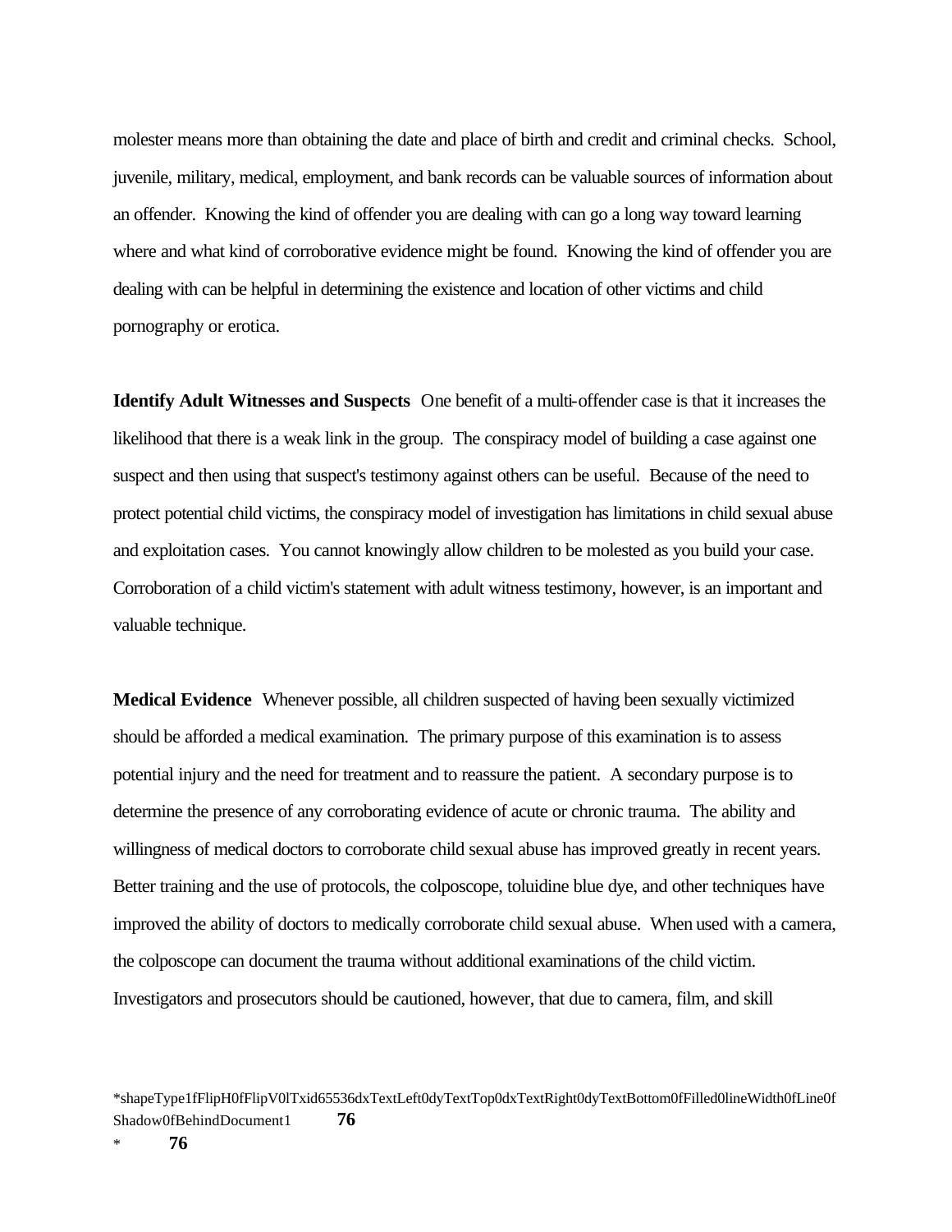molester means more than obtaining the date and place of birth and credit and criminal checks. School, juvenile, military, medical, employment, and bank records can be valuable sources of information about an offender. Knowing the kind of offender you are dealing with can go a long way toward learning where and what kind of corroborative evidence might be found. Knowing the kind of offender you are dealing with can be helpful in determining the existence and location of other victims and child pornography or erotica.

**Identify Adult Witnesses and Suspects** One benefit of a multi-offender case is that it increases the likelihood that there is a weak link in the group. The conspiracy model of building a case against one suspect and then using that suspect's testimony against others can be useful. Because of the need to protect potential child victims, the conspiracy model of investigation has limitations in child sexual abuse and exploitation cases. You cannot knowingly allow children to be molested as you build your case. Corroboration of a child victim's statement with adult witness testimony, however, is an important and valuable technique.

**Medical Evidence** Whenever possible, all children suspected of having been sexually victimized should be afforded a medical examination. The primary purpose of this examination is to assess potential injury and the need for treatment and to reassure the patient. A secondary purpose is to determine the presence of any corroborating evidence of acute or chronic trauma. The ability and willingness of medical doctors to corroborate child sexual abuse has improved greatly in recent years. Better training and the use of protocols, the colposcope, toluidine blue dye, and other techniques have improved the ability of doctors to medically corroborate child sexual abuse. When used with a camera, the colposcope can document the trauma without additional examinations of the child victim. Investigators and prosecutors should be cautioned, however, that due to camera, film, and skill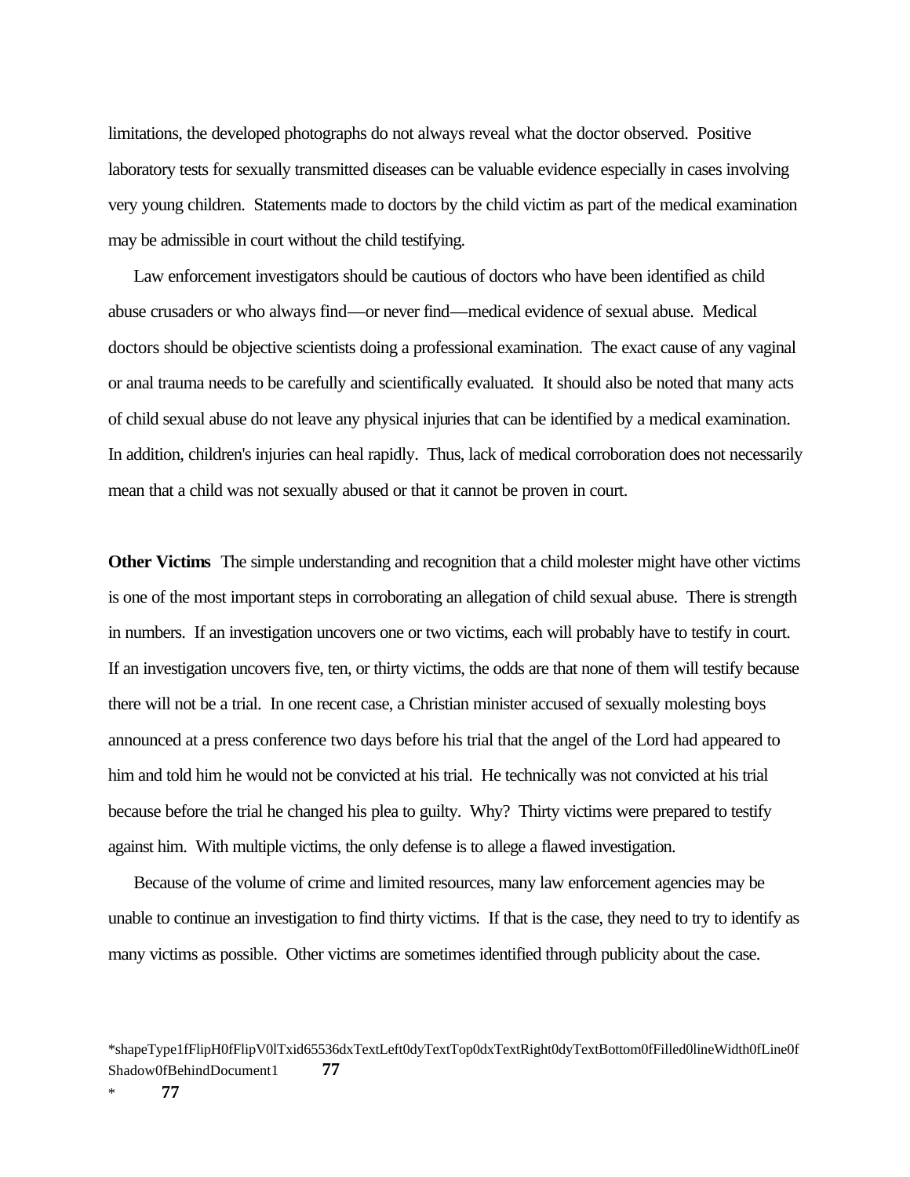limitations, the developed photographs do not always reveal what the doctor observed. Positive laboratory tests for sexually transmitted diseases can be valuable evidence especially in cases involving very young children. Statements made to doctors by the child victim as part of the medical examination may be admissible in court without the child testifying.

Law enforcement investigators should be cautious of doctors who have been identified as child abuse crusaders or who always find—or never find—medical evidence of sexual abuse. Medical doctors should be objective scientists doing a professional examination. The exact cause of any vaginal or anal trauma needs to be carefully and scientifically evaluated. It should also be noted that many acts of child sexual abuse do not leave any physical injuries that can be identified by a medical examination. In addition, children's injuries can heal rapidly. Thus, lack of medical corroboration does not necessarily mean that a child was not sexually abused or that it cannot be proven in court.

**Other Victims** The simple understanding and recognition that a child molester might have other victims is one of the most important steps in corroborating an allegation of child sexual abuse. There is strength in numbers. If an investigation uncovers one or two victims, each will probably have to testify in court. If an investigation uncovers five, ten, or thirty victims, the odds are that none of them will testify because there will not be a trial. In one recent case, a Christian minister accused of sexually molesting boys announced at a press conference two days before his trial that the angel of the Lord had appeared to him and told him he would not be convicted at his trial. He technically was not convicted at his trial because before the trial he changed his plea to guilty. Why? Thirty victims were prepared to testify against him. With multiple victims, the only defense is to allege a flawed investigation.

Because of the volume of crime and limited resources, many law enforcement agencies may be unable to continue an investigation to find thirty victims. If that is the case, they need to try to identify as many victims as possible. Other victims are sometimes identified through publicity about the case.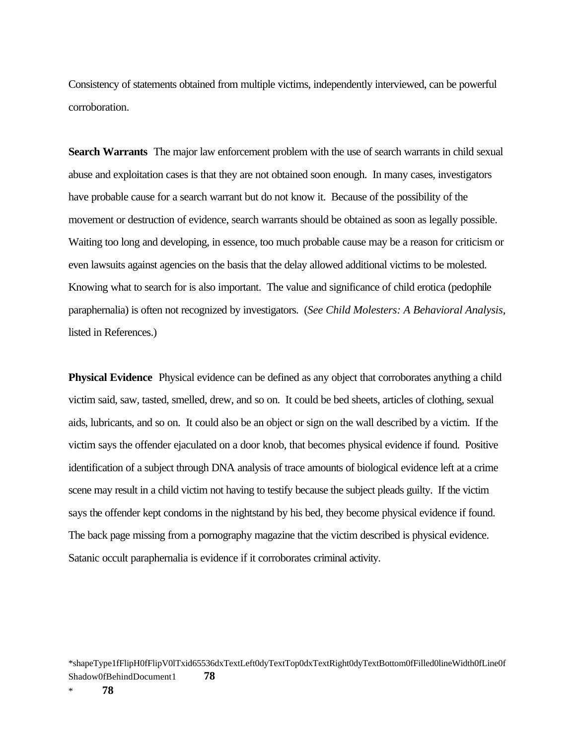Consistency of statements obtained from multiple victims, independently interviewed, can be powerful corroboration.

**Search Warrants** The major law enforcement problem with the use of search warrants in child sexual abuse and exploitation cases is that they are not obtained soon enough. In many cases, investigators have probable cause for a search warrant but do not know it. Because of the possibility of the movement or destruction of evidence, search warrants should be obtained as soon as legally possible. Waiting too long and developing, in essence, too much probable cause may be a reason for criticism or even lawsuits against agencies on the basis that the delay allowed additional victims to be molested. Knowing what to search for is also important. The value and significance of child erotica (pedophile paraphernalia) is often not recognized by investigators. (*See Child Molesters: A Behavioral Analysis*, listed in References.)

**Physical Evidence** Physical evidence can be defined as any object that corroborates anything a child victim said, saw, tasted, smelled, drew, and so on. It could be bed sheets, articles of clothing, sexual aids, lubricants, and so on. It could also be an object or sign on the wall described by a victim. If the victim says the offender ejaculated on a door knob, that becomes physical evidence if found. Positive identification of a subject through DNA analysis of trace amounts of biological evidence left at a crime scene may result in a child victim not having to testify because the subject pleads guilty. If the victim says the offender kept condoms in the nightstand by his bed, they become physical evidence if found. The back page missing from a pornography magazine that the victim described is physical evidence. Satanic occult paraphernalia is evidence if it corroborates criminal activity.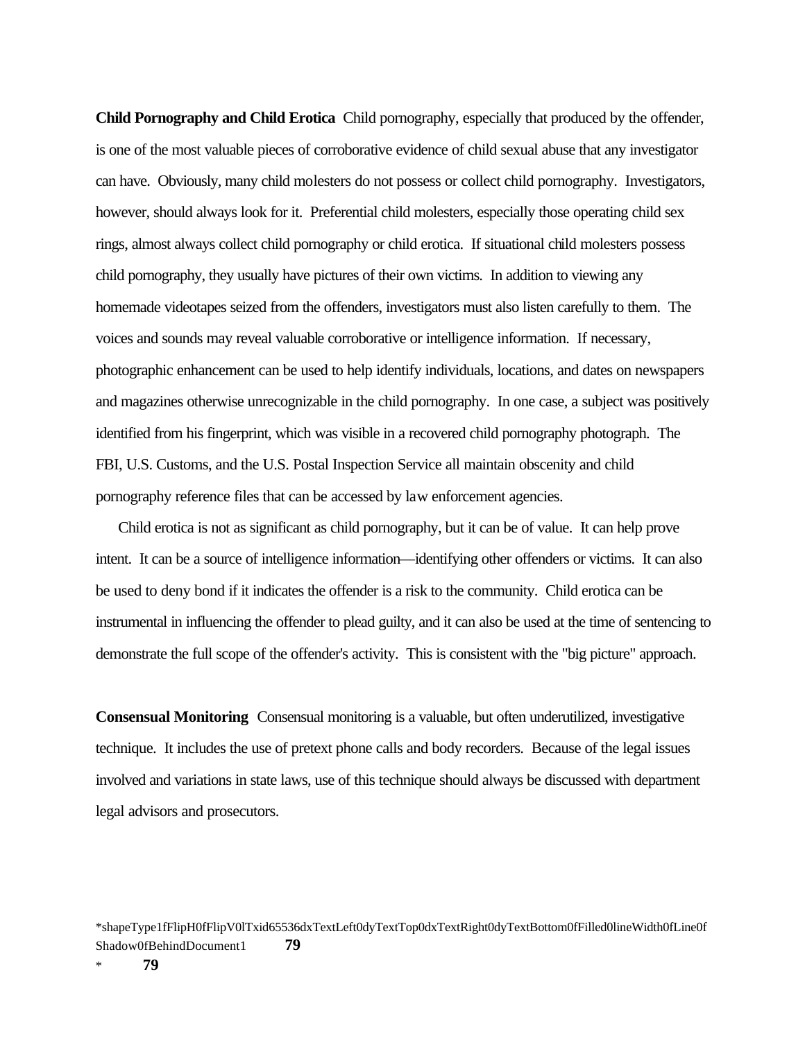**Child Pornography and Child Erotica** Child pornography, especially that produced by the offender, is one of the most valuable pieces of corroborative evidence of child sexual abuse that any investigator can have. Obviously, many child molesters do not possess or collect child pornography. Investigators, however, should always look for it. Preferential child molesters, especially those operating child sex rings, almost always collect child pornography or child erotica. If situational child molesters possess child pornography, they usually have pictures of their own victims. In addition to viewing any homemade videotapes seized from the offenders, investigators must also listen carefully to them. The voices and sounds may reveal valuable corroborative or intelligence information. If necessary, photographic enhancement can be used to help identify individuals, locations, and dates on newspapers and magazines otherwise unrecognizable in the child pornography. In one case, a subject was positively identified from his fingerprint, which was visible in a recovered child pornography photograph. The FBI, U.S. Customs, and the U.S. Postal Inspection Service all maintain obscenity and child pornography reference files that can be accessed by law enforcement agencies.

Child erotica is not as significant as child pornography, but it can be of value. It can help prove intent. It can be a source of intelligence information—identifying other offenders or victims. It can also be used to deny bond if it indicates the offender is a risk to the community. Child erotica can be instrumental in influencing the offender to plead guilty, and it can also be used at the time of sentencing to demonstrate the full scope of the offender's activity. This is consistent with the "big picture" approach.

**Consensual Monitoring** Consensual monitoring is a valuable, but often underutilized, investigative technique. It includes the use of pretext phone calls and body recorders. Because of the legal issues involved and variations in state laws, use of this technique should always be discussed with department legal advisors and prosecutors.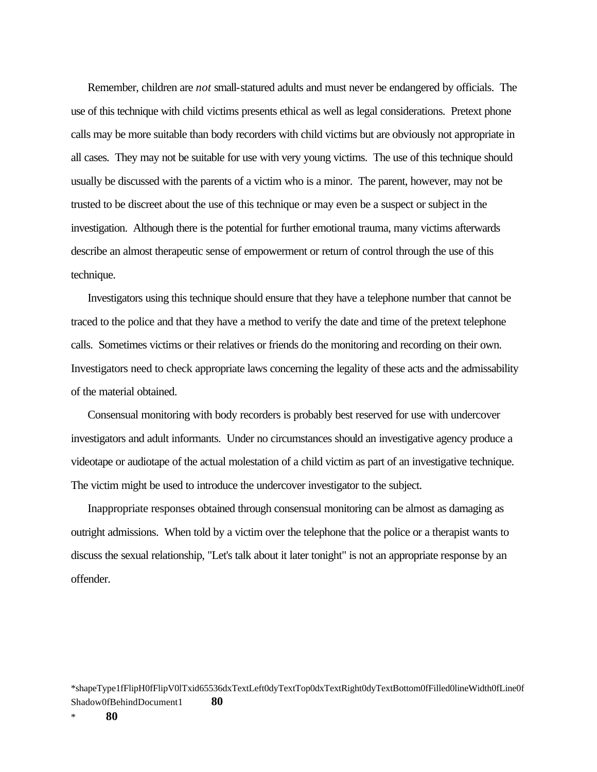Remember, children are *not* small-statured adults and must never be endangered by officials. The use of this technique with child victims presents ethical as well as legal considerations. Pretext phone calls may be more suitable than body recorders with child victims but are obviously not appropriate in all cases. They may not be suitable for use with very young victims. The use of this technique should usually be discussed with the parents of a victim who is a minor. The parent, however, may not be trusted to be discreet about the use of this technique or may even be a suspect or subject in the investigation. Although there is the potential for further emotional trauma, many victims afterwards describe an almost therapeutic sense of empowerment or return of control through the use of this technique.

Investigators using this technique should ensure that they have a telephone number that cannot be traced to the police and that they have a method to verify the date and time of the pretext telephone calls. Sometimes victims or their relatives or friends do the monitoring and recording on their own. Investigators need to check appropriate laws concerning the legality of these acts and the admissability of the material obtained.

Consensual monitoring with body recorders is probably best reserved for use with undercover investigators and adult informants. Under no circumstances should an investigative agency produce a videotape or audiotape of the actual molestation of a child victim as part of an investigative technique. The victim might be used to introduce the undercover investigator to the subject.

Inappropriate responses obtained through consensual monitoring can be almost as damaging as outright admissions. When told by a victim over the telephone that the police or a therapist wants to discuss the sexual relationship, "Let's talk about it later tonight" is not an appropriate response by an offender.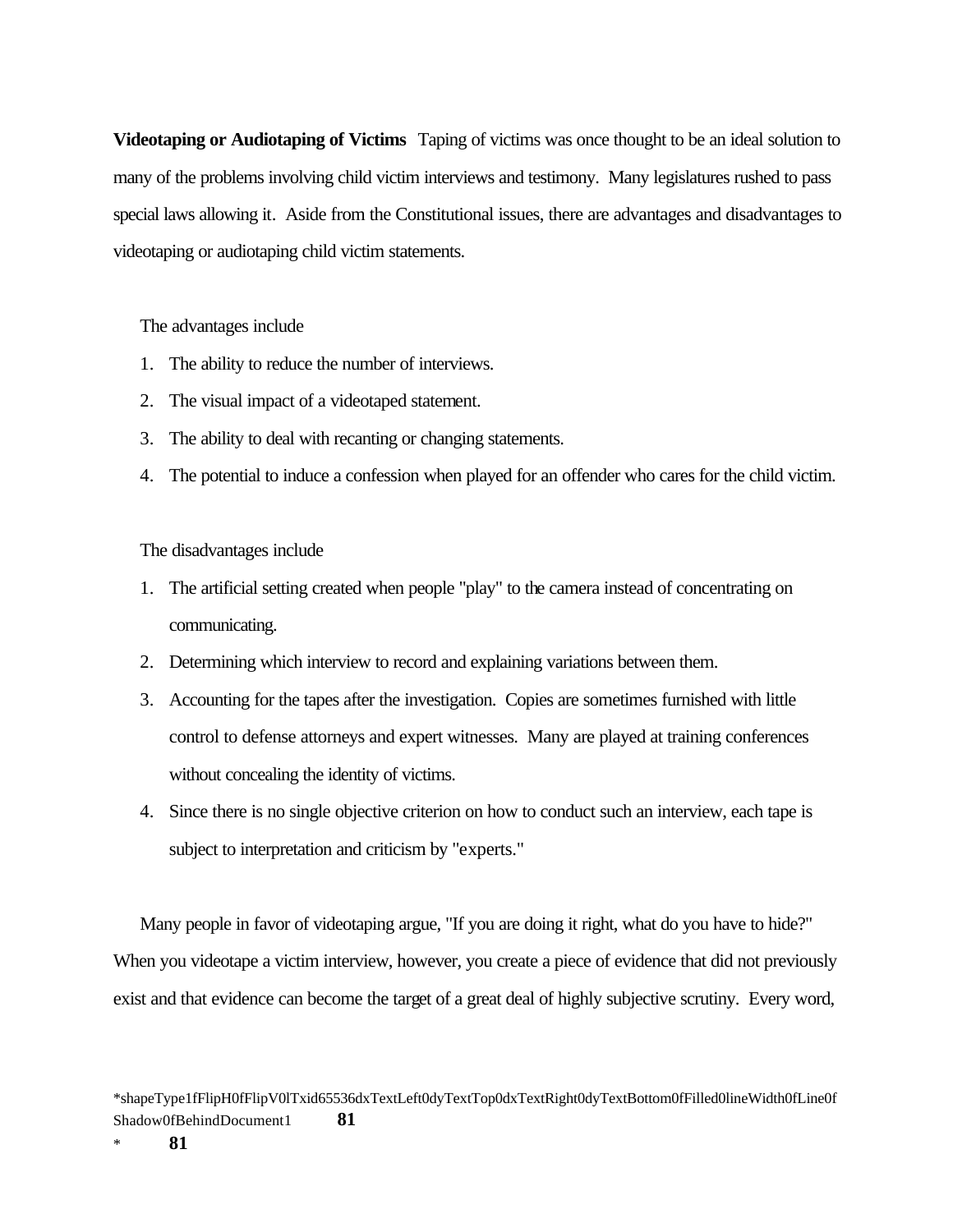**Videotaping or Audiotaping of Victims** Taping of victims was once thought to be an ideal solution to many of the problems involving child victim interviews and testimony. Many legislatures rushed to pass special laws allowing it. Aside from the Constitutional issues, there are advantages and disadvantages to videotaping or audiotaping child victim statements.

The advantages include

1. The ability to reduce the number of interviews.
2. The visual impact of a videotaped statement.
3. The ability to deal with recanting or changing statements.
4. The potential to induce a confession when played for an offender who cares for the child victim.

The disadvantages include

1. The artificial setting created when people "play" to the camera instead of concentrating on communicating.
2. Determining which interview to record and explaining variations between them.
3. Accounting for the tapes after the investigation. Copies are sometimes furnished with little control to defense attorneys and expert witnesses. Many are played at training conferences without concealing the identity of victims.
4. Since there is no single objective criterion on how to conduct such an interview, each tape is subject to interpretation and criticism by "experts."

Many people in favor of videotaping argue, "If you are doing it right, what do you have to hide?" When you videotape a victim interview, however, you create a piece of evidence that did not previously exist and that evidence can become the target of a great deal of highly subjective scrutiny. Every word,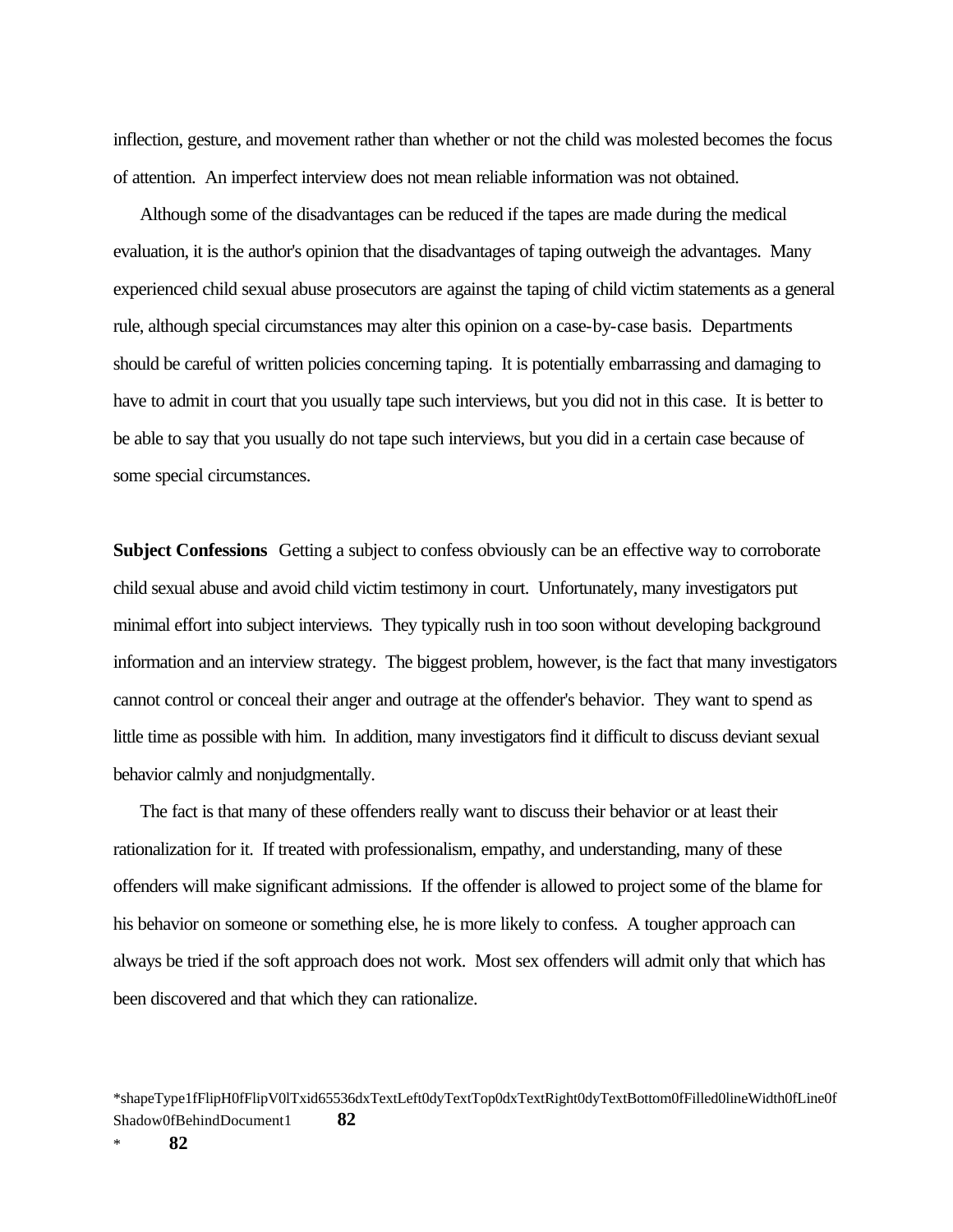inflection, gesture, and movement rather than whether or not the child was molested becomes the focus of attention. An imperfect interview does not mean reliable information was not obtained.

Although some of the disadvantages can be reduced if the tapes are made during the medical evaluation, it is the author's opinion that the disadvantages of taping outweigh the advantages. Many experienced child sexual abuse prosecutors are against the taping of child victim statements as a general rule, although special circumstances may alter this opinion on a case-by-case basis. Departments should be careful of written policies concerning taping. It is potentially embarrassing and damaging to have to admit in court that you usually tape such interviews, but you did not in this case. It is better to be able to say that you usually do not tape such interviews, but you did in a certain case because of some special circumstances.

**Subject Confessions** Getting a subject to confess obviously can be an effective way to corroborate child sexual abuse and avoid child victim testimony in court. Unfortunately, many investigators put minimal effort into subject interviews. They typically rush in too soon without developing background information and an interview strategy. The biggest problem, however, is the fact that many investigators cannot control or conceal their anger and outrage at the offender's behavior. They want to spend as little time as possible with him. In addition, many investigators find it difficult to discuss deviant sexual behavior calmly and nonjudgmentally.

The fact is that many of these offenders really want to discuss their behavior or at least their rationalization for it. If treated with professionalism, empathy, and understanding, many of these offenders will make significant admissions. If the offender is allowed to project some of the blame for his behavior on someone or something else, he is more likely to confess. A tougher approach can always be tried if the soft approach does not work. Most sex offenders will admit only that which has been discovered and that which they can rationalize.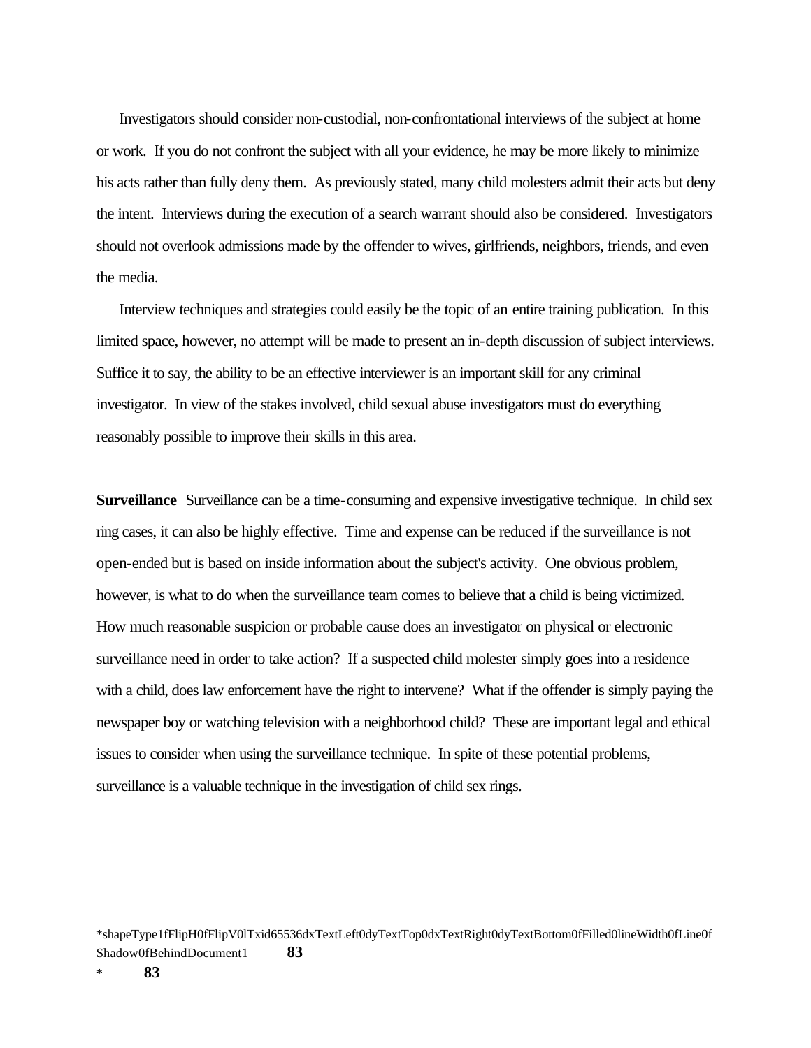Investigators should consider non-custodial, non-confrontational interviews of the subject at home or work. If you do not confront the subject with all your evidence, he may be more likely to minimize his acts rather than fully deny them. As previously stated, many child molesters admit their acts but deny the intent. Interviews during the execution of a search warrant should also be considered. Investigators should not overlook admissions made by the offender to wives, girlfriends, neighbors, friends, and even the media.

Interview techniques and strategies could easily be the topic of an entire training publication. In this limited space, however, no attempt will be made to present an in-depth discussion of subject interviews. Suffice it to say, the ability to be an effective interviewer is an important skill for any criminal investigator. In view of the stakes involved, child sexual abuse investigators must do everything reasonably possible to improve their skills in this area.

**Surveillance** Surveillance can be a time-consuming and expensive investigative technique. In child sex ring cases, it can also be highly effective. Time and expense can be reduced if the surveillance is not open-ended but is based on inside information about the subject's activity. One obvious problem, however, is what to do when the surveillance team comes to believe that a child is being victimized. How much reasonable suspicion or probable cause does an investigator on physical or electronic surveillance need in order to take action? If a suspected child molester simply goes into a residence with a child, does law enforcement have the right to intervene? What if the offender is simply paying the newspaper boy or watching television with a neighborhood child? These are important legal and ethical issues to consider when using the surveillance technique. In spite of these potential problems, surveillance is a valuable technique in the investigation of child sex rings.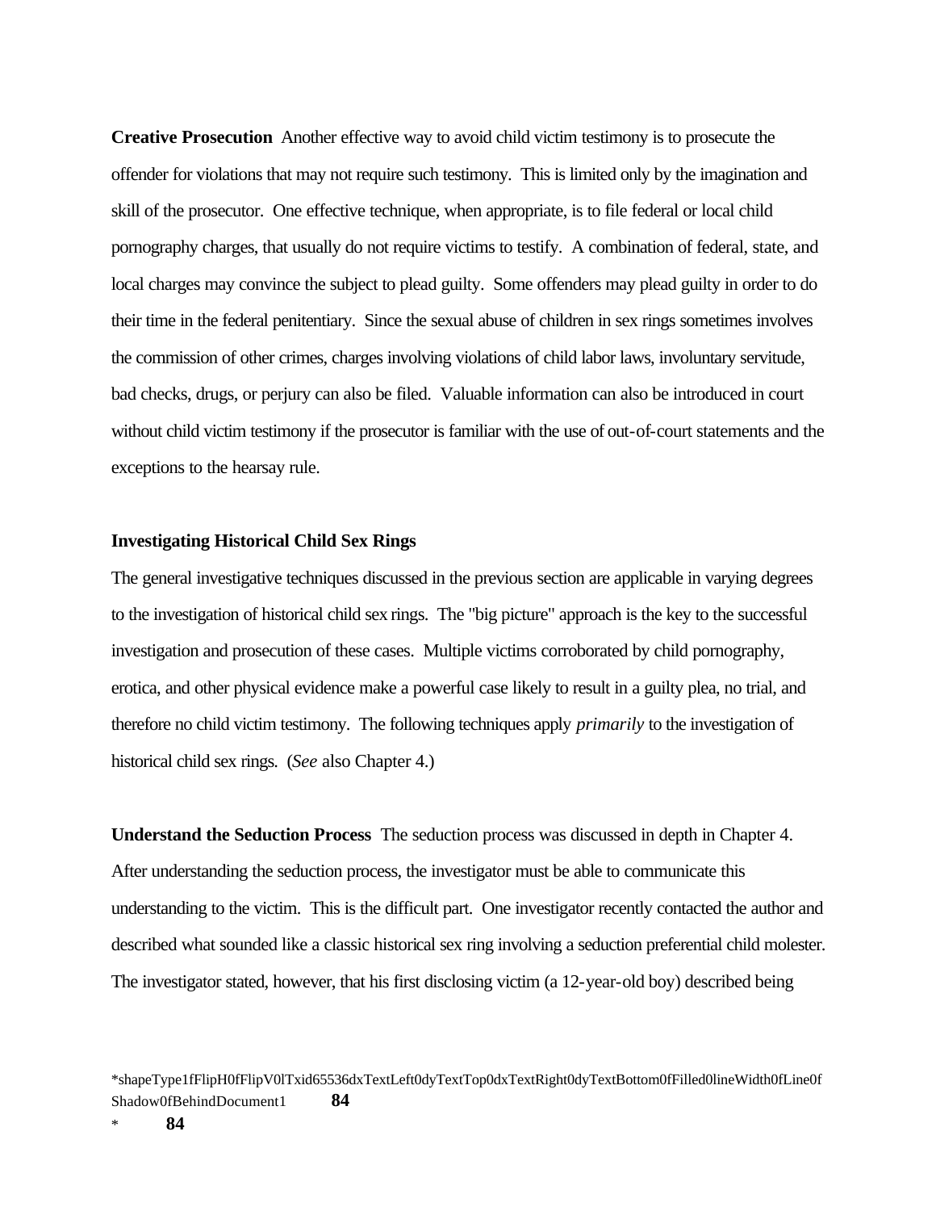**Creative Prosecution** Another effective way to avoid child victim testimony is to prosecute the offender for violations that may not require such testimony. This is limited only by the imagination and skill of the prosecutor. One effective technique, when appropriate, is to file federal or local child pornography charges, that usually do not require victims to testify. A combination of federal, state, and local charges may convince the subject to plead guilty. Some offenders may plead guilty in order to do their time in the federal penitentiary. Since the sexual abuse of children in sex rings sometimes involves the commission of other crimes, charges involving violations of child labor laws, involuntary servitude, bad checks, drugs, or perjury can also be filed. Valuable information can also be introduced in court without child victim testimony if the prosecutor is familiar with the use of out-of-court statements and the exceptions to the hearsay rule.

### Investigating Historical Child Sex Rings

The general investigative techniques discussed in the previous section are applicable in varying degrees to the investigation of historical child sex rings. The "big picture" approach is the key to the successful investigation and prosecution of these cases. Multiple victims corroborated by child pornography, erotica, and other physical evidence make a powerful case likely to result in a guilty plea, no trial, and therefore no child victim testimony. The following techniques apply *primarily* to the investigation of historical child sex rings. (*See* also Chapter 4.)

**Understand the Seduction Process** The seduction process was discussed in depth in Chapter 4. After understanding the seduction process, the investigator must be able to communicate this understanding to the victim. This is the difficult part. One investigator recently contacted the author and described what sounded like a classic historical sex ring involving a seduction preferential child molester. The investigator stated, however, that his first disclosing victim (a 12-year-old boy) described being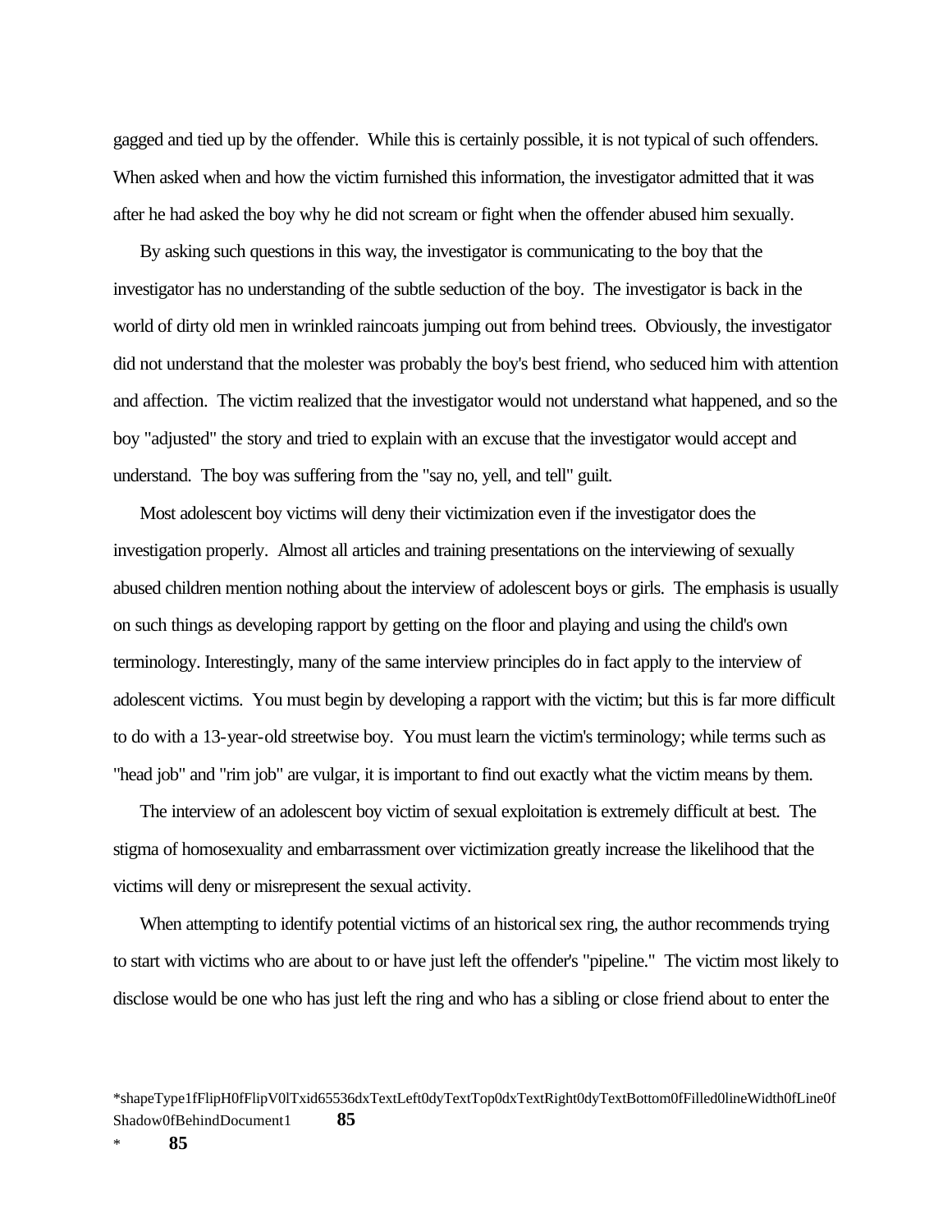gagged and tied up by the offender. While this is certainly possible, it is not typical of such offenders. When asked when and how the victim furnished this information, the investigator admitted that it was after he had asked the boy why he did not scream or fight when the offender abused him sexually.

By asking such questions in this way, the investigator is communicating to the boy that the investigator has no understanding of the subtle seduction of the boy. The investigator is back in the world of dirty old men in wrinkled raincoats jumping out from behind trees. Obviously, the investigator did not understand that the molester was probably the boy's best friend, who seduced him with attention and affection. The victim realized that the investigator would not understand what happened, and so the boy "adjusted" the story and tried to explain with an excuse that the investigator would accept and understand. The boy was suffering from the "say no, yell, and tell" guilt.

Most adolescent boy victims will deny their victimization even if the investigator does the investigation properly. Almost all articles and training presentations on the interviewing of sexually abused children mention nothing about the interview of adolescent boys or girls. The emphasis is usually on such things as developing rapport by getting on the floor and playing and using the child's own terminology. Interestingly, many of the same interview principles do in fact apply to the interview of adolescent victims. You must begin by developing a rapport with the victim; but this is far more difficult to do with a 13-year-old streetwise boy. You must learn the victim's terminology; while terms such as "head job" and "rim job" are vulgar, it is important to find out exactly what the victim means by them.

The interview of an adolescent boy victim of sexual exploitation is extremely difficult at best. The stigma of homosexuality and embarrassment over victimization greatly increase the likelihood that the victims will deny or misrepresent the sexual activity.

When attempting to identify potential victims of an historical sex ring, the author recommends trying to start with victims who are about to or have just left the offender's "pipeline." The victim most likely to disclose would be one who has just left the ring and who has a sibling or close friend about to enter the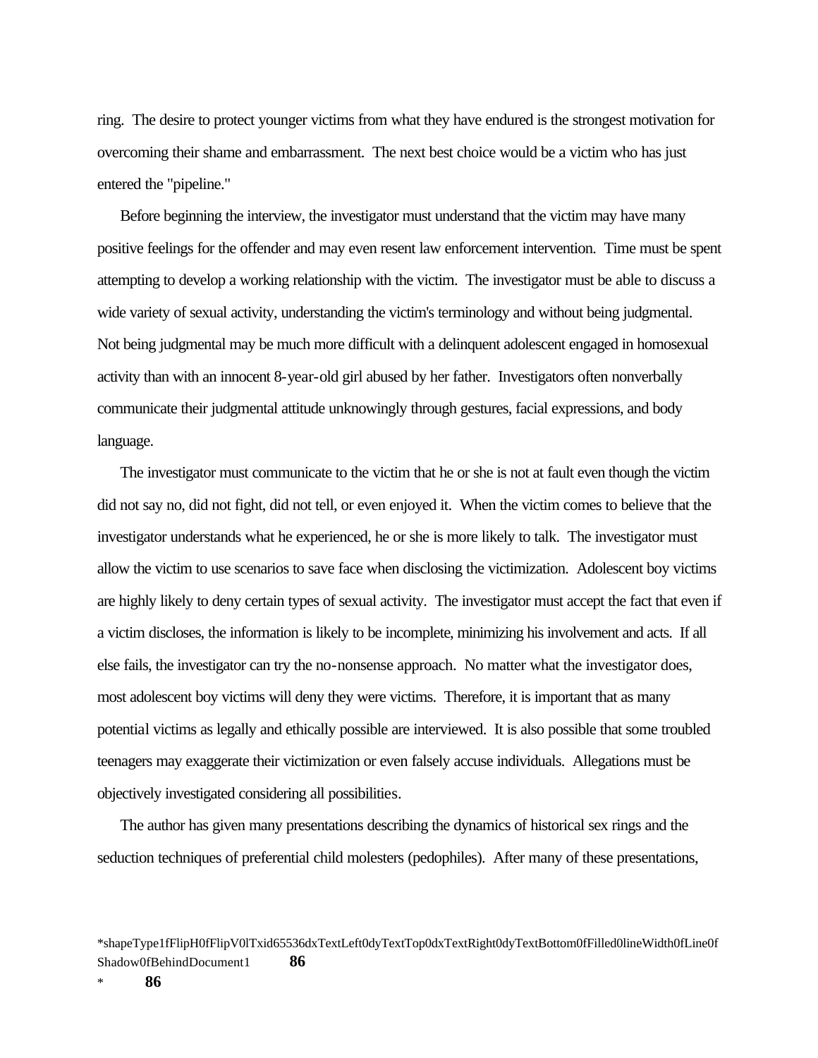ring. The desire to protect younger victims from what they have endured is the strongest motivation for overcoming their shame and embarrassment. The next best choice would be a victim who has just entered the "pipeline."

Before beginning the interview, the investigator must understand that the victim may have many positive feelings for the offender and may even resent law enforcement intervention. Time must be spent attempting to develop a working relationship with the victim. The investigator must be able to discuss a wide variety of sexual activity, understanding the victim's terminology and without being judgmental. Not being judgmental may be much more difficult with a delinquent adolescent engaged in homosexual activity than with an innocent 8-year-old girl abused by her father. Investigators often nonverbally communicate their judgmental attitude unknowingly through gestures, facial expressions, and body language.

The investigator must communicate to the victim that he or she is not at fault even though the victim did not say no, did not fight, did not tell, or even enjoyed it. When the victim comes to believe that the investigator understands what he experienced, he or she is more likely to talk. The investigator must allow the victim to use scenarios to save face when disclosing the victimization. Adolescent boy victims are highly likely to deny certain types of sexual activity. The investigator must accept the fact that even if a victim discloses, the information is likely to be incomplete, minimizing his involvement and acts. If all else fails, the investigator can try the no-nonsense approach. No matter what the investigator does, most adolescent boy victims will deny they were victims. Therefore, it is important that as many potential victims as legally and ethically possible are interviewed. It is also possible that some troubled teenagers may exaggerate their victimization or even falsely accuse individuals. Allegations must be objectively investigated considering all possibilities.

The author has given many presentations describing the dynamics of historical sex rings and the seduction techniques of preferential child molesters (pedophiles). After many of these presentations,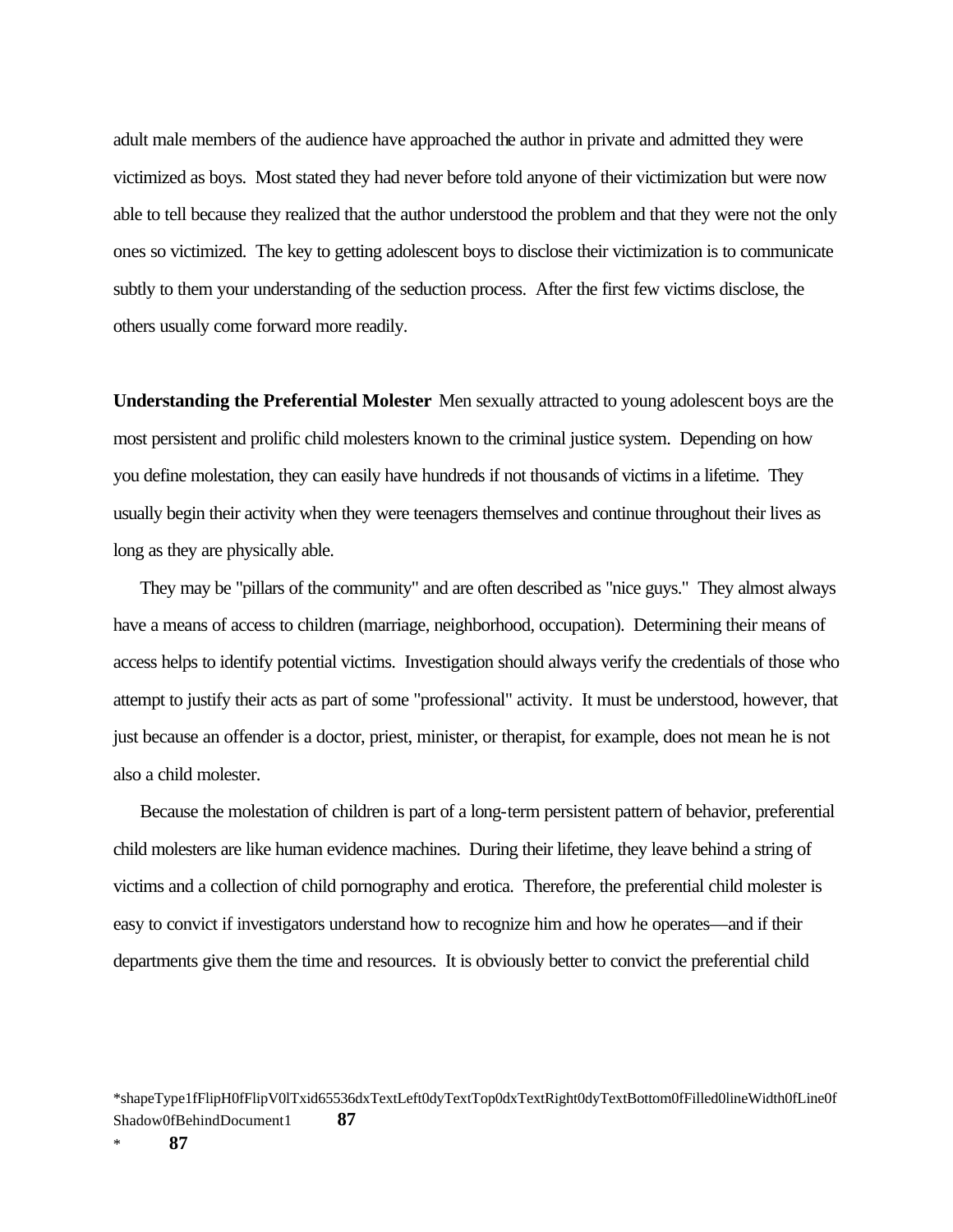adult male members of the audience have approached the author in private and admitted they were victimized as boys. Most stated they had never before told anyone of their victimization but were now able to tell because they realized that the author understood the problem and that they were not the only ones so victimized. The key to getting adolescent boys to disclose their victimization is to communicate subtly to them your understanding of the seduction process. After the first few victims disclose, the others usually come forward more readily.

**Understanding the Preferential Molester** Men sexually attracted to young adolescent boys are the most persistent and prolific child molesters known to the criminal justice system. Depending on how you define molestation, they can easily have hundreds if not thousands of victims in a lifetime. They usually begin their activity when they were teenagers themselves and continue throughout their lives as long as they are physically able.

They may be "pillars of the community" and are often described as "nice guys." They almost always have a means of access to children (marriage, neighborhood, occupation). Determining their means of access helps to identify potential victims. Investigation should always verify the credentials of those who attempt to justify their acts as part of some "professional" activity. It must be understood, however, that just because an offender is a doctor, priest, minister, or therapist, for example, does not mean he is not also a child molester.

Because the molestation of children is part of a long-term persistent pattern of behavior, preferential child molesters are like human evidence machines. During their lifetime, they leave behind a string of victims and a collection of child pornography and erotica. Therefore, the preferential child molester is easy to convict if investigators understand how to recognize him and how he operates—and if their departments give them the time and resources. It is obviously better to convict the preferential child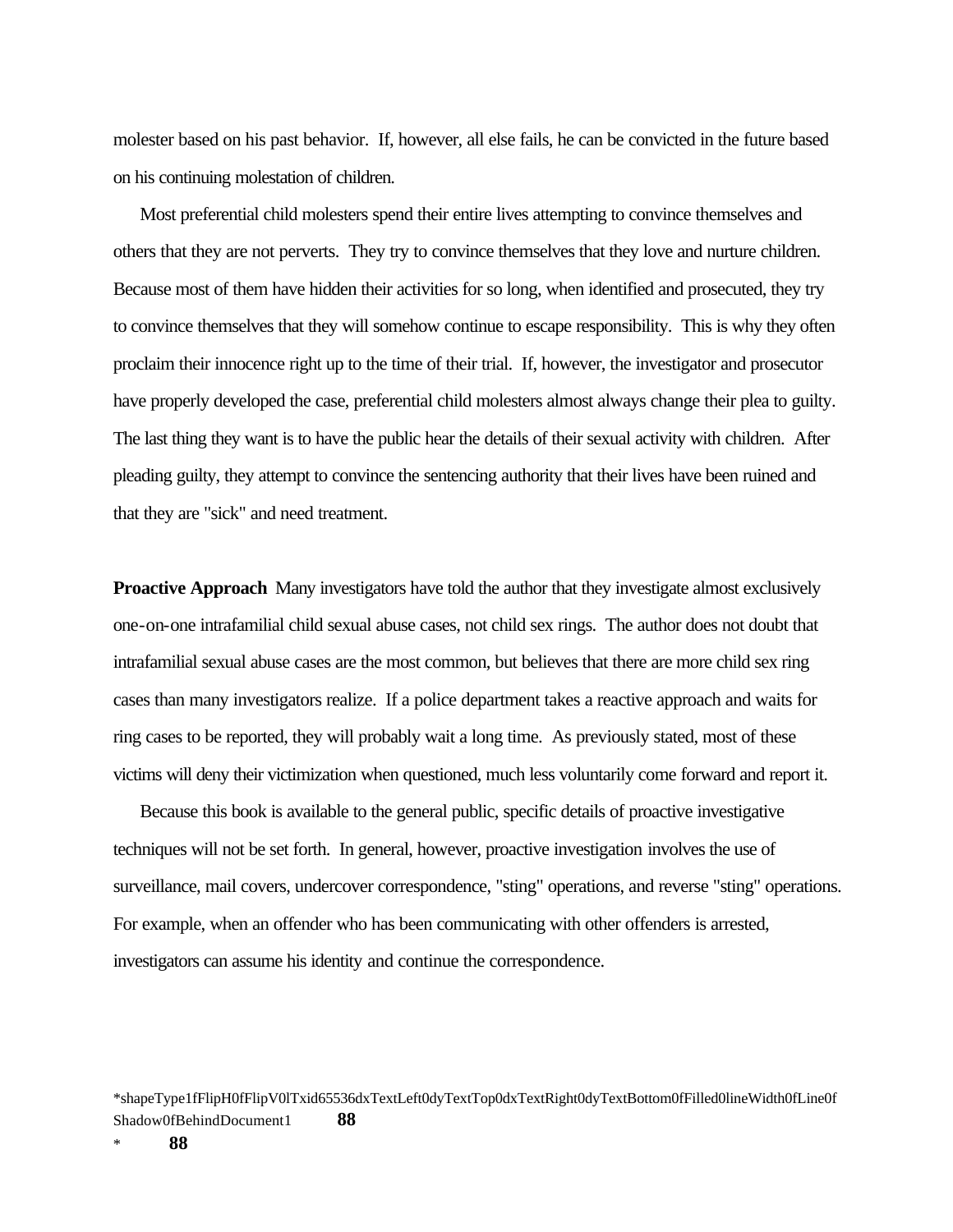molester based on his past behavior. If, however, all else fails, he can be convicted in the future based on his continuing molestation of children.

Most preferential child molesters spend their entire lives attempting to convince themselves and others that they are not perverts. They try to convince themselves that they love and nurture children. Because most of them have hidden their activities for so long, when identified and prosecuted, they try to convince themselves that they will somehow continue to escape responsibility. This is why they often proclaim their innocence right up to the time of their trial. If, however, the investigator and prosecutor have properly developed the case, preferential child molesters almost always change their plea to guilty. The last thing they want is to have the public hear the details of their sexual activity with children. After pleading guilty, they attempt to convince the sentencing authority that their lives have been ruined and that they are "sick" and need treatment.

**Proactive Approach** Many investigators have told the author that they investigate almost exclusively one-on-one intrafamilial child sexual abuse cases, not child sex rings. The author does not doubt that intrafamilial sexual abuse cases are the most common, but believes that there are more child sex ring cases than many investigators realize. If a police department takes a reactive approach and waits for ring cases to be reported, they will probably wait a long time. As previously stated, most of these victims will deny their victimization when questioned, much less voluntarily come forward and report it.

Because this book is available to the general public, specific details of proactive investigative techniques will not be set forth. In general, however, proactive investigation involves the use of surveillance, mail covers, undercover correspondence, "sting" operations, and reverse "sting" operations. For example, when an offender who has been communicating with other offenders is arrested, investigators can assume his identity and continue the correspondence.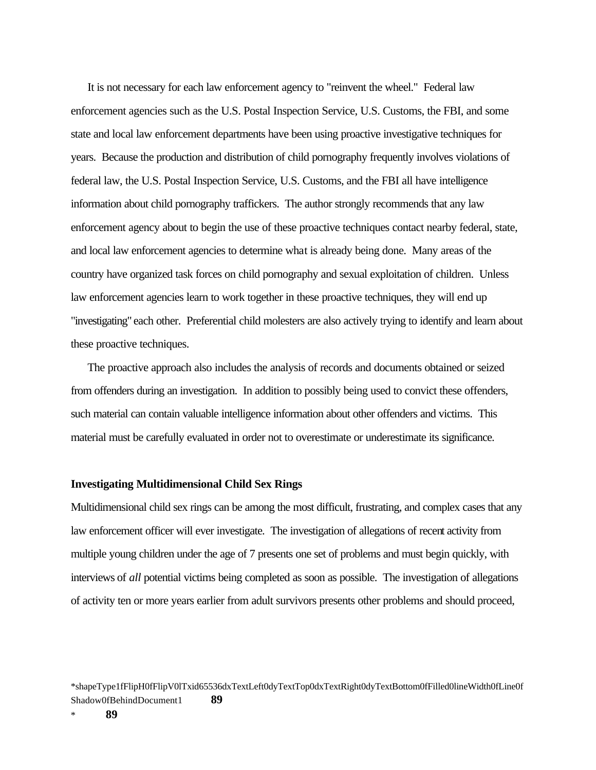It is not necessary for each law enforcement agency to "reinvent the wheel." Federal law enforcement agencies such as the U.S. Postal Inspection Service, U.S. Customs, the FBI, and some state and local law enforcement departments have been using proactive investigative techniques for years. Because the production and distribution of child pornography frequently involves violations of federal law, the U.S. Postal Inspection Service, U.S. Customs, and the FBI all have intelligence information about child pornography traffickers. The author strongly recommends that any law enforcement agency about to begin the use of these proactive techniques contact nearby federal, state, and local law enforcement agencies to determine what is already being done. Many areas of the country have organized task forces on child pornography and sexual exploitation of children. Unless law enforcement agencies learn to work together in these proactive techniques, they will end up "investigating" each other. Preferential child molesters are also actively trying to identify and learn about these proactive techniques.

The proactive approach also includes the analysis of records and documents obtained or seized from offenders during an investigation. In addition to possibly being used to convict these offenders, such material can contain valuable intelligence information about other offenders and victims. This material must be carefully evaluated in order not to overestimate or underestimate its significance.

**Investigating Multidimensional Child Sex Rings**

Multidimensional child sex rings can be among the most difficult, frustrating, and complex cases that any law enforcement officer will ever investigate. The investigation of allegations of recent activity from multiple young children under the age of 7 presents one set of problems and must begin quickly, with interviews of *all* potential victims being completed as soon as possible. The investigation of allegations of activity ten or more years earlier from adult survivors presents other problems and should proceed,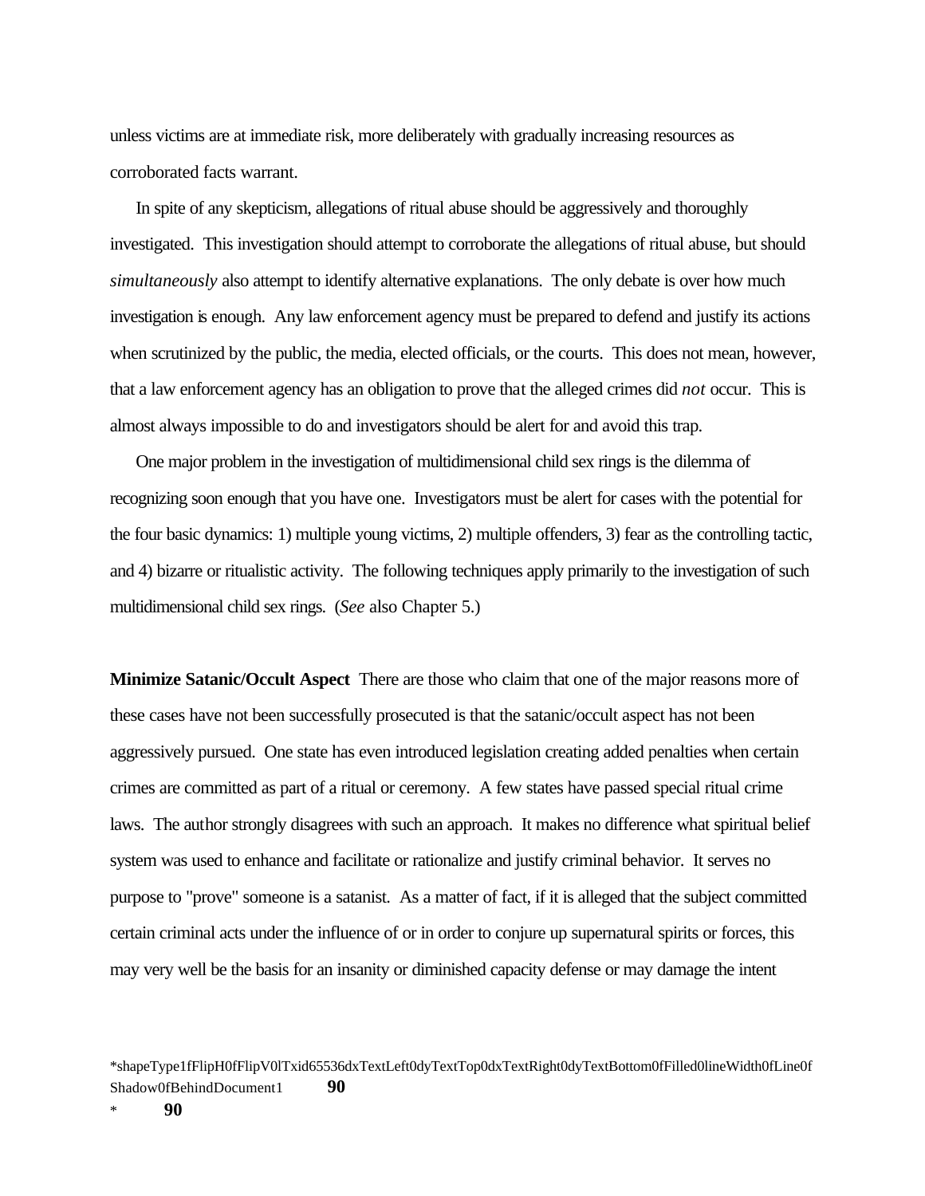unless victims are at immediate risk, more deliberately with gradually increasing resources as corroborated facts warrant.

In spite of any skepticism, allegations of ritual abuse should be aggressively and thoroughly investigated. This investigation should attempt to corroborate the allegations of ritual abuse, but should *simultaneously* also attempt to identify alternative explanations. The only debate is over how much investigation is enough. Any law enforcement agency must be prepared to defend and justify its actions when scrutinized by the public, the media, elected officials, or the courts. This does not mean, however, that a law enforcement agency has an obligation to prove that the alleged crimes did *not* occur. This is almost always impossible to do and investigators should be alert for and avoid this trap.

One major problem in the investigation of multidimensional child sex rings is the dilemma of recognizing soon enough that you have one. Investigators must be alert for cases with the potential for the four basic dynamics: 1) multiple young victims, 2) multiple offenders, 3) fear as the controlling tactic, and 4) bizarre or ritualistic activity. The following techniques apply primarily to the investigation of such multidimensional child sex rings. (*See* also Chapter 5.)

**Minimize Satanic/Occult Aspect** There are those who claim that one of the major reasons more of these cases have not been successfully prosecuted is that the satanic/occult aspect has not been aggressively pursued. One state has even introduced legislation creating added penalties when certain crimes are committed as part of a ritual or ceremony. A few states have passed special ritual crime laws. The author strongly disagrees with such an approach. It makes no difference what spiritual belief system was used to enhance and facilitate or rationalize and justify criminal behavior. It serves no purpose to "prove" someone is a satanist. As a matter of fact, if it is alleged that the subject committed certain criminal acts under the influence of or in order to conjure up supernatural spirits or forces, this may very well be the basis for an insanity or diminished capacity defense or may damage the intent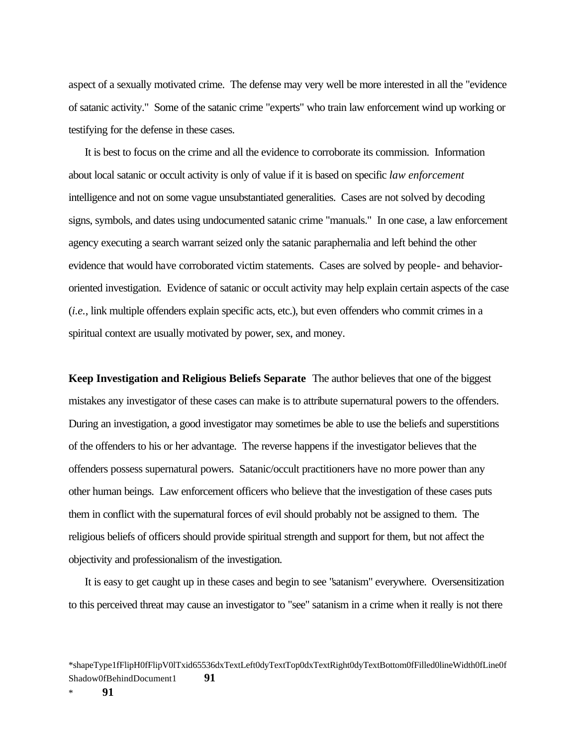aspect of a sexually motivated crime. The defense may very well be more interested in all the "evidence of satanic activity." Some of the satanic crime "experts" who train law enforcement wind up working or testifying for the defense in these cases.

It is best to focus on the crime and all the evidence to corroborate its commission. Information about local satanic or occult activity is only of value if it is based on specific *law enforcement* intelligence and not on some vague unsubstantiated generalities. Cases are not solved by decoding signs, symbols, and dates using undocumented satanic crime "manuals." In one case, a law enforcement agency executing a search warrant seized only the satanic paraphernalia and left behind the other evidence that would have corroborated victim statements. Cases are solved by people- and behavior-oriented investigation. Evidence of satanic or occult activity may help explain certain aspects of the case (*i.e.*, link multiple offenders explain specific acts, etc.), but even offenders who commit crimes in a spiritual context are usually motivated by power, sex, and money.

**Keep Investigation and Religious Beliefs Separate** The author believes that one of the biggest mistakes any investigator of these cases can make is to attribute supernatural powers to the offenders. During an investigation, a good investigator may sometimes be able to use the beliefs and superstitions of the offenders to his or her advantage. The reverse happens if the investigator believes that the offenders possess supernatural powers. Satanic/occult practitioners have no more power than any other human beings. Law enforcement officers who believe that the investigation of these cases puts them in conflict with the supernatural forces of evil should probably not be assigned to them. The religious beliefs of officers should provide spiritual strength and support for them, but not affect the objectivity and professionalism of the investigation.

It is easy to get caught up in these cases and begin to see "satanism" everywhere. Oversensitization to this perceived threat may cause an investigator to "see" satanism in a crime when it really is not there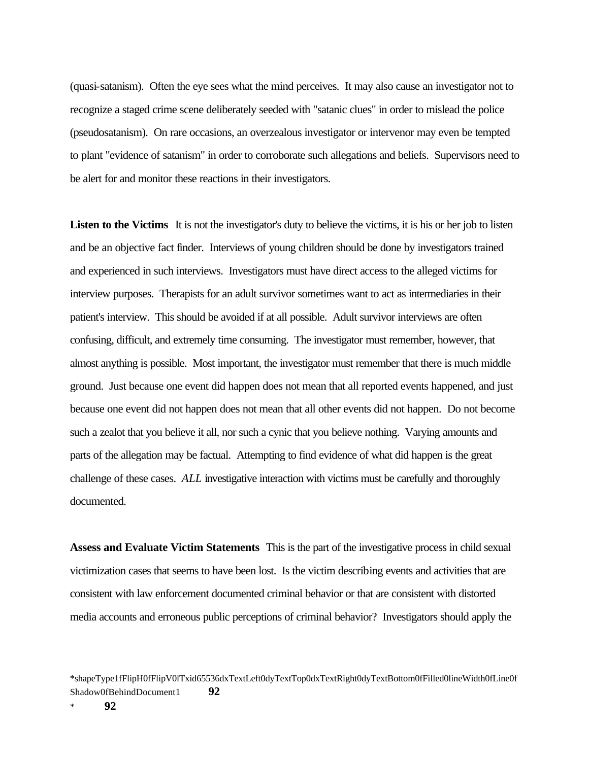(quasi-satanism). Often the eye sees what the mind perceives. It may also cause an investigator not to recognize a staged crime scene deliberately seeded with "satanic clues" in order to mislead the police (pseudosatanism). On rare occasions, an overzealous investigator or intervenor may even be tempted to plant "evidence of satanism" in order to corroborate such allegations and beliefs. Supervisors need to be alert for and monitor these reactions in their investigators.

**Listen to the Victims** It is not the investigator's duty to believe the victims, it is his or her job to listen and be an objective fact finder. Interviews of young children should be done by investigators trained and experienced in such interviews. Investigators must have direct access to the alleged victims for interview purposes. Therapists for an adult survivor sometimes want to act as intermediaries in their patient's interview. This should be avoided if at all possible. Adult survivor interviews are often confusing, difficult, and extremely time consuming. The investigator must remember, however, that almost anything is possible. Most important, the investigator must remember that there is much middle ground. Just because one event did happen does not mean that all reported events happened, and just because one event did not happen does not mean that all other events did not happen. Do not become such a zealot that you believe it all, nor such a cynic that you believe nothing. Varying amounts and parts of the allegation may be factual. Attempting to find evidence of what did happen is the great challenge of these cases. *ALL* investigative interaction with victims must be carefully and thoroughly documented.

**Assess and Evaluate Victim Statements** This is the part of the investigative process in child sexual victimization cases that seems to have been lost. Is the victim describing events and activities that are consistent with law enforcement documented criminal behavior or that are consistent with distorted media accounts and erroneous public perceptions of criminal behavior? Investigators should apply the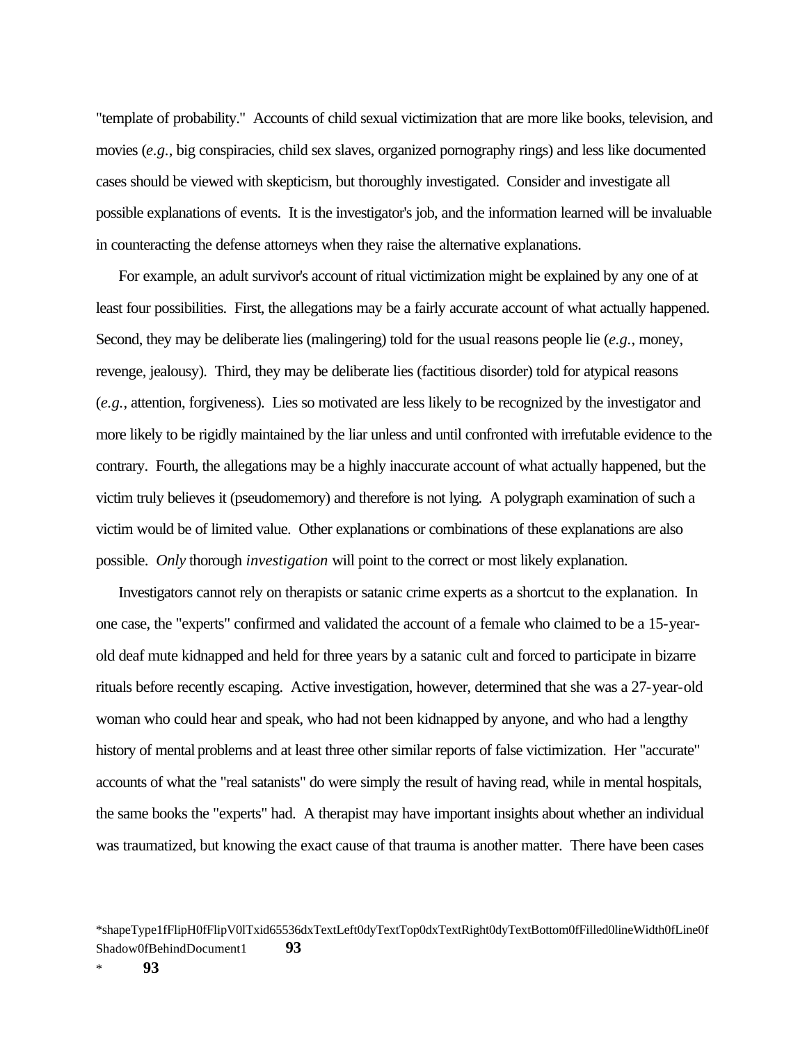"template of probability." Accounts of child sexual victimization that are more like books, television, and movies (*e.g.*, big conspiracies, child sex slaves, organized pornography rings) and less like documented cases should be viewed with skepticism, but thoroughly investigated. Consider and investigate all possible explanations of events. It is the investigator's job, and the information learned will be invaluable in counteracting the defense attorneys when they raise the alternative explanations.

For example, an adult survivor's account of ritual victimization might be explained by any one of at least four possibilities. First, the allegations may be a fairly accurate account of what actually happened. Second, they may be deliberate lies (malingering) told for the usual reasons people lie (*e.g.*, money, revenge, jealousy). Third, they may be deliberate lies (factitious disorder) told for atypical reasons (*e.g.*, attention, forgiveness). Lies so motivated are less likely to be recognized by the investigator and more likely to be rigidly maintained by the liar unless and until confronted with irrefutable evidence to the contrary. Fourth, the allegations may be a highly inaccurate account of what actually happened, but the victim truly believes it (pseudomemory) and therefore is not lying. A polygraph examination of such a victim would be of limited value. Other explanations or combinations of these explanations are also possible. *Only* thorough *investigation* will point to the correct or most likely explanation.

Investigators cannot rely on therapists or satanic crime experts as a shortcut to the explanation. In one case, the "experts" confirmed and validated the account of a female who claimed to be a 15-year-old deaf mute kidnapped and held for three years by a satanic cult and forced to participate in bizarre rituals before recently escaping. Active investigation, however, determined that she was a 27-year-old woman who could hear and speak, who had not been kidnapped by anyone, and who had a lengthy history of mental problems and at least three other similar reports of false victimization. Her "accurate" accounts of what the "real satanists" do were simply the result of having read, while in mental hospitals, the same books the "experts" had. A therapist may have important insights about whether an individual was traumatized, but knowing the exact cause of that trauma is another matter. There have been cases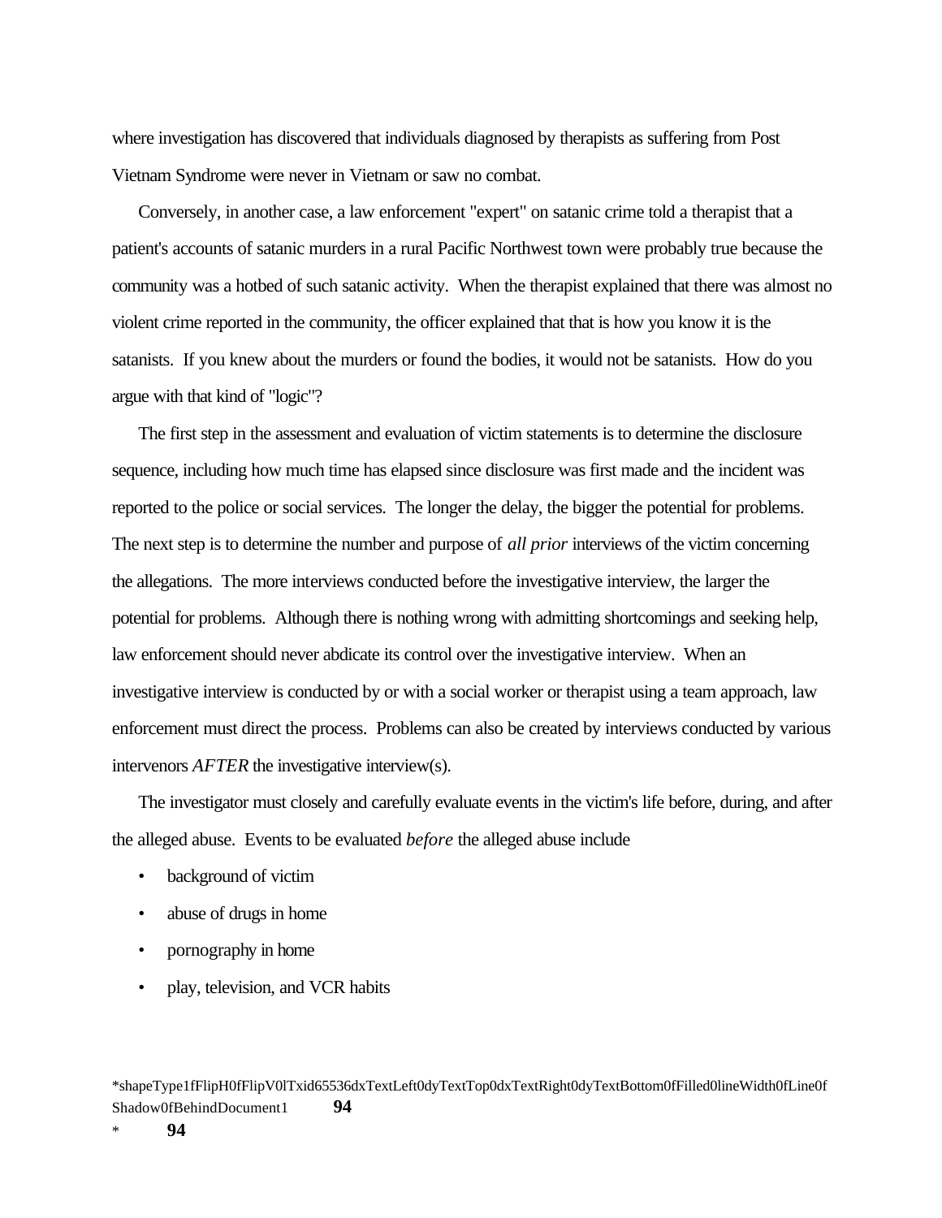where investigation has discovered that individuals diagnosed by therapists as suffering from Post Vietnam Syndrome were never in Vietnam or saw no combat.

Conversely, in another case, a law enforcement "expert" on satanic crime told a therapist that a patient's accounts of satanic murders in a rural Pacific Northwest town were probably true because the community was a hotbed of such satanic activity. When the therapist explained that there was almost no violent crime reported in the community, the officer explained that that is how you know it is the satanists. If you knew about the murders or found the bodies, it would not be satanists. How do you argue with that kind of "logic"?

The first step in the assessment and evaluation of victim statements is to determine the disclosure sequence, including how much time has elapsed since disclosure was first made and the incident was reported to the police or social services. The longer the delay, the bigger the potential for problems. The next step is to determine the number and purpose of *all prior* interviews of the victim concerning the allegations. The more interviews conducted before the investigative interview, the larger the potential for problems. Although there is nothing wrong with admitting shortcomings and seeking help, law enforcement should never abdicate its control over the investigative interview. When an investigative interview is conducted by or with a social worker or therapist using a team approach, law enforcement must direct the process. Problems can also be created by interviews conducted by various intervenors *AFTER* the investigative interview(s).

The investigator must closely and carefully evaluate events in the victim's life before, during, and after the alleged abuse. Events to be evaluated *before* the alleged abuse include

- background of victim
- abuse of drugs in home
- pornography in home
- play, television, and VCR habits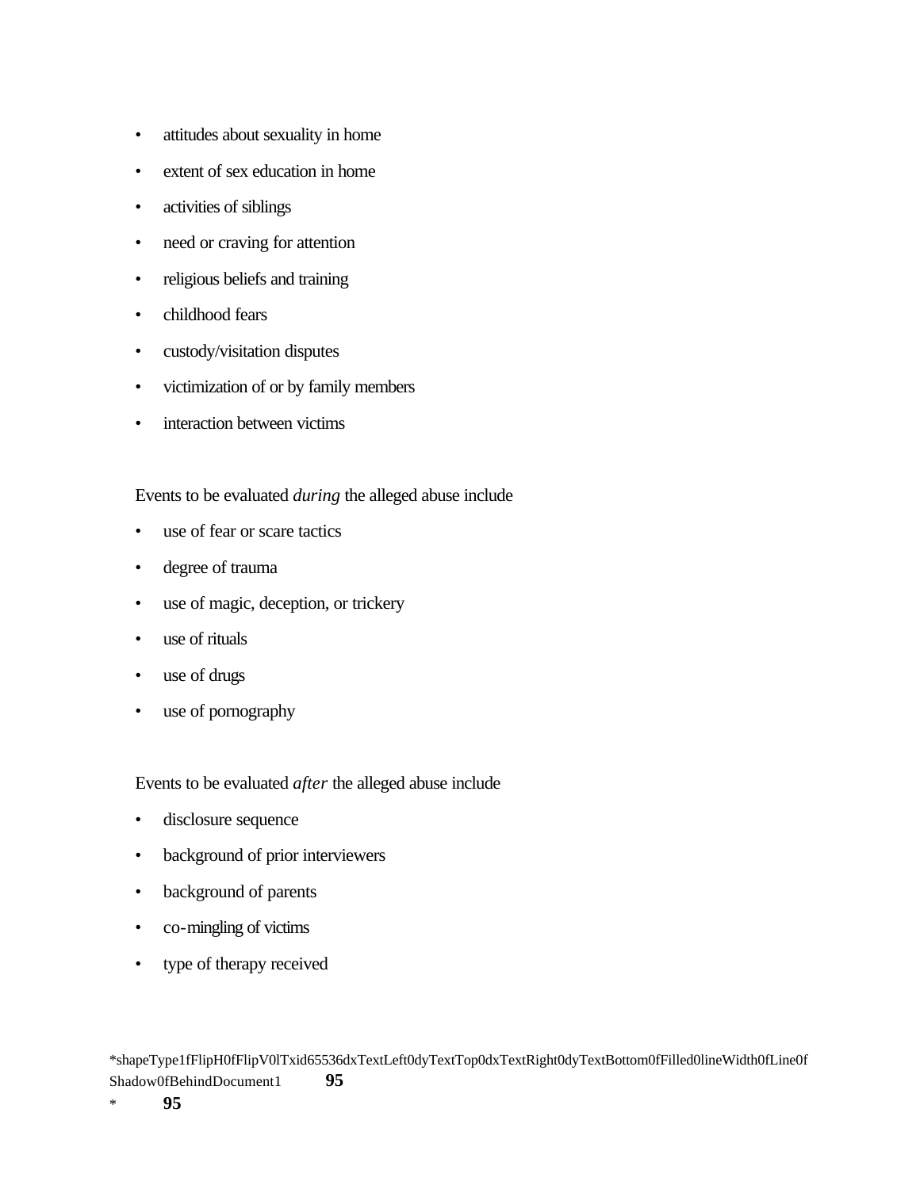- attitudes about sexuality in home
- extent of sex education in home
- activities of siblings
- need or craving for attention
- religious beliefs and training
- childhood fears
- custody/visitation disputes
- victimization of or by family members
- interaction between victims

Events to be evaluated *during* the alleged abuse include

- use of fear or scare tactics
- degree of trauma
- use of magic, deception, or trickery
- use of rituals
- use of drugs
- use of pornography

Events to be evaluated *after* the alleged abuse include

- disclosure sequence
- background of prior interviewers
- background of parents
- co-mingling of victims
- type of therapy received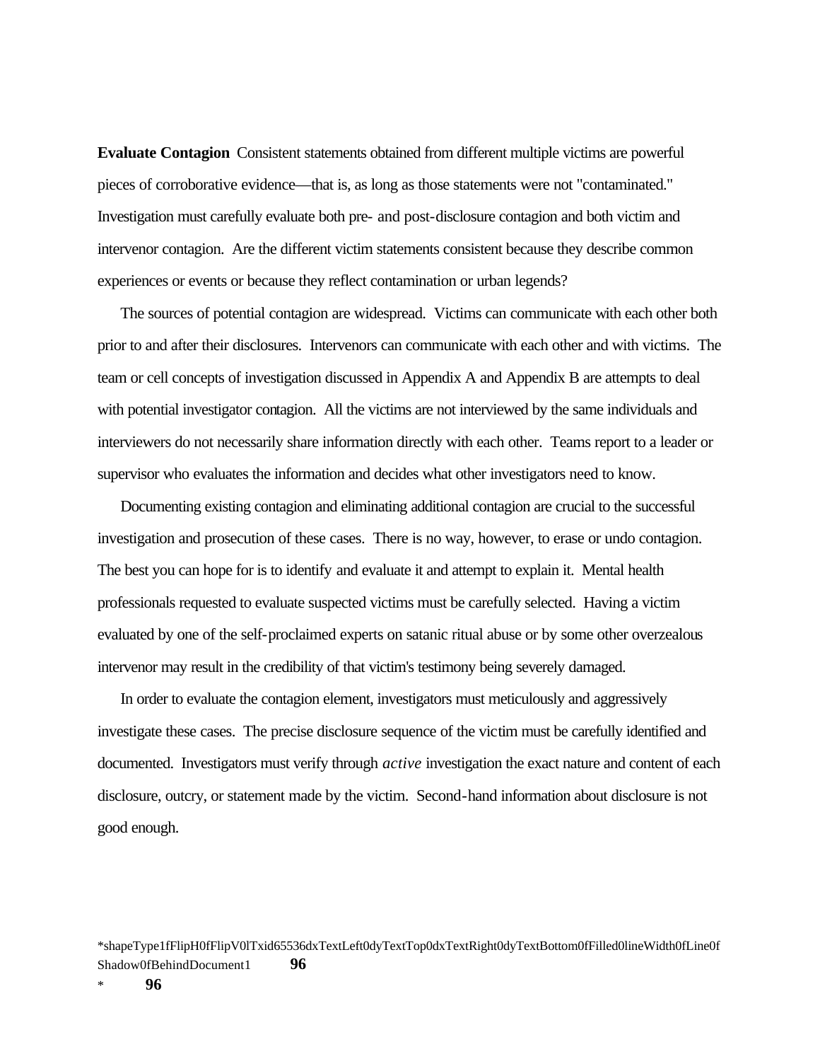**Evaluate Contagion** Consistent statements obtained from different multiple victims are powerful pieces of corroborative evidence—that is, as long as those statements were not "contaminated." Investigation must carefully evaluate both pre- and post-disclosure contagion and both victim and intervenor contagion. Are the different victim statements consistent because they describe common experiences or events or because they reflect contamination or urban legends?

The sources of potential contagion are widespread. Victims can communicate with each other both prior to and after their disclosures. Intervenors can communicate with each other and with victims. The team or cell concepts of investigation discussed in Appendix A and Appendix B are attempts to deal with potential investigator contagion. All the victims are not interviewed by the same individuals and interviewers do not necessarily share information directly with each other. Teams report to a leader or supervisor who evaluates the information and decides what other investigators need to know.

Documenting existing contagion and eliminating additional contagion are crucial to the successful investigation and prosecution of these cases. There is no way, however, to erase or undo contagion. The best you can hope for is to identify and evaluate it and attempt to explain it. Mental health professionals requested to evaluate suspected victims must be carefully selected. Having a victim evaluated by one of the self-proclaimed experts on satanic ritual abuse or by some other overzealous intervenor may result in the credibility of that victim's testimony being severely damaged.

In order to evaluate the contagion element, investigators must meticulously and aggressively investigate these cases. The precise disclosure sequence of the victim must be carefully identified and documented. Investigators must verify through *active* investigation the exact nature and content of each disclosure, outcry, or statement made by the victim. Second-hand information about disclosure is not good enough.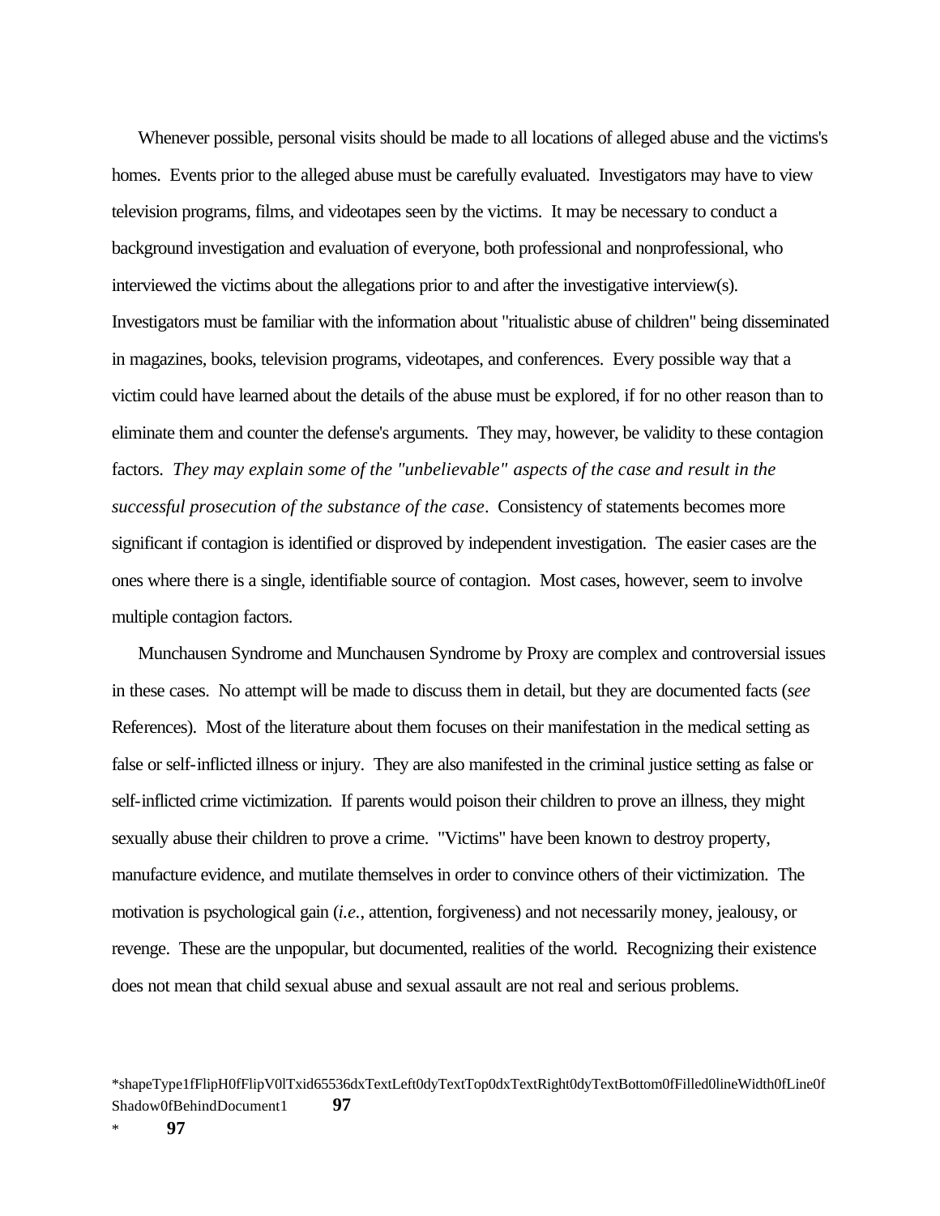Whenever possible, personal visits should be made to all locations of alleged abuse and the victims's homes. Events prior to the alleged abuse must be carefully evaluated. Investigators may have to view television programs, films, and videotapes seen by the victims. It may be necessary to conduct a background investigation and evaluation of everyone, both professional and nonprofessional, who interviewed the victims about the allegations prior to and after the investigative interview(s). Investigators must be familiar with the information about "ritualistic abuse of children" being disseminated in magazines, books, television programs, videotapes, and conferences. Every possible way that a victim could have learned about the details of the abuse must be explored, if for no other reason than to eliminate them and counter the defense's arguments. They may, however, be validity to these contagion factors. *They may explain some of the "unbelievable" aspects of the case and result in the successful prosecution of the substance of the case*. Consistency of statements becomes more significant if contagion is identified or disproved by independent investigation. The easier cases are the ones where there is a single, identifiable source of contagion. Most cases, however, seem to involve multiple contagion factors.

Munchausen Syndrome and Munchausen Syndrome by Proxy are complex and controversial issues in these cases. No attempt will be made to discuss them in detail, but they are documented facts (*see* References). Most of the literature about them focuses on their manifestation in the medical setting as false or self-inflicted illness or injury. They are also manifested in the criminal justice setting as false or self-inflicted crime victimization. If parents would poison their children to prove an illness, they might sexually abuse their children to prove a crime. "Victims" have been known to destroy property, manufacture evidence, and mutilate themselves in order to convince others of their victimization. The motivation is psychological gain (*i.e.*, attention, forgiveness) and not necessarily money, jealousy, or revenge. These are the unpopular, but documented, realities of the world. Recognizing their existence does not mean that child sexual abuse and sexual assault are not real and serious problems.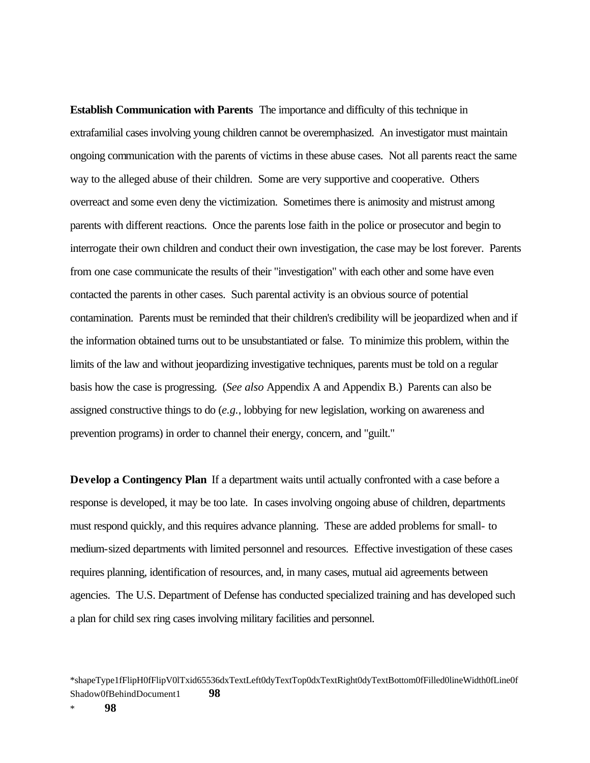**Establish Communication with Parents** The importance and difficulty of this technique in extrafamilial cases involving young children cannot be overemphasized. An investigator must maintain ongoing communication with the parents of victims in these abuse cases. Not all parents react the same way to the alleged abuse of their children. Some are very supportive and cooperative. Others overreact and some even deny the victimization. Sometimes there is animosity and mistrust among parents with different reactions. Once the parents lose faith in the police or prosecutor and begin to interrogate their own children and conduct their own investigation, the case may be lost forever. Parents from one case communicate the results of their "investigation" with each other and some have even contacted the parents in other cases. Such parental activity is an obvious source of potential contamination. Parents must be reminded that their children's credibility will be jeopardized when and if the information obtained turns out to be unsubstantiated or false. To minimize this problem, within the limits of the law and without jeopardizing investigative techniques, parents must be told on a regular basis how the case is progressing. (*See also* Appendix A and Appendix B.) Parents can also be assigned constructive things to do (*e.g.*, lobbying for new legislation, working on awareness and prevention programs) in order to channel their energy, concern, and "guilt."

**Develop a Contingency Plan** If a department waits until actually confronted with a case before a response is developed, it may be too late. In cases involving ongoing abuse of children, departments must respond quickly, and this requires advance planning. These are added problems for small- to medium-sized departments with limited personnel and resources. Effective investigation of these cases requires planning, identification of resources, and, in many cases, mutual aid agreements between agencies. The U.S. Department of Defense has conducted specialized training and has developed such a plan for child sex ring cases involving military facilities and personnel.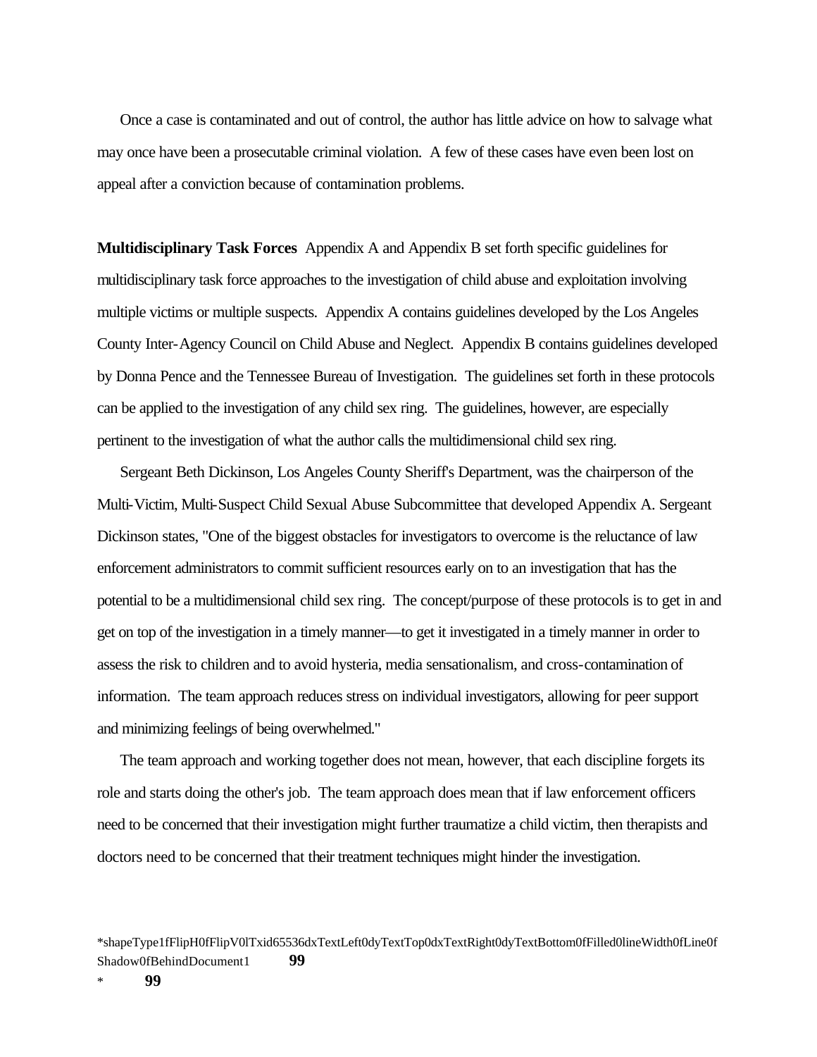Once a case is contaminated and out of control, the author has little advice on how to salvage what may once have been a prosecutable criminal violation. A few of these cases have even been lost on appeal after a conviction because of contamination problems.

**Multidisciplinary Task Forces** Appendix A and Appendix B set forth specific guidelines for multidisciplinary task force approaches to the investigation of child abuse and exploitation involving multiple victims or multiple suspects. Appendix A contains guidelines developed by the Los Angeles County Inter-Agency Council on Child Abuse and Neglect. Appendix B contains guidelines developed by Donna Pence and the Tennessee Bureau of Investigation. The guidelines set forth in these protocols can be applied to the investigation of any child sex ring. The guidelines, however, are especially pertinent to the investigation of what the author calls the multidimensional child sex ring.

Sergeant Beth Dickinson, Los Angeles County Sheriff's Department, was the chairperson of the Multi-Victim, Multi-Suspect Child Sexual Abuse Subcommittee that developed Appendix A. Sergeant Dickinson states, "One of the biggest obstacles for investigators to overcome is the reluctance of law enforcement administrators to commit sufficient resources early on to an investigation that has the potential to be a multidimensional child sex ring. The concept/purpose of these protocols is to get in and get on top of the investigation in a timely manner—to get it investigated in a timely manner in order to assess the risk to children and to avoid hysteria, media sensationalism, and cross-contamination of information. The team approach reduces stress on individual investigators, allowing for peer support and minimizing feelings of being overwhelmed."

The team approach and working together does not mean, however, that each discipline forgets its role and starts doing the other's job. The team approach does mean that if law enforcement officers need to be concerned that their investigation might further traumatize a child victim, then therapists and doctors need to be concerned that their treatment techniques might hinder the investigation.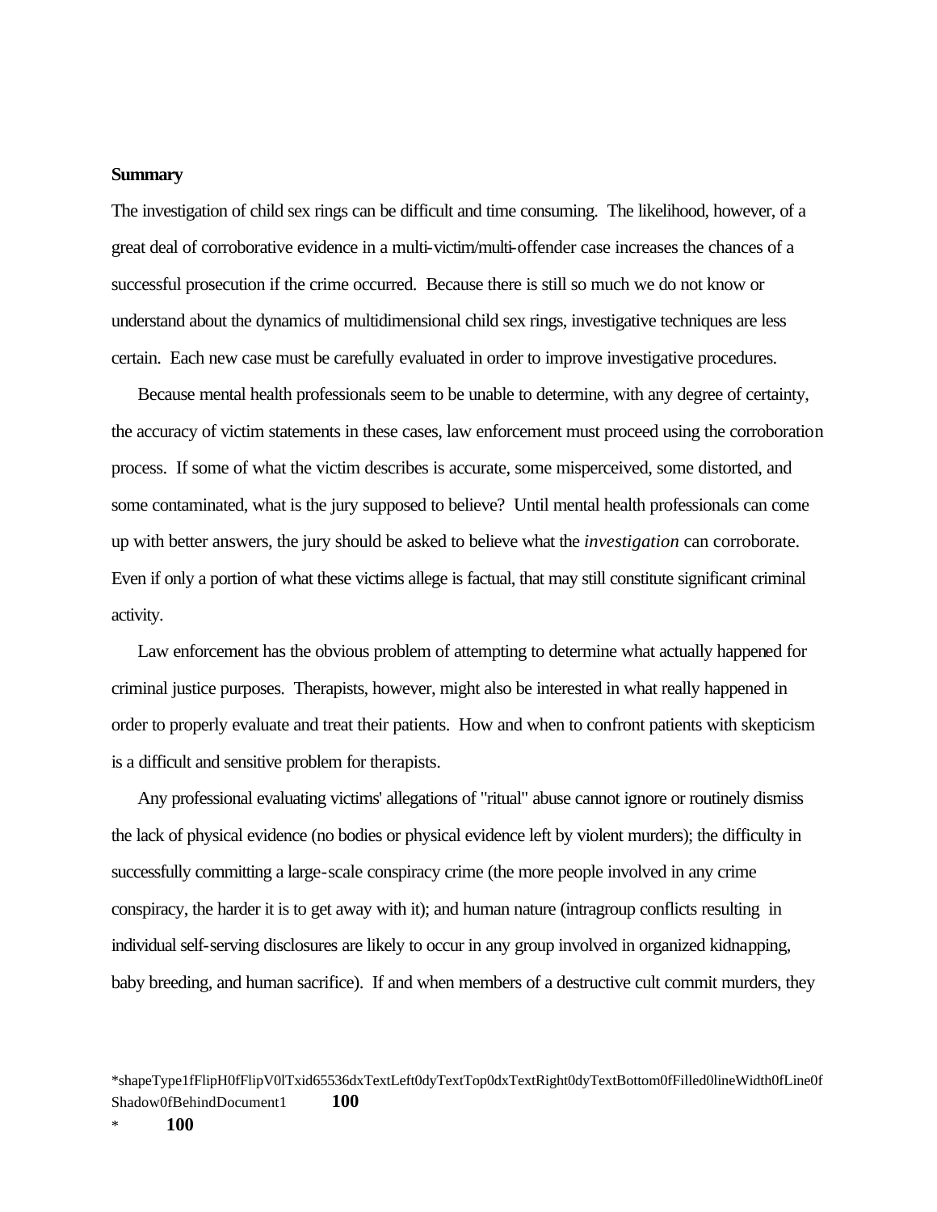**Summary**

The investigation of child sex rings can be difficult and time consuming. The likelihood, however, of a great deal of corroborative evidence in a multi-victim/multi-offender case increases the chances of a successful prosecution if the crime occurred. Because there is still so much we do not know or understand about the dynamics of multidimensional child sex rings, investigative techniques are less certain. Each new case must be carefully evaluated in order to improve investigative procedures.

Because mental health professionals seem to be unable to determine, with any degree of certainty, the accuracy of victim statements in these cases, law enforcement must proceed using the corroboration process. If some of what the victim describes is accurate, some misperceived, some distorted, and some contaminated, what is the jury supposed to believe? Until mental health professionals can come up with better answers, the jury should be asked to believe what the *investigation* can corroborate. Even if only a portion of what these victims allege is factual, that may still constitute significant criminal activity.

Law enforcement has the obvious problem of attempting to determine what actually happened for criminal justice purposes. Therapists, however, might also be interested in what really happened in order to properly evaluate and treat their patients. How and when to confront patients with skepticism is a difficult and sensitive problem for therapists.

Any professional evaluating victims' allegations of "ritual" abuse cannot ignore or routinely dismiss the lack of physical evidence (no bodies or physical evidence left by violent murders); the difficulty in successfully committing a large-scale conspiracy crime (the more people involved in any crime conspiracy, the harder it is to get away with it); and human nature (intragroup conflicts resulting in individual self-serving disclosures are likely to occur in any group involved in organized kidnapping, baby breeding, and human sacrifice). If and when members of a destructive cult commit murders, they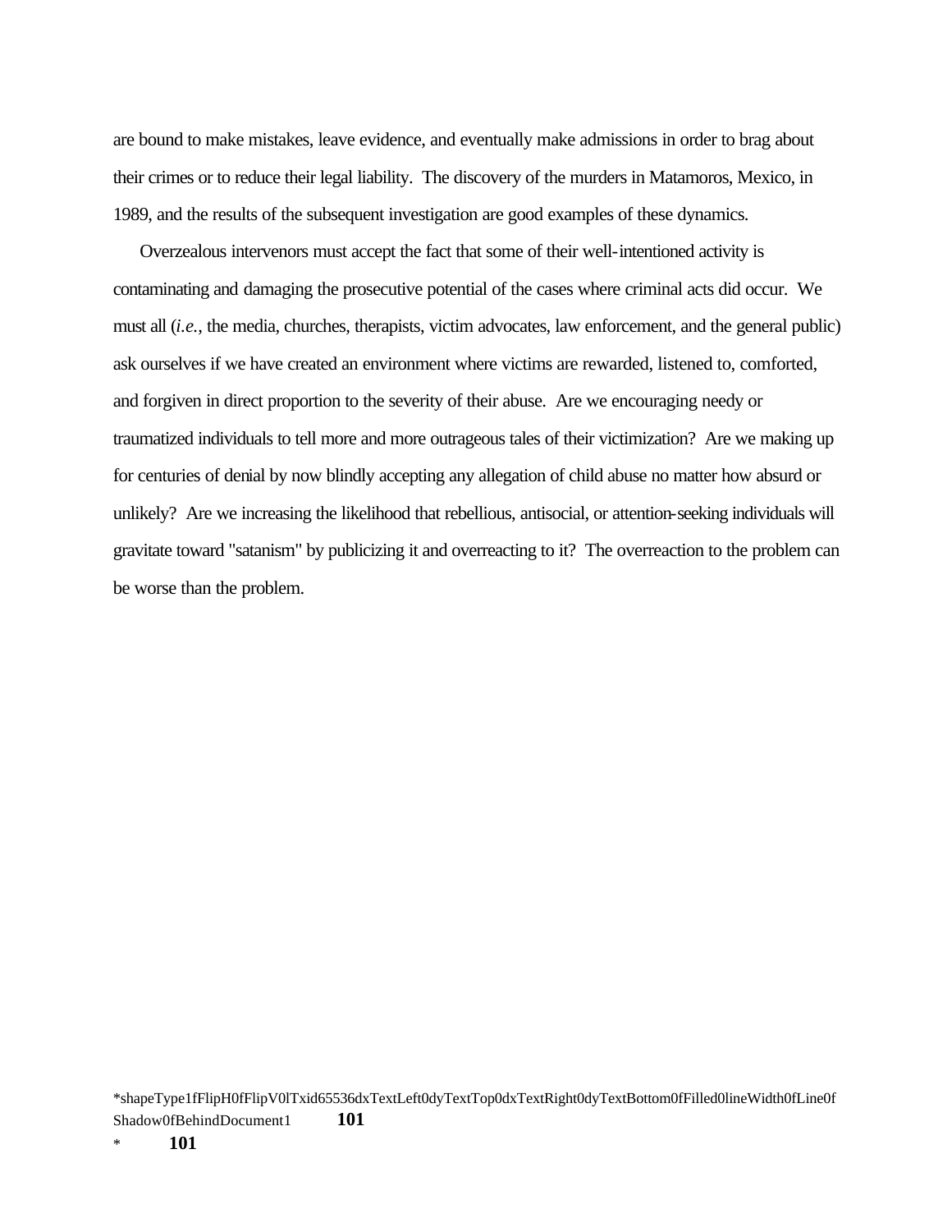are bound to make mistakes, leave evidence, and eventually make admissions in order to brag about their crimes or to reduce their legal liability. The discovery of the murders in Matamoros, Mexico, in 1989, and the results of the subsequent investigation are good examples of these dynamics.

Overzealous intervenors must accept the fact that some of their well-intentioned activity is contaminating and damaging the prosecutive potential of the cases where criminal acts did occur. We must all (*i.e.*, the media, churches, therapists, victim advocates, law enforcement, and the general public) ask ourselves if we have created an environment where victims are rewarded, listened to, comforted, and forgiven in direct proportion to the severity of their abuse. Are we encouraging needy or traumatized individuals to tell more and more outrageous tales of their victimization? Are we making up for centuries of denial by now blindly accepting any allegation of child abuse no matter how absurd or unlikely? Are we increasing the likelihood that rebellious, antisocial, or attention-seeking individuals will gravitate toward "satanism" by publicizing it and overreacting to it? The overreaction to the problem can be worse than the problem.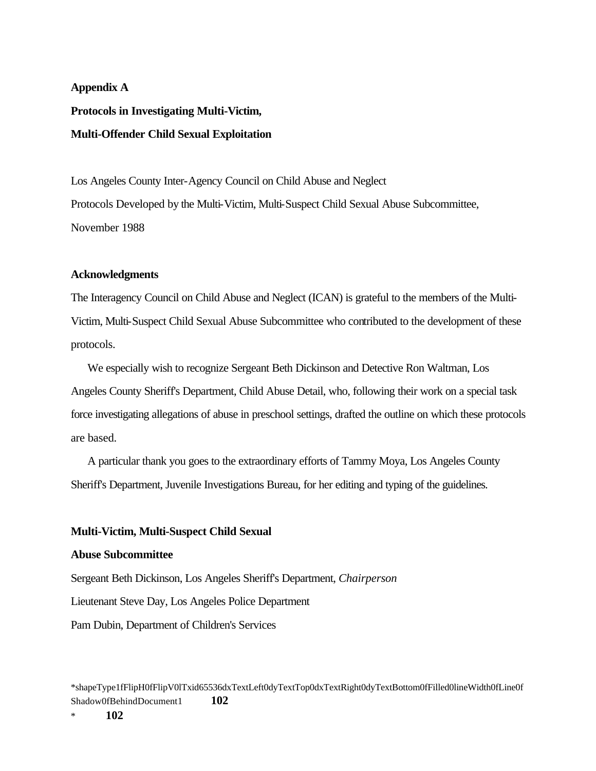**Appendix A**

**Protocols in Investigating Multi-Victim,**

**Multi-Offender Child Sexual Exploitation**

Los Angeles County Inter-Agency Council on Child Abuse and Neglect

Protocols Developed by the Multi-Victim, Multi-Suspect Child Sexual Abuse Subcommittee,

November 1988

**Acknowledgments**

The Interagency Council on Child Abuse and Neglect (ICAN) is grateful to the members of the Multi-Victim, Multi-Suspect Child Sexual Abuse Subcommittee who contributed to the development of these protocols.

We especially wish to recognize Sergeant Beth Dickinson and Detective Ron Waltman, Los Angeles County Sheriff's Department, Child Abuse Detail, who, following their work on a special task force investigating allegations of abuse in preschool settings, drafted the outline on which these protocols are based.

A particular thank you goes to the extraordinary efforts of Tammy Moya, Los Angeles County Sheriff's Department, Juvenile Investigations Bureau, for her editing and typing of the guidelines.

**Multi-Victim, Multi-Suspect Child Sexual**

**Abuse Subcommittee**

Sergeant Beth Dickinson, Los Angeles Sheriff's Department, *Chairperson*

Lieutenant Steve Day, Los Angeles Police Department

Pam Dubin, Department of Children's Services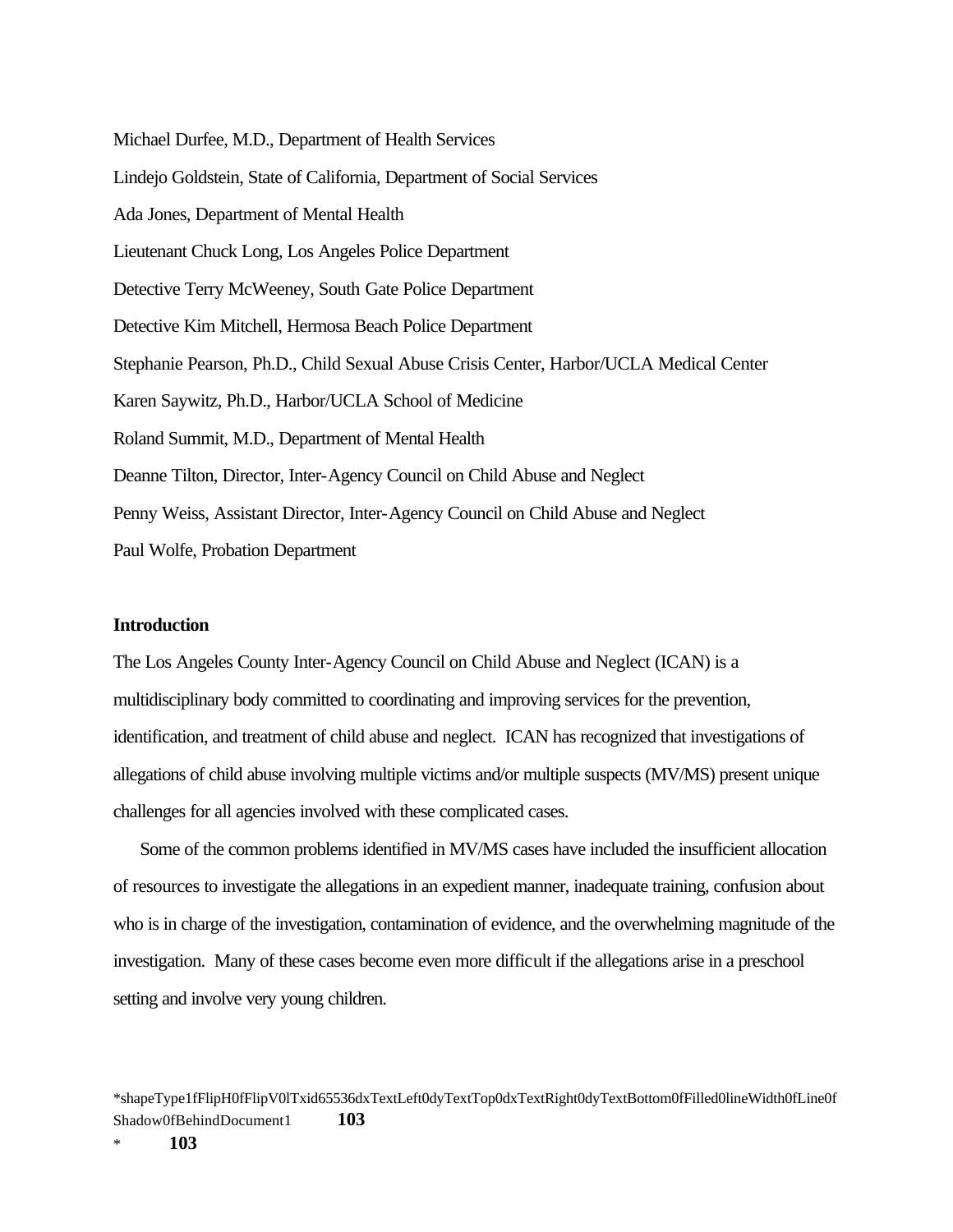Michael Durfee, M.D., Department of Health Services

Lindejo Goldstein, State of California, Department of Social Services

Ada Jones, Department of Mental Health

Lieutenant Chuck Long, Los Angeles Police Department

Detective Terry McWeeney, South Gate Police Department

Detective Kim Mitchell, Hermosa Beach Police Department

Stephanie Pearson, Ph.D., Child Sexual Abuse Crisis Center, Harbor/UCLA Medical Center

Karen Saywitz, Ph.D., Harbor/UCLA School of Medicine

Roland Summit, M.D., Department of Mental Health

Deanne Tilton, Director, Inter-Agency Council on Child Abuse and Neglect

Penny Weiss, Assistant Director, Inter-Agency Council on Child Abuse and Neglect

Paul Wolfe, Probation Department

**Introduction**

The Los Angeles County Inter-Agency Council on Child Abuse and Neglect (ICAN) is a multidisciplinary body committed to coordinating and improving services for the prevention, identification, and treatment of child abuse and neglect. ICAN has recognized that investigations of allegations of child abuse involving multiple victims and/or multiple suspects (MV/MS) present unique challenges for all agencies involved with these complicated cases.

Some of the common problems identified in MV/MS cases have included the insufficient allocation of resources to investigate the allegations in an expedient manner, inadequate training, confusion about who is in charge of the investigation, contamination of evidence, and the overwhelming magnitude of the investigation. Many of these cases become even more difficult if the allegations arise in a preschool setting and involve very young children.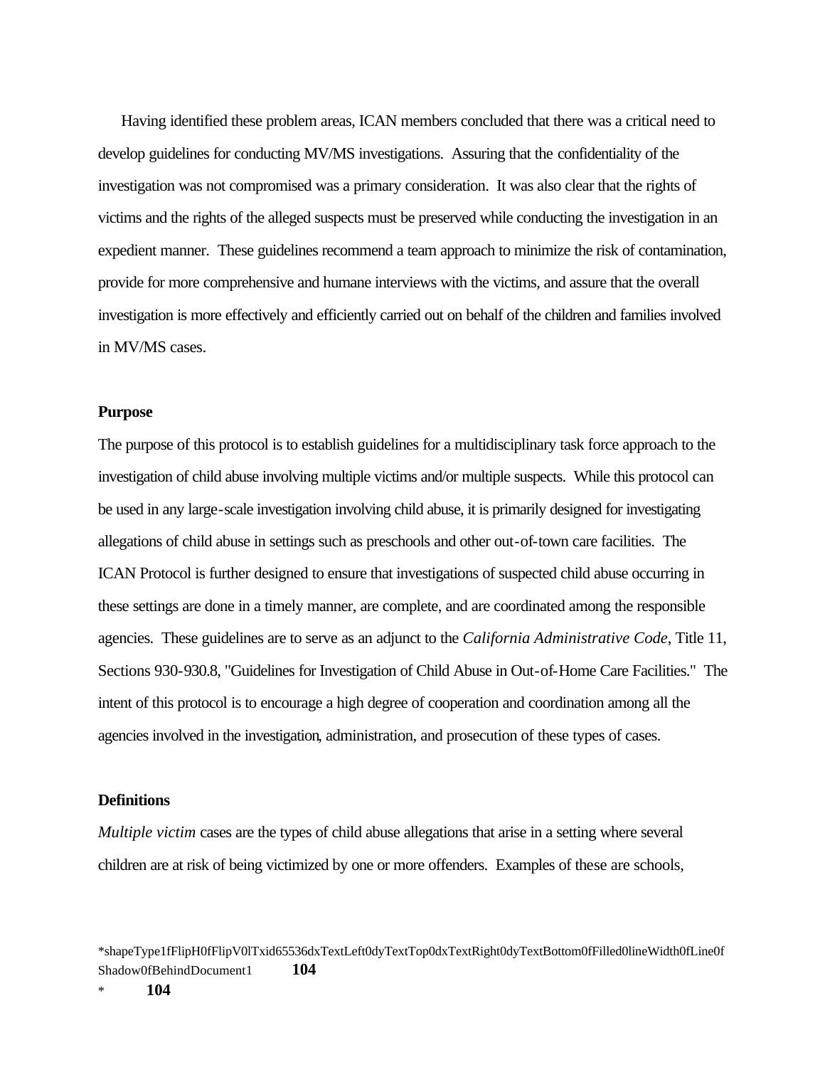Having identified these problem areas, ICAN members concluded that there was a critical need to develop guidelines for conducting MV/MS investigations. Assuring that the confidentiality of the investigation was not compromised was a primary consideration. It was also clear that the rights of victims and the rights of the alleged suspects must be preserved while conducting the investigation in an expedient manner. These guidelines recommend a team approach to minimize the risk of contamination, provide for more comprehensive and humane interviews with the victims, and assure that the overall investigation is more effectively and efficiently carried out on behalf of the children and families involved in MV/MS cases.

**Purpose**

The purpose of this protocol is to establish guidelines for a multidisciplinary task force approach to the investigation of child abuse involving multiple victims and/or multiple suspects. While this protocol can be used in any large-scale investigation involving child abuse, it is primarily designed for investigating allegations of child abuse in settings such as preschools and other out-of-town care facilities. The ICAN Protocol is further designed to ensure that investigations of suspected child abuse occurring in these settings are done in a timely manner, are complete, and are coordinated among the responsible agencies. These guidelines are to serve as an adjunct to the *California Administrative Code*, Title 11, Sections 930-930.8, "Guidelines for Investigation of Child Abuse in Out-of-Home Care Facilities." The intent of this protocol is to encourage a high degree of cooperation and coordination among all the agencies involved in the investigation, administration, and prosecution of these types of cases.

**Definitions**

*Multiple victim* cases are the types of child abuse allegations that arise in a setting where several children are at risk of being victimized by one or more offenders. Examples of these are schools,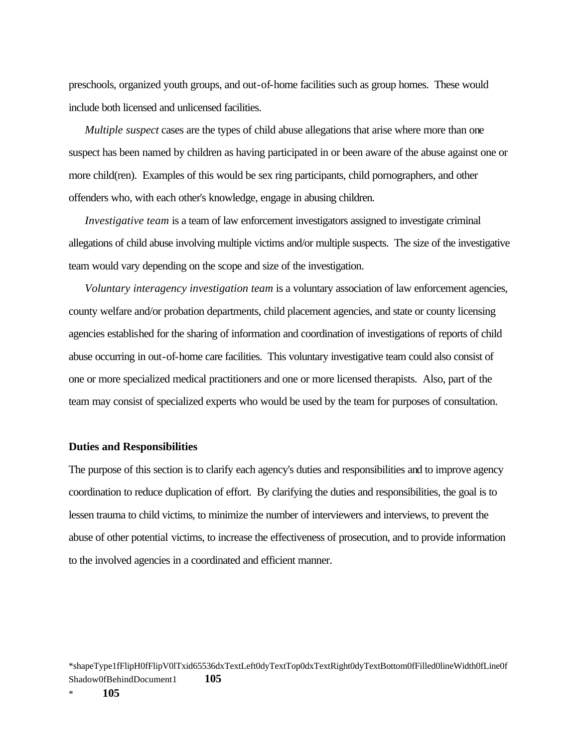preschools, organized youth groups, and out-of-home facilities such as group homes. These would include both licensed and unlicensed facilities.

*Multiple suspect* cases are the types of child abuse allegations that arise where more than one suspect has been named by children as having participated in or been aware of the abuse against one or more child(ren). Examples of this would be sex ring participants, child pornographers, and other offenders who, with each other's knowledge, engage in abusing children.

*Investigative team* is a team of law enforcement investigators assigned to investigate criminal allegations of child abuse involving multiple victims and/or multiple suspects. The size of the investigative team would vary depending on the scope and size of the investigation.

*Voluntary interagency investigation team* is a voluntary association of law enforcement agencies, county welfare and/or probation departments, child placement agencies, and state or county licensing agencies established for the sharing of information and coordination of investigations of reports of child abuse occurring in out-of-home care facilities. This voluntary investigative team could also consist of one or more specialized medical practitioners and one or more licensed therapists. Also, part of the team may consist of specialized experts who would be used by the team for purposes of consultation.

**Duties and Responsibilities**

The purpose of this section is to clarify each agency's duties and responsibilities and to improve agency coordination to reduce duplication of effort. By clarifying the duties and responsibilities, the goal is to lessen trauma to child victims, to minimize the number of interviewers and interviews, to prevent the abuse of other potential victims, to increase the effectiveness of prosecution, and to provide information to the involved agencies in a coordinated and efficient manner.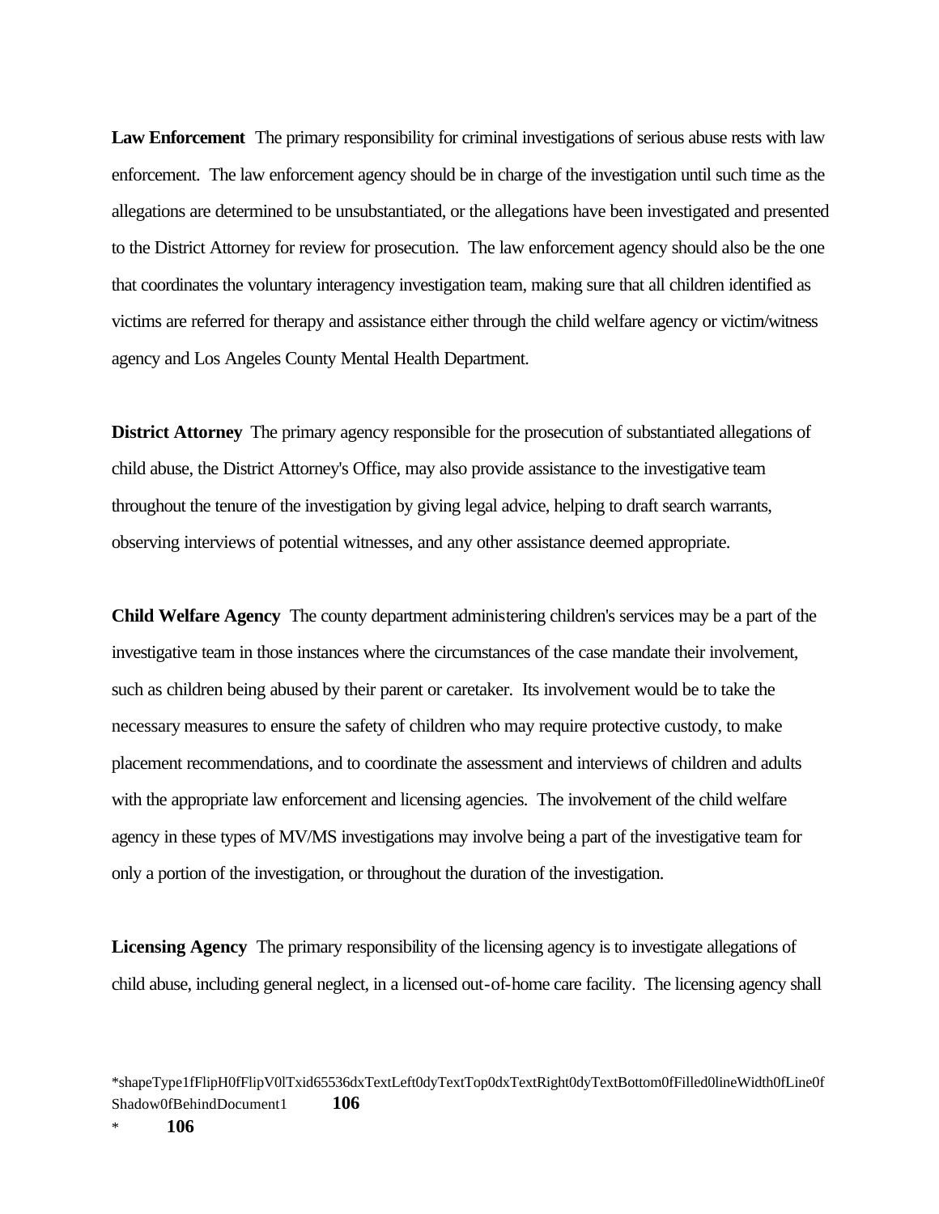**Law Enforcement** The primary responsibility for criminal investigations of serious abuse rests with law enforcement. The law enforcement agency should be in charge of the investigation until such time as the allegations are determined to be unsubstantiated, or the allegations have been investigated and presented to the District Attorney for review for prosecution. The law enforcement agency should also be the one that coordinates the voluntary interagency investigation team, making sure that all children identified as victims are referred for therapy and assistance either through the child welfare agency or victim/witness agency and Los Angeles County Mental Health Department.

**District Attorney** The primary agency responsible for the prosecution of substantiated allegations of child abuse, the District Attorney's Office, may also provide assistance to the investigative team throughout the tenure of the investigation by giving legal advice, helping to draft search warrants, observing interviews of potential witnesses, and any other assistance deemed appropriate.

**Child Welfare Agency** The county department administering children's services may be a part of the investigative team in those instances where the circumstances of the case mandate their involvement, such as children being abused by their parent or caretaker. Its involvement would be to take the necessary measures to ensure the safety of children who may require protective custody, to make placement recommendations, and to coordinate the assessment and interviews of children and adults with the appropriate law enforcement and licensing agencies. The involvement of the child welfare agency in these types of MV/MS investigations may involve being a part of the investigative team for only a portion of the investigation, or throughout the duration of the investigation.

**Licensing Agency** The primary responsibility of the licensing agency is to investigate allegations of child abuse, including general neglect, in a licensed out-of-home care facility. The licensing agency shall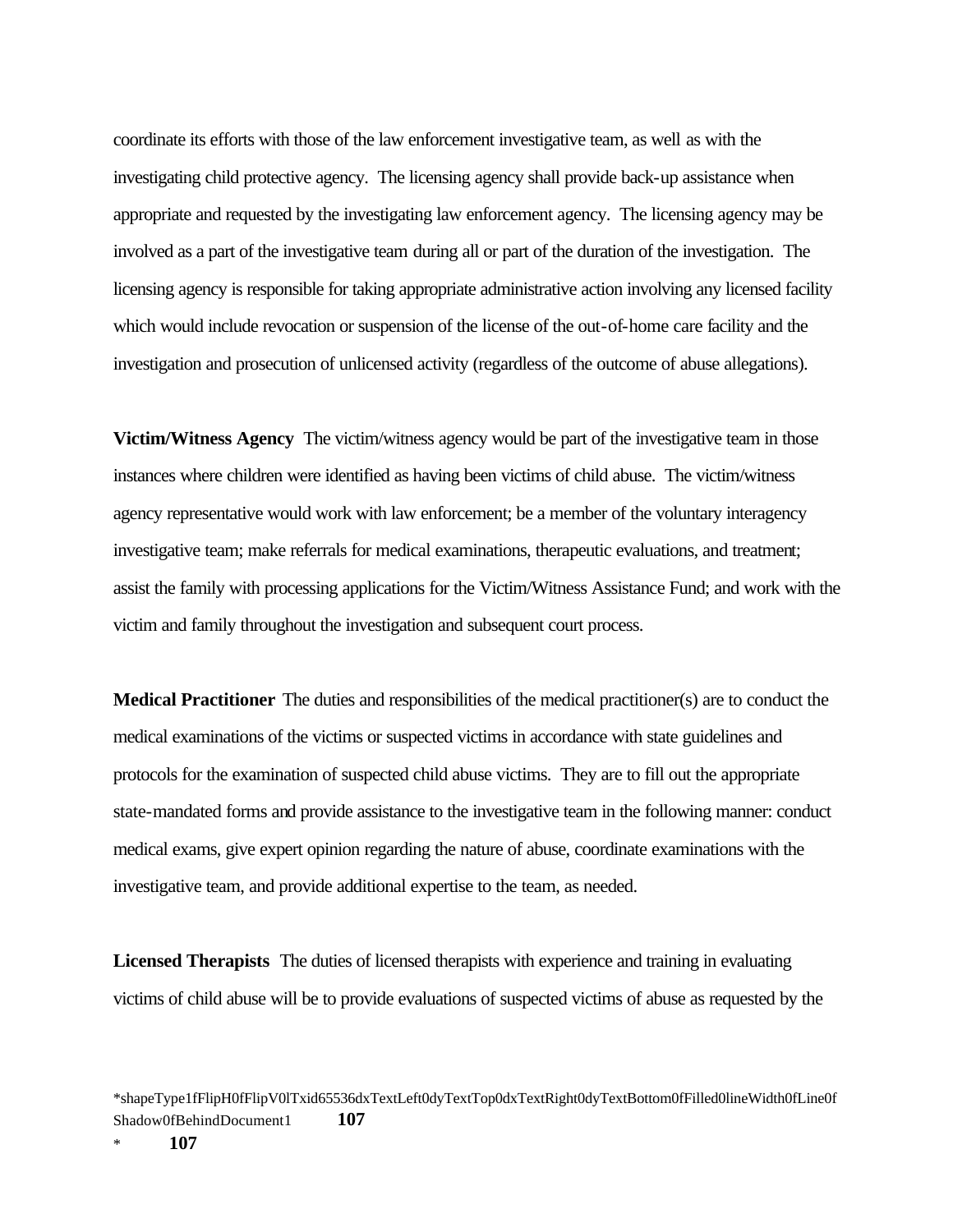coordinate its efforts with those of the law enforcement investigative team, as well as with the investigating child protective agency. The licensing agency shall provide back-up assistance when appropriate and requested by the investigating law enforcement agency. The licensing agency may be involved as a part of the investigative team during all or part of the duration of the investigation. The licensing agency is responsible for taking appropriate administrative action involving any licensed facility which would include revocation or suspension of the license of the out-of-home care facility and the investigation and prosecution of unlicensed activity (regardless of the outcome of abuse allegations).

**Victim/Witness Agency** The victim/witness agency would be part of the investigative team in those instances where children were identified as having been victims of child abuse. The victim/witness agency representative would work with law enforcement; be a member of the voluntary interagency investigative team; make referrals for medical examinations, therapeutic evaluations, and treatment; assist the family with processing applications for the Victim/Witness Assistance Fund; and work with the victim and family throughout the investigation and subsequent court process.

**Medical Practitioner** The duties and responsibilities of the medical practitioner(s) are to conduct the medical examinations of the victims or suspected victims in accordance with state guidelines and protocols for the examination of suspected child abuse victims. They are to fill out the appropriate state-mandated forms and provide assistance to the investigative team in the following manner: conduct medical exams, give expert opinion regarding the nature of abuse, coordinate examinations with the investigative team, and provide additional expertise to the team, as needed.

**Licensed Therapists** The duties of licensed therapists with experience and training in evaluating victims of child abuse will be to provide evaluations of suspected victims of abuse as requested by the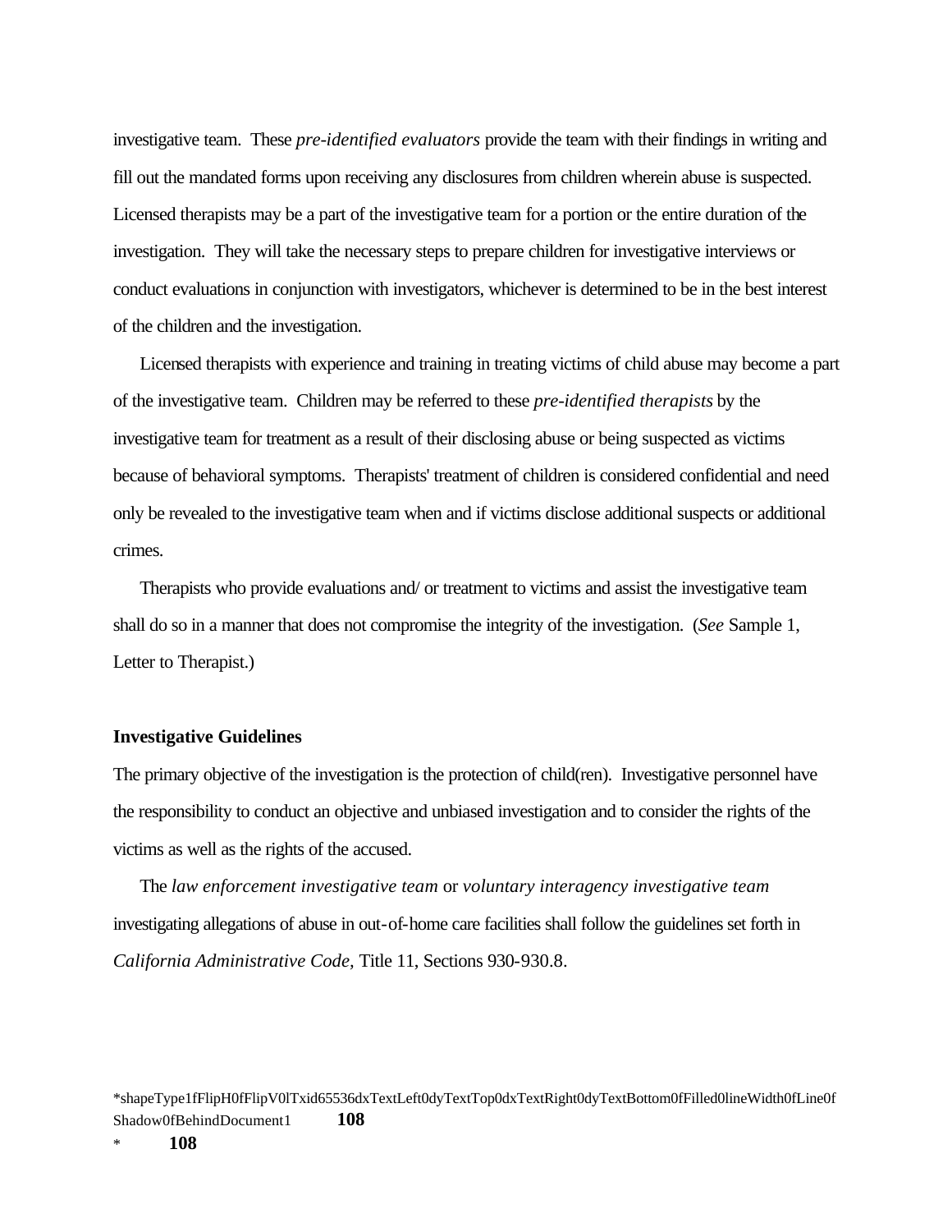investigative team. These *pre-identified evaluators* provide the team with their findings in writing and fill out the mandated forms upon receiving any disclosures from children wherein abuse is suspected. Licensed therapists may be a part of the investigative team for a portion or the entire duration of the investigation. They will take the necessary steps to prepare children for investigative interviews or conduct evaluations in conjunction with investigators, whichever is determined to be in the best interest of the children and the investigation.

Licensed therapists with experience and training in treating victims of child abuse may become a part of the investigative team. Children may be referred to these *pre-identified therapists* by the investigative team for treatment as a result of their disclosing abuse or being suspected as victims because of behavioral symptoms. Therapists' treatment of children is considered confidential and need only be revealed to the investigative team when and if victims disclose additional suspects or additional crimes.

Therapists who provide evaluations and/ or treatment to victims and assist the investigative team shall do so in a manner that does not compromise the integrity of the investigation. (*See* Sample 1, Letter to Therapist.)

**Investigative Guidelines**

The primary objective of the investigation is the protection of child(ren). Investigative personnel have the responsibility to conduct an objective and unbiased investigation and to consider the rights of the victims as well as the rights of the accused.

The *law enforcement investigative team* or *voluntary interagency investigative team* investigating allegations of abuse in out-of-home care facilities shall follow the guidelines set forth in *California Administrative Code,* Title 11, Sections 930-930.8.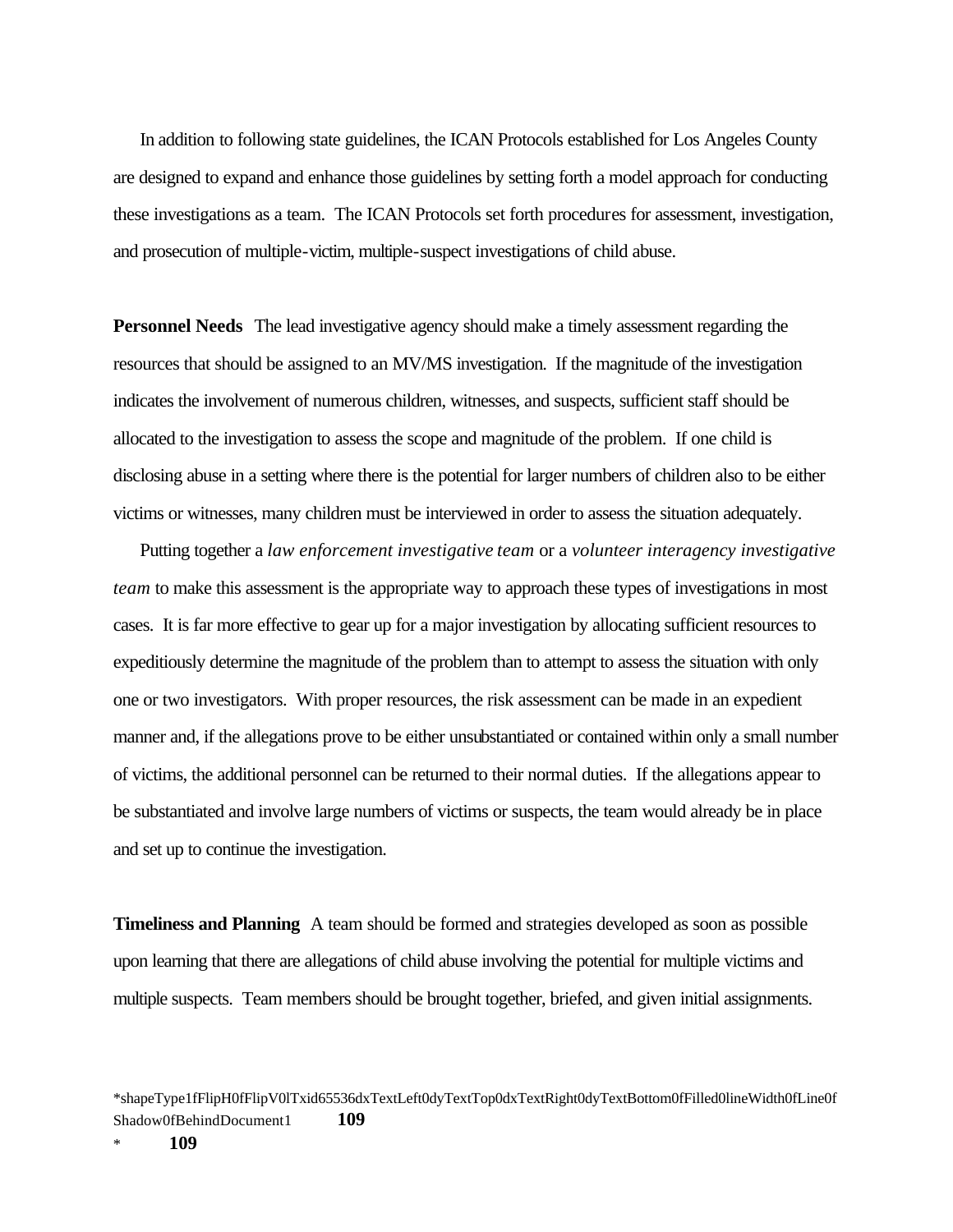In addition to following state guidelines, the ICAN Protocols established for Los Angeles County are designed to expand and enhance those guidelines by setting forth a model approach for conducting these investigations as a team. The ICAN Protocols set forth procedures for assessment, investigation, and prosecution of multiple-victim, multiple-suspect investigations of child abuse.

**Personnel Needs** The lead investigative agency should make a timely assessment regarding the resources that should be assigned to an MV/MS investigation. If the magnitude of the investigation indicates the involvement of numerous children, witnesses, and suspects, sufficient staff should be allocated to the investigation to assess the scope and magnitude of the problem. If one child is disclosing abuse in a setting where there is the potential for larger numbers of children also to be either victims or witnesses, many children must be interviewed in order to assess the situation adequately.

Putting together a *law enforcement investigative team* or a *volunteer interagency investigative team* to make this assessment is the appropriate way to approach these types of investigations in most cases. It is far more effective to gear up for a major investigation by allocating sufficient resources to expeditiously determine the magnitude of the problem than to attempt to assess the situation with only one or two investigators. With proper resources, the risk assessment can be made in an expedient manner and, if the allegations prove to be either unsubstantiated or contained within only a small number of victims, the additional personnel can be returned to their normal duties. If the allegations appear to be substantiated and involve large numbers of victims or suspects, the team would already be in place and set up to continue the investigation.

**Timeliness and Planning** A team should be formed and strategies developed as soon as possible upon learning that there are allegations of child abuse involving the potential for multiple victims and multiple suspects. Team members should be brought together, briefed, and given initial assignments.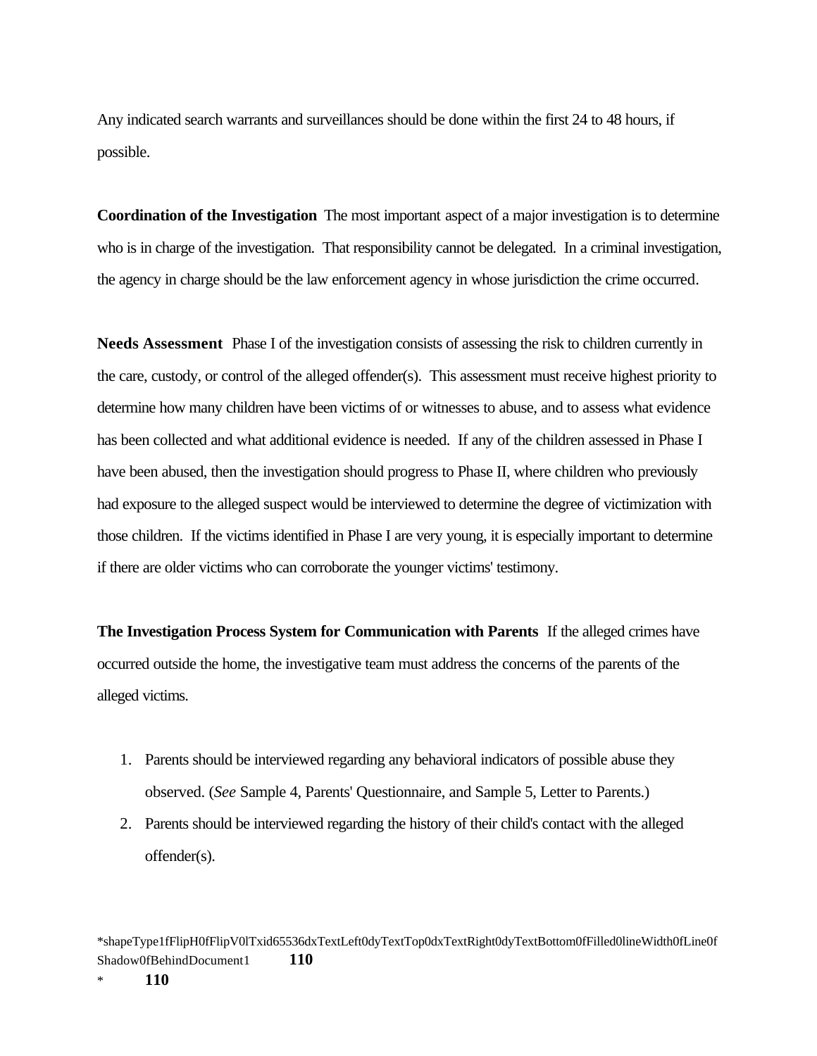Any indicated search warrants and surveillances should be done within the first 24 to 48 hours, if possible.

**Coordination of the Investigation** The most important aspect of a major investigation is to determine who is in charge of the investigation. That responsibility cannot be delegated. In a criminal investigation, the agency in charge should be the law enforcement agency in whose jurisdiction the crime occurred.

**Needs Assessment** Phase I of the investigation consists of assessing the risk to children currently in the care, custody, or control of the alleged offender(s). This assessment must receive highest priority to determine how many children have been victims of or witnesses to abuse, and to assess what evidence has been collected and what additional evidence is needed. If any of the children assessed in Phase I have been abused, then the investigation should progress to Phase II, where children who previously had exposure to the alleged suspect would be interviewed to determine the degree of victimization with those children. If the victims identified in Phase I are very young, it is especially important to determine if there are older victims who can corroborate the younger victims' testimony.

**The Investigation Process System for Communication with Parents** If the alleged crimes have occurred outside the home, the investigative team must address the concerns of the parents of the alleged victims.

1. Parents should be interviewed regarding any behavioral indicators of possible abuse they observed. (*See* Sample 4, Parents' Questionnaire, and Sample 5, Letter to Parents.)
2. Parents should be interviewed regarding the history of their child's contact with the alleged offender(s).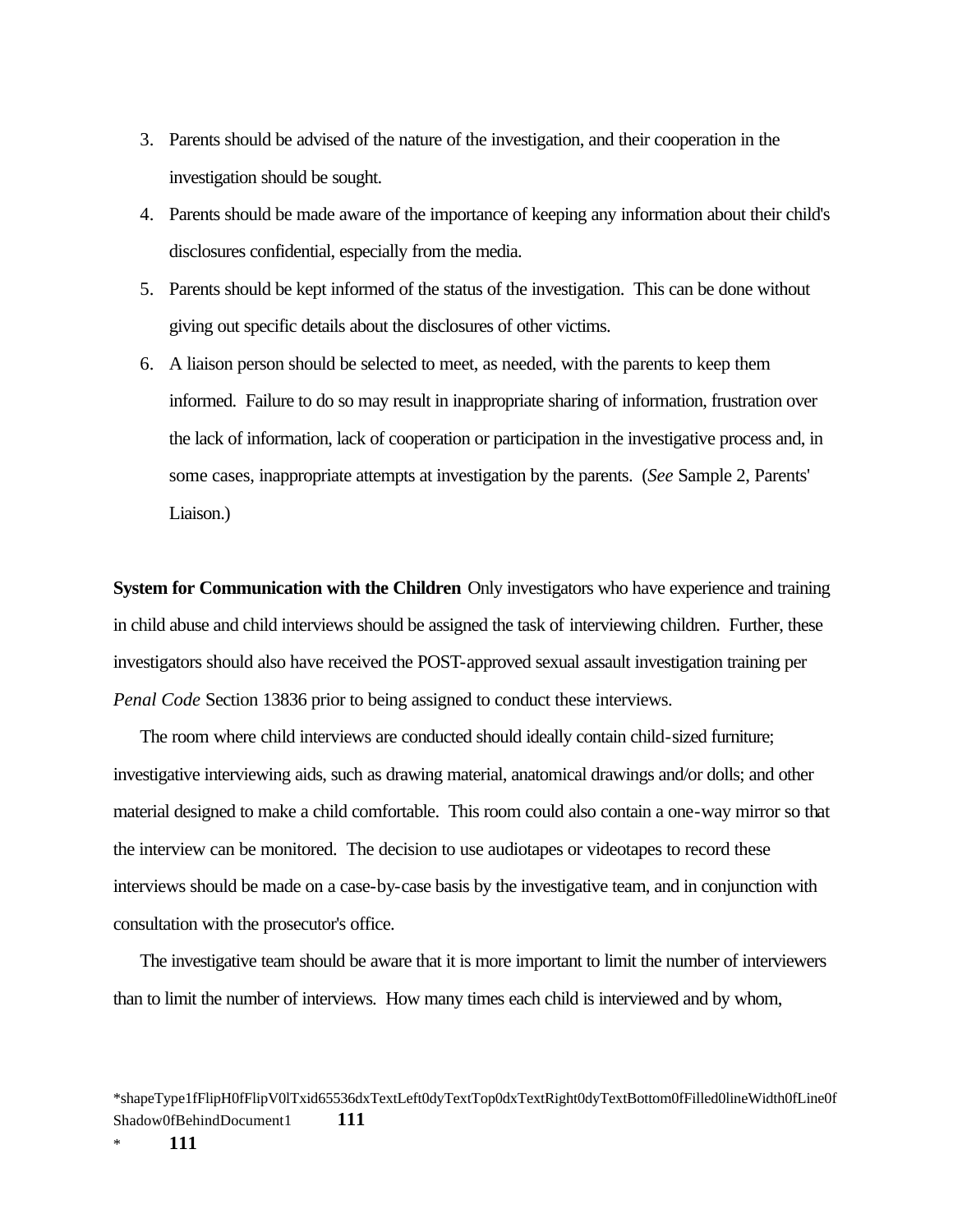3. Parents should be advised of the nature of the investigation, and their cooperation in the investigation should be sought.
4. Parents should be made aware of the importance of keeping any information about their child's disclosures confidential, especially from the media.
5. Parents should be kept informed of the status of the investigation. This can be done without giving out specific details about the disclosures of other victims.
6. A liaison person should be selected to meet, as needed, with the parents to keep them informed. Failure to do so may result in inappropriate sharing of information, frustration over the lack of information, lack of cooperation or participation in the investigative process and, in some cases, inappropriate attempts at investigation by the parents. (*See* Sample 2, Parents' Liaison.)

**System for Communication with the Children** Only investigators who have experience and training in child abuse and child interviews should be assigned the task of interviewing children. Further, these investigators should also have received the POST-approved sexual assault investigation training per *Penal Code* Section 13836 prior to being assigned to conduct these interviews.

The room where child interviews are conducted should ideally contain child-sized furniture; investigative interviewing aids, such as drawing material, anatomical drawings and/or dolls; and other material designed to make a child comfortable. This room could also contain a one-way mirror so that the interview can be monitored. The decision to use audiotapes or videotapes to record these interviews should be made on a case-by-case basis by the investigative team, and in conjunction with consultation with the prosecutor's office.

The investigative team should be aware that it is more important to limit the number of interviewers than to limit the number of interviews. How many times each child is interviewed and by whom,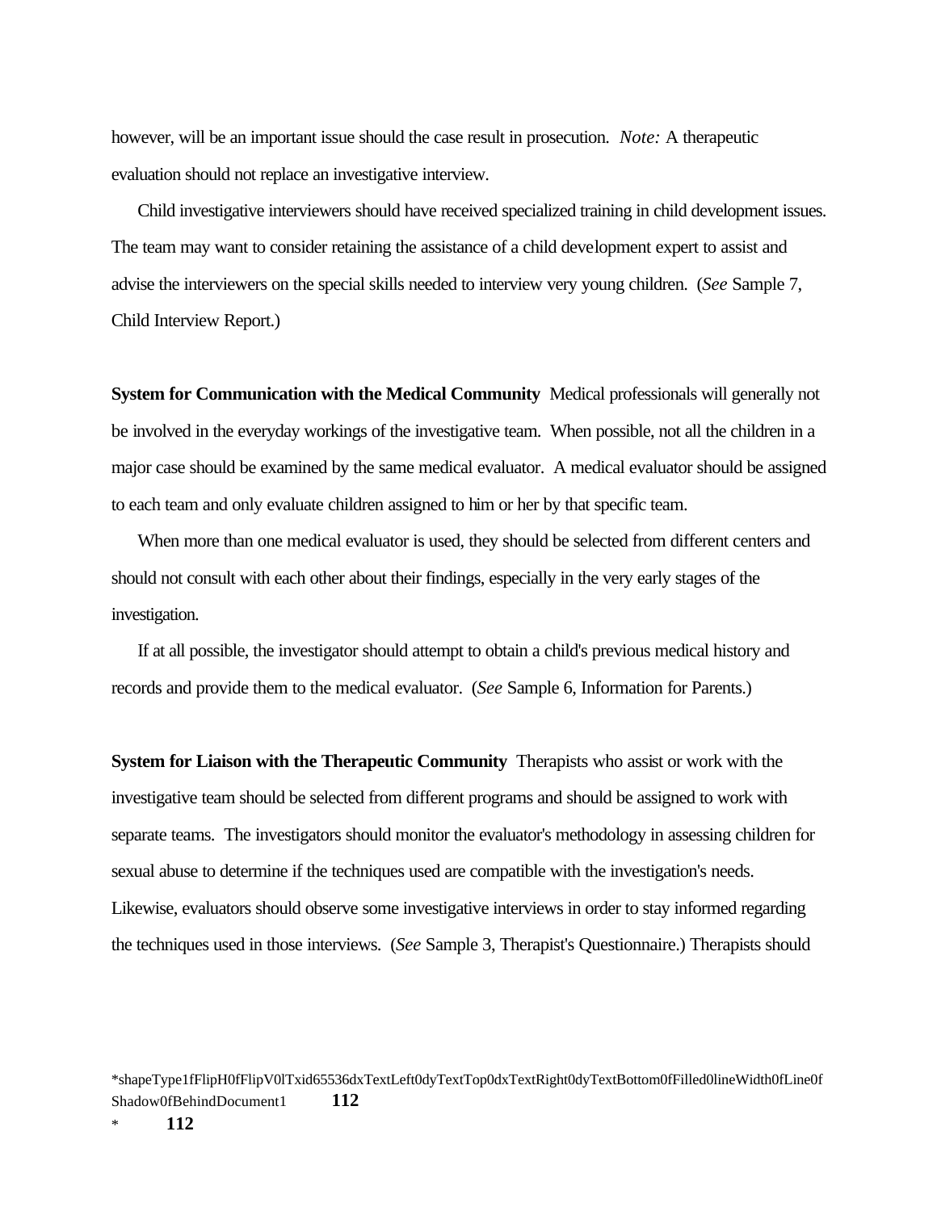however, will be an important issue should the case result in prosecution. *Note:* A therapeutic evaluation should not replace an investigative interview.

Child investigative interviewers should have received specialized training in child development issues. The team may want to consider retaining the assistance of a child development expert to assist and advise the interviewers on the special skills needed to interview very young children. (*See* Sample 7, Child Interview Report.)

**System for Communication with the Medical Community** Medical professionals will generally not be involved in the everyday workings of the investigative team. When possible, not all the children in a major case should be examined by the same medical evaluator. A medical evaluator should be assigned to each team and only evaluate children assigned to him or her by that specific team.

When more than one medical evaluator is used, they should be selected from different centers and should not consult with each other about their findings, especially in the very early stages of the investigation.

If at all possible, the investigator should attempt to obtain a child's previous medical history and records and provide them to the medical evaluator. (*See* Sample 6, Information for Parents.)

**System for Liaison with the Therapeutic Community** Therapists who assist or work with the investigative team should be selected from different programs and should be assigned to work with separate teams. The investigators should monitor the evaluator's methodology in assessing children for sexual abuse to determine if the techniques used are compatible with the investigation's needs. Likewise, evaluators should observe some investigative interviews in order to stay informed regarding the techniques used in those interviews. (*See* Sample 3, Therapist's Questionnaire.) Therapists should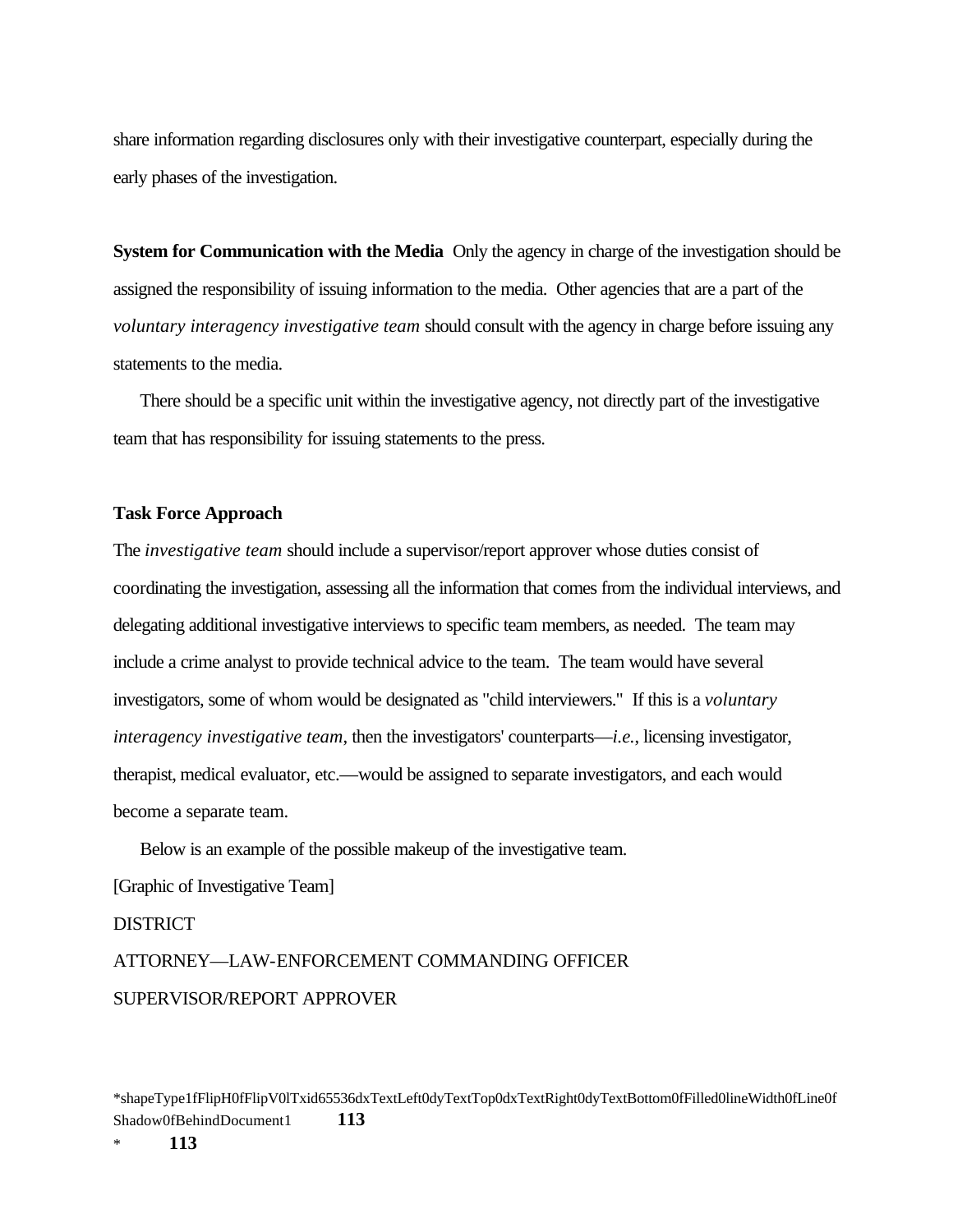share information regarding disclosures only with their investigative counterpart, especially during the early phases of the investigation.

**System for Communication with the Media** Only the agency in charge of the investigation should be assigned the responsibility of issuing information to the media. Other agencies that are a part of the *voluntary interagency investigative team* should consult with the agency in charge before issuing any statements to the media.

There should be a specific unit within the investigative agency, not directly part of the investigative team that has responsibility for issuing statements to the press.

**Task Force Approach**

The *investigative team* should include a supervisor/report approver whose duties consist of coordinating the investigation, assessing all the information that comes from the individual interviews, and delegating additional investigative interviews to specific team members, as needed. The team may include a crime analyst to provide technical advice to the team. The team would have several investigators, some of whom would be designated as "child interviewers." If this is a *voluntary interagency investigative team*, then the investigators' counterparts—*i.e.*, licensing investigator, therapist, medical evaluator, etc.—would be assigned to separate investigators, and each would become a separate team.

Below is an example of the possible makeup of the investigative team.

[Graphic of Investigative Team]

DISTRICT

ATTORNEY—LAW-ENFORCEMENT COMMANDING OFFICER

SUPERVISOR/REPORT APPROVER

*shapeType1fFlipH0fFlipV0lTxid65536dxTextLeft0dyTextTop0dxTextRight0dyTextBottom0fFilled0lineWidth0fLine0fShadow0fBehindDocument1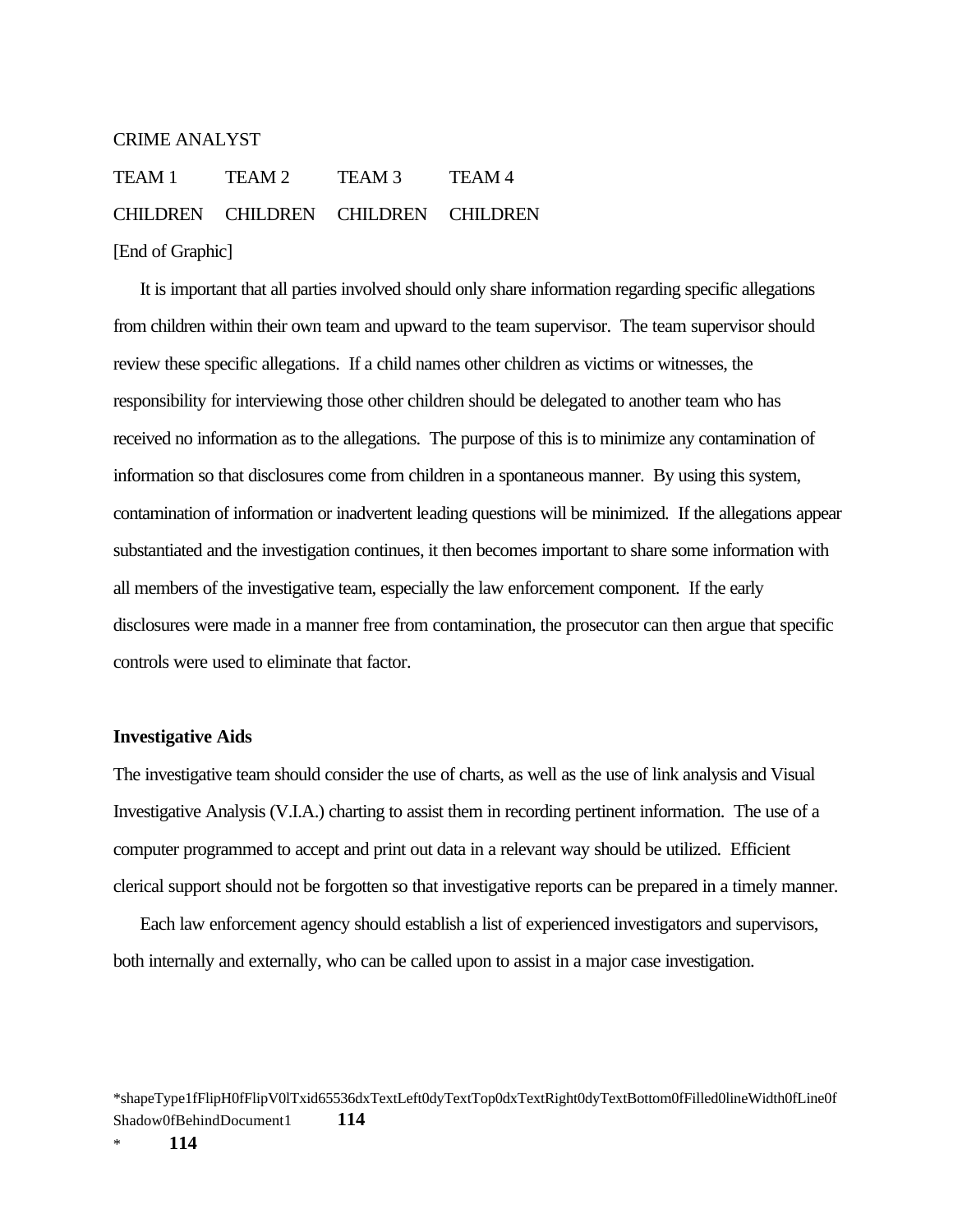CRIME ANALYST

| TEAM 1 | TEAM 2 | TEAM 3 | TEAM 4 |
|---|---|---|---|
| CHILDREN | CHILDREN | CHILDREN | CHILDREN |

[End of Graphic]

It is important that all parties involved should only share information regarding specific allegations from children within their own team and upward to the team supervisor. The team supervisor should review these specific allegations. If a child names other children as victims or witnesses, the responsibility for interviewing those other children should be delegated to another team who has received no information as to the allegations. The purpose of this is to minimize any contamination of information so that disclosures come from children in a spontaneous manner. By using this system, contamination of information or inadvertent leading questions will be minimized. If the allegations appear substantiated and the investigation continues, it then becomes important to share some information with all members of the investigative team, especially the law enforcement component. If the early disclosures were made in a manner free from contamination, the prosecutor can then argue that specific controls were used to eliminate that factor.

**Investigative Aids**

The investigative team should consider the use of charts, as well as the use of link analysis and Visual Investigative Analysis (V.I.A.) charting to assist them in recording pertinent information. The use of a computer programmed to accept and print out data in a relevant way should be utilized. Efficient clerical support should not be forgotten so that investigative reports can be prepared in a timely manner.

Each law enforcement agency should establish a list of experienced investigators and supervisors, both internally and externally, who can be called upon to assist in a major case investigation.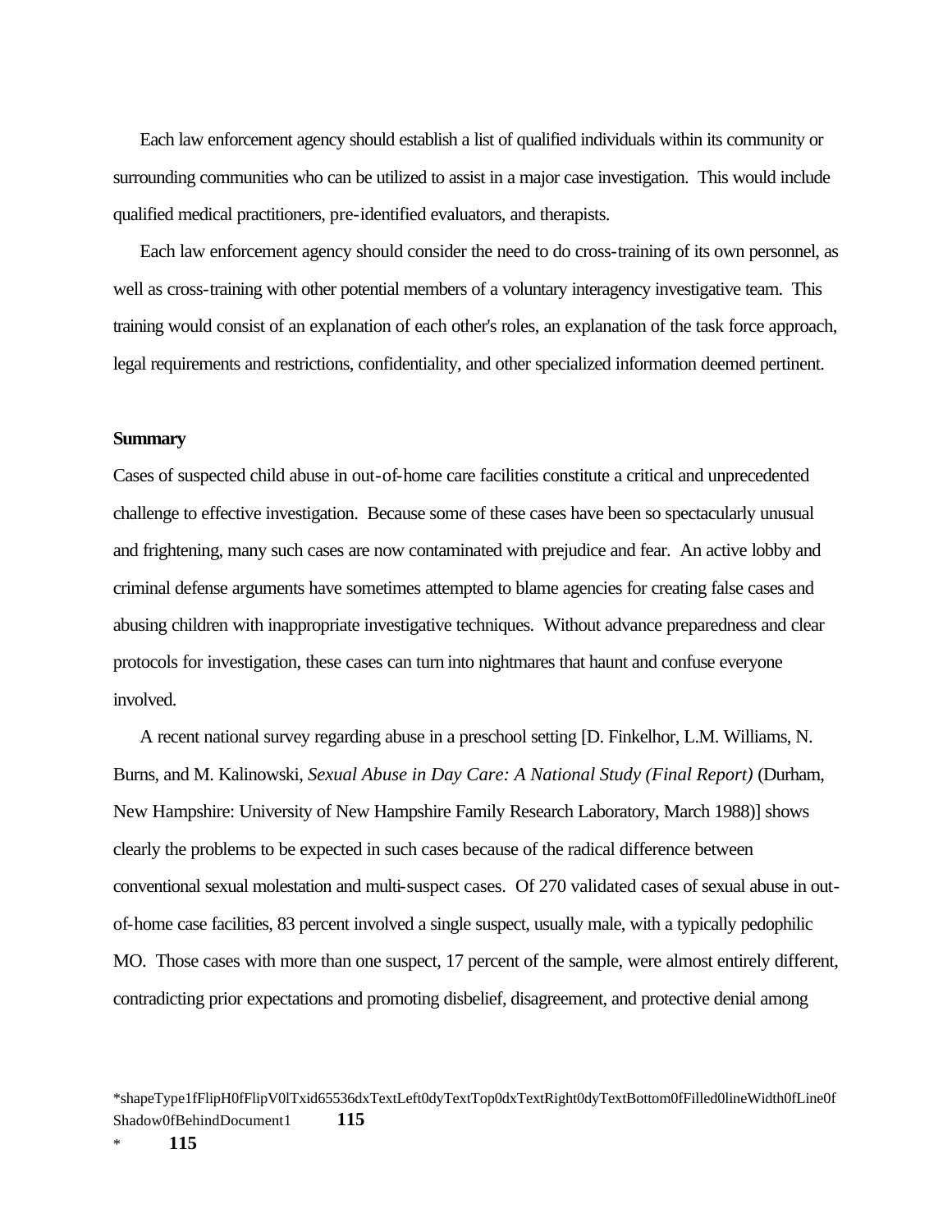Each law enforcement agency should establish a list of qualified individuals within its community or surrounding communities who can be utilized to assist in a major case investigation. This would include qualified medical practitioners, pre-identified evaluators, and therapists.

Each law enforcement agency should consider the need to do cross-training of its own personnel, as well as cross-training with other potential members of a voluntary interagency investigative team. This training would consist of an explanation of each other's roles, an explanation of the task force approach, legal requirements and restrictions, confidentiality, and other specialized information deemed pertinent.

**Summary**

Cases of suspected child abuse in out-of-home care facilities constitute a critical and unprecedented challenge to effective investigation. Because some of these cases have been so spectacularly unusual and frightening, many such cases are now contaminated with prejudice and fear. An active lobby and criminal defense arguments have sometimes attempted to blame agencies for creating false cases and abusing children with inappropriate investigative techniques. Without advance preparedness and clear protocols for investigation, these cases can turn into nightmares that haunt and confuse everyone involved.

A recent national survey regarding abuse in a preschool setting [D. Finkelhor, L.M. Williams, N. Burns, and M. Kalinowski, *Sexual Abuse in Day Care: A National Study (Final Report)* (Durham, New Hampshire: University of New Hampshire Family Research Laboratory, March 1988)] shows clearly the problems to be expected in such cases because of the radical difference between conventional sexual molestation and multi-suspect cases. Of 270 validated cases of sexual abuse in out-of-home case facilities, 83 percent involved a single suspect, usually male, with a typically pedophilic MO. Those cases with more than one suspect, 17 percent of the sample, were almost entirely different, contradicting prior expectations and promoting disbelief, disagreement, and protective denial among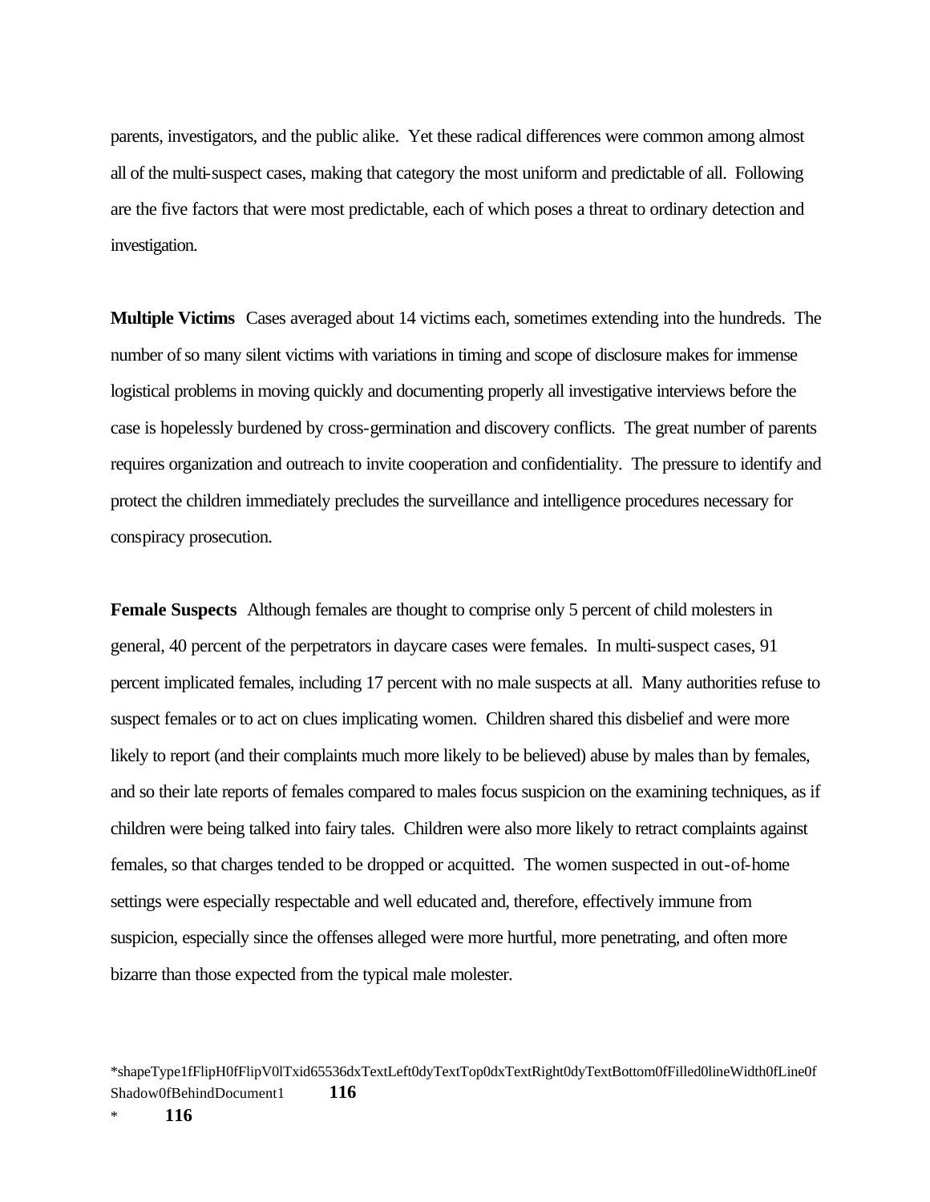parents, investigators, and the public alike. Yet these radical differences were common among almost all of the multi-suspect cases, making that category the most uniform and predictable of all. Following are the five factors that were most predictable, each of which poses a threat to ordinary detection and investigation.

**Multiple Victims** Cases averaged about 14 victims each, sometimes extending into the hundreds. The number of so many silent victims with variations in timing and scope of disclosure makes for immense logistical problems in moving quickly and documenting properly all investigative interviews before the case is hopelessly burdened by cross-germination and discovery conflicts. The great number of parents requires organization and outreach to invite cooperation and confidentiality. The pressure to identify and protect the children immediately precludes the surveillance and intelligence procedures necessary for conspiracy prosecution.

**Female Suspects** Although females are thought to comprise only 5 percent of child molesters in general, 40 percent of the perpetrators in daycare cases were females. In multi-suspect cases, 91 percent implicated females, including 17 percent with no male suspects at all. Many authorities refuse to suspect females or to act on clues implicating women. Children shared this disbelief and were more likely to report (and their complaints much more likely to be believed) abuse by males than by females, and so their late reports of females compared to males focus suspicion on the examining techniques, as if children were being talked into fairy tales. Children were also more likely to retract complaints against females, so that charges tended to be dropped or acquitted. The women suspected in out-of-home settings were especially respectable and well educated and, therefore, effectively immune from suspicion, especially since the offenses alleged were more hurtful, more penetrating, and often more bizarre than those expected from the typical male molester.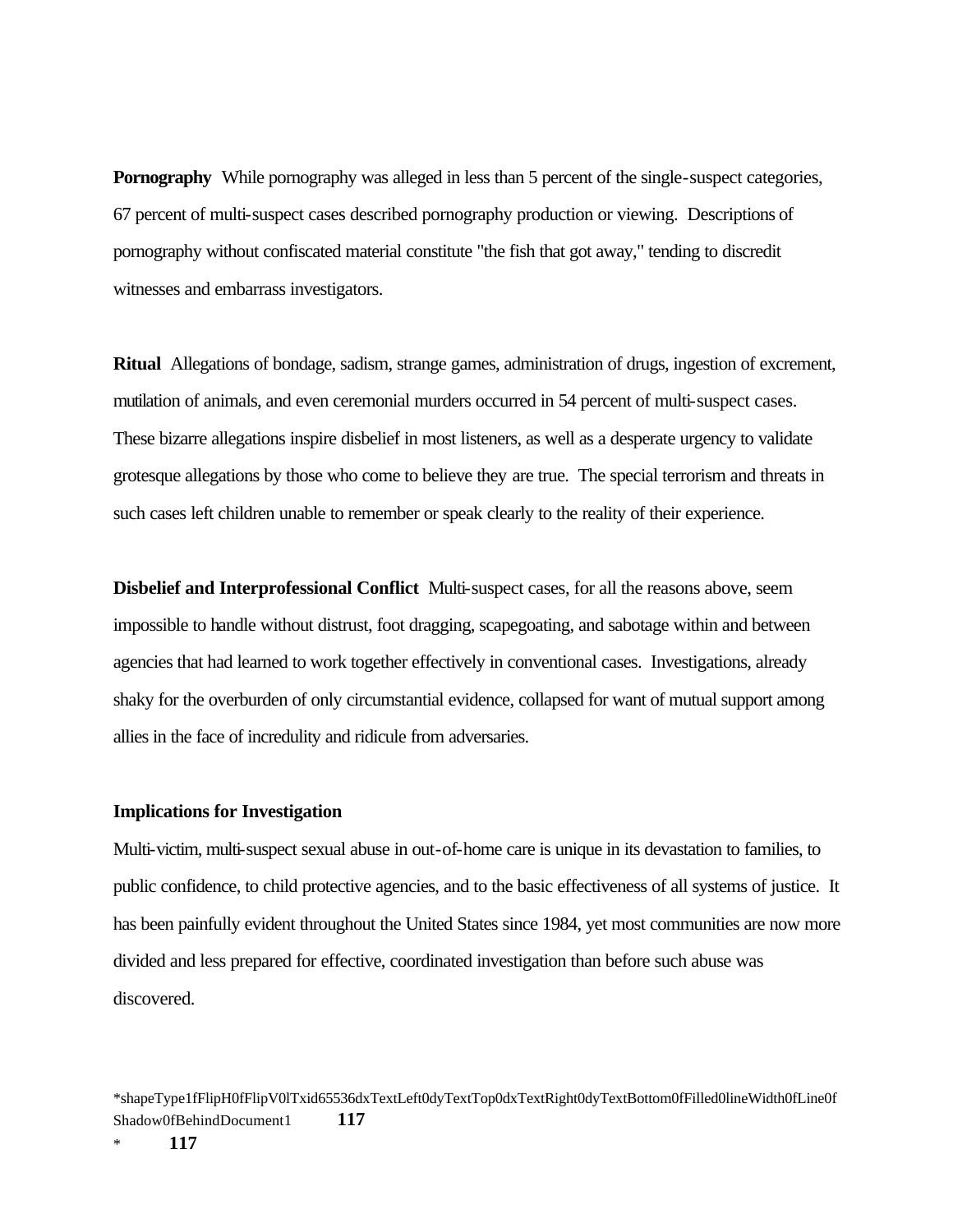**Pornography** While pornography was alleged in less than 5 percent of the single-suspect categories, 67 percent of multi-suspect cases described pornography production or viewing. Descriptions of pornography without confiscated material constitute "the fish that got away," tending to discredit witnesses and embarrass investigators.

**Ritual** Allegations of bondage, sadism, strange games, administration of drugs, ingestion of excrement, mutilation of animals, and even ceremonial murders occurred in 54 percent of multi-suspect cases. These bizarre allegations inspire disbelief in most listeners, as well as a desperate urgency to validate grotesque allegations by those who come to believe they are true. The special terrorism and threats in such cases left children unable to remember or speak clearly to the reality of their experience.

**Disbelief and Interprofessional Conflict** Multi-suspect cases, for all the reasons above, seem impossible to handle without distrust, foot dragging, scapegoating, and sabotage within and between agencies that had learned to work together effectively in conventional cases. Investigations, already shaky for the overburden of only circumstantial evidence, collapsed for want of mutual support among allies in the face of incredulity and ridicule from adversaries.

**Implications for Investigation**

Multi-victim, multi-suspect sexual abuse in out-of-home care is unique in its devastation to families, to public confidence, to child protective agencies, and to the basic effectiveness of all systems of justice. It has been painfully evident throughout the United States since 1984, yet most communities are now more divided and less prepared for effective, coordinated investigation than before such abuse was discovered.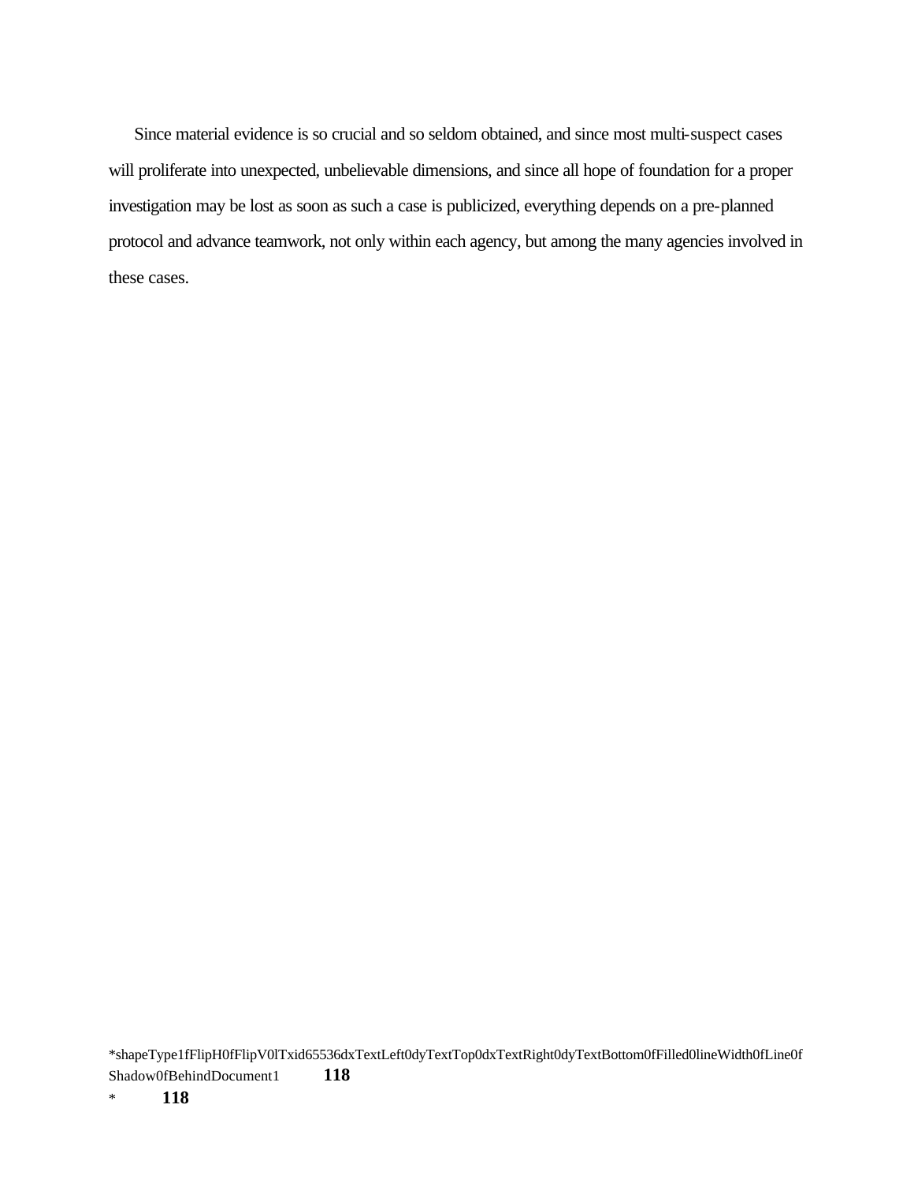Since material evidence is so crucial and so seldom obtained, and since most multi-suspect cases will proliferate into unexpected, unbelievable dimensions, and since all hope of foundation for a proper investigation may be lost as soon as such a case is publicized, everything depends on a pre-planned protocol and advance teamwork, not only within each agency, but among the many agencies involved in these cases.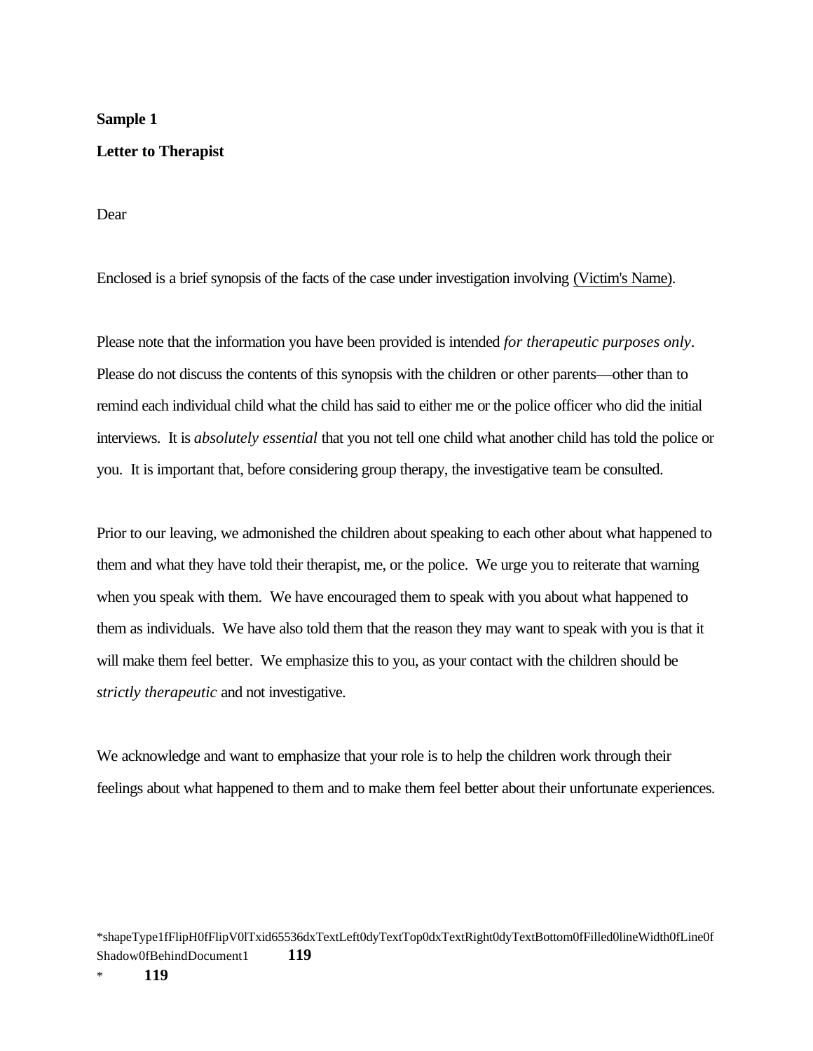**Sample 1**

**Letter to Therapist**

Dear

Enclosed is a brief synopsis of the facts of the case under investigation involving (Victim's Name).

Please note that the information you have been provided is intended *for therapeutic purposes only*. Please do not discuss the contents of this synopsis with the children or other parents—other than to remind each individual child what the child has said to either me or the police officer who did the initial interviews. It is *absolutely essential* that you not tell one child what another child has told the police or you. It is important that, before considering group therapy, the investigative team be consulted.

Prior to our leaving, we admonished the children about speaking to each other about what happened to them and what they have told their therapist, me, or the police. We urge you to reiterate that warning when you speak with them. We have encouraged them to speak with you about what happened to them as individuals. We have also told them that the reason they may want to speak with you is that it will make them feel better. We emphasize this to you, as your contact with the children should be *strictly therapeutic* and not investigative.

We acknowledge and want to emphasize that your role is to help the children work through their feelings about what happened to them and to make them feel better about their unfortunate experiences.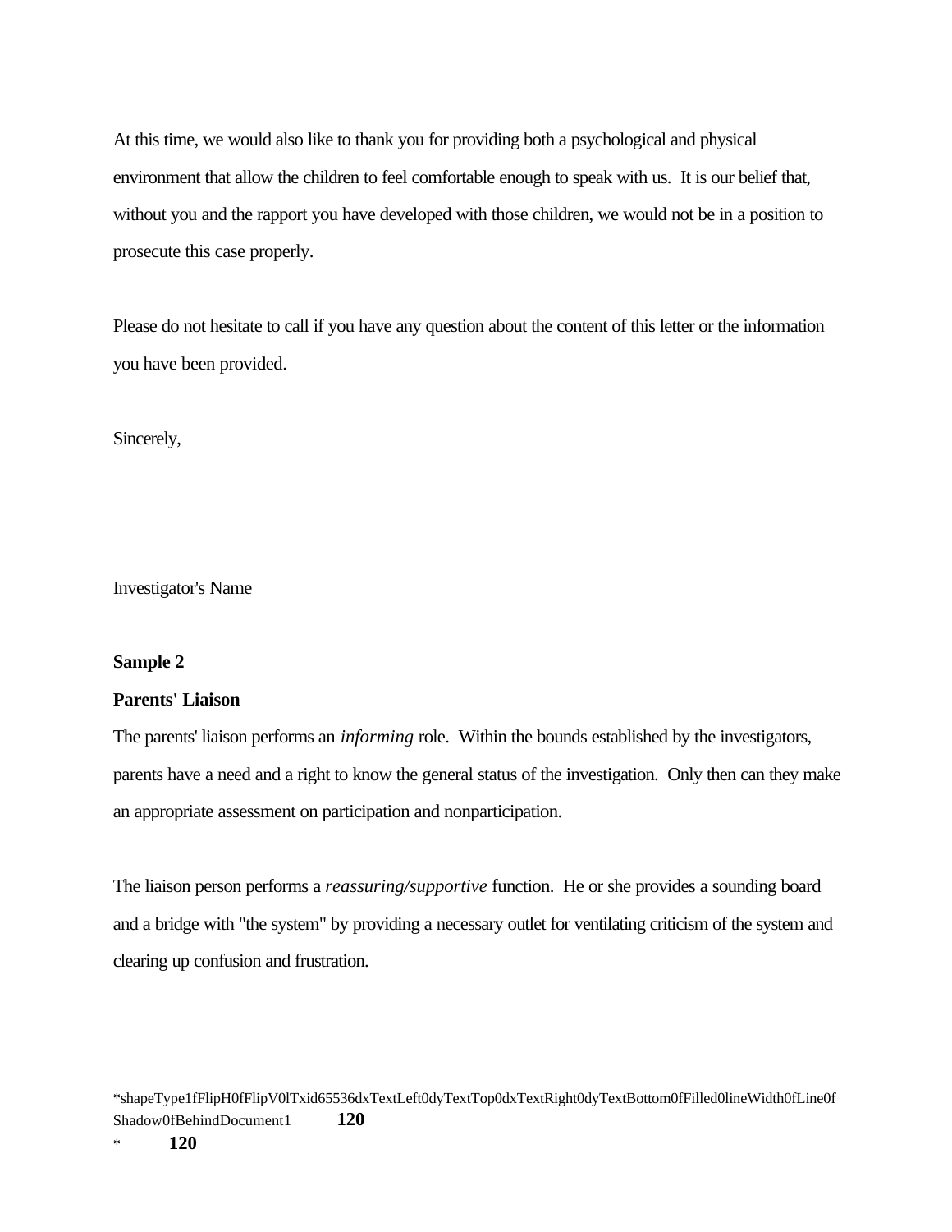At this time, we would also like to thank you for providing both a psychological and physical environment that allow the children to feel comfortable enough to speak with us. It is our belief that, without you and the rapport you have developed with those children, we would not be in a position to prosecute this case properly.

Please do not hesitate to call if you have any question about the content of this letter or the information you have been provided.

Sincerely,

Investigator's Name

**Sample 2**

**Parents' Liaison**

The parents' liaison performs an *informing* role. Within the bounds established by the investigators, parents have a need and a right to know the general status of the investigation. Only then can they make an appropriate assessment on participation and nonparticipation.

The liaison person performs a *reassuring/supportive* function. He or she provides a sounding board and a bridge with "the system" by providing a necessary outlet for ventilating criticism of the system and clearing up confusion and frustration.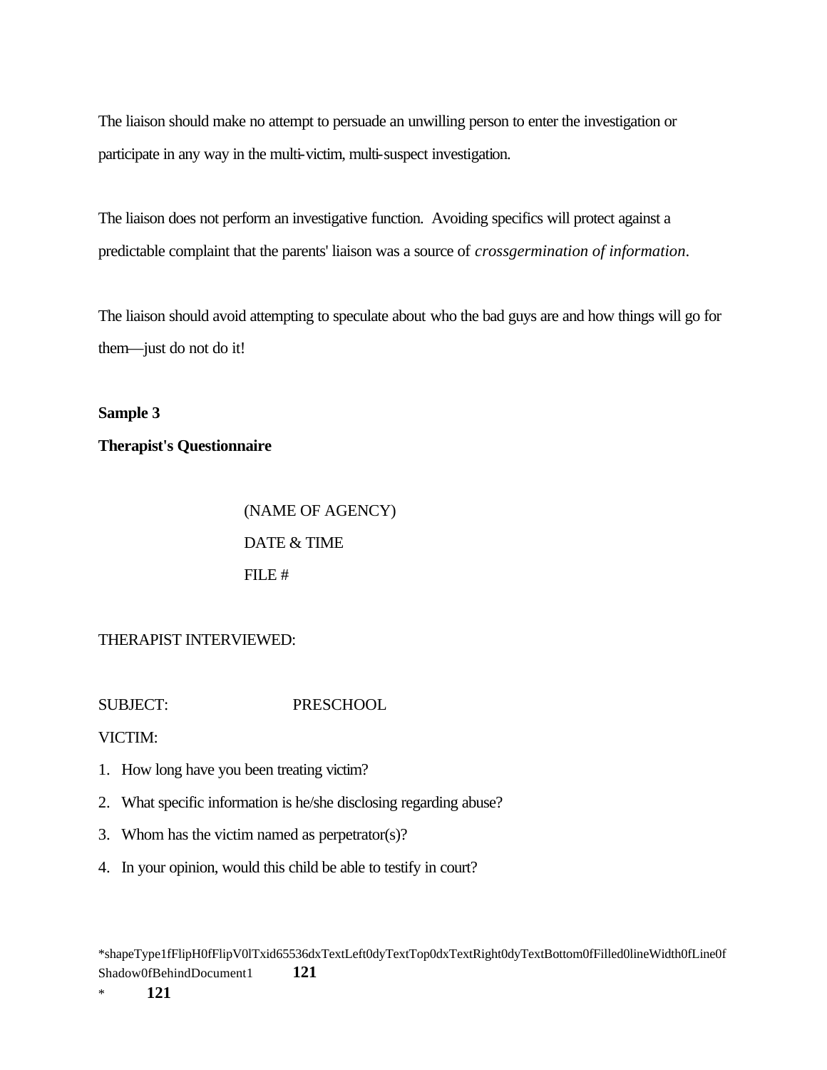The liaison should make no attempt to persuade an unwilling person to enter the investigation or participate in any way in the multi-victim, multi-suspect investigation.

The liaison does not perform an investigative function. Avoiding specifics will protect against a predictable complaint that the parents' liaison was a source of *crossgermination of information*.

The liaison should avoid attempting to speculate about who the bad guys are and how things will go for them—just do not do it!

**Sample 3**

**Therapist's Questionnaire**

(NAME OF AGENCY)

DATE & TIME

FILE #

THERAPIST INTERVIEWED:

SUBJECT: PRESCHOOL

VICTIM:

1. How long have you been treating victim?
2. What specific information is he/she disclosing regarding abuse?
3. Whom has the victim named as perpetrator(s)?
4. In your opinion, would this child be able to testify in court?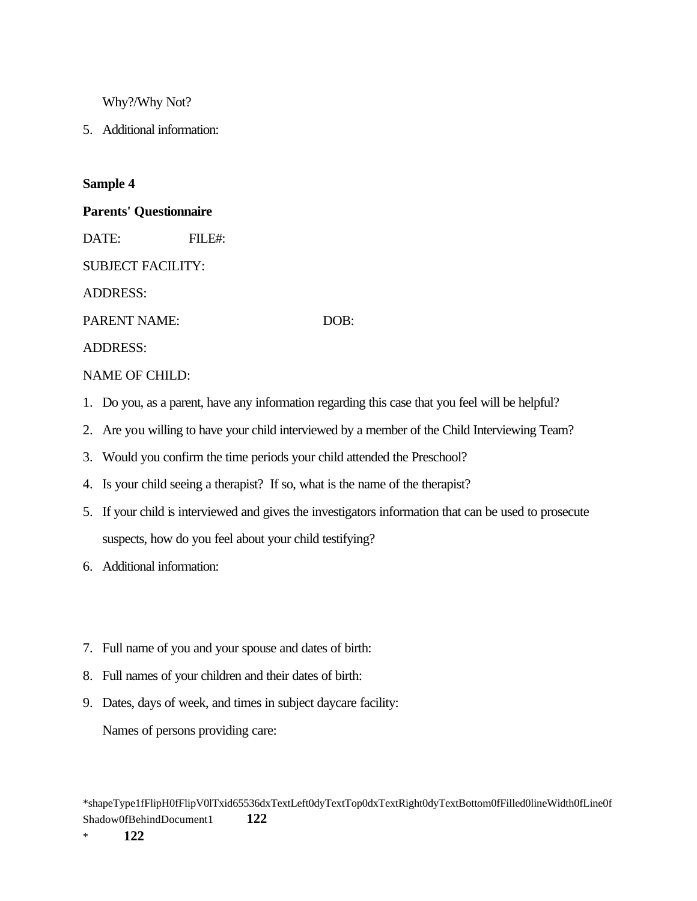Why?/Why Not?

5. Additional information:

**Sample 4**

**Parents' Questionnaire**

DATE: FILE#:

SUBJECT FACILITY:

ADDRESS:

PARENT NAME: DOB:

ADDRESS:

NAME OF CHILD:

1. Do you, as a parent, have any information regarding this case that you feel will be helpful?
2. Are you willing to have your child interviewed by a member of the Child Interviewing Team?
3. Would you confirm the time periods your child attended the Preschool?
4. Is your child seeing a therapist? If so, what is the name of the therapist?
5. If your child is interviewed and gives the investigators information that can be used to prosecute suspects, how do you feel about your child testifying?
6. Additional information:
7. Full name of you and your spouse and dates of birth:
8. Full names of your children and their dates of birth:
9. Dates, days of week, and times in subject daycare facility:

   Names of persons providing care: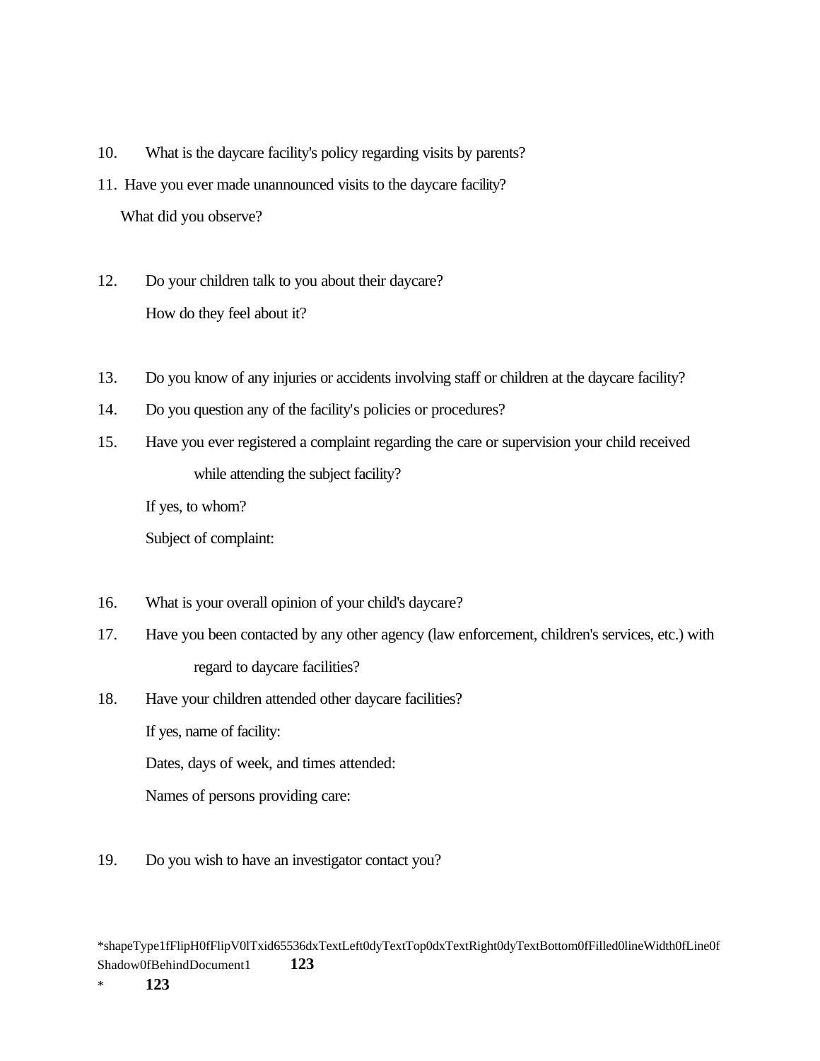10. What is the daycare facility's policy regarding visits by parents?
11. Have you ever made unannounced visits to the daycare facility?
    What did you observe?

12. Do your children talk to you about their daycare?
    How do they feel about it?

13. Do you know of any injuries or accidents involving staff or children at the daycare facility?
14. Do you question any of the facility's policies or procedures?
15. Have you ever registered a complaint regarding the care or supervision your child received while attending the subject facility?
    If yes, to whom?
    Subject of complaint:

16. What is your overall opinion of your child's daycare?
17. Have you been contacted by any other agency (law enforcement, children's services, etc.) with regard to daycare facilities?
18. Have your children attended other daycare facilities?
    If yes, name of facility:
    Dates, days of week, and times attended:
    Names of persons providing care:

19. Do you wish to have an investigator contact you?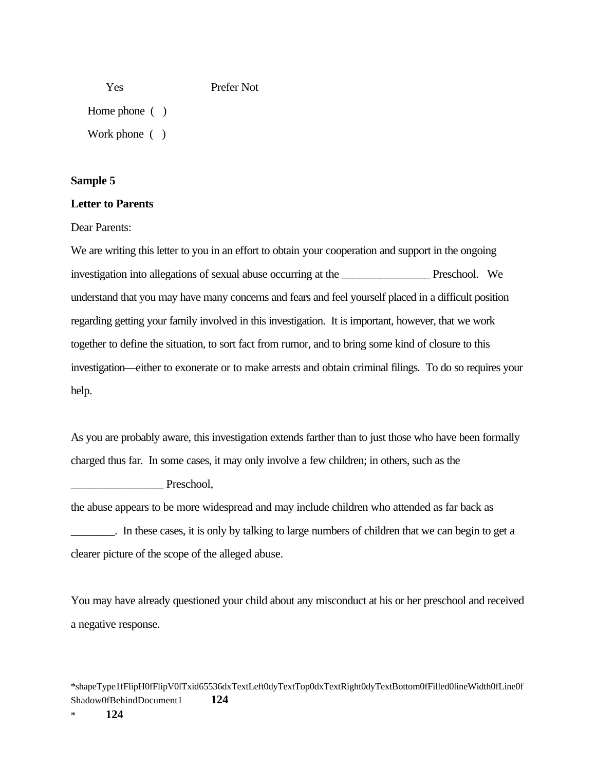Yes Prefer Not

Home phone ( )

Work phone ( )

**Sample 5**

**Letter to Parents**

Dear Parents:

We are writing this letter to you in an effort to obtain your cooperation and support in the ongoing investigation into allegations of sexual abuse occurring at the ________________ Preschool. We understand that you may have many concerns and fears and feel yourself placed in a difficult position regarding getting your family involved in this investigation. It is important, however, that we work together to define the situation, to sort fact from rumor, and to bring some kind of closure to this investigation—either to exonerate or to make arrests and obtain criminal filings. To do so requires your help.

As you are probably aware, this investigation extends farther than to just those who have been formally charged thus far. In some cases, it may only involve a few children; in others, such as the ________________ Preschool, the abuse appears to be more widespread and may include children who attended as far back as ________. In these cases, it is only by talking to large numbers of children that we can begin to get a clearer picture of the scope of the alleged abuse.

You may have already questioned your child about any misconduct at his or her preschool and received a negative response.

*shapeType1fFlipH0fFlipV0lTxid65536dxTextLeft0dyTextTop0dxTextRight0dyTextBottom0fFilled0lineWidth0fLine0fShadow0fBehindDocument1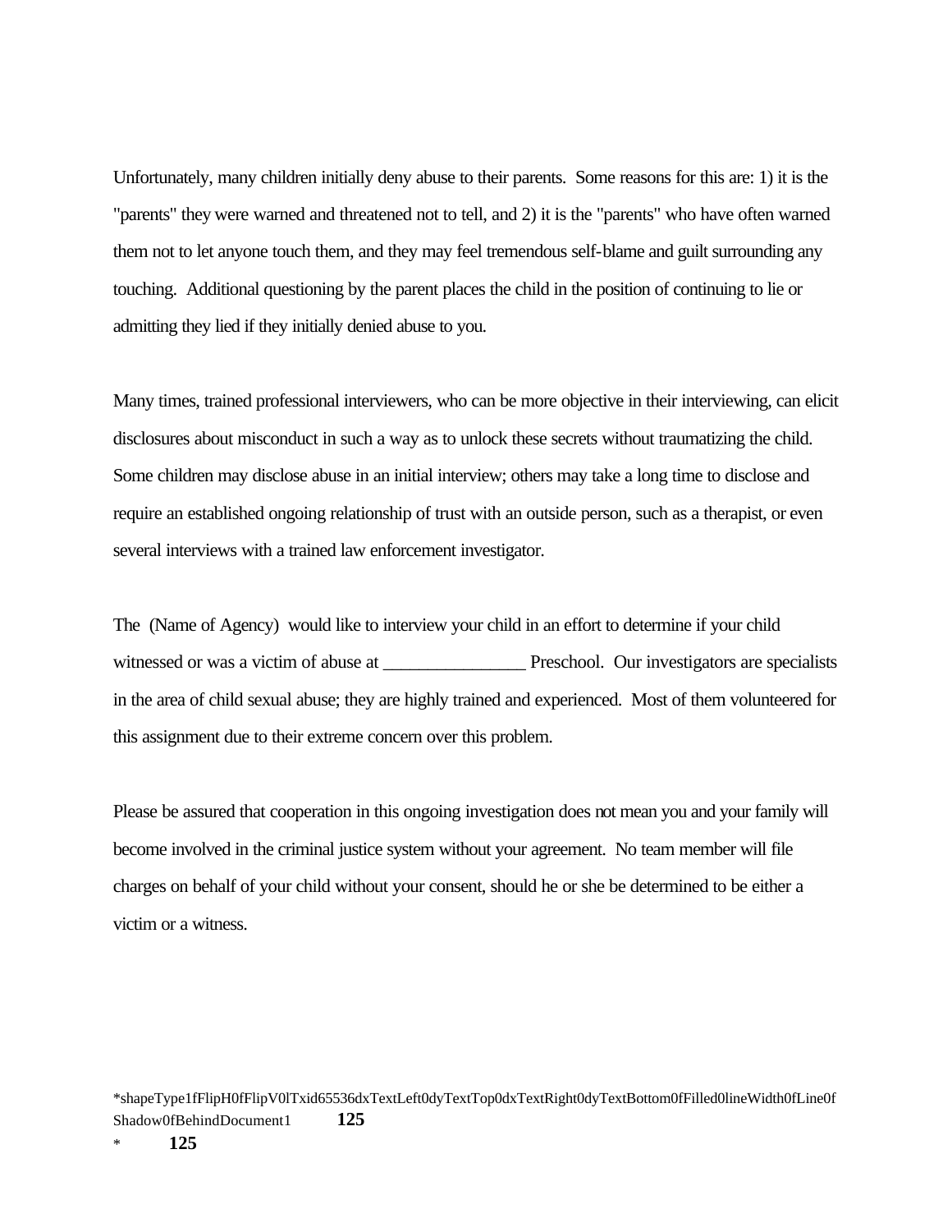Unfortunately, many children initially deny abuse to their parents. Some reasons for this are: 1) it is the "parents" they were warned and threatened not to tell, and 2) it is the "parents" who have often warned them not to let anyone touch them, and they may feel tremendous self-blame and guilt surrounding any touching. Additional questioning by the parent places the child in the position of continuing to lie or admitting they lied if they initially denied abuse to you.

Many times, trained professional interviewers, who can be more objective in their interviewing, can elicit disclosures about misconduct in such a way as to unlock these secrets without traumatizing the child. Some children may disclose abuse in an initial interview; others may take a long time to disclose and require an established ongoing relationship of trust with an outside person, such as a therapist, or even several interviews with a trained law enforcement investigator.

The (Name of Agency) would like to interview your child in an effort to determine if your child witnessed or was a victim of abuse at ________________ Preschool. Our investigators are specialists in the area of child sexual abuse; they are highly trained and experienced. Most of them volunteered for this assignment due to their extreme concern over this problem.

Please be assured that cooperation in this ongoing investigation does not mean you and your family will become involved in the criminal justice system without your agreement. No team member will file charges on behalf of your child without your consent, should he or she be determined to be either a victim or a witness.

*shapeType1fFlipH0fFlipV0lTxid65536dxTextLeft0dyTextTop0dxTextRight0dyTextBottom0fFilled0lineWidth0fLine0fShadow0fBehindDocument1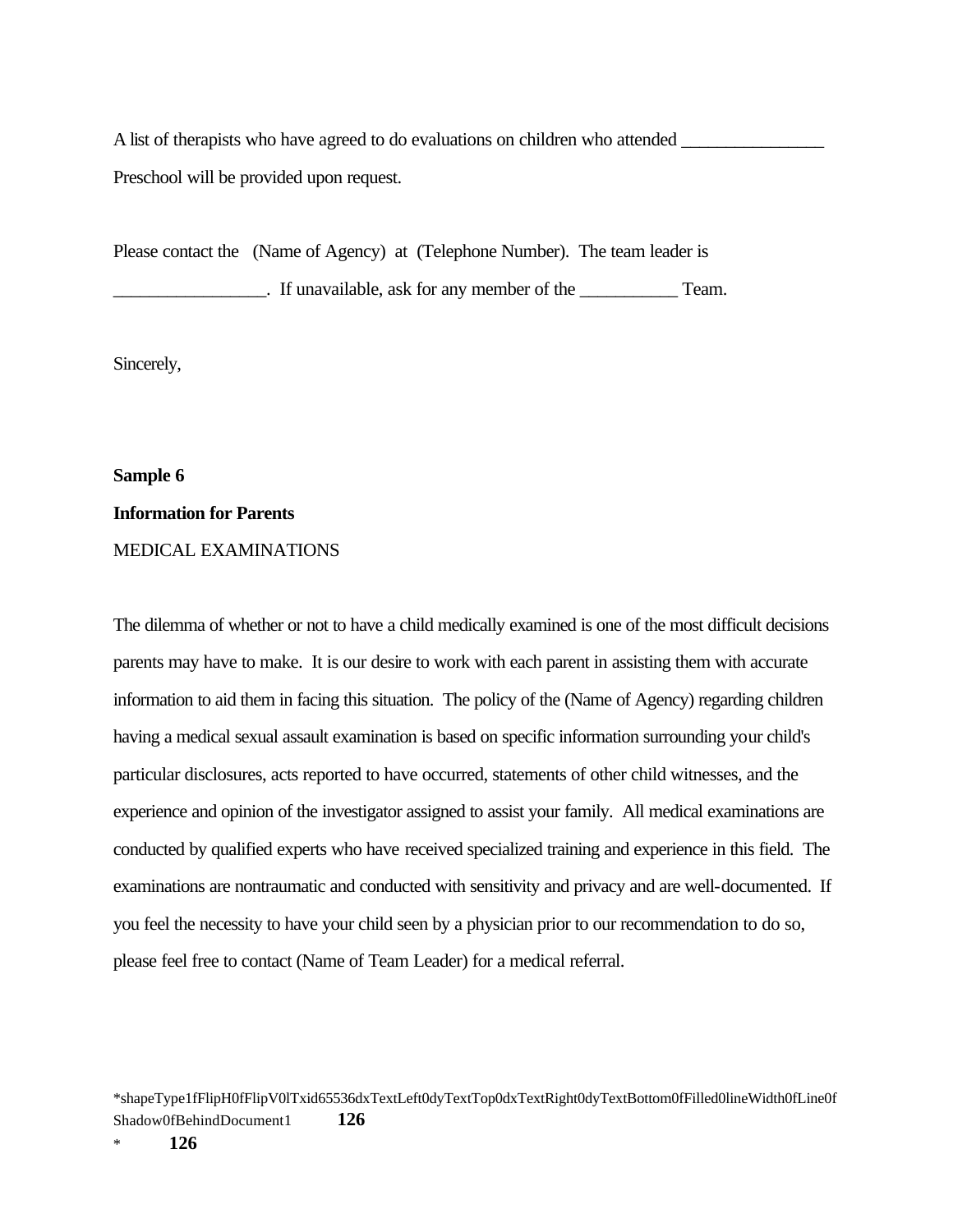A list of therapists who have agreed to do evaluations on children who attended _______________ Preschool will be provided upon request.

Please contact the (Name of Agency) at (Telephone Number). The team leader is ________________. If unavailable, ask for any member of the __________ Team.

Sincerely,

**Sample 6**

**Information for Parents**

MEDICAL EXAMINATIONS

The dilemma of whether or not to have a child medically examined is one of the most difficult decisions parents may have to make. It is our desire to work with each parent in assisting them with accurate information to aid them in facing this situation. The policy of the (Name of Agency) regarding children having a medical sexual assault examination is based on specific information surrounding your child's particular disclosures, acts reported to have occurred, statements of other child witnesses, and the experience and opinion of the investigator assigned to assist your family. All medical examinations are conducted by qualified experts who have received specialized training and experience in this field. The examinations are nontraumatic and conducted with sensitivity and privacy and are well-documented. If you feel the necessity to have your child seen by a physician prior to our recommendation to do so, please feel free to contact (Name of Team Leader) for a medical referral.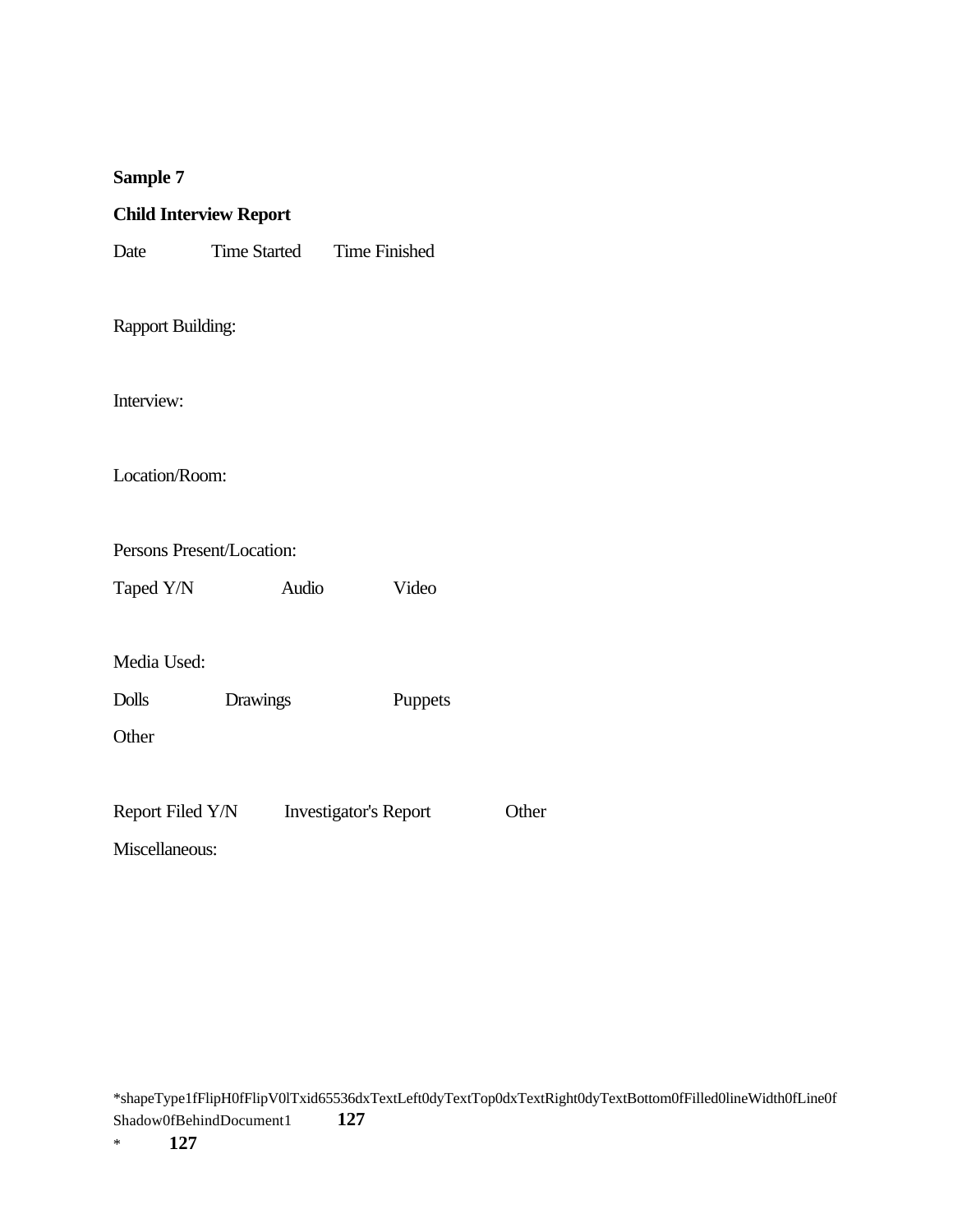**Sample 7**

**Child Interview Report**

Date Time Started Time Finished

Rapport Building:

Interview:

Location/Room:

Persons Present/Location:

Taped Y/N Audio Video

Media Used:

Dolls Drawings Puppets

Other

Report Filed Y/N Investigator's Report Other

Miscellaneous: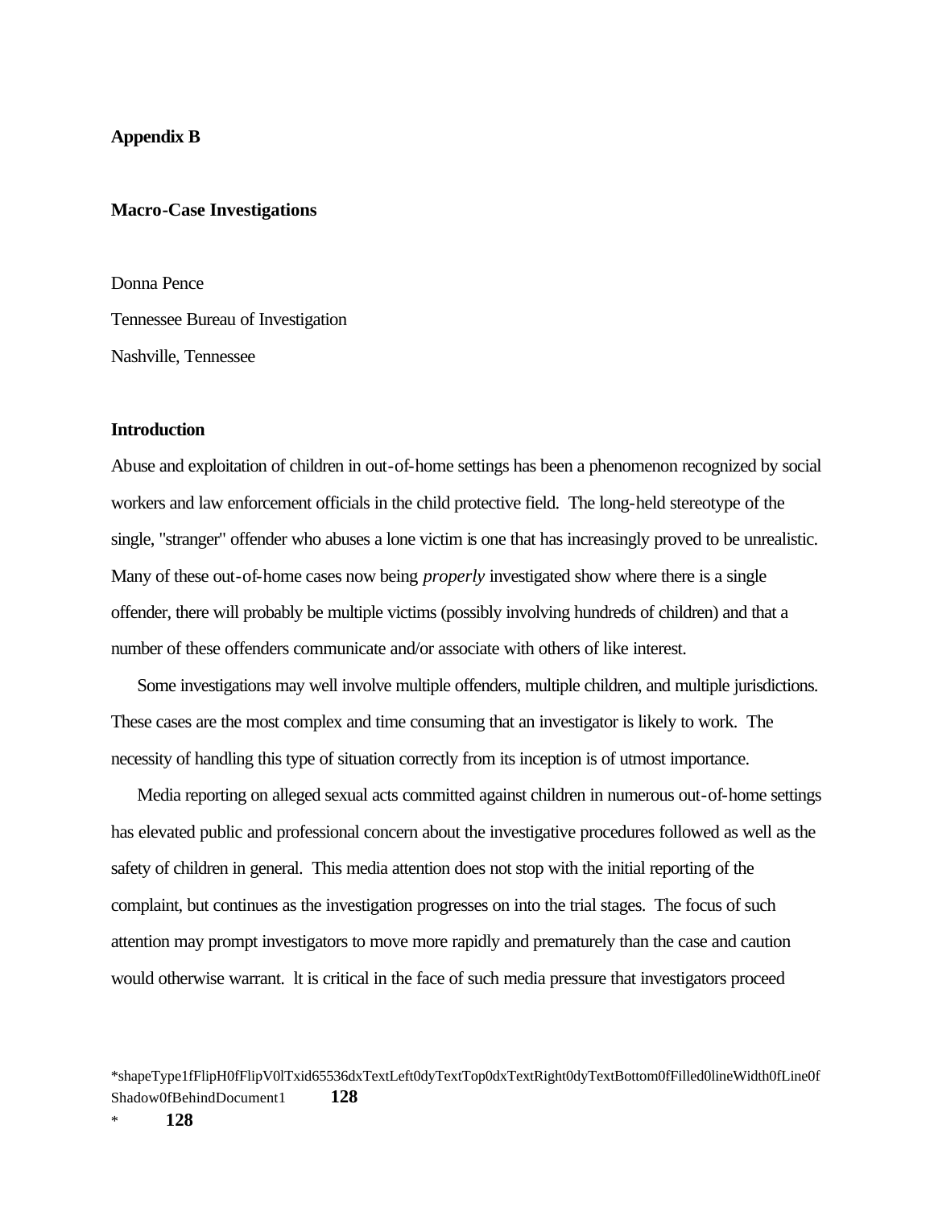**Appendix B**

**Macro-Case Investigations**

Donna Pence

Tennessee Bureau of Investigation

Nashville, Tennessee

**Introduction**

Abuse and exploitation of children in out-of-home settings has been a phenomenon recognized by social workers and law enforcement officials in the child protective field. The long-held stereotype of the single, "stranger" offender who abuses a lone victim is one that has increasingly proved to be unrealistic. Many of these out-of-home cases now being *properly* investigated show where there is a single offender, there will probably be multiple victims (possibly involving hundreds of children) and that a number of these offenders communicate and/or associate with others of like interest.

Some investigations may well involve multiple offenders, multiple children, and multiple jurisdictions. These cases are the most complex and time consuming that an investigator is likely to work. The necessity of handling this type of situation correctly from its inception is of utmost importance.

Media reporting on alleged sexual acts committed against children in numerous out-of-home settings has elevated public and professional concern about the investigative procedures followed as well as the safety of children in general. This media attention does not stop with the initial reporting of the complaint, but continues as the investigation progresses on into the trial stages. The focus of such attention may prompt investigators to move more rapidly and prematurely than the case and caution would otherwise warrant. It is critical in the face of such media pressure that investigators proceed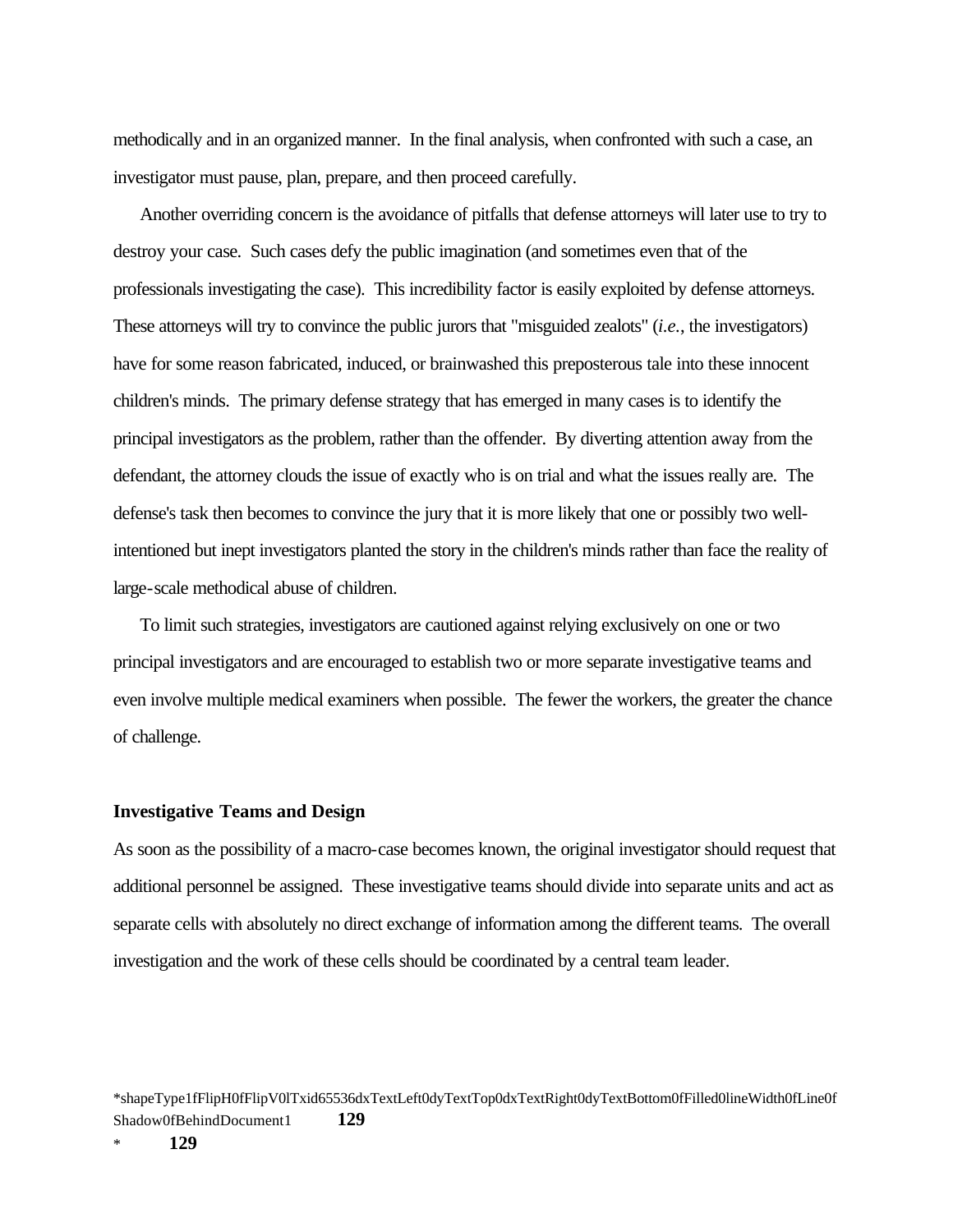methodically and in an organized manner. In the final analysis, when confronted with such a case, an investigator must pause, plan, prepare, and then proceed carefully.

Another overriding concern is the avoidance of pitfalls that defense attorneys will later use to try to destroy your case. Such cases defy the public imagination (and sometimes even that of the professionals investigating the case). This incredibility factor is easily exploited by defense attorneys. These attorneys will try to convince the public jurors that "misguided zealots" (*i.e.*, the investigators) have for some reason fabricated, induced, or brainwashed this preposterous tale into these innocent children's minds. The primary defense strategy that has emerged in many cases is to identify the principal investigators as the problem, rather than the offender. By diverting attention away from the defendant, the attorney clouds the issue of exactly who is on trial and what the issues really are. The defense's task then becomes to convince the jury that it is more likely that one or possibly two well-intentioned but inept investigators planted the story in the children's minds rather than face the reality of large-scale methodical abuse of children.

To limit such strategies, investigators are cautioned against relying exclusively on one or two principal investigators and are encouraged to establish two or more separate investigative teams and even involve multiple medical examiners when possible. The fewer the workers, the greater the chance of challenge.

**Investigative Teams and Design**

As soon as the possibility of a macro-case becomes known, the original investigator should request that additional personnel be assigned. These investigative teams should divide into separate units and act as separate cells with absolutely no direct exchange of information among the different teams. The overall investigation and the work of these cells should be coordinated by a central team leader.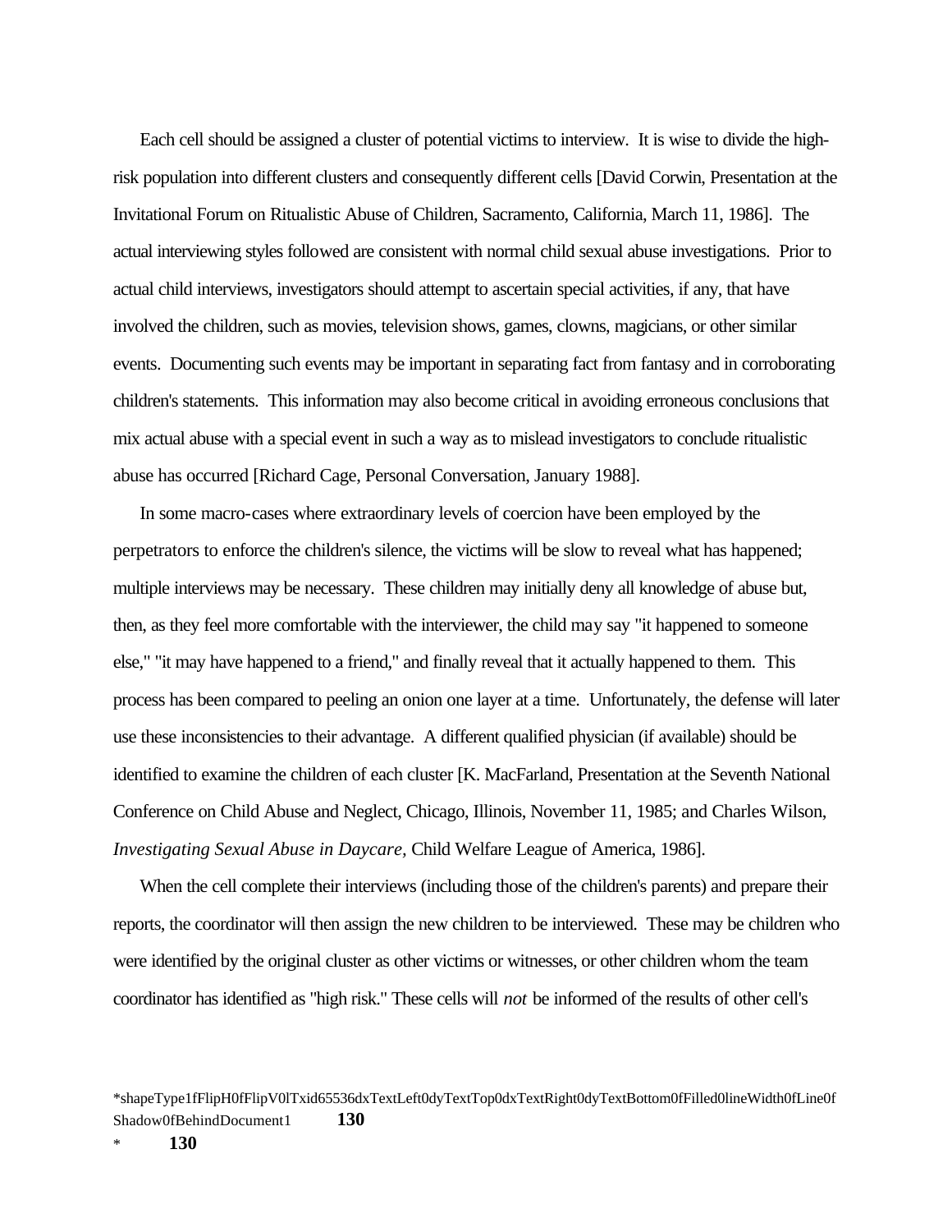Each cell should be assigned a cluster of potential victims to interview. It is wise to divide the high-risk population into different clusters and consequently different cells [David Corwin, Presentation at the Invitational Forum on Ritualistic Abuse of Children, Sacramento, California, March 11, 1986]. The actual interviewing styles followed are consistent with normal child sexual abuse investigations. Prior to actual child interviews, investigators should attempt to ascertain special activities, if any, that have involved the children, such as movies, television shows, games, clowns, magicians, or other similar events. Documenting such events may be important in separating fact from fantasy and in corroborating children's statements. This information may also become critical in avoiding erroneous conclusions that mix actual abuse with a special event in such a way as to mislead investigators to conclude ritualistic abuse has occurred [Richard Cage, Personal Conversation, January 1988].

In some macro-cases where extraordinary levels of coercion have been employed by the perpetrators to enforce the children's silence, the victims will be slow to reveal what has happened; multiple interviews may be necessary. These children may initially deny all knowledge of abuse but, then, as they feel more comfortable with the interviewer, the child may say "it happened to someone else," "it may have happened to a friend," and finally reveal that it actually happened to them. This process has been compared to peeling an onion one layer at a time. Unfortunately, the defense will later use these inconsistencies to their advantage. A different qualified physician (if available) should be identified to examine the children of each cluster [K. MacFarland, Presentation at the Seventh National Conference on Child Abuse and Neglect, Chicago, Illinois, November 11, 1985; and Charles Wilson, *Investigating Sexual Abuse in Daycare,* Child Welfare League of America, 1986].

When the cell complete their interviews (including those of the children's parents) and prepare their reports, the coordinator will then assign the new children to be interviewed. These may be children who were identified by the original cluster as other victims or witnesses, or other children whom the team coordinator has identified as "high risk." These cells will *not* be informed of the results of other cell's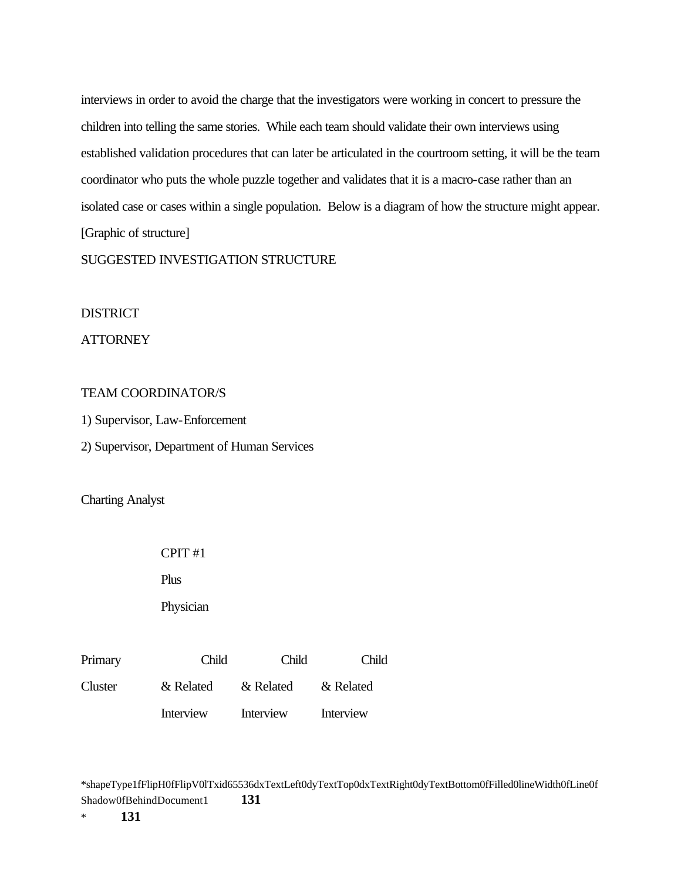interviews in order to avoid the charge that the investigators were working in concert to pressure the children into telling the same stories. While each team should validate their own interviews using established validation procedures that can later be articulated in the courtroom setting, it will be the team coordinator who puts the whole puzzle together and validates that it is a macro-case rather than an isolated case or cases within a single population. Below is a diagram of how the structure might appear.

[Graphic of structure]

SUGGESTED INVESTIGATION STRUCTURE

DISTRICT
ATTORNEY

TEAM COORDINATOR/S

1) Supervisor, Law-Enforcement

2) Supervisor, Department of Human Services

Charting Analyst

CPIT #1
Plus
Physician

| Primary Cluster | Child & Related Interview | Child & Related Interview | Child & Related Interview |
|---|---|---|---|

*shapeType1fFlipH0fFlipV0lTxid65536dxTextLeft0dyTextTop0dxTextRight0dyTextBottom0fFilled0lineWidth0fLine0fShadow0fBehindDocument1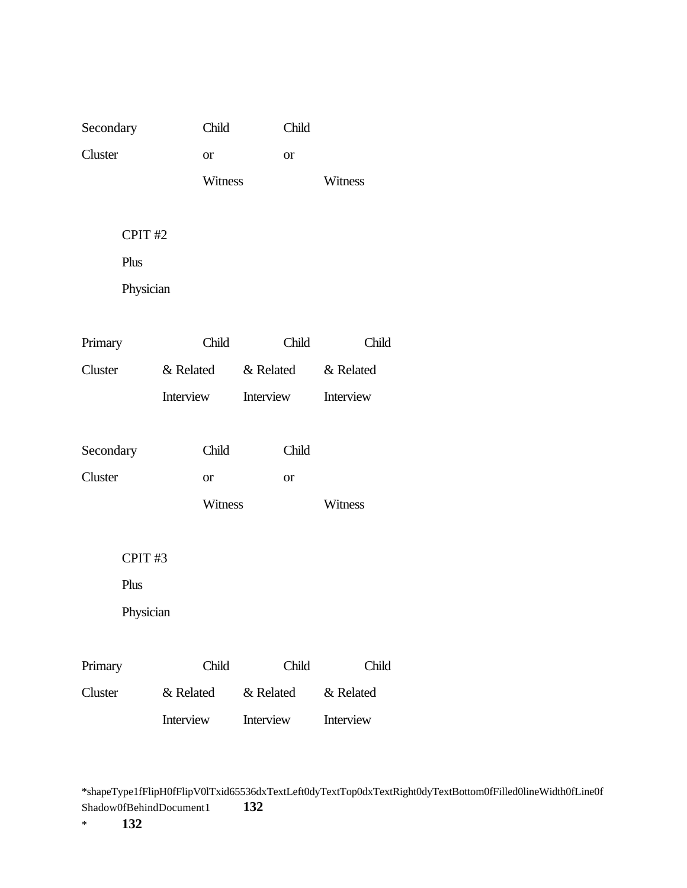Secondary Cluster — Child or Witness — Child or Witness

CPIT #2
Plus
Physician

Primary Cluster — Child & Related Interview — Child & Related Interview — Child & Related Interview

Secondary Cluster — Child or Witness — Child or Witness

CPIT #3
Plus
Physician

Primary Cluster — Child & Related Interview — Child & Related Interview — Child & Related Interview

*shapeType1fFlipH0fFlipV0lTxid65536dxTextLeft0dyTextTop0dxTextRight0dyTextBottom0fFilled0lineWidth0fLine0fShadow0fBehindDocument1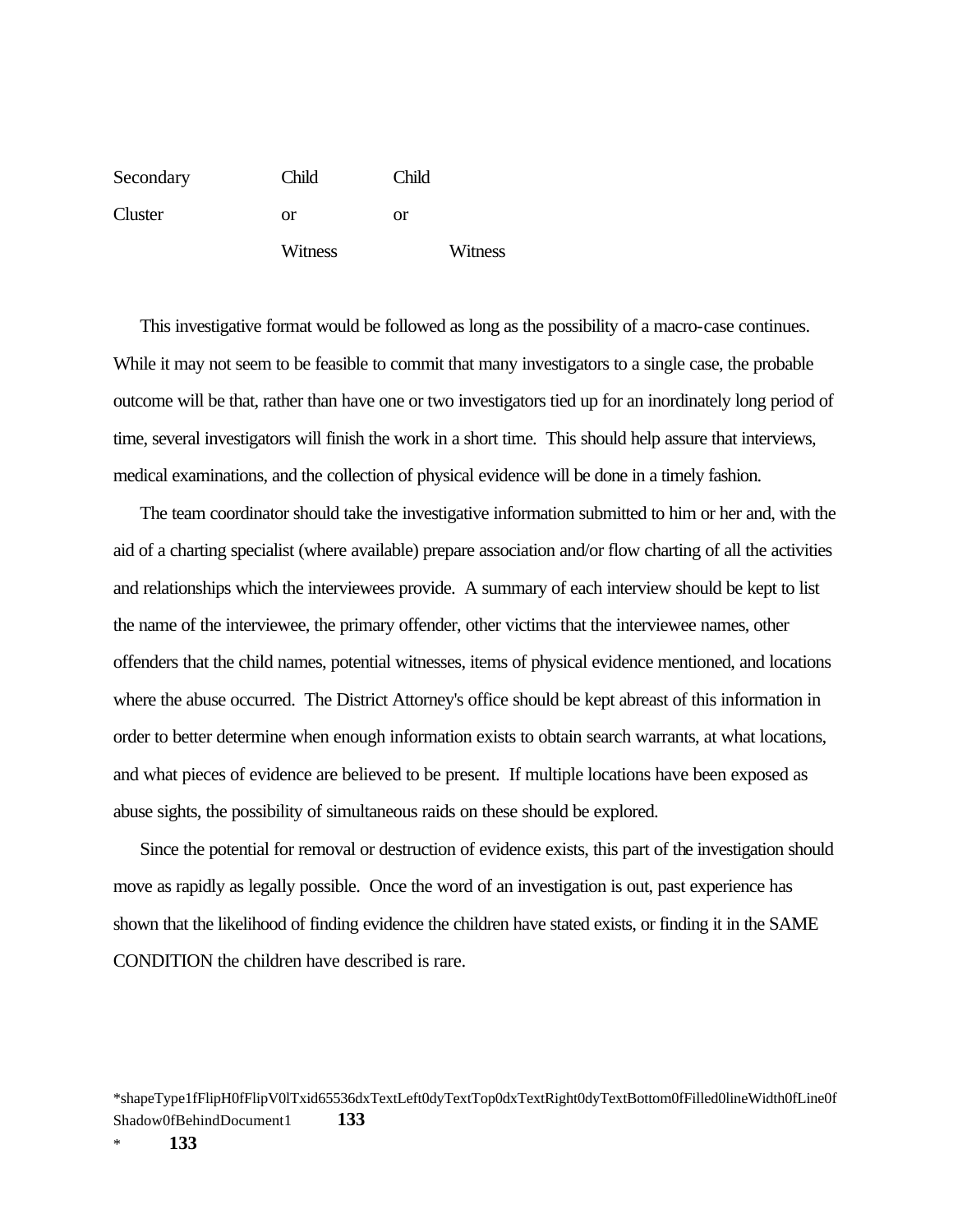| Secondary | Child | Child |
|---|---|---|
| Cluster | or | or |
| | Witness | Witness |

This investigative format would be followed as long as the possibility of a macro-case continues. While it may not seem to be feasible to commit that many investigators to a single case, the probable outcome will be that, rather than have one or two investigators tied up for an inordinately long period of time, several investigators will finish the work in a short time. This should help assure that interviews, medical examinations, and the collection of physical evidence will be done in a timely fashion.

The team coordinator should take the investigative information submitted to him or her and, with the aid of a charting specialist (where available) prepare association and/or flow charting of all the activities and relationships which the interviewees provide. A summary of each interview should be kept to list the name of the interviewee, the primary offender, other victims that the interviewee names, other offenders that the child names, potential witnesses, items of physical evidence mentioned, and locations where the abuse occurred. The District Attorney's office should be kept abreast of this information in order to better determine when enough information exists to obtain search warrants, at what locations, and what pieces of evidence are believed to be present. If multiple locations have been exposed as abuse sights, the possibility of simultaneous raids on these should be explored.

Since the potential for removal or destruction of evidence exists, this part of the investigation should move as rapidly as legally possible. Once the word of an investigation is out, past experience has shown that the likelihood of finding evidence the children have stated exists, or finding it in the SAME CONDITION the children have described is rare.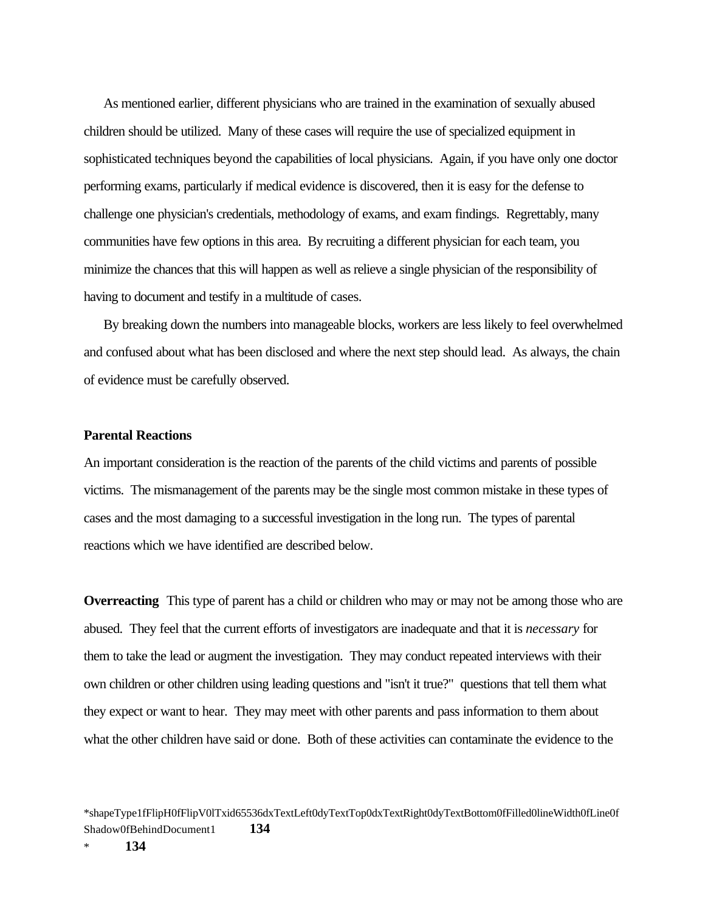As mentioned earlier, different physicians who are trained in the examination of sexually abused children should be utilized. Many of these cases will require the use of specialized equipment in sophisticated techniques beyond the capabilities of local physicians. Again, if you have only one doctor performing exams, particularly if medical evidence is discovered, then it is easy for the defense to challenge one physician's credentials, methodology of exams, and exam findings. Regrettably, many communities have few options in this area. By recruiting a different physician for each team, you minimize the chances that this will happen as well as relieve a single physician of the responsibility of having to document and testify in a multitude of cases.

By breaking down the numbers into manageable blocks, workers are less likely to feel overwhelmed and confused about what has been disclosed and where the next step should lead. As always, the chain of evidence must be carefully observed.

**Parental Reactions**

An important consideration is the reaction of the parents of the child victims and parents of possible victims. The mismanagement of the parents may be the single most common mistake in these types of cases and the most damaging to a successful investigation in the long run. The types of parental reactions which we have identified are described below.

**Overreacting** This type of parent has a child or children who may or may not be among those who are abused. They feel that the current efforts of investigators are inadequate and that it is *necessary* for them to take the lead or augment the investigation. They may conduct repeated interviews with their own children or other children using leading questions and "isn't it true?" questions that tell them what they expect or want to hear. They may meet with other parents and pass information to them about what the other children have said or done. Both of these activities can contaminate the evidence to the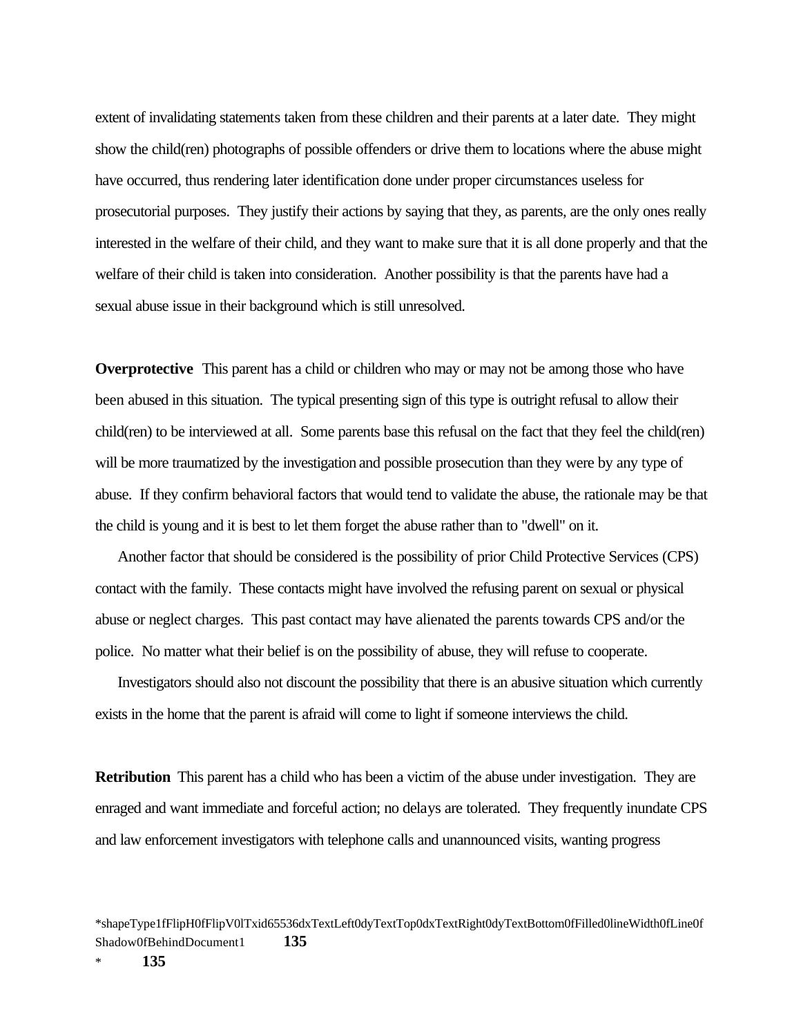extent of invalidating statements taken from these children and their parents at a later date. They might show the child(ren) photographs of possible offenders or drive them to locations where the abuse might have occurred, thus rendering later identification done under proper circumstances useless for prosecutorial purposes. They justify their actions by saying that they, as parents, are the only ones really interested in the welfare of their child, and they want to make sure that it is all done properly and that the welfare of their child is taken into consideration. Another possibility is that the parents have had a sexual abuse issue in their background which is still unresolved.

**Overprotective** This parent has a child or children who may or may not be among those who have been abused in this situation. The typical presenting sign of this type is outright refusal to allow their child(ren) to be interviewed at all. Some parents base this refusal on the fact that they feel the child(ren) will be more traumatized by the investigation and possible prosecution than they were by any type of abuse. If they confirm behavioral factors that would tend to validate the abuse, the rationale may be that the child is young and it is best to let them forget the abuse rather than to "dwell" on it.

Another factor that should be considered is the possibility of prior Child Protective Services (CPS) contact with the family. These contacts might have involved the refusing parent on sexual or physical abuse or neglect charges. This past contact may have alienated the parents towards CPS and/or the police. No matter what their belief is on the possibility of abuse, they will refuse to cooperate.

Investigators should also not discount the possibility that there is an abusive situation which currently exists in the home that the parent is afraid will come to light if someone interviews the child.

**Retribution** This parent has a child who has been a victim of the abuse under investigation. They are enraged and want immediate and forceful action; no delays are tolerated. They frequently inundate CPS and law enforcement investigators with telephone calls and unannounced visits, wanting progress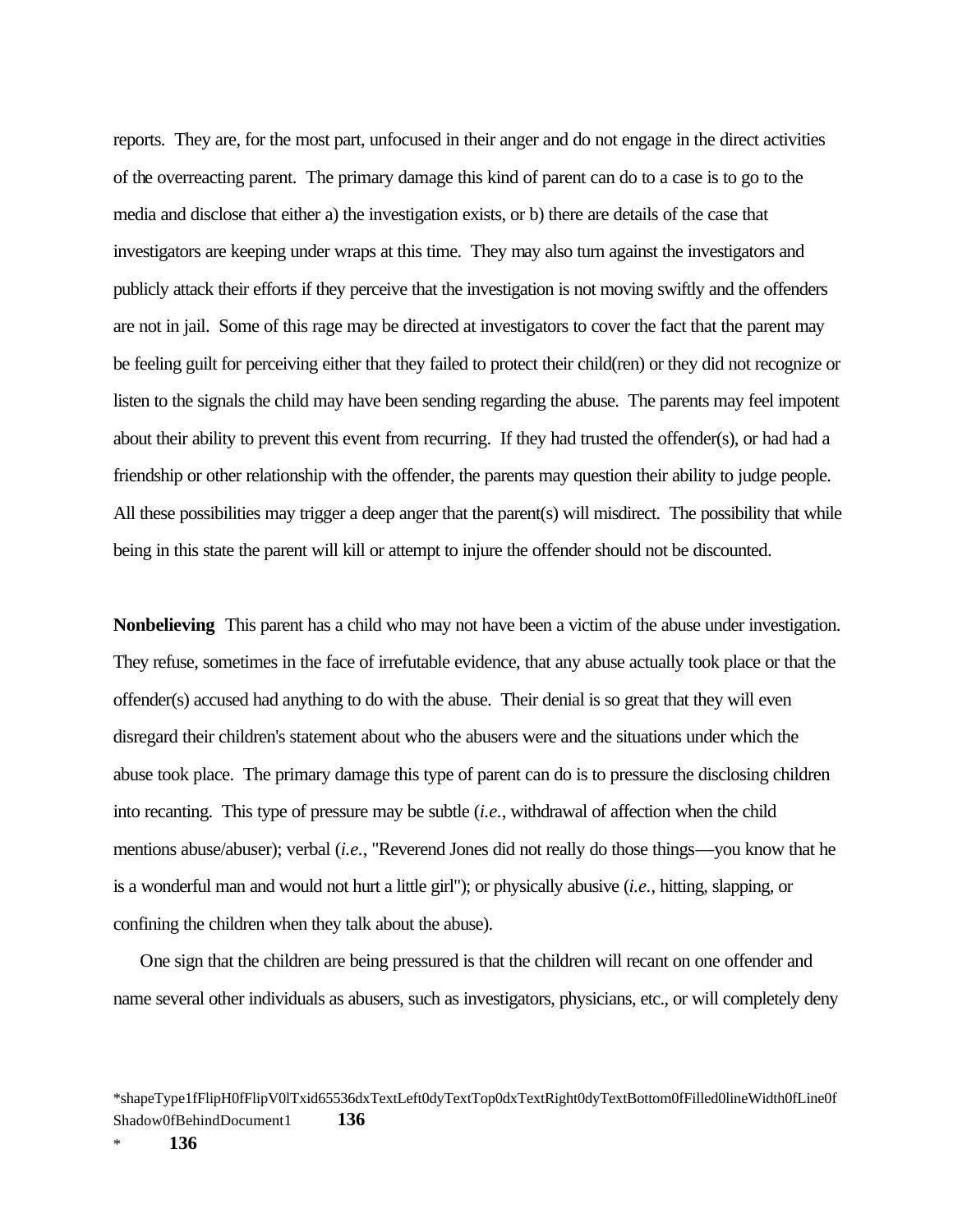reports. They are, for the most part, unfocused in their anger and do not engage in the direct activities of the overreacting parent. The primary damage this kind of parent can do to a case is to go to the media and disclose that either a) the investigation exists, or b) there are details of the case that investigators are keeping under wraps at this time. They may also turn against the investigators and publicly attack their efforts if they perceive that the investigation is not moving swiftly and the offenders are not in jail. Some of this rage may be directed at investigators to cover the fact that the parent may be feeling guilt for perceiving either that they failed to protect their child(ren) or they did not recognize or listen to the signals the child may have been sending regarding the abuse. The parents may feel impotent about their ability to prevent this event from recurring. If they had trusted the offender(s), or had had a friendship or other relationship with the offender, the parents may question their ability to judge people. All these possibilities may trigger a deep anger that the parent(s) will misdirect. The possibility that while being in this state the parent will kill or attempt to injure the offender should not be discounted.

**Nonbelieving** This parent has a child who may not have been a victim of the abuse under investigation. They refuse, sometimes in the face of irrefutable evidence, that any abuse actually took place or that the offender(s) accused had anything to do with the abuse. Their denial is so great that they will even disregard their children's statement about who the abusers were and the situations under which the abuse took place. The primary damage this type of parent can do is to pressure the disclosing children into recanting. This type of pressure may be subtle (*i.e.*, withdrawal of affection when the child mentions abuse/abuser); verbal (*i.e.*, "Reverend Jones did not really do those things—you know that he is a wonderful man and would not hurt a little girl"); or physically abusive (*i.e.*, hitting, slapping, or confining the children when they talk about the abuse).

One sign that the children are being pressured is that the children will recant on one offender and name several other individuals as abusers, such as investigators, physicians, etc., or will completely deny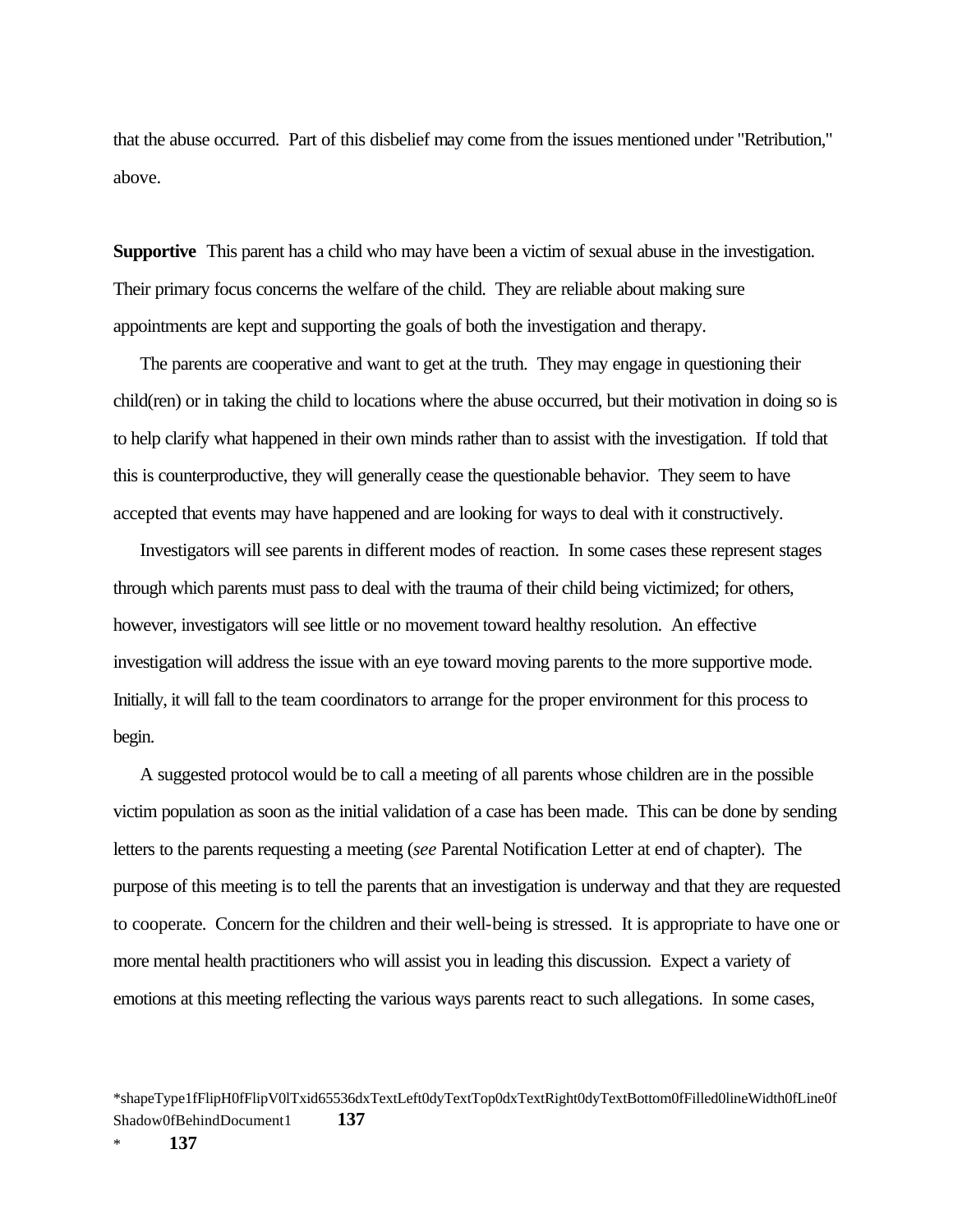that the abuse occurred. Part of this disbelief may come from the issues mentioned under "Retribution," above.

**Supportive** This parent has a child who may have been a victim of sexual abuse in the investigation. Their primary focus concerns the welfare of the child. They are reliable about making sure appointments are kept and supporting the goals of both the investigation and therapy.

The parents are cooperative and want to get at the truth. They may engage in questioning their child(ren) or in taking the child to locations where the abuse occurred, but their motivation in doing so is to help clarify what happened in their own minds rather than to assist with the investigation. If told that this is counterproductive, they will generally cease the questionable behavior. They seem to have accepted that events may have happened and are looking for ways to deal with it constructively.

Investigators will see parents in different modes of reaction. In some cases these represent stages through which parents must pass to deal with the trauma of their child being victimized; for others, however, investigators will see little or no movement toward healthy resolution. An effective investigation will address the issue with an eye toward moving parents to the more supportive mode. Initially, it will fall to the team coordinators to arrange for the proper environment for this process to begin.

A suggested protocol would be to call a meeting of all parents whose children are in the possible victim population as soon as the initial validation of a case has been made. This can be done by sending letters to the parents requesting a meeting (*see* Parental Notification Letter at end of chapter). The purpose of this meeting is to tell the parents that an investigation is underway and that they are requested to cooperate. Concern for the children and their well-being is stressed. It is appropriate to have one or more mental health practitioners who will assist you in leading this discussion. Expect a variety of emotions at this meeting reflecting the various ways parents react to such allegations. In some cases,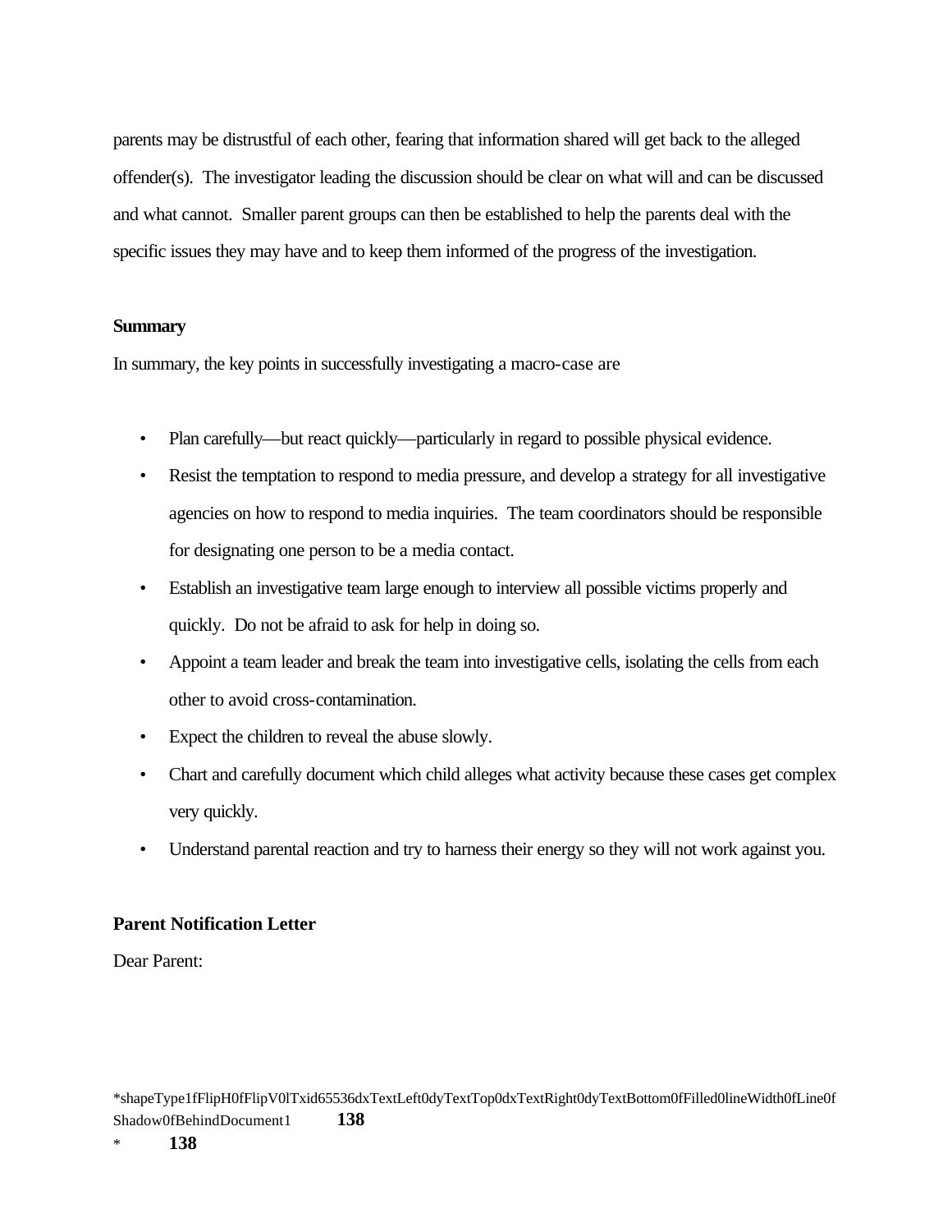parents may be distrustful of each other, fearing that information shared will get back to the alleged offender(s). The investigator leading the discussion should be clear on what will and can be discussed and what cannot. Smaller parent groups can then be established to help the parents deal with the specific issues they may have and to keep them informed of the progress of the investigation.

**Summary**

In summary, the key points in successfully investigating a macro-case are

- Plan carefully—but react quickly—particularly in regard to possible physical evidence.
- Resist the temptation to respond to media pressure, and develop a strategy for all investigative agencies on how to respond to media inquiries. The team coordinators should be responsible for designating one person to be a media contact.
- Establish an investigative team large enough to interview all possible victims properly and quickly. Do not be afraid to ask for help in doing so.
- Appoint a team leader and break the team into investigative cells, isolating the cells from each other to avoid cross-contamination.
- Expect the children to reveal the abuse slowly.
- Chart and carefully document which child alleges what activity because these cases get complex very quickly.
- Understand parental reaction and try to harness their energy so they will not work against you.

**Parent Notification Letter**

Dear Parent: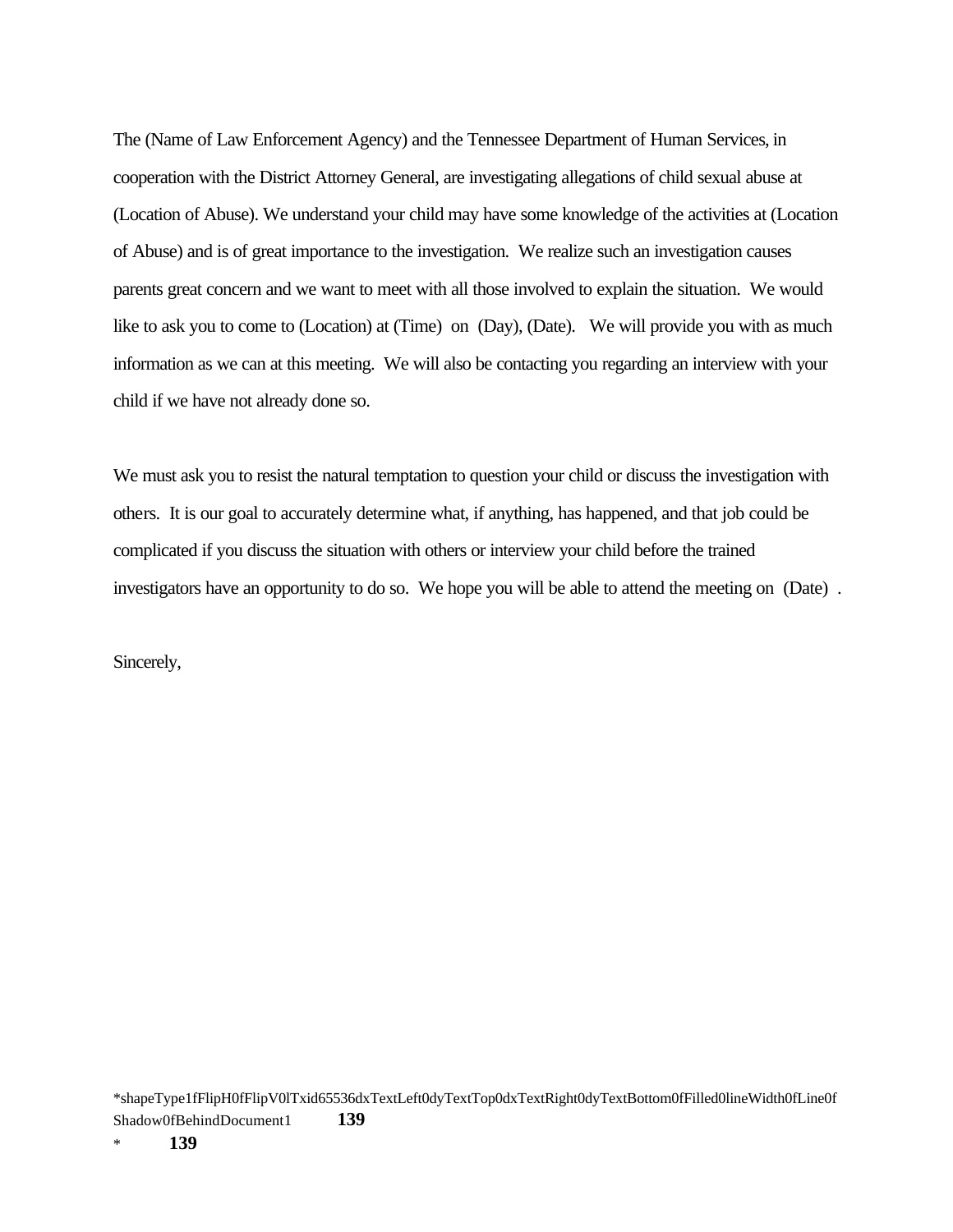The (Name of Law Enforcement Agency) and the Tennessee Department of Human Services, in cooperation with the District Attorney General, are investigating allegations of child sexual abuse at (Location of Abuse). We understand your child may have some knowledge of the activities at (Location of Abuse) and is of great importance to the investigation. We realize such an investigation causes parents great concern and we want to meet with all those involved to explain the situation. We would like to ask you to come to (Location) at (Time) on (Day), (Date). We will provide you with as much information as we can at this meeting. We will also be contacting you regarding an interview with your child if we have not already done so.

We must ask you to resist the natural temptation to question your child or discuss the investigation with others. It is our goal to accurately determine what, if anything, has happened, and that job could be complicated if you discuss the situation with others or interview your child before the trained investigators have an opportunity to do so. We hope you will be able to attend the meeting on (Date) .

Sincerely,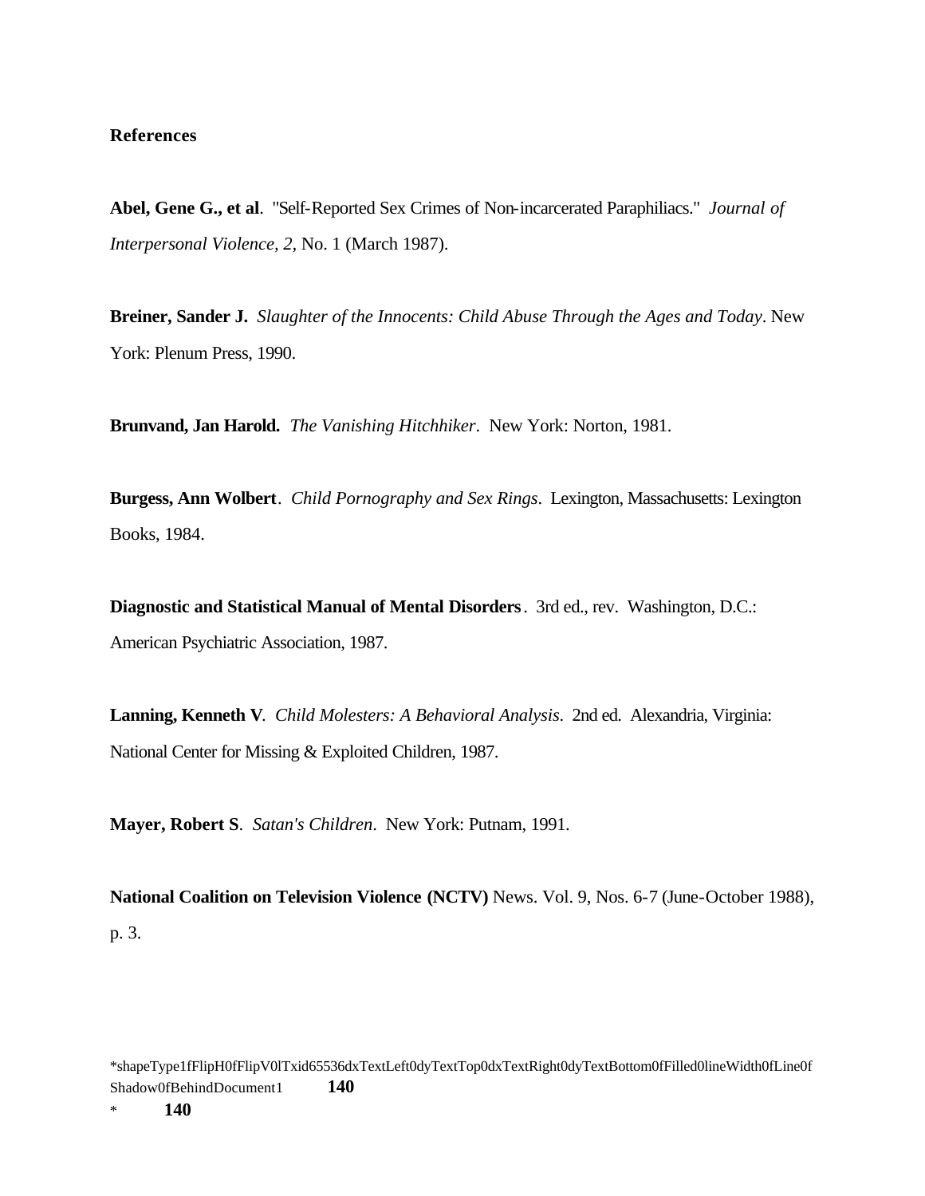**References**

**Abel, Gene G., et al**. "Self-Reported Sex Crimes of Non-incarcerated Paraphiliacs." *Journal of Interpersonal Violence, 2,* No. 1 (March 1987).

**Breiner, Sander J.** *Slaughter of the Innocents: Child Abuse Through the Ages and Today*. New York: Plenum Press, 1990.

**Brunvand, Jan Harold.** *The Vanishing Hitchhiker*. New York: Norton, 1981.

**Burgess, Ann Wolbert**. *Child Pornography and Sex Rings*. Lexington, Massachusetts: Lexington Books, 1984.

**Diagnostic and Statistical Manual of Mental Disorders**. 3rd ed., rev. Washington, D.C.: American Psychiatric Association, 1987.

**Lanning, Kenneth V**. *Child Molesters: A Behavioral Analysis*. 2nd ed. Alexandria, Virginia: National Center for Missing & Exploited Children, 1987.

**Mayer, Robert S**. *Satan's Children*. New York: Putnam, 1991.

**National Coalition on Television Violence (NCTV)** News. Vol. 9, Nos. 6-7 (June-October 1988), p. 3.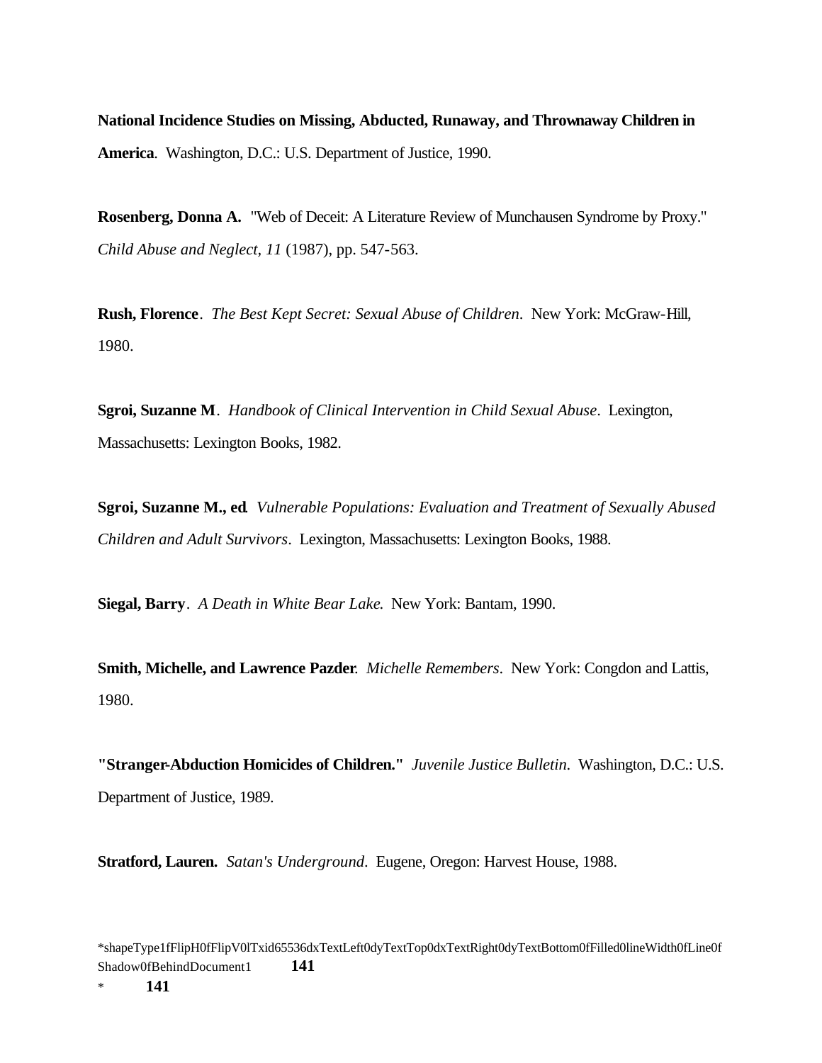**National Incidence Studies on Missing, Abducted, Runaway, and Thrownaway Children in America**. Washington, D.C.: U.S. Department of Justice, 1990.

**Rosenberg, Donna A.** "Web of Deceit: A Literature Review of Munchausen Syndrome by Proxy." *Child Abuse and Neglect*, *11* (1987), pp. 547-563.

**Rush, Florence**. *The Best Kept Secret: Sexual Abuse of Children*. New York: McGraw-Hill, 1980.

**Sgroi, Suzanne M**. *Handbook of Clinical Intervention in Child Sexual Abuse*. Lexington, Massachusetts: Lexington Books, 1982.

**Sgroi, Suzanne M., ed**. *Vulnerable Populations: Evaluation and Treatment of Sexually Abused Children and Adult Survivors*. Lexington, Massachusetts: Lexington Books, 1988.

**Siegal, Barry**. *A Death in White Bear Lake.* New York: Bantam, 1990.

**Smith, Michelle, and Lawrence Pazder**. *Michelle Remembers*. New York: Congdon and Lattis, 1980.

**"Stranger-Abduction Homicides of Children."** *Juvenile Justice Bulletin*. Washington, D.C.: U.S. Department of Justice, 1989.

**Stratford, Lauren.** *Satan's Underground*. Eugene, Oregon: Harvest House, 1988.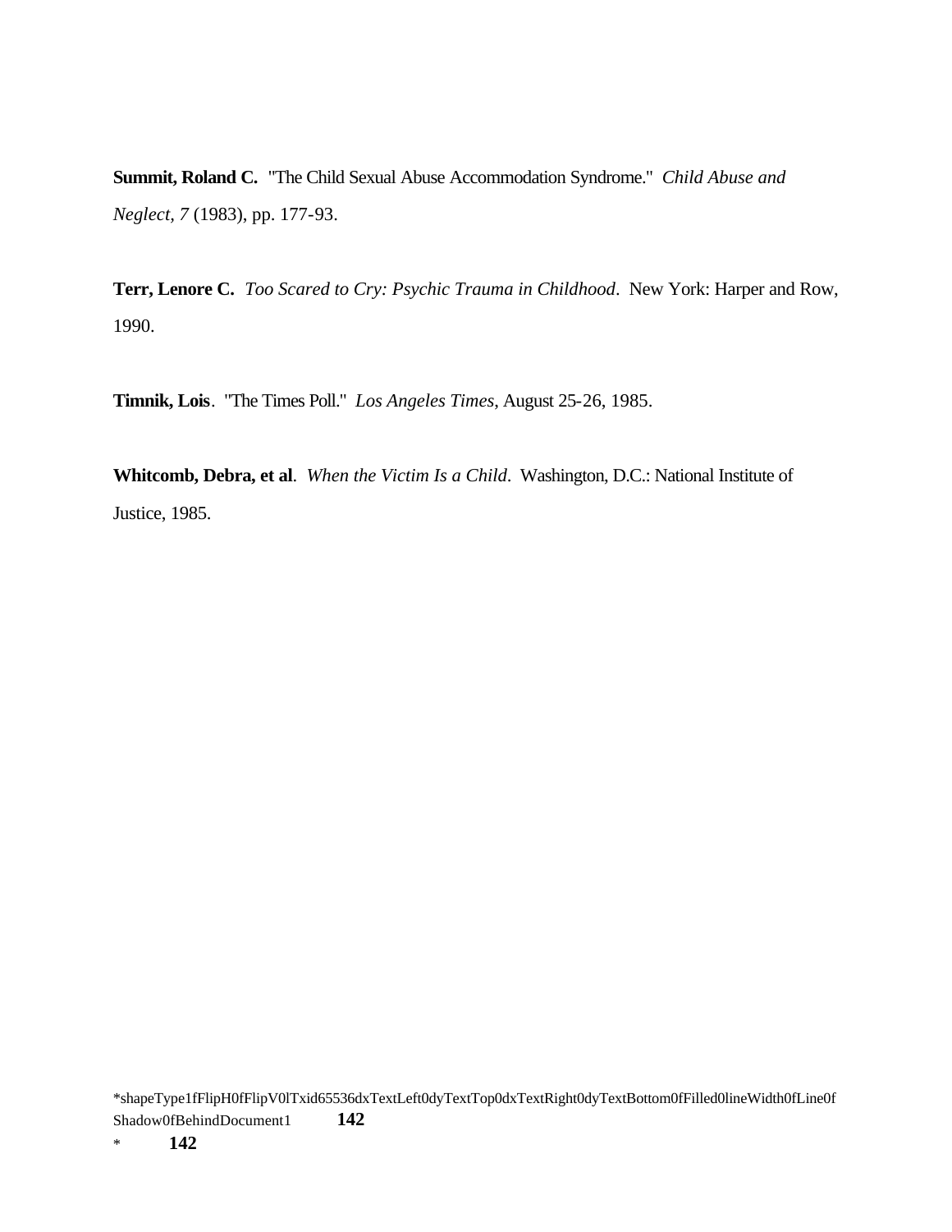**Summit, Roland C.** "The Child Sexual Abuse Accommodation Syndrome." *Child Abuse and Neglect*, *7* (1983), pp. 177-93.

**Terr, Lenore C.** *Too Scared to Cry: Psychic Trauma in Childhood*. New York: Harper and Row, 1990.

**Timnik, Lois**. "The Times Poll." *Los Angeles Times*, August 25-26, 1985.

**Whitcomb, Debra, et al**. *When the Victim Is a Child*. Washington, D.C.: National Institute of Justice, 1985.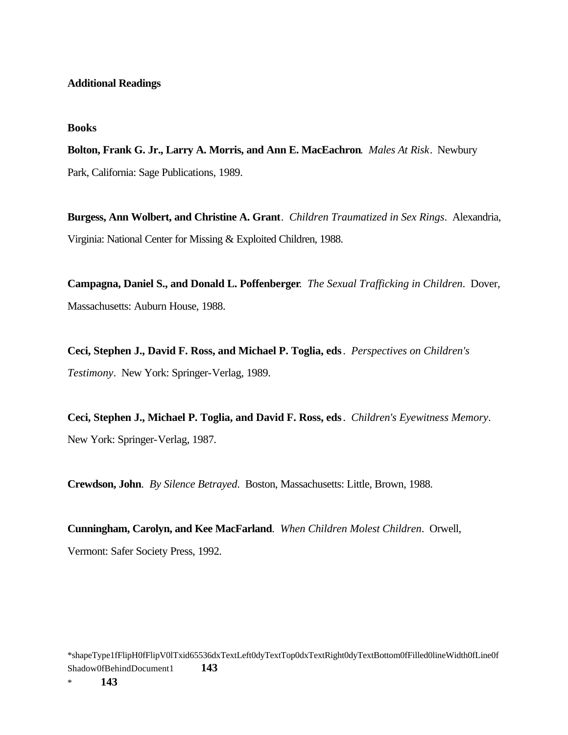### Additional Readings

#### Books

**Bolton, Frank G. Jr., Larry A. Morris, and Ann E. MacEachron**. *Males At Risk*. Newbury Park, California: Sage Publications, 1989.

**Burgess, Ann Wolbert, and Christine A. Grant**. *Children Traumatized in Sex Rings*. Alexandria, Virginia: National Center for Missing & Exploited Children, 1988.

**Campagna, Daniel S., and Donald L. Poffenberger**. *The Sexual Trafficking in Children*. Dover, Massachusetts: Auburn House, 1988.

**Ceci, Stephen J., David F. Ross, and Michael P. Toglia, eds**. *Perspectives on Children's Testimony*. New York: Springer-Verlag, 1989.

**Ceci, Stephen J., Michael P. Toglia, and David F. Ross, eds**. *Children's Eyewitness Memory*. New York: Springer-Verlag, 1987.

**Crewdson, John**. *By Silence Betrayed*. Boston, Massachusetts: Little, Brown, 1988.

**Cunningham, Carolyn, and Kee MacFarland**. *When Children Molest Children*. Orwell, Vermont: Safer Society Press, 1992.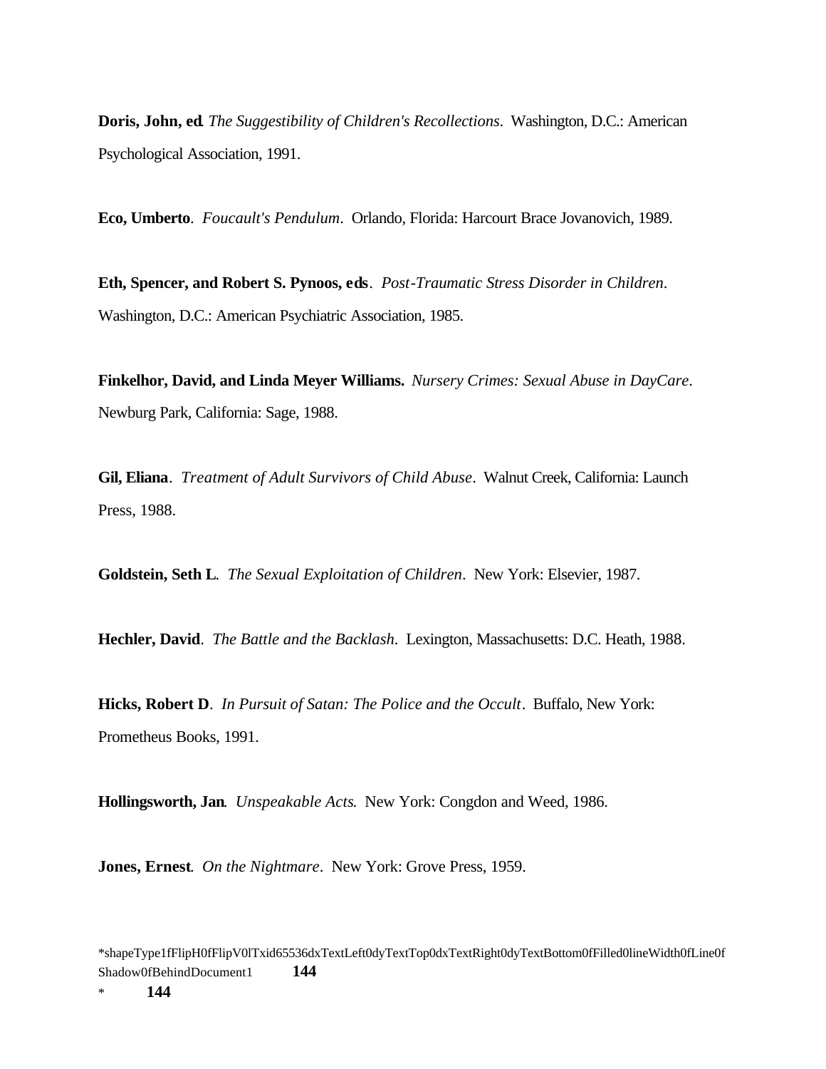**Doris, John, ed**. *The Suggestibility of Children's Recollections*. Washington, D.C.: American Psychological Association, 1991.

**Eco, Umberto**. *Foucault's Pendulum*. Orlando, Florida: Harcourt Brace Jovanovich, 1989.

**Eth, Spencer, and Robert S. Pynoos, eds**. *Post-Traumatic Stress Disorder in Children*. Washington, D.C.: American Psychiatric Association, 1985.

**Finkelhor, David, and Linda Meyer Williams.** *Nursery Crimes: Sexual Abuse in DayCare*. Newburg Park, California: Sage, 1988.

**Gil, Eliana**. *Treatment of Adult Survivors of Child Abuse*. Walnut Creek, California: Launch Press, 1988.

**Goldstein, Seth L**. *The Sexual Exploitation of Children*. New York: Elsevier, 1987.

**Hechler, David**. *The Battle and the Backlash*. Lexington, Massachusetts: D.C. Heath, 1988.

**Hicks, Robert D**. *In Pursuit of Satan: The Police and the Occult*. Buffalo, New York: Prometheus Books, 1991.

**Hollingsworth, Jan**. *Unspeakable Acts*. New York: Congdon and Weed, 1986.

**Jones, Ernest**. *On the Nightmare*. New York: Grove Press, 1959.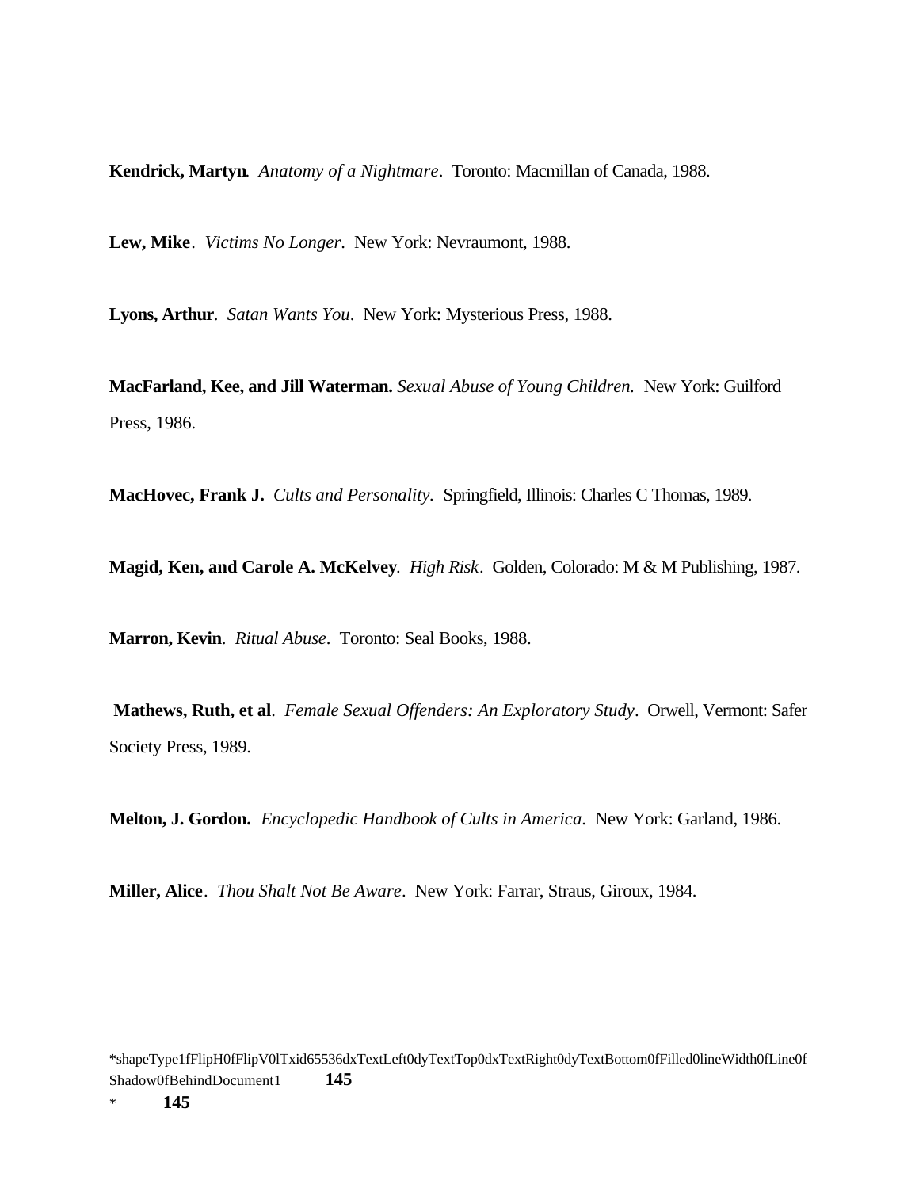**Kendrick, Martyn**. *Anatomy of a Nightmare*. Toronto: Macmillan of Canada, 1988.

**Lew, Mike**. *Victims No Longer*. New York: Nevraumont, 1988.

**Lyons, Arthur**. *Satan Wants You*. New York: Mysterious Press, 1988.

**MacFarland, Kee, and Jill Waterman.** *Sexual Abuse of Young Children.* New York: Guilford Press, 1986.

**MacHovec, Frank J.** *Cults and Personality*. Springfield, Illinois: Charles C Thomas, 1989.

**Magid, Ken, and Carole A. McKelvey**. *High Risk*. Golden, Colorado: M & M Publishing, 1987.

**Marron, Kevin**. *Ritual Abuse*. Toronto: Seal Books, 1988.

**Mathews, Ruth, et al**. *Female Sexual Offenders: An Exploratory Study*. Orwell, Vermont: Safer Society Press, 1989.

**Melton, J. Gordon.** *Encyclopedic Handbook of Cults in America*. New York: Garland, 1986.

**Miller, Alice**. *Thou Shalt Not Be Aware*. New York: Farrar, Straus, Giroux, 1984.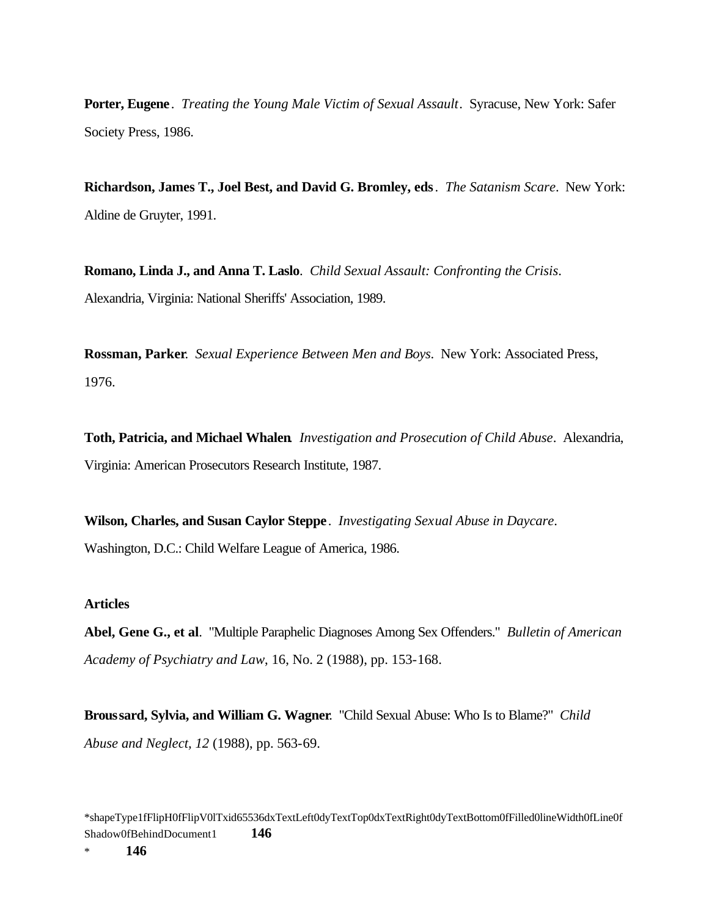**Porter, Eugene**. *Treating the Young Male Victim of Sexual Assault*. Syracuse, New York: Safer Society Press, 1986.

**Richardson, James T., Joel Best, and David G. Bromley, eds**. *The Satanism Scare*. New York: Aldine de Gruyter, 1991.

**Romano, Linda J., and Anna T. Laslo**. *Child Sexual Assault: Confronting the Crisis*. Alexandria, Virginia: National Sheriffs' Association, 1989.

**Rossman, Parker**. *Sexual Experience Between Men and Boys*. New York: Associated Press, 1976.

**Toth, Patricia, and Michael Whalen**. *Investigation and Prosecution of Child Abuse*. Alexandria, Virginia: American Prosecutors Research Institute, 1987.

**Wilson, Charles, and Susan Caylor Steppe**. *Investigating Sexual Abuse in Daycare*. Washington, D.C.: Child Welfare League of America, 1986.

**Articles**

**Abel, Gene G., et al**. "Multiple Paraphelic Diagnoses Among Sex Offenders." *Bulletin of American Academy of Psychiatry and Law*, 16, No. 2 (1988), pp. 153-168.

**Broussard, Sylvia, and William G. Wagner**. "Child Sexual Abuse: Who Is to Blame?" *Child Abuse and Neglect, 12* (1988), pp. 563-69.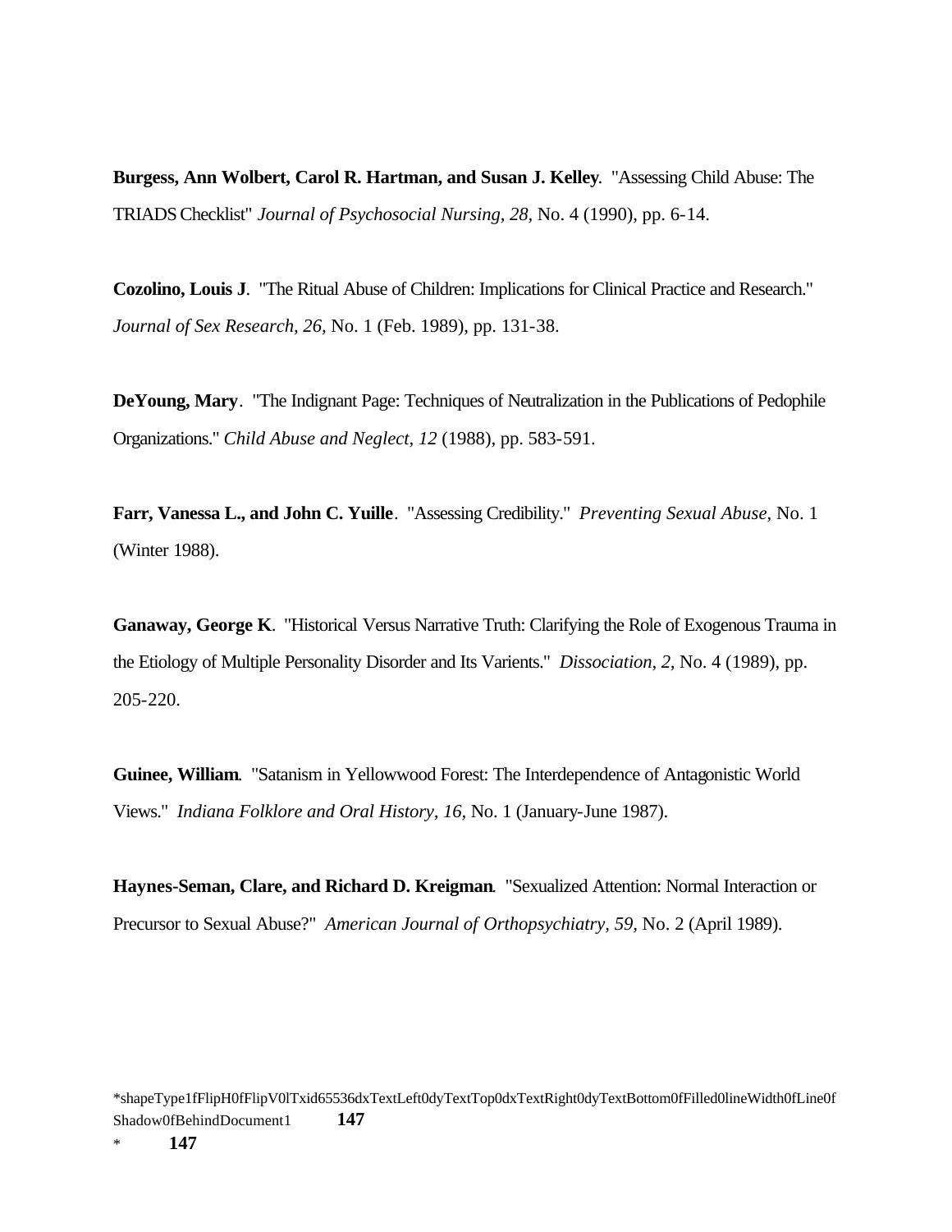**Burgess, Ann Wolbert, Carol R. Hartman, and Susan J. Kelley**. "Assessing Child Abuse: The TRIADS Checklist" *Journal of Psychosocial Nursing, 28,* No. 4 (1990), pp. 6-14.

**Cozolino, Louis J**. "The Ritual Abuse of Children: Implications for Clinical Practice and Research." *Journal of Sex Research, 26,* No. 1 (Feb. 1989), pp. 131-38.

**DeYoung, Mary**. "The Indignant Page: Techniques of Neutralization in the Publications of Pedophile Organizations." *Child Abuse and Neglect*, *12* (1988), pp. 583-591.

**Farr, Vanessa L., and John C. Yuille**. "Assessing Credibility." *Preventing Sexual Abuse*, No. 1 (Winter 1988).

**Ganaway, George K**. "Historical Versus Narrative Truth: Clarifying the Role of Exogenous Trauma in the Etiology of Multiple Personality Disorder and Its Varients." *Dissociation*, *2,* No. 4 (1989), pp. 205-220.

**Guinee, William**. "Satanism in Yellowwood Forest: The Interdependence of Antagonistic World Views." *Indiana Folklore and Oral History, 16,* No. 1 (January-June 1987).

**Haynes-Seman, Clare, and Richard D. Kreigman**. "Sexualized Attention: Normal Interaction or Precursor to Sexual Abuse?" *American Journal of Orthopsychiatry*, *59,* No. 2 (April 1989).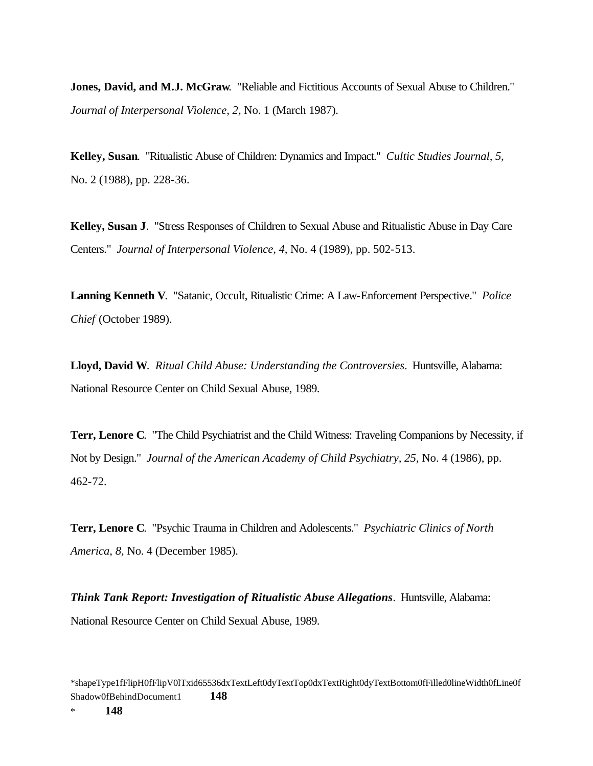**Jones, David, and M.J. McGraw**. "Reliable and Fictitious Accounts of Sexual Abuse to Children." *Journal of Interpersonal Violence, 2,* No. 1 (March 1987).

**Kelley, Susan**. "Ritualistic Abuse of Children: Dynamics and Impact." *Cultic Studies Journal, 5,* No. 2 (1988), pp. 228-36.

**Kelley, Susan J**. "Stress Responses of Children to Sexual Abuse and Ritualistic Abuse in Day Care Centers." *Journal of Interpersonal Violence, 4,* No. 4 (1989), pp. 502-513.

**Lanning Kenneth V**. "Satanic, Occult, Ritualistic Crime: A Law-Enforcement Perspective." *Police Chief* (October 1989).

**Lloyd, David W**. *Ritual Child Abuse: Understanding the Controversies*. Huntsville, Alabama: National Resource Center on Child Sexual Abuse, 1989.

**Terr, Lenore C**. "The Child Psychiatrist and the Child Witness: Traveling Companions by Necessity, if Not by Design." *Journal of the American Academy of Child Psychiatry, 25,* No. 4 (1986), pp. 462-72.

**Terr, Lenore C**. "Psychic Trauma in Children and Adolescents." *Psychiatric Clinics of North America, 8,* No. 4 (December 1985).

***Think Tank Report: Investigation of Ritualistic Abuse Allegations***. Huntsville, Alabama: National Resource Center on Child Sexual Abuse, 1989.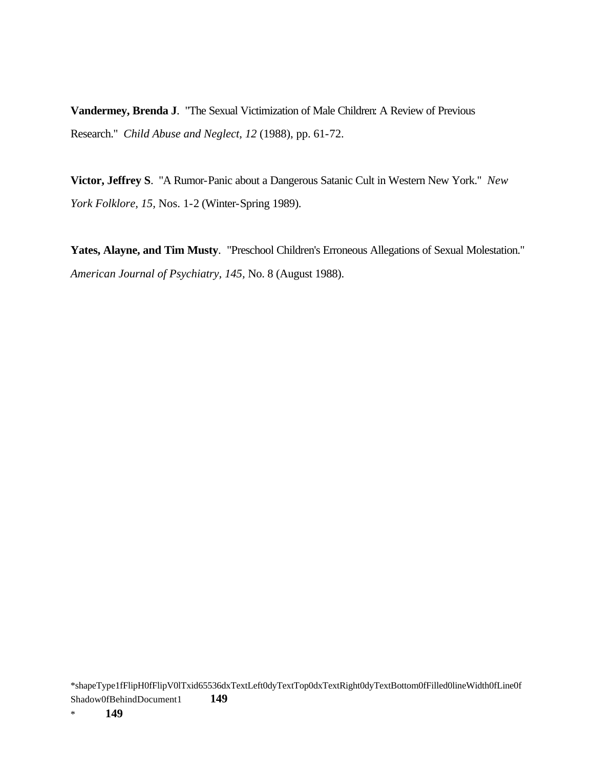**Vandermey, Brenda J**.  "The Sexual Victimization of Male Children: A Review of Previous Research."  *Child Abuse and Neglect, 12* (1988), pp. 61-72.

**Victor, Jeffrey S**.  "A Rumor-Panic about a Dangerous Satanic Cult in Western New York."  *New York Folklore, 15*, Nos. 1-2 (Winter-Spring 1989).

**Yates, Alayne, and Tim Musty**.  "Preschool Children's Erroneous Allegations of Sexual Molestation." *American Journal of Psychiatry, 145*, No. 8 (August 1988).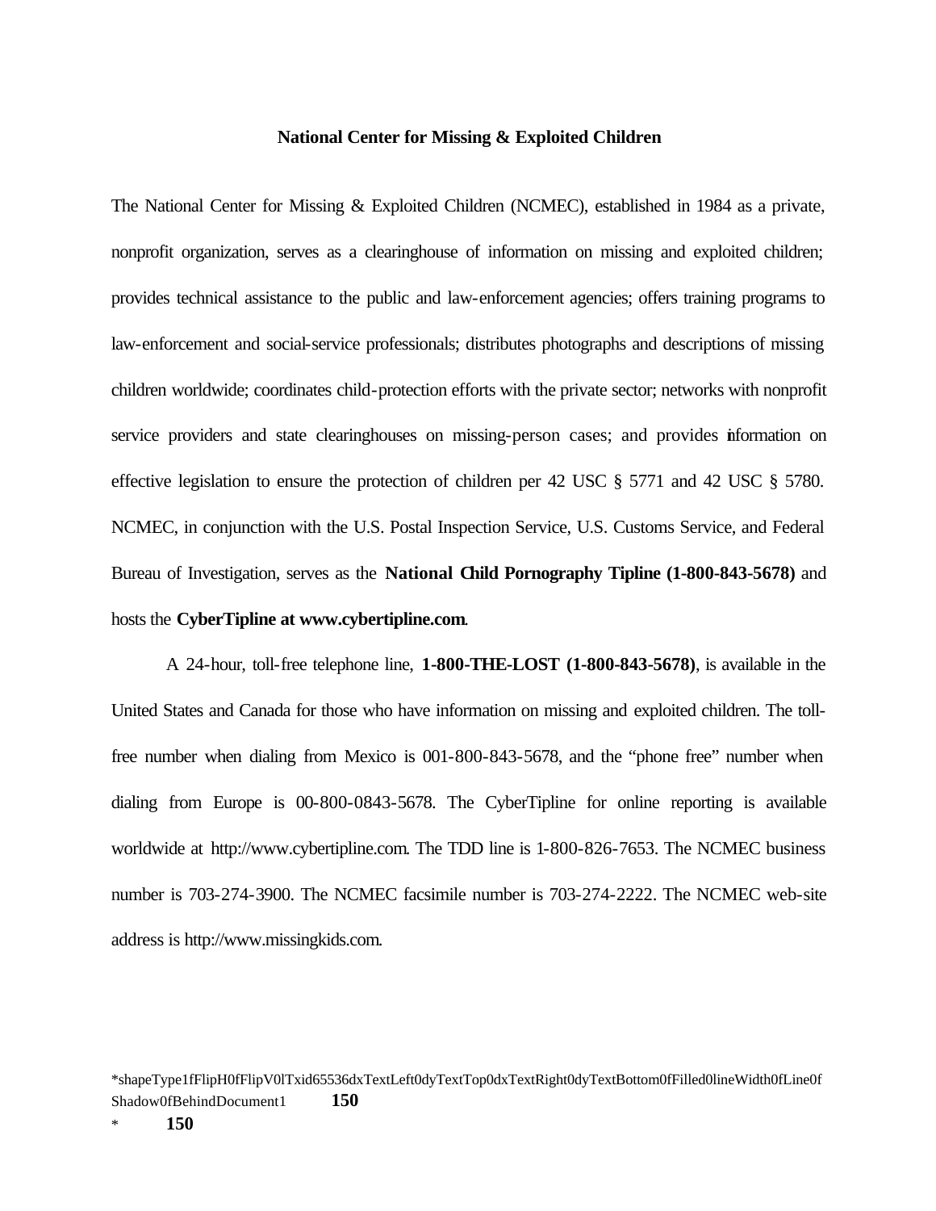## National Center for Missing & Exploited Children

The National Center for Missing & Exploited Children (NCMEC), established in 1984 as a private, nonprofit organization, serves as a clearinghouse of information on missing and exploited children; provides technical assistance to the public and law-enforcement agencies; offers training programs to law-enforcement and social-service professionals; distributes photographs and descriptions of missing children worldwide; coordinates child-protection efforts with the private sector; networks with nonprofit service providers and state clearinghouses on missing-person cases; and provides information on effective legislation to ensure the protection of children per 42 USC § 5771 and 42 USC § 5780. NCMEC, in conjunction with the U.S. Postal Inspection Service, U.S. Customs Service, and Federal Bureau of Investigation, serves as the **National Child Pornography Tipline (1-800-843-5678)** and hosts the **CyberTipline at www.cybertipline.com**.

A 24-hour, toll-free telephone line, **1-800-THE-LOST (1-800-843-5678)**, is available in the United States and Canada for those who have information on missing and exploited children. The toll-free number when dialing from Mexico is 001-800-843-5678, and the "phone free" number when dialing from Europe is 00-800-0843-5678. The CyberTipline for online reporting is available worldwide at http://www.cybertipline.com. The TDD line is 1-800-826-7653. The NCMEC business number is 703-274-3900. The NCMEC facsimile number is 703-274-2222. The NCMEC web-site address is http://www.missingkids.com.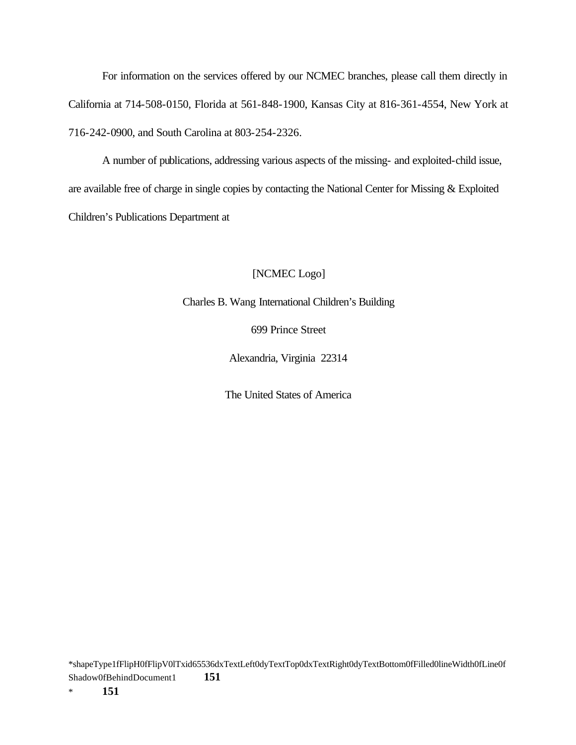For information on the services offered by our NCMEC branches, please call them directly in California at 714-508-0150, Florida at 561-848-1900, Kansas City at 816-361-4554, New York at 716-242-0900, and South Carolina at 803-254-2326.

A number of publications, addressing various aspects of the missing- and exploited-child issue, are available free of charge in single copies by contacting the National Center for Missing & Exploited Children's Publications Department at

[NCMEC Logo]

Charles B. Wang International Children's Building

699 Prince Street

Alexandria, Virginia 22314

The United States of America

*shapeType1fFlipH0fFlipV0lTxid65536dxTextLeft0dyTextTop0dxTextRight0dyTextBottom0fFilled0lineWidth0fLine0fShadow0fBehindDocument1

*